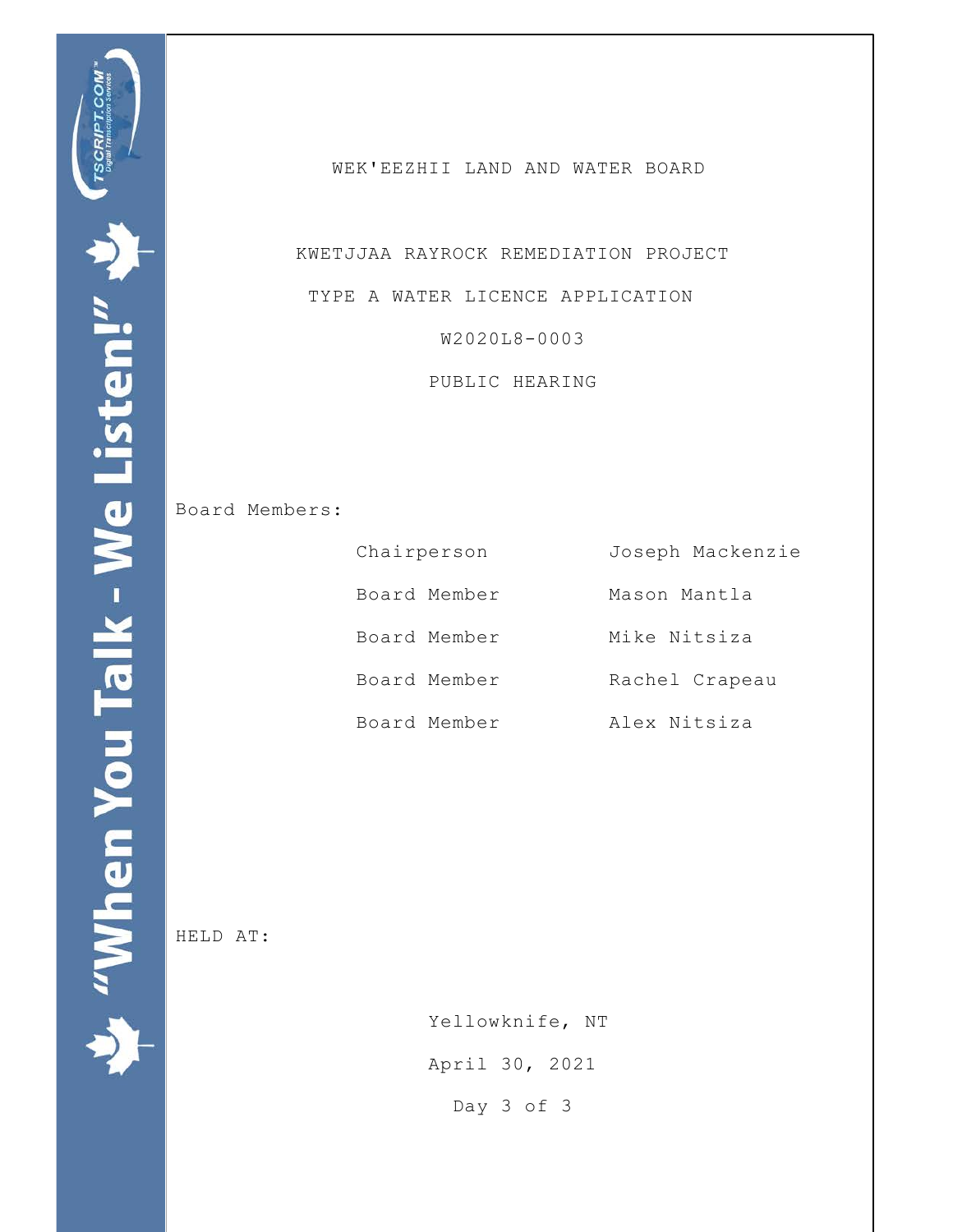# WEK'EEZHII LAND AND WATER BOARD

## KWETJJAA RAYROCK REMEDIATION PROJECT

## TYPE A WATER LICENCE APPLICATION

## W2020L8-0003

## PUBLIC HEARING

Board Members:

| | |
|---|---|
| Chairperson | Joseph Mackenzie |
| Board Member | Mason Mantla |
| Board Member | Mike Nitsiza |
| Board Member | Rachel Crapeau |
| Board Member | Alex Nitsiza |

HELD AT:

Yellowknife, NT

April 30, 2021

Day 3 of 3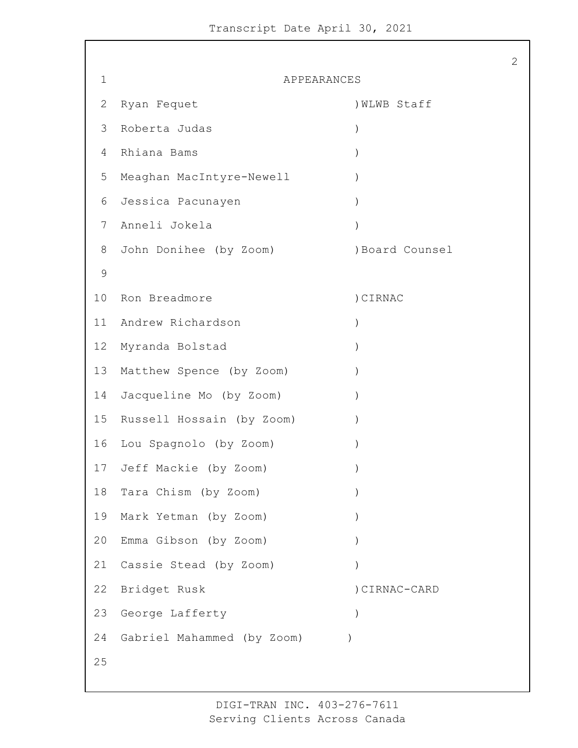# APPEARANCES

| Name | Affiliation |
|---|---|
| Ryan Fequet | WLWB Staff |
| Roberta Judas | |
| Rhiana Bams | |
| Meaghan MacIntyre-Newell | |
| Jessica Pacunayen | |
| Anneli Jokela | |
| John Donihee (by Zoom) | Board Counsel |
| | |
| Ron Breadmore | CIRNAC |
| Andrew Richardson | |
| Myranda Bolstad | |
| Matthew Spence (by Zoom) | |
| Jacqueline Mo (by Zoom) | |
| Russell Hossain (by Zoom) | |
| Lou Spagnolo (by Zoom) | |
| Jeff Mackie (by Zoom) | |
| Tara Chism (by Zoom) | |
| Mark Yetman (by Zoom) | |
| Emma Gibson (by Zoom) | |
| Cassie Stead (by Zoom) | |
| Bridget Rusk | CIRNAC-CARD |
| George Lafferty | |
| Gabriel Mahammed (by Zoom) | |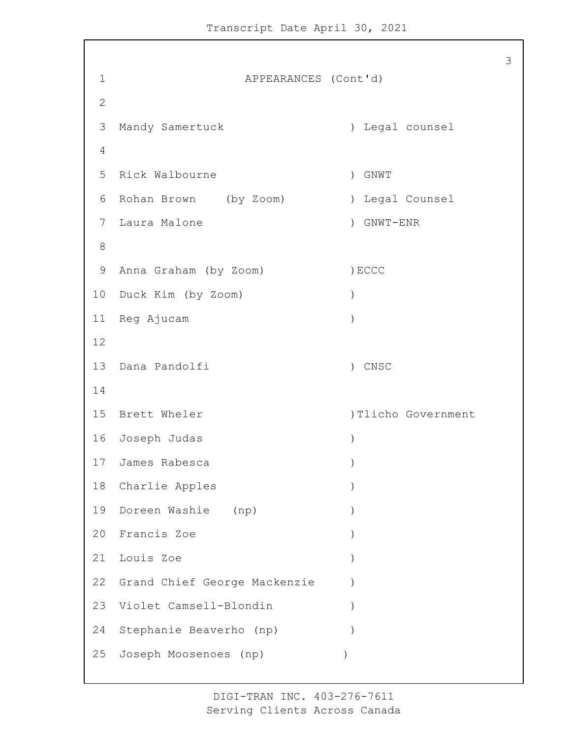APPEARANCES (Cont'd)

| Name | Affiliation |
| --- | --- |
| Mandy Samertuck | Legal counsel |
| | |
| Rick Walbourne | GNWT |
| Rohan Brown (by Zoom) | Legal Counsel |
| Laura Malone | GNWT-ENR |
| | |
| Anna Graham (by Zoom) | ECCC |
| Duck Kim (by Zoom) | |
| Reg Ajucam | |
| | |
| Dana Pandolfi | CNSC |
| | |
| Brett Wheler | Tlicho Government |
| Joseph Judas | |
| James Rabesca | |
| Charlie Apples | |
| Doreen Washie (np) | |
| Francis Zoe | |
| Louis Zoe | |
| Grand Chief George Mackenzie | |
| Violet Camsell-Blondin | |
| Stephanie Beaverho (np) | |
| Joseph Moosenoes (np) | |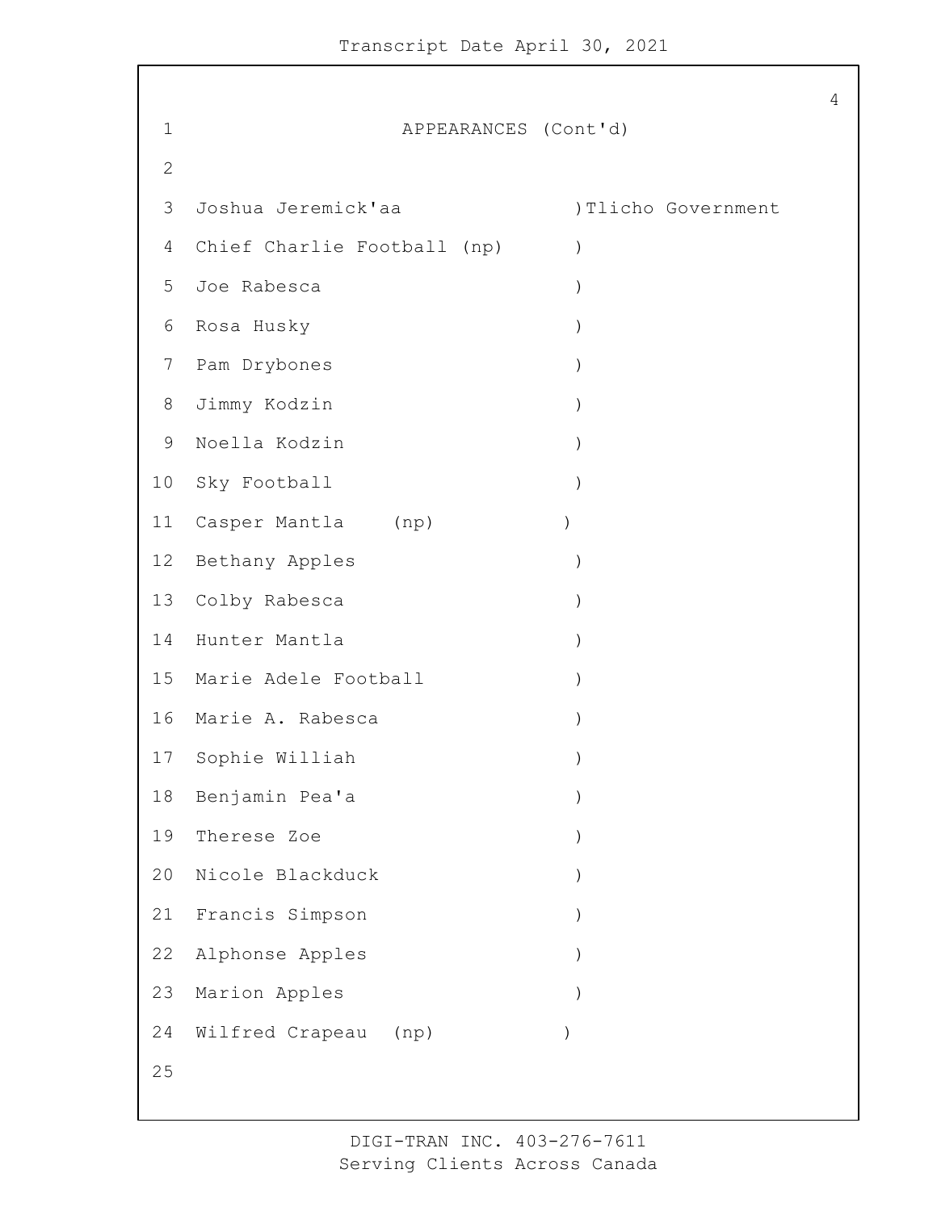APPEARANCES (Cont'd)

| | |
|---|---|
| Joshua Jeremick'aa | Tlicho Government |
| Chief Charlie Football (np) | |
| Joe Rabesca | |
| Rosa Husky | |
| Pam Drybones | |
| Jimmy Kodzin | |
| Noella Kodzin | |
| Sky Football | |
| Casper Mantla (np) | |
| Bethany Apples | |
| Colby Rabesca | |
| Hunter Mantla | |
| Marie Adele Football | |
| Marie A. Rabesca | |
| Sophie Williah | |
| Benjamin Pea'a | |
| Therese Zoe | |
| Nicole Blackduck | |
| Francis Simpson | |
| Alphonse Apples | |
| Marion Apples | |
| Wilfred Crapeau (np) | |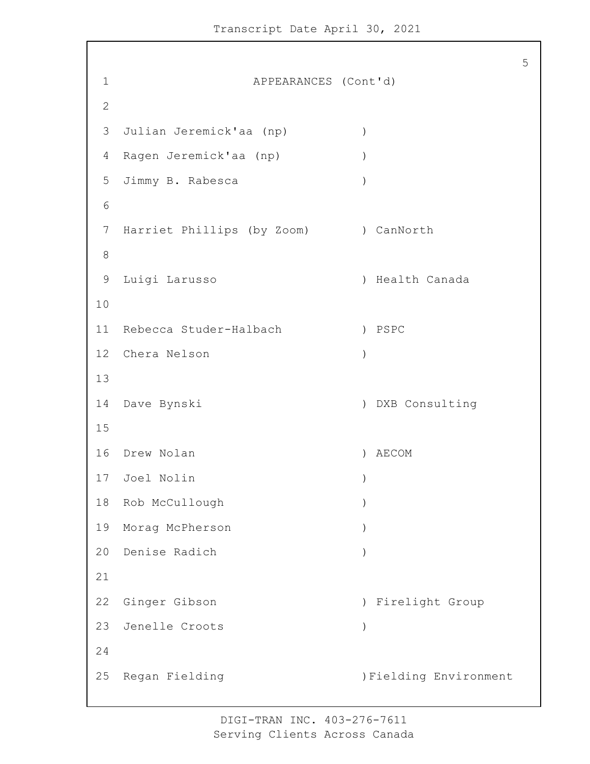APPEARANCES (Cont'd)

| Name | Organization |
|---|---|
| Julian Jeremick'aa (np) | |
| Ragen Jeremick'aa (np) | |
| Jimmy B. Rabesca | |
| Harriet Phillips (by Zoom) | CanNorth |
| Luigi Larusso | Health Canada |
| Rebecca Studer-Halbach | PSPC |
| Chera Nelson | |
| Dave Bynski | DXB Consulting |
| Drew Nolan | AECOM |
| Joel Nolin | |
| Rob McCullough | |
| Morag McPherson | |
| Denise Radich | |
| Ginger Gibson | Firelight Group |
| Jenelle Croots | |
| Regan Fielding | Fielding Environment |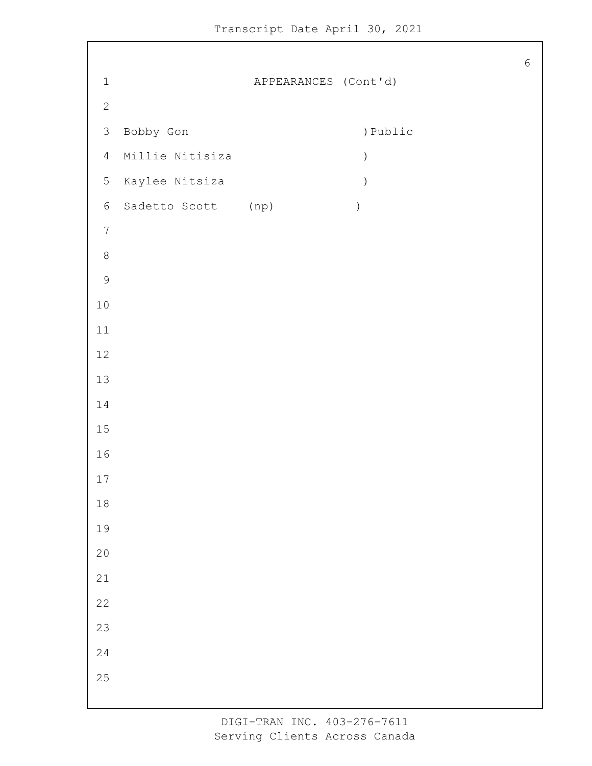APPEARANCES (Cont'd)

| | |
|---|---|
| Bobby Gon | )Public |
| Millie Nitisiza | ) |
| Kaylee Nitsiza | ) |
| Sadetto Scott (np) | ) |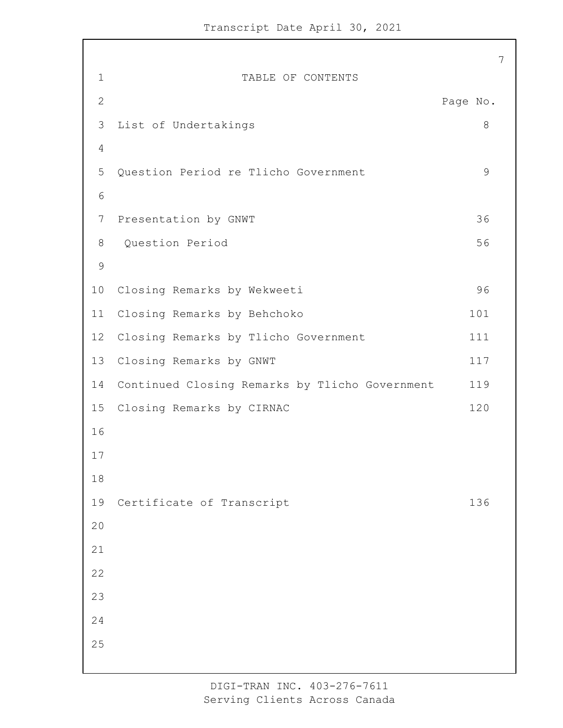# TABLE OF CONTENTS

| | Page No. |
|---|---|
| List of Undertakings | 8 |
| Question Period re Tlicho Government | 9 |
| Presentation by GNWT | 36 |
| Question Period | 56 |
| Closing Remarks by Wekweeti | 96 |
| Closing Remarks by Behchoko | 101 |
| Closing Remarks by Tlicho Government | 111 |
| Closing Remarks by GNWT | 117 |
| Continued Closing Remarks by Tlicho Government | 119 |
| Closing Remarks by CIRNAC | 120 |
| Certificate of Transcript | 136 |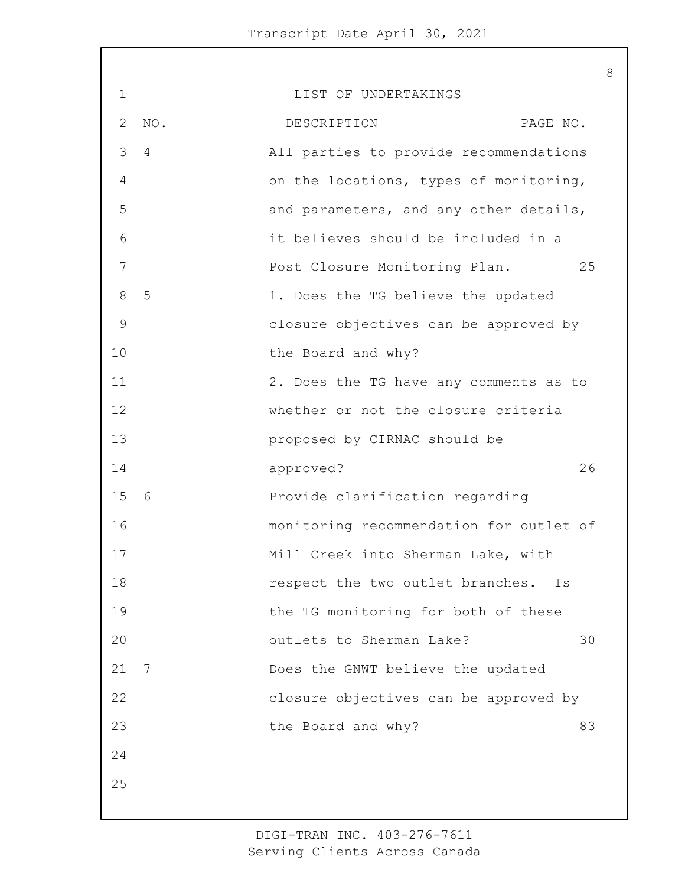# LIST OF UNDERTAKINGS

| NO. | DESCRIPTION | PAGE NO. |
| --- | --- | --- |
| 4 | All parties to provide recommendations on the locations, types of monitoring, and parameters, and any other details, it believes should be included in a Post Closure Monitoring Plan. | 25 |
| 5 | 1. Does the TG believe the updated closure objectives can be approved by the Board and why?<br>2. Does the TG have any comments as to whether or not the closure criteria proposed by CIRNAC should be approved? | 26 |
| 6 | Provide clarification regarding monitoring recommendation for outlet of Mill Creek into Sherman Lake, with respect the two outlet branches. Is the TG monitoring for both of these outlets to Sherman Lake? | 30 |
| 7 | Does the GNWT believe the updated closure objectives can be approved by the Board and why? | 83 |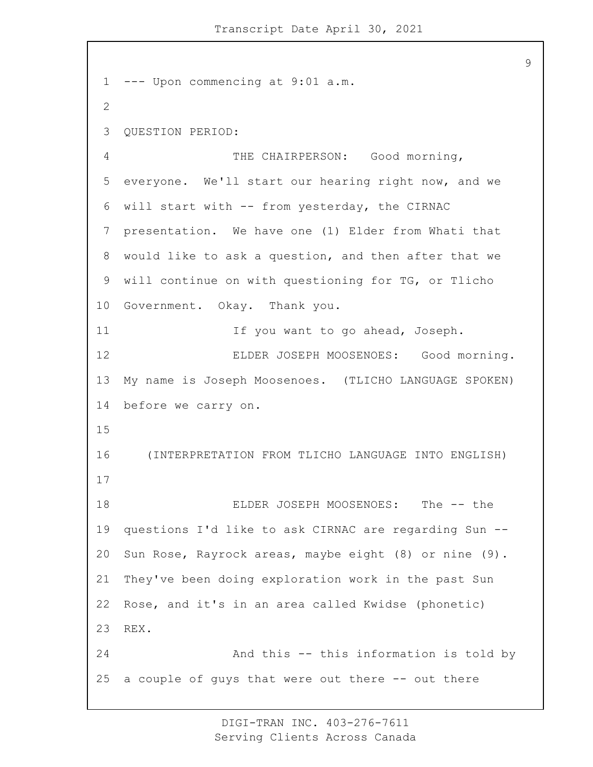--- Upon commencing at 9:01 a.m.

QUESTION PERIOD:

THE CHAIRPERSON: Good morning, everyone. We'll start our hearing right now, and we will start with -- from yesterday, the CIRNAC presentation. We have one (1) Elder from Whati that would like to ask a question, and then after that we will continue on with questioning for TG, or Tlicho Government. Okay. Thank you.

If you want to go ahead, Joseph.

ELDER JOSEPH MOOSENOES: Good morning. My name is Joseph Moosenoes. (TLICHO LANGUAGE SPOKEN) before we carry on.

(INTERPRETATION FROM TLICHO LANGUAGE INTO ENGLISH)

ELDER JOSEPH MOOSENOES: The -- the questions I'd like to ask CIRNAC are regarding Sun -- Sun Rose, Rayrock areas, maybe eight (8) or nine (9). They've been doing exploration work in the past Sun Rose, and it's in an area called Kwidse (phonetic) REX.

And this -- this information is told by a couple of guys that were out there -- out there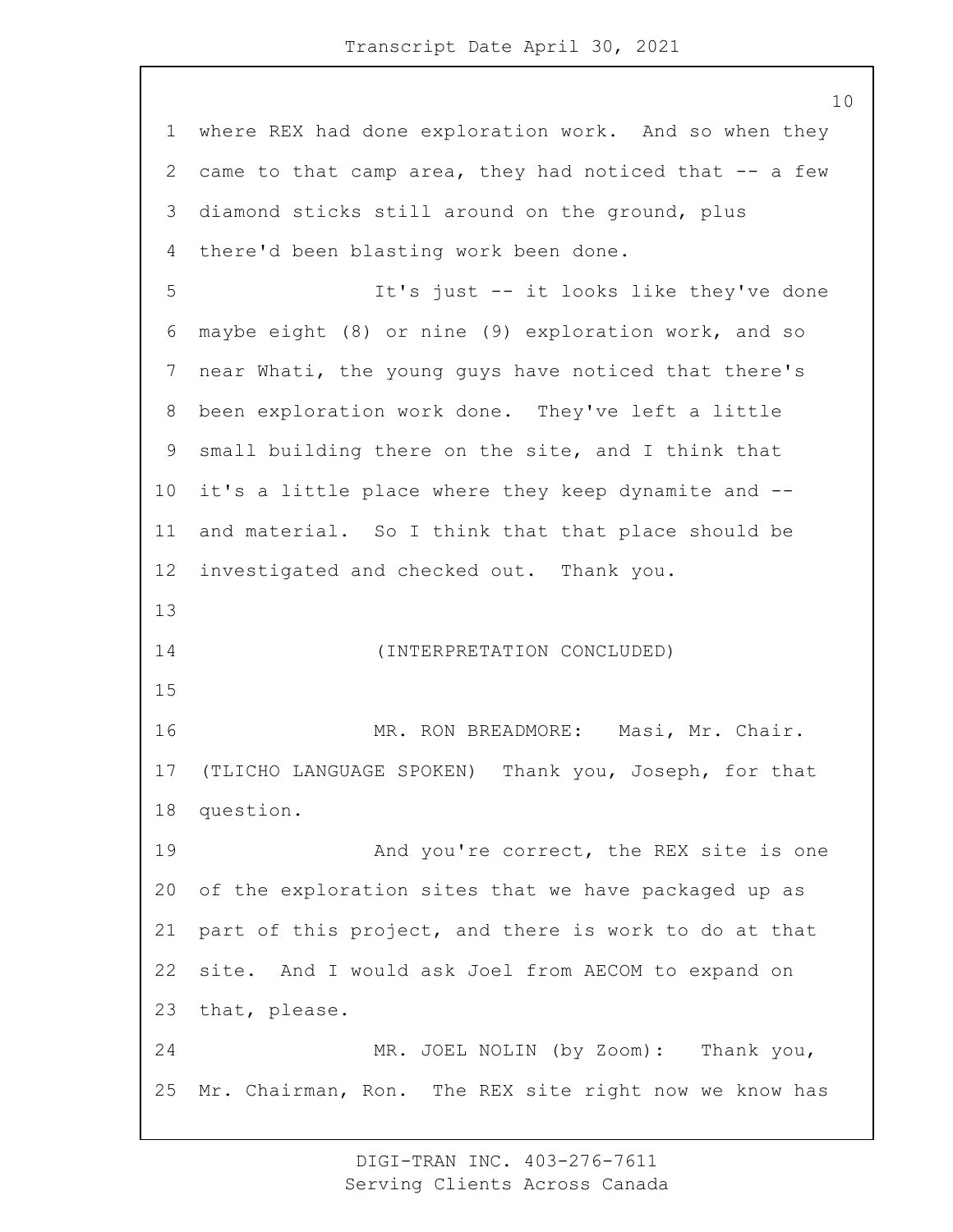where REX had done exploration work. And so when they came to that camp area, they had noticed that -- a few diamond sticks still around on the ground, plus there'd been blasting work been done.

It's just -- it looks like they've done maybe eight (8) or nine (9) exploration work, and so near Whati, the young guys have noticed that there's been exploration work done. They've left a little small building there on the site, and I think that it's a little place where they keep dynamite and -- and material. So I think that that place should be investigated and checked out. Thank you.

(INTERPRETATION CONCLUDED)

MR. RON BREADMORE: Masi, Mr. Chair. (TLICHO LANGUAGE SPOKEN) Thank you, Joseph, for that question.

And you're correct, the REX site is one of the exploration sites that we have packaged up as part of this project, and there is work to do at that site. And I would ask Joel from AECOM to expand on that, please.

MR. JOEL NOLIN (by Zoom): Thank you, Mr. Chairman, Ron. The REX site right now we know has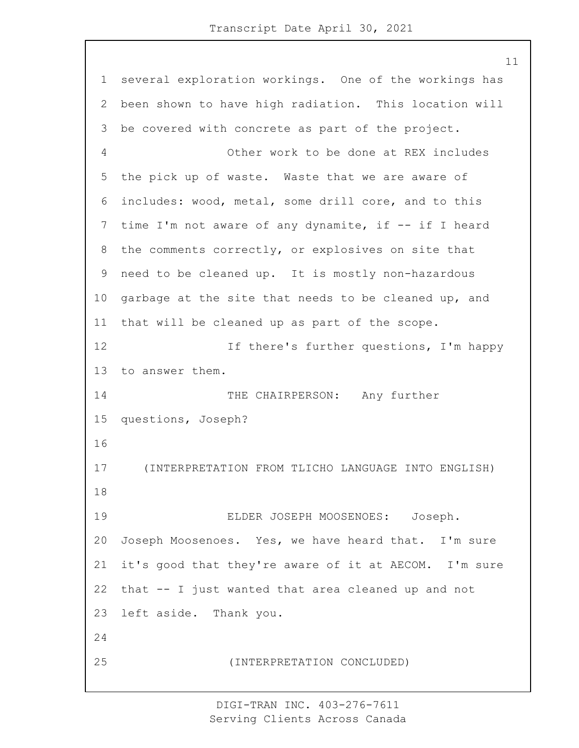several exploration workings. One of the workings has been shown to have high radiation. This location will be covered with concrete as part of the project.

Other work to be done at REX includes the pick up of waste. Waste that we are aware of includes: wood, metal, some drill core, and to this time I'm not aware of any dynamite, if -- if I heard the comments correctly, or explosives on site that need to be cleaned up. It is mostly non-hazardous garbage at the site that needs to be cleaned up, and that will be cleaned up as part of the scope.

If there's further questions, I'm happy to answer them.

THE CHAIRPERSON: Any further questions, Joseph?

(INTERPRETATION FROM TLICHO LANGUAGE INTO ENGLISH)

ELDER JOSEPH MOOSENOES: Joseph. Joseph Moosenoes. Yes, we have heard that. I'm sure it's good that they're aware of it at AECOM. I'm sure that -- I just wanted that area cleaned up and not left aside. Thank you.

(INTERPRETATION CONCLUDED)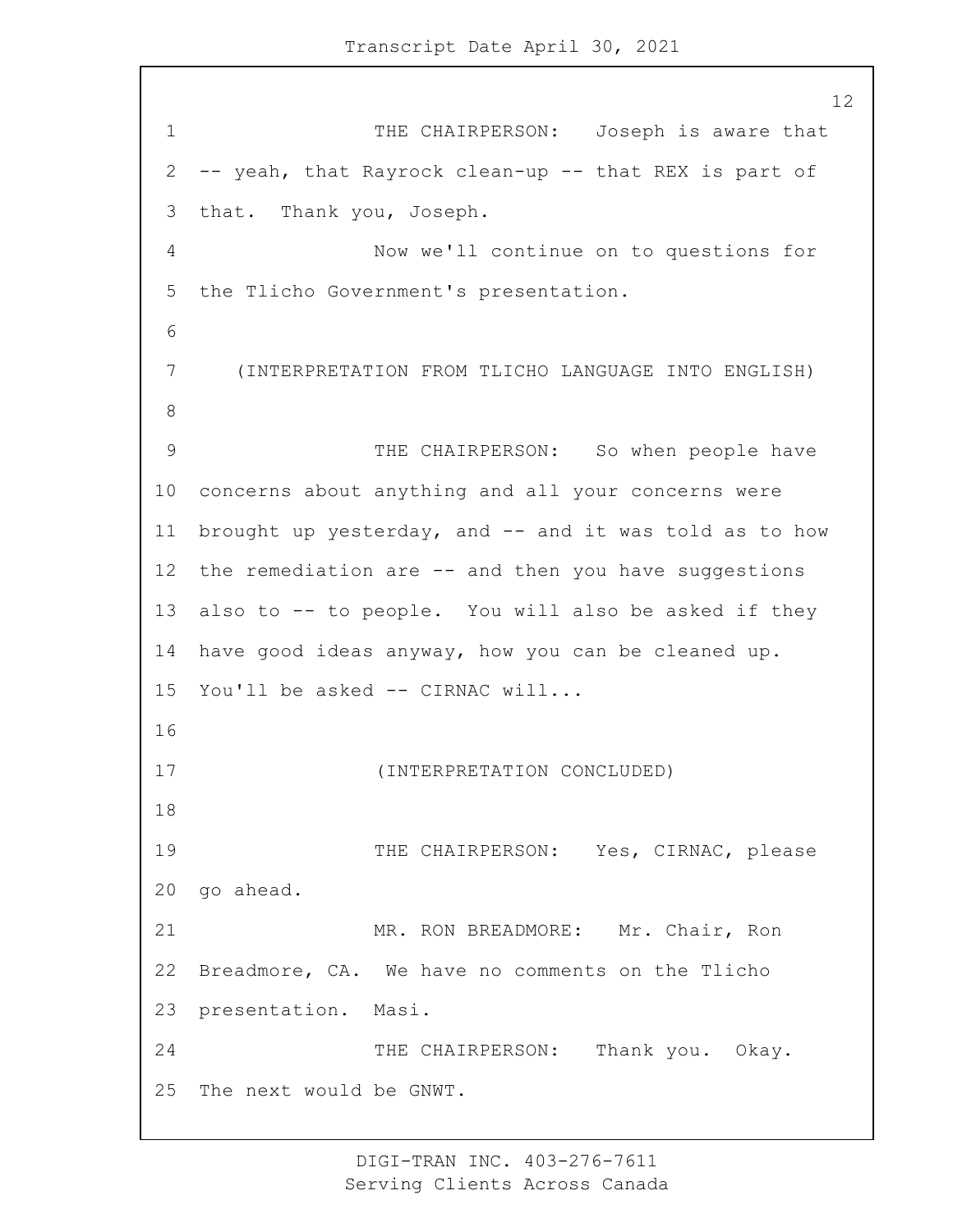THE CHAIRPERSON: Joseph is aware that -- yeah, that Rayrock clean-up -- that REX is part of that. Thank you, Joseph.

Now we'll continue on to questions for the Tlicho Government's presentation.

(INTERPRETATION FROM TLICHO LANGUAGE INTO ENGLISH)

THE CHAIRPERSON: So when people have concerns about anything and all your concerns were brought up yesterday, and -- and it was told as to how the remediation are -- and then you have suggestions also to -- to people. You will also be asked if they have good ideas anyway, how you can be cleaned up. You'll be asked -- CIRNAC will...

(INTERPRETATION CONCLUDED)

THE CHAIRPERSON: Yes, CIRNAC, please go ahead.

MR. RON BREADMORE: Mr. Chair, Ron Breadmore, CA. We have no comments on the Tlicho presentation. Masi.

THE CHAIRPERSON: Thank you. Okay. The next would be GNWT.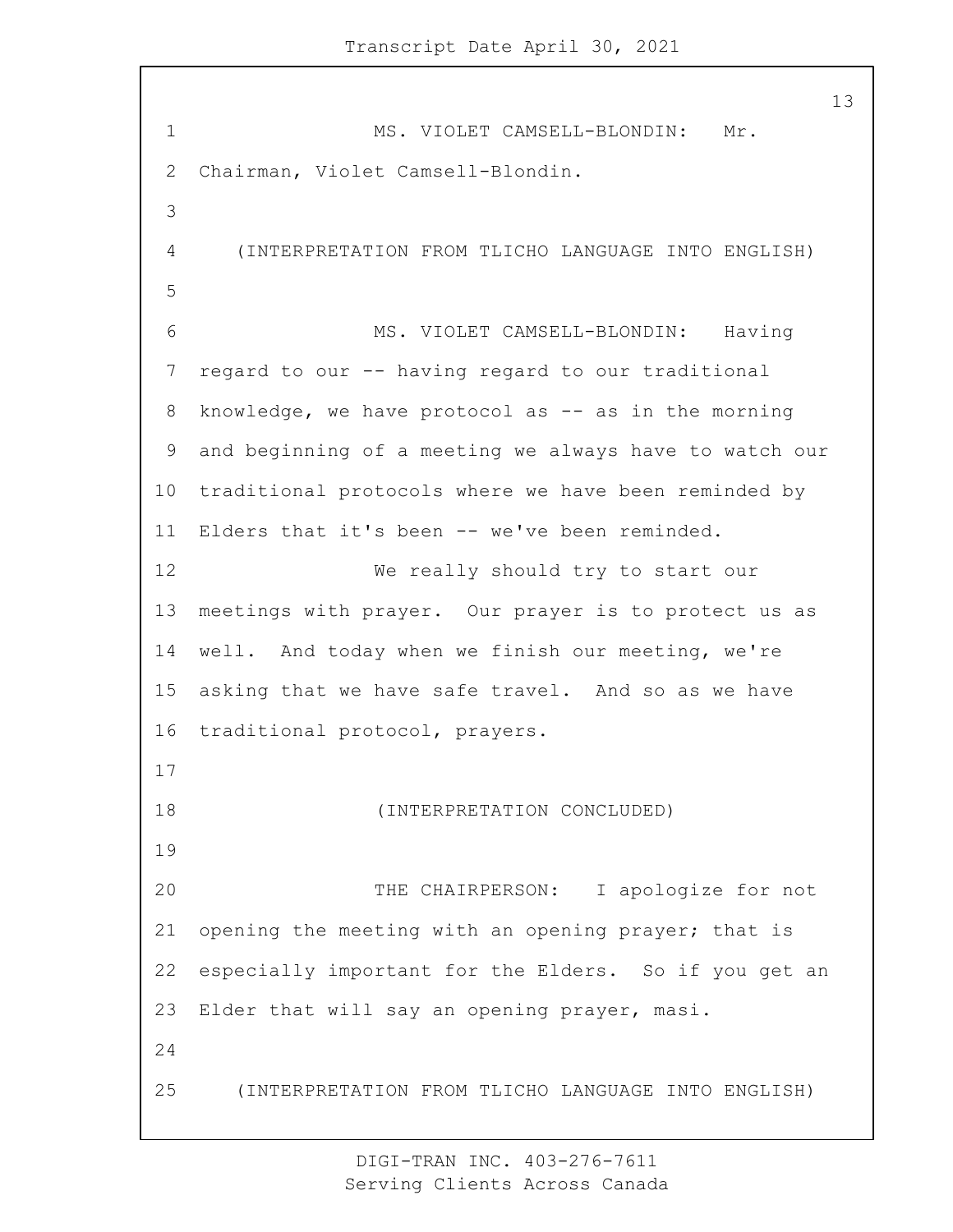MS. VIOLET CAMSELL-BLONDIN: Mr. Chairman, Violet Camsell-Blondin.

(INTERPRETATION FROM TLICHO LANGUAGE INTO ENGLISH)

MS. VIOLET CAMSELL-BLONDIN: Having regard to our -- having regard to our traditional knowledge, we have protocol as -- as in the morning and beginning of a meeting we always have to watch our traditional protocols where we have been reminded by Elders that it's been -- we've been reminded.

We really should try to start our meetings with prayer. Our prayer is to protect us as well. And today when we finish our meeting, we're asking that we have safe travel. And so as we have traditional protocol, prayers.

(INTERPRETATION CONCLUDED)

THE CHAIRPERSON: I apologize for not opening the meeting with an opening prayer; that is especially important for the Elders. So if you get an Elder that will say an opening prayer, masi.

(INTERPRETATION FROM TLICHO LANGUAGE INTO ENGLISH)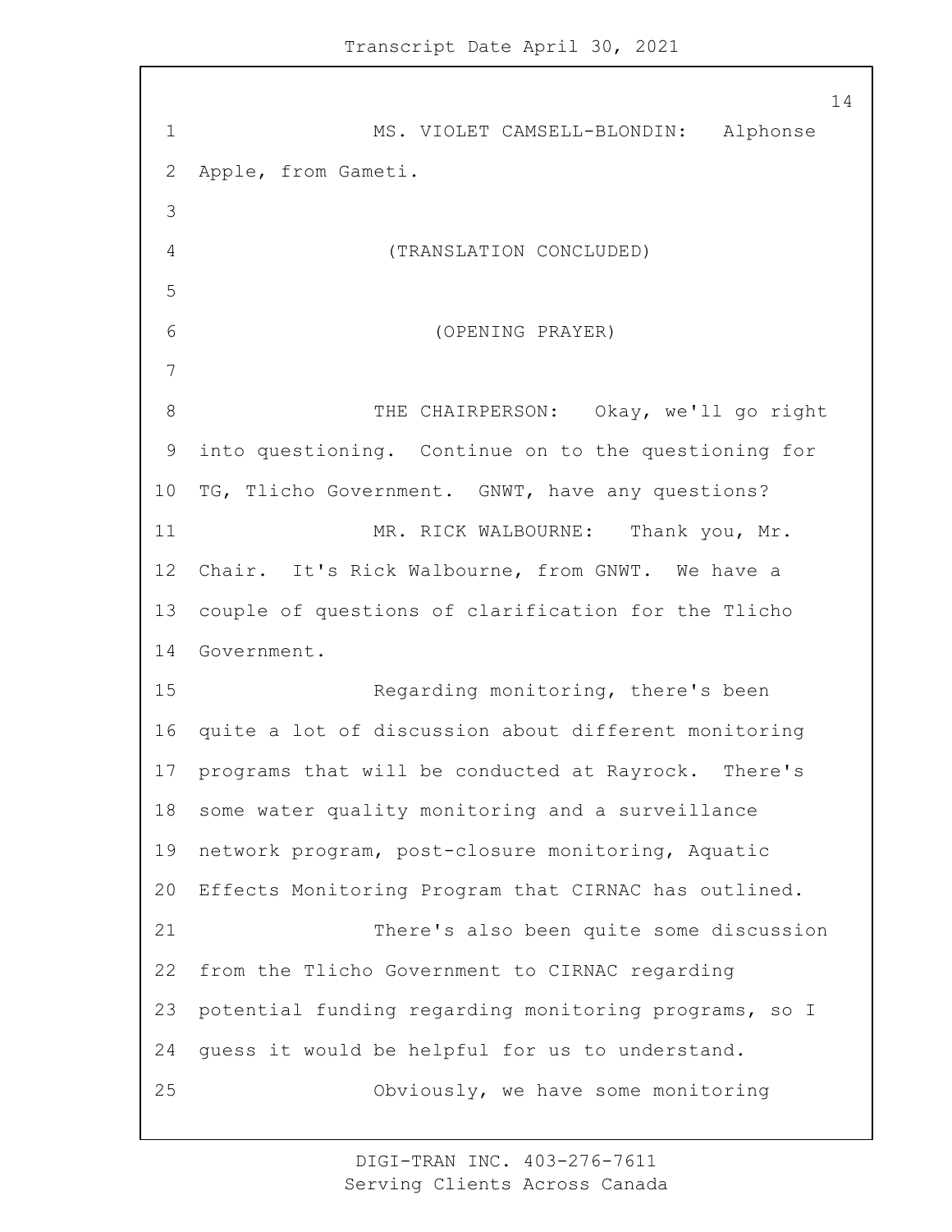MS. VIOLET CAMSELL-BLONDIN: Alphonse Apple, from Gameti.

(TRANSLATION CONCLUDED)

(OPENING PRAYER)

THE CHAIRPERSON: Okay, we'll go right into questioning. Continue on to the questioning for TG, Tlicho Government. GNWT, have any questions?

MR. RICK WALBOURNE: Thank you, Mr. Chair. It's Rick Walbourne, from GNWT. We have a couple of questions of clarification for the Tlicho Government.

Regarding monitoring, there's been quite a lot of discussion about different monitoring programs that will be conducted at Rayrock. There's some water quality monitoring and a surveillance network program, post-closure monitoring, Aquatic Effects Monitoring Program that CIRNAC has outlined.

There's also been quite some discussion from the Tlicho Government to CIRNAC regarding potential funding regarding monitoring programs, so I guess it would be helpful for us to understand.

Obviously, we have some monitoring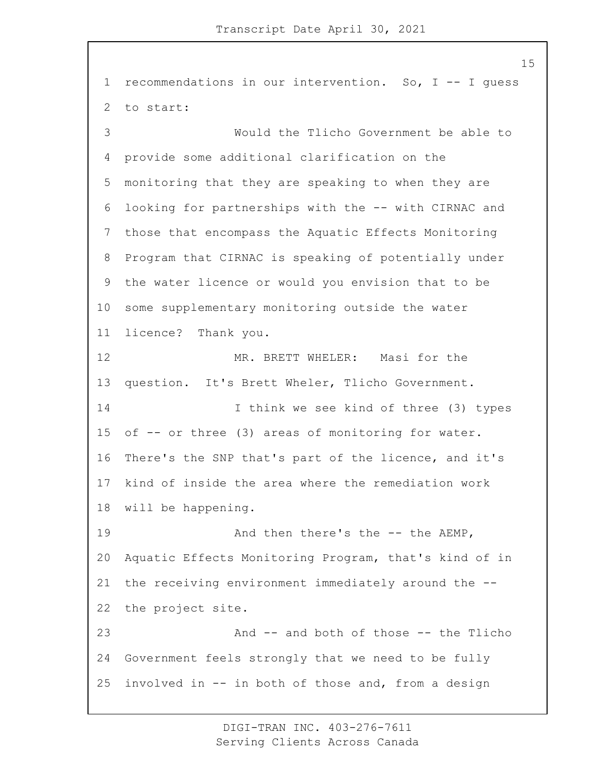recommendations in our intervention. So, I -- I guess to start:

Would the Tlicho Government be able to provide some additional clarification on the monitoring that they are speaking to when they are looking for partnerships with the -- with CIRNAC and those that encompass the Aquatic Effects Monitoring Program that CIRNAC is speaking of potentially under the water licence or would you envision that to be some supplementary monitoring outside the water licence? Thank you.

MR. BRETT WHELER: Masi for the question. It's Brett Wheler, Tlicho Government.

I think we see kind of three (3) types of -- or three (3) areas of monitoring for water. There's the SNP that's part of the licence, and it's kind of inside the area where the remediation work will be happening.

And then there's the -- the AEMP, Aquatic Effects Monitoring Program, that's kind of in the receiving environment immediately around the -- the project site.

And -- and both of those -- the Tlicho Government feels strongly that we need to be fully involved in -- in both of those and, from a design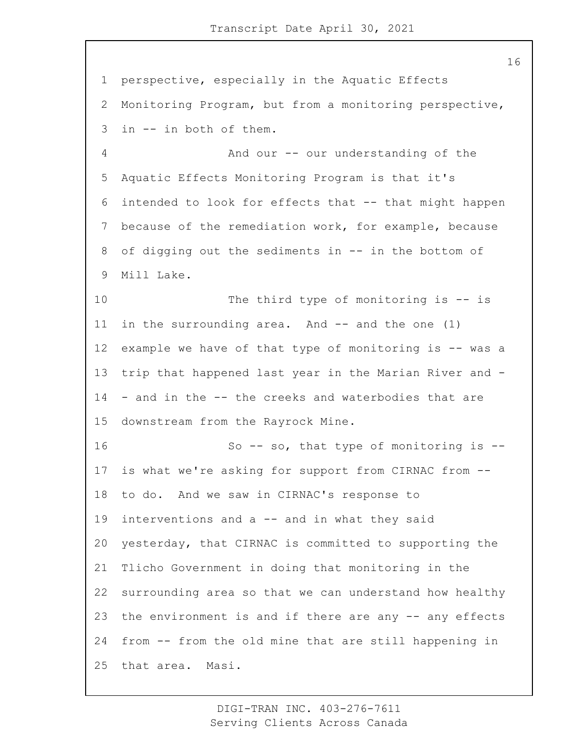perspective, especially in the Aquatic Effects Monitoring Program, but from a monitoring perspective, in -- in both of them.

And our -- our understanding of the Aquatic Effects Monitoring Program is that it's intended to look for effects that -- that might happen because of the remediation work, for example, because of digging out the sediments in -- in the bottom of Mill Lake.

The third type of monitoring is -- is in the surrounding area. And -- and the one (1) example we have of that type of monitoring is -- was a trip that happened last year in the Marian River and -- and in the -- the creeks and waterbodies that are downstream from the Rayrock Mine.

So -- so, that type of monitoring is -- is what we're asking for support from CIRNAC from -- to do. And we saw in CIRNAC's response to interventions and a -- and in what they said yesterday, that CIRNAC is committed to supporting the Tlicho Government in doing that monitoring in the surrounding area so that we can understand how healthy the environment is and if there are any -- any effects from -- from the old mine that are still happening in that area. Masi.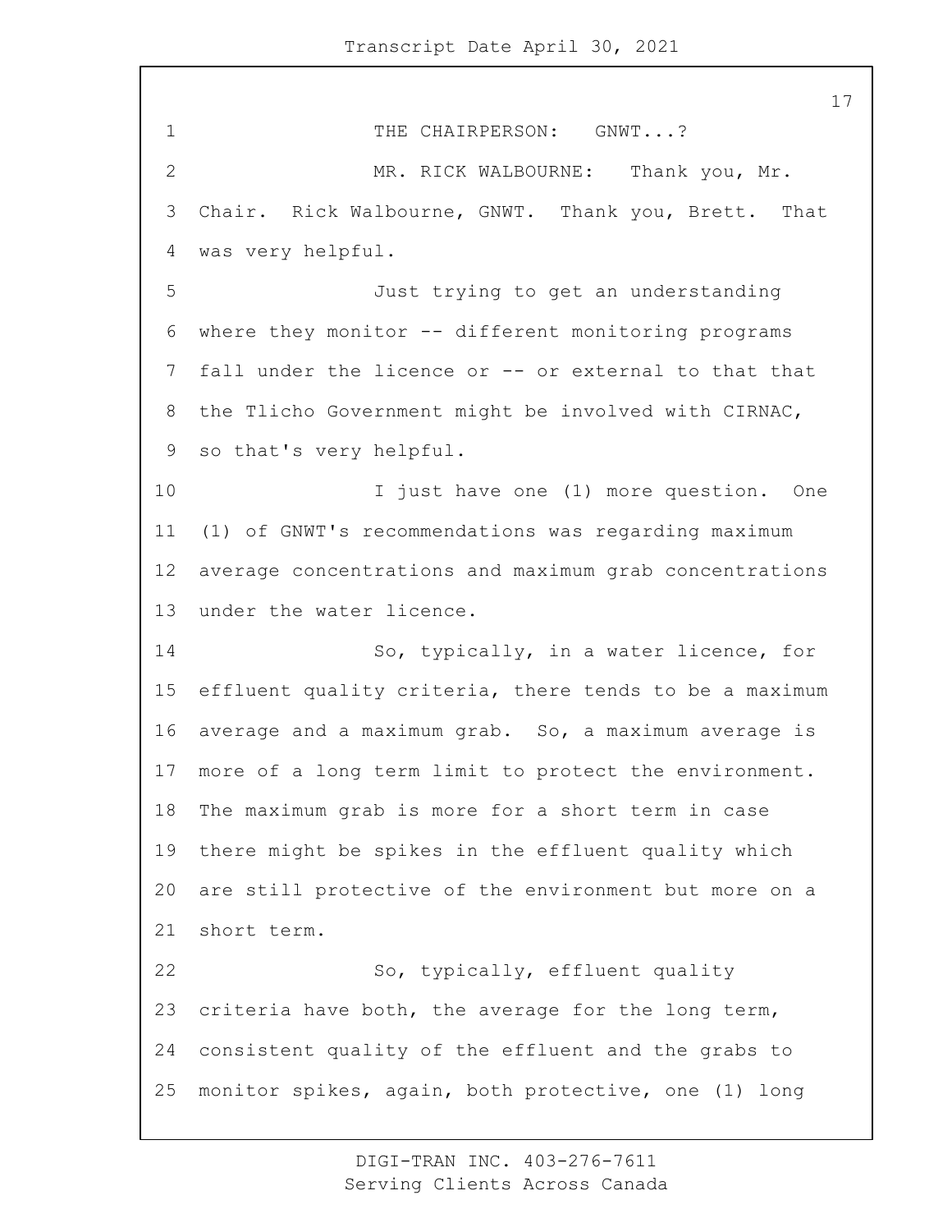THE CHAIRPERSON: GNWT...?

MR. RICK WALBOURNE: Thank you, Mr. Chair. Rick Walbourne, GNWT. Thank you, Brett. That was very helpful.

Just trying to get an understanding where they monitor -- different monitoring programs fall under the licence or -- or external to that that the Tlicho Government might be involved with CIRNAC, so that's very helpful.

I just have one (1) more question. One (1) of GNWT's recommendations was regarding maximum average concentrations and maximum grab concentrations under the water licence.

So, typically, in a water licence, for effluent quality criteria, there tends to be a maximum average and a maximum grab. So, a maximum average is more of a long term limit to protect the environment. The maximum grab is more for a short term in case there might be spikes in the effluent quality which are still protective of the environment but more on a short term.

So, typically, effluent quality criteria have both, the average for the long term, consistent quality of the effluent and the grabs to monitor spikes, again, both protective, one (1) long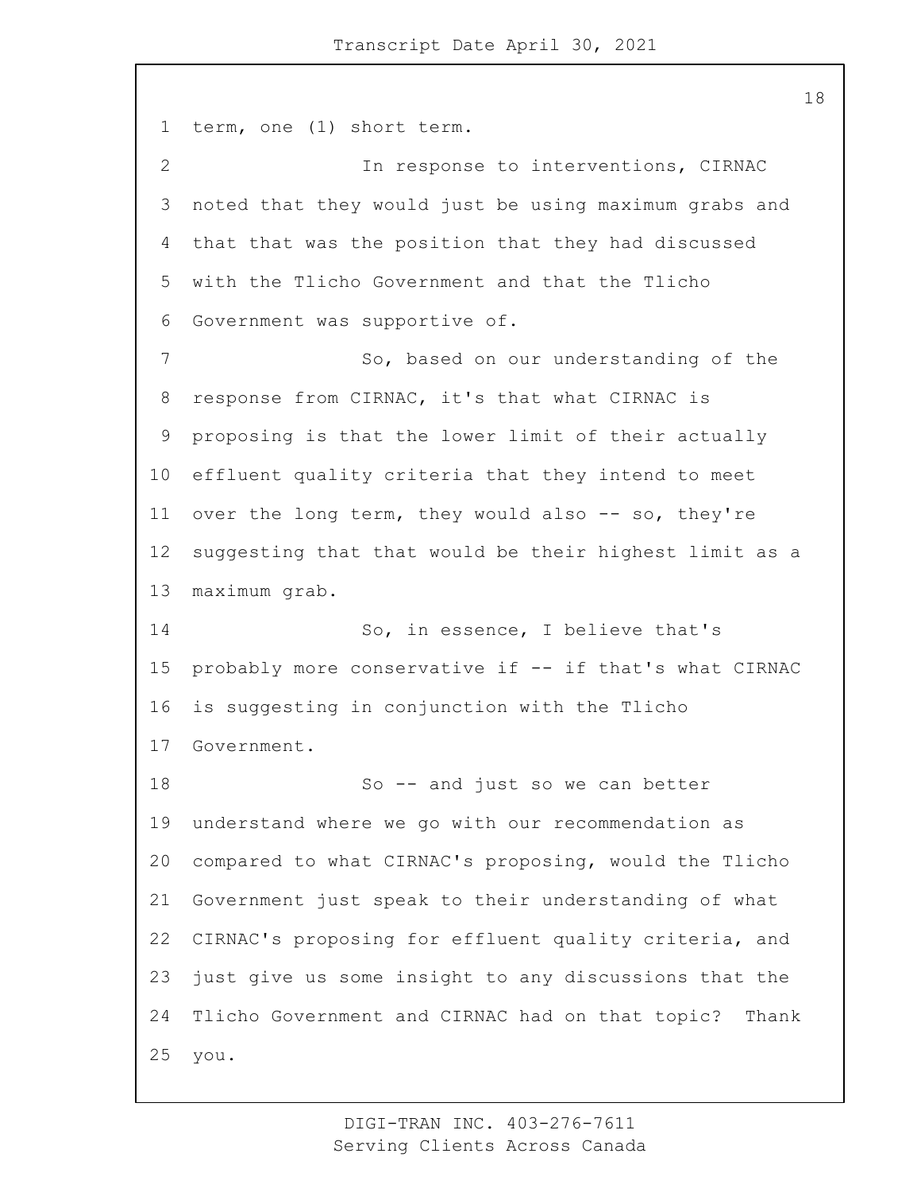term, one (1) short term.

In response to interventions, CIRNAC noted that they would just be using maximum grabs and that that was the position that they had discussed with the Tlicho Government and that the Tlicho Government was supportive of.

So, based on our understanding of the response from CIRNAC, it's that what CIRNAC is proposing is that the lower limit of their actually effluent quality criteria that they intend to meet over the long term, they would also -- so, they're suggesting that that would be their highest limit as a maximum grab.

So, in essence, I believe that's probably more conservative if -- if that's what CIRNAC is suggesting in conjunction with the Tlicho Government.

So -- and just so we can better understand where we go with our recommendation as compared to what CIRNAC's proposing, would the Tlicho Government just speak to their understanding of what CIRNAC's proposing for effluent quality criteria, and just give us some insight to any discussions that the Tlicho Government and CIRNAC had on that topic? Thank you.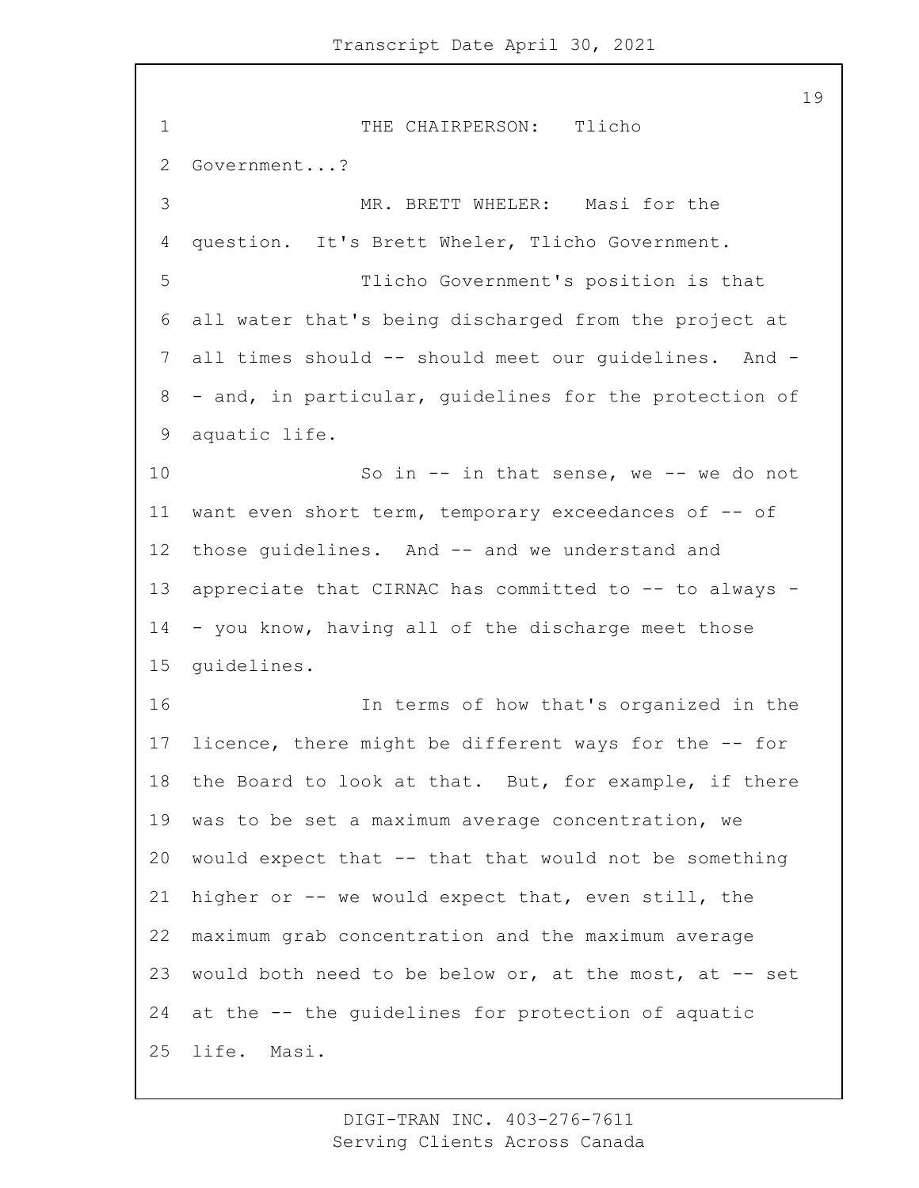THE CHAIRPERSON: Tlicho Government...?

MR. BRETT WHELER: Masi for the question. It's Brett Wheler, Tlicho Government.

Tlicho Government's position is that all water that's being discharged from the project at all times should -- should meet our guidelines. And -- and, in particular, guidelines for the protection of aquatic life.

So in -- in that sense, we -- we do not want even short term, temporary exceedances of -- of those guidelines. And -- and we understand and appreciate that CIRNAC has committed to -- to always -- you know, having all of the discharge meet those guidelines.

In terms of how that's organized in the licence, there might be different ways for the -- for the Board to look at that. But, for example, if there was to be set a maximum average concentration, we would expect that -- that that would not be something higher or -- we would expect that, even still, the maximum grab concentration and the maximum average would both need to be below or, at the most, at -- set at the -- the guidelines for protection of aquatic life. Masi.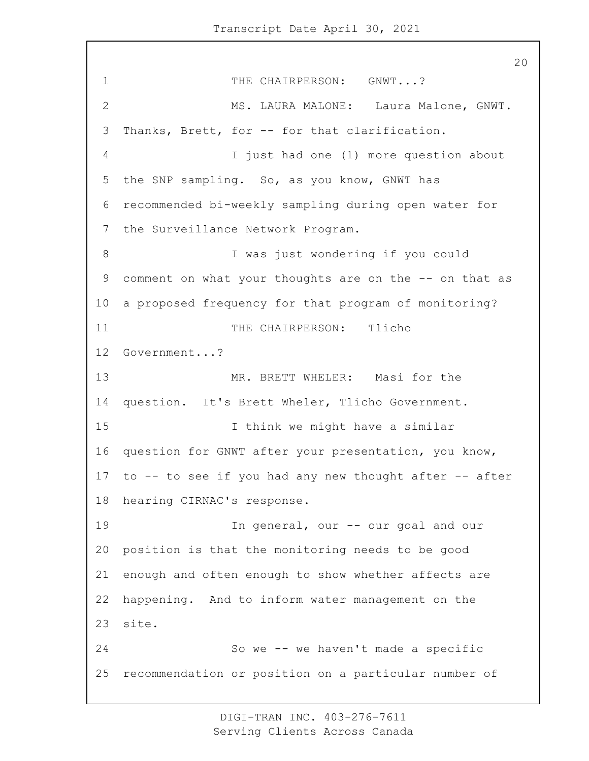THE CHAIRPERSON: GNWT...?

MS. LAURA MALONE: Laura Malone, GNWT. Thanks, Brett, for -- for that clarification.

I just had one (1) more question about the SNP sampling. So, as you know, GNWT has recommended bi-weekly sampling during open water for the Surveillance Network Program.

I was just wondering if you could comment on what your thoughts are on the -- on that as a proposed frequency for that program of monitoring?

THE CHAIRPERSON: Tlicho Government...?

MR. BRETT WHELER: Masi for the question. It's Brett Wheler, Tlicho Government.

I think we might have a similar question for GNWT after your presentation, you know, to -- to see if you had any new thought after -- after hearing CIRNAC's response.

In general, our -- our goal and our position is that the monitoring needs to be good enough and often enough to show whether affects are happening. And to inform water management on the site.

So we -- we haven't made a specific recommendation or position on a particular number of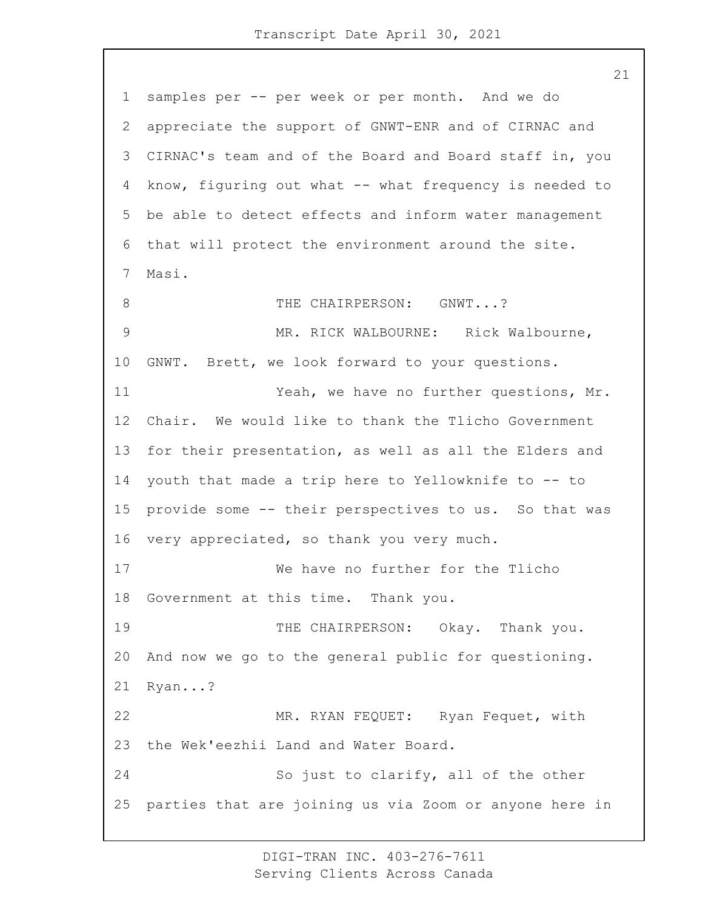samples per -- per week or per month. And we do appreciate the support of GNWT-ENR and of CIRNAC and CIRNAC's team and of the Board and Board staff in, you know, figuring out what -- what frequency is needed to be able to detect effects and inform water management that will protect the environment around the site. Masi.

THE CHAIRPERSON: GNWT...?

MR. RICK WALBOURNE: Rick Walbourne, GNWT. Brett, we look forward to your questions.

Yeah, we have no further questions, Mr. Chair. We would like to thank the Tlicho Government for their presentation, as well as all the Elders and youth that made a trip here to Yellowknife to -- to provide some -- their perspectives to us. So that was very appreciated, so thank you very much.

We have no further for the Tlicho Government at this time. Thank you.

THE CHAIRPERSON: Okay. Thank you. And now we go to the general public for questioning. Ryan...?

MR. RYAN FEQUET: Ryan Fequet, with the Wek'eezhii Land and Water Board.

So just to clarify, all of the other parties that are joining us via Zoom or anyone here in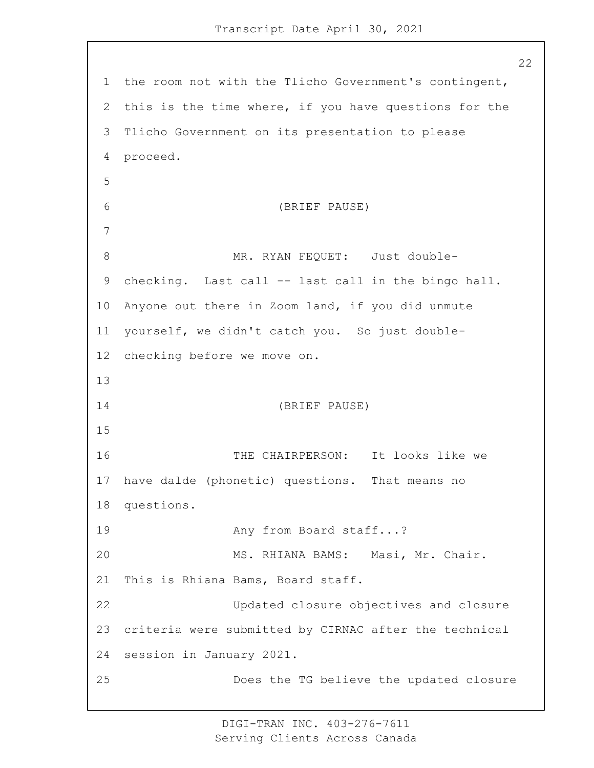the room not with the Tlicho Government's contingent, this is the time where, if you have questions for the Tlicho Government on its presentation to please proceed.

(BRIEF PAUSE)

MR. RYAN FEQUET: Just double-checking. Last call -- last call in the bingo hall. Anyone out there in Zoom land, if you did unmute yourself, we didn't catch you. So just double-checking before we move on.

(BRIEF PAUSE)

THE CHAIRPERSON: It looks like we have dalde (phonetic) questions. That means no questions.

Any from Board staff...?

MS. RHIANA BAMS: Masi, Mr. Chair. This is Rhiana Bams, Board staff.

Updated closure objectives and closure criteria were submitted by CIRNAC after the technical session in January 2021.

Does the TG believe the updated closure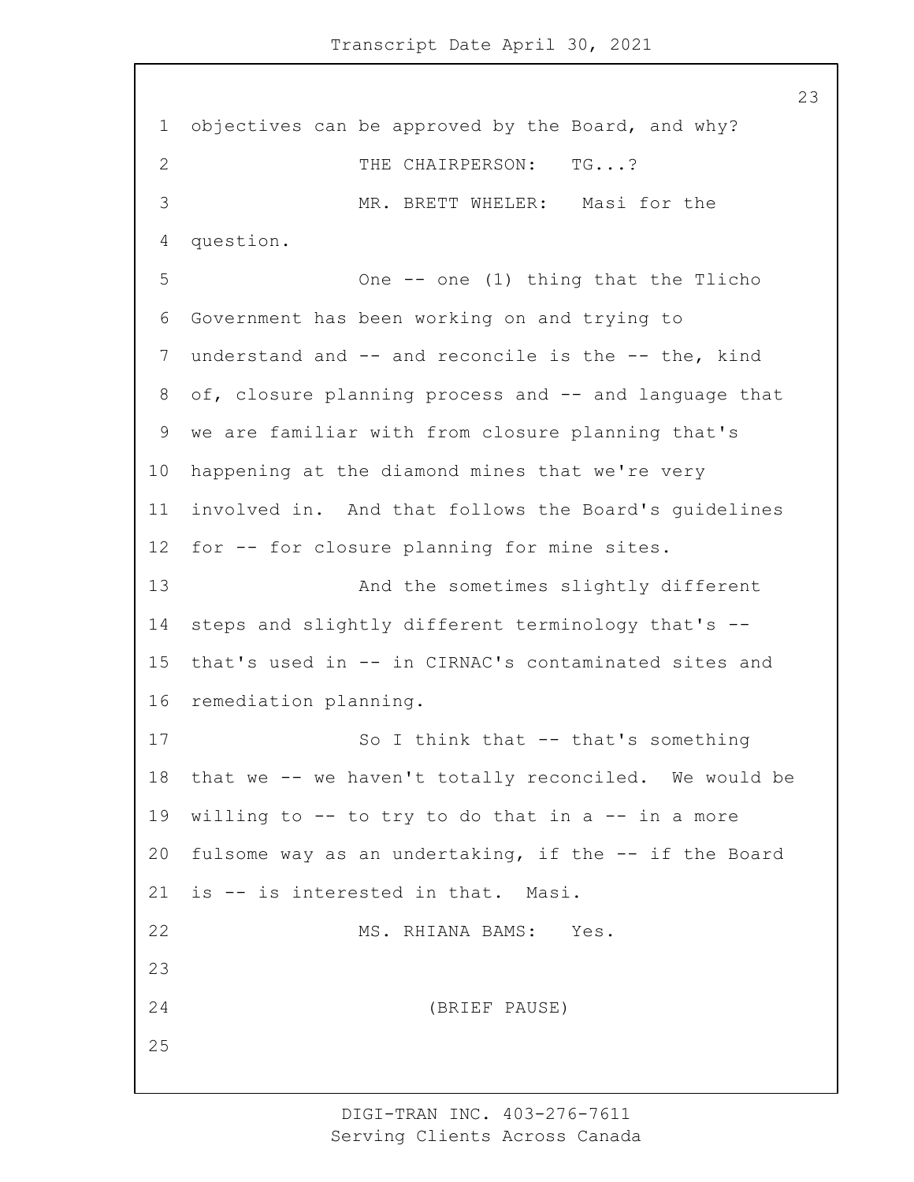objectives can be approved by the Board, and why?

THE CHAIRPERSON: TG...?

MR. BRETT WHELER: Masi for the question.

One -- one (1) thing that the Tlicho Government has been working on and trying to understand and -- and reconcile is the -- the, kind of, closure planning process and -- and language that we are familiar with from closure planning that's happening at the diamond mines that we're very involved in. And that follows the Board's guidelines for -- for closure planning for mine sites.

And the sometimes slightly different steps and slightly different terminology that's -- that's used in -- in CIRNAC's contaminated sites and remediation planning.

So I think that -- that's something that we -- we haven't totally reconciled. We would be willing to -- to try to do that in a -- in a more fulsome way as an undertaking, if the -- if the Board is -- is interested in that. Masi.

MS. RHIANA BAMS: Yes.

(BRIEF PAUSE)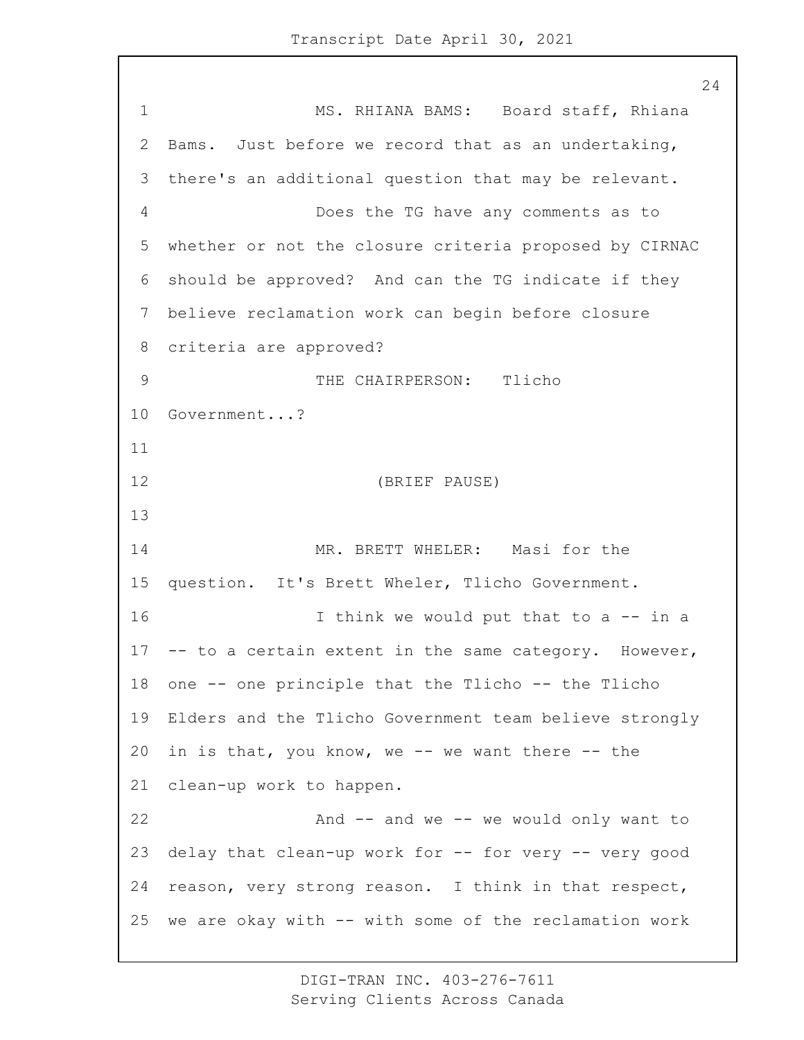MS. RHIANA BAMS: Board staff, Rhiana Bams. Just before we record that as an undertaking, there's an additional question that may be relevant.

Does the TG have any comments as to whether or not the closure criteria proposed by CIRNAC should be approved? And can the TG indicate if they believe reclamation work can begin before closure criteria are approved?

THE CHAIRPERSON: Tlicho Government...?

(BRIEF PAUSE)

MR. BRETT WHELER: Masi for the question. It's Brett Wheler, Tlicho Government.

I think we would put that to a -- in a -- to a certain extent in the same category. However, one -- one principle that the Tlicho -- the Tlicho Elders and the Tlicho Government team believe strongly in is that, you know, we -- we want there -- the clean-up work to happen.

And -- and we -- we would only want to delay that clean-up work for -- for very -- very good reason, very strong reason. I think in that respect, we are okay with -- with some of the reclamation work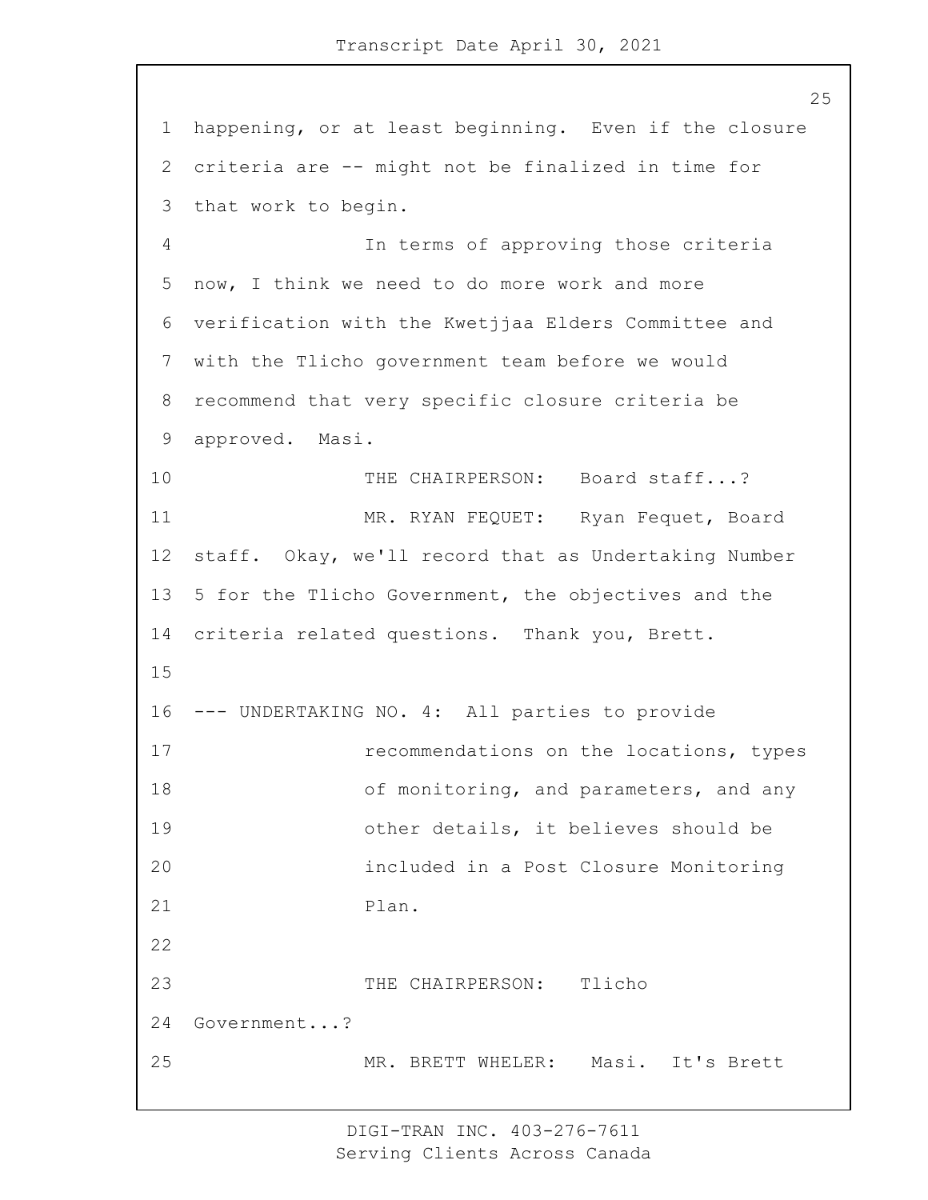happening, or at least beginning. Even if the closure criteria are -- might not be finalized in time for that work to begin.

In terms of approving those criteria now, I think we need to do more work and more verification with the Kwetjjaa Elders Committee and with the Tlicho government team before we would recommend that very specific closure criteria be approved. Masi.

THE CHAIRPERSON: Board staff...?

MR. RYAN FEQUET: Ryan Fequet, Board staff. Okay, we'll record that as Undertaking Number 5 for the Tlicho Government, the objectives and the criteria related questions. Thank you, Brett.

--- UNDERTAKING NO. 4: All parties to provide recommendations on the locations, types of monitoring, and parameters, and any other details, it believes should be included in a Post Closure Monitoring Plan.

THE CHAIRPERSON: Tlicho Government...?

MR. BRETT WHELER: Masi. It's Brett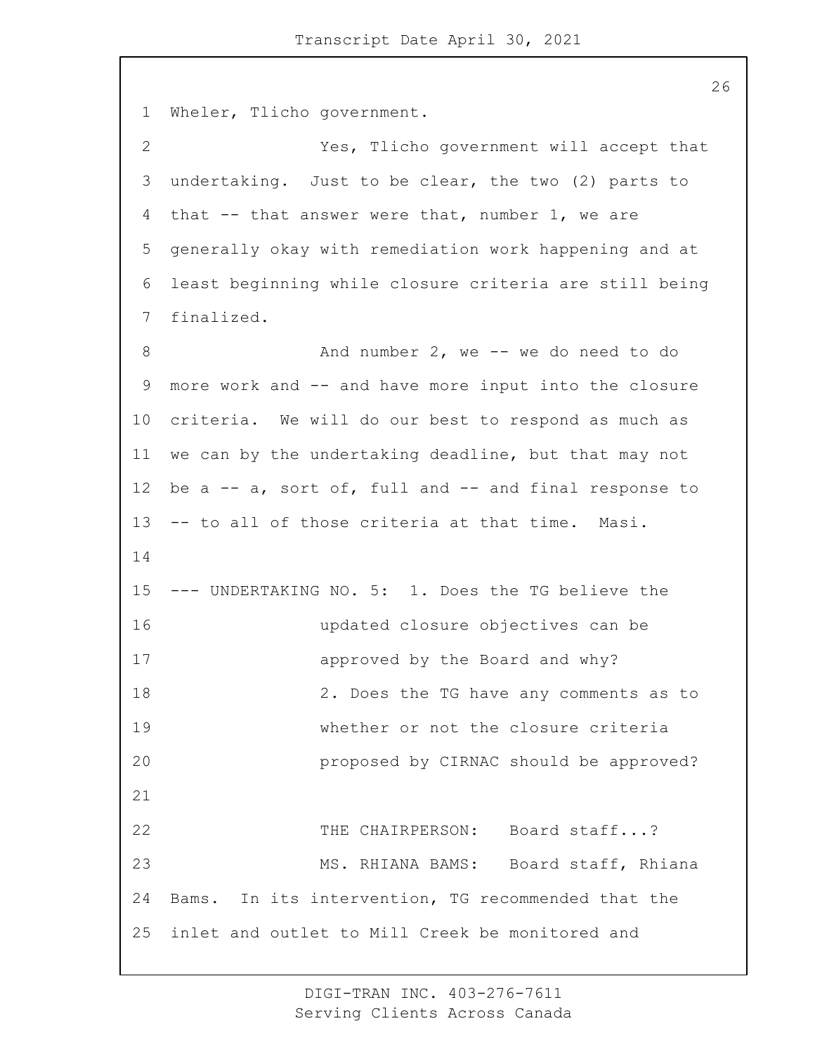Wheler, Tlicho government.

Yes, Tlicho government will accept that undertaking. Just to be clear, the two (2) parts to that -- that answer were that, number 1, we are generally okay with remediation work happening and at least beginning while closure criteria are still being finalized.

And number 2, we -- we do need to do more work and -- and have more input into the closure criteria. We will do our best to respond as much as we can by the undertaking deadline, but that may not be a -- a, sort of, full and -- and final response to -- to all of those criteria at that time. Masi.

--- UNDERTAKING NO. 5: 1. Does the TG believe the updated closure objectives can be approved by the Board and why?
2. Does the TG have any comments as to whether or not the closure criteria proposed by CIRNAC should be approved?

THE CHAIRPERSON: Board staff...?

MS. RHIANA BAMS: Board staff, Rhiana Bams. In its intervention, TG recommended that the inlet and outlet to Mill Creek be monitored and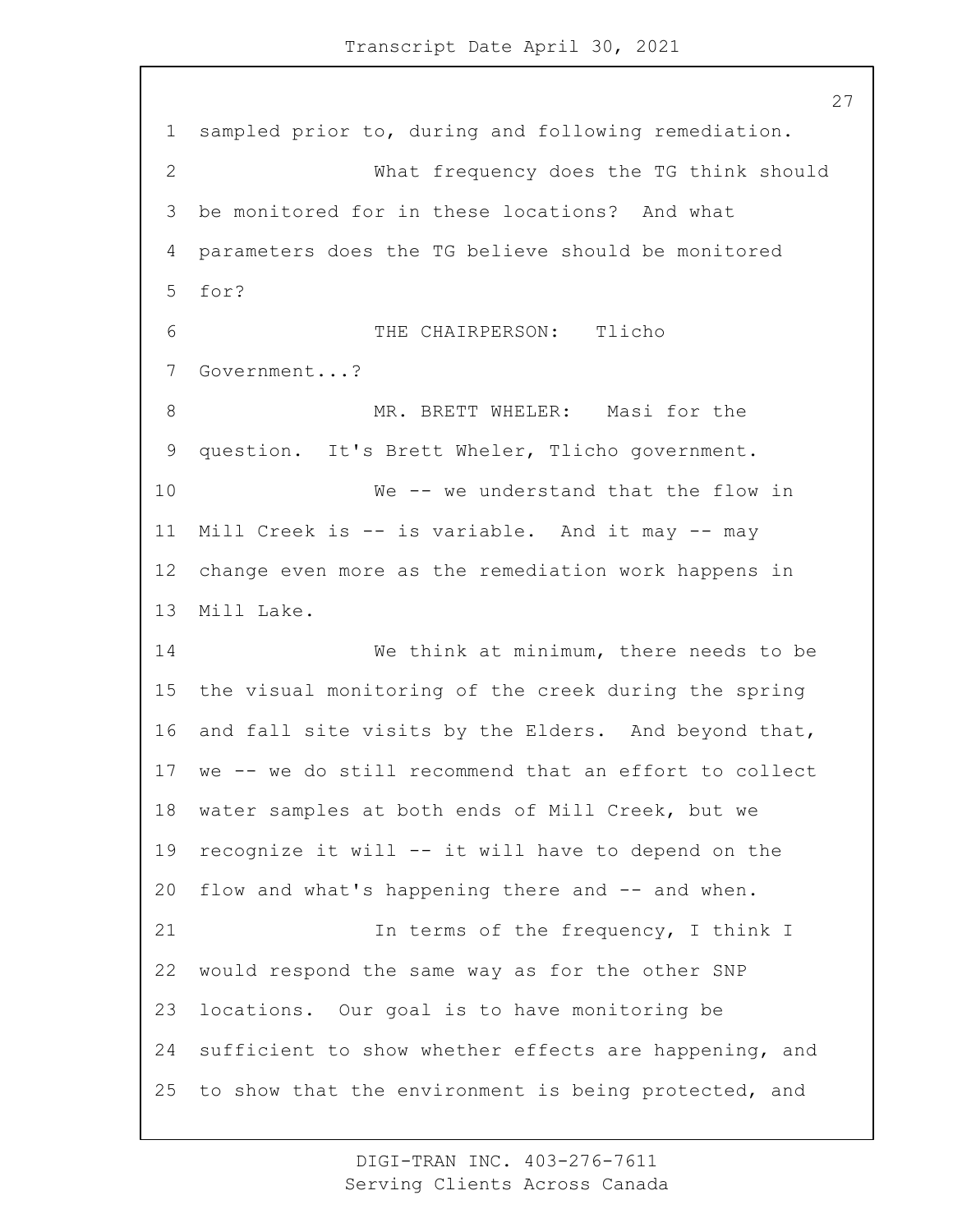sampled prior to, during and following remediation.

What frequency does the TG think should be monitored for in these locations? And what parameters does the TG believe should be monitored for?

THE CHAIRPERSON: Tlicho Government...?

MR. BRETT WHELER: Masi for the question. It's Brett Wheler, Tlicho government.

We -- we understand that the flow in Mill Creek is -- is variable. And it may -- may change even more as the remediation work happens in Mill Lake.

We think at minimum, there needs to be the visual monitoring of the creek during the spring and fall site visits by the Elders. And beyond that, we -- we do still recommend that an effort to collect water samples at both ends of Mill Creek, but we recognize it will -- it will have to depend on the flow and what's happening there and -- and when.

In terms of the frequency, I think I would respond the same way as for the other SNP locations. Our goal is to have monitoring be sufficient to show whether effects are happening, and to show that the environment is being protected, and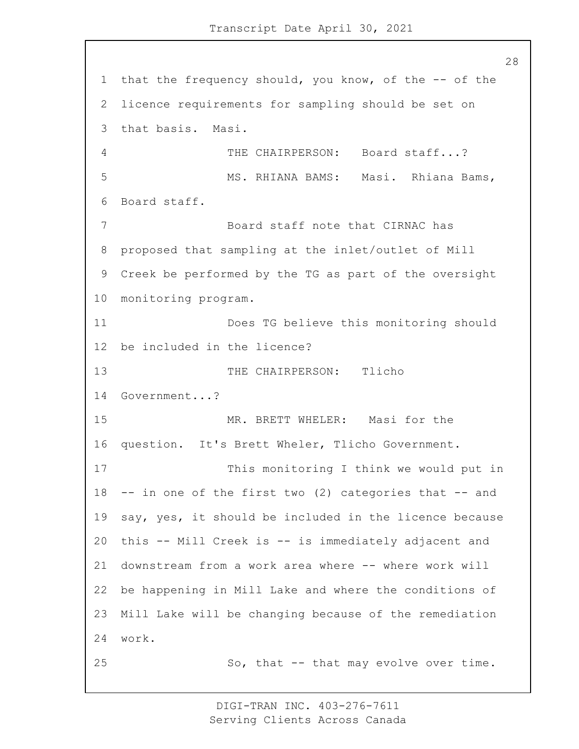that the frequency should, you know, of the -- of the licence requirements for sampling should be set on that basis. Masi.

THE CHAIRPERSON: Board staff...?

MS. RHIANA BAMS: Masi. Rhiana Bams, Board staff.

Board staff note that CIRNAC has proposed that sampling at the inlet/outlet of Mill Creek be performed by the TG as part of the oversight monitoring program.

Does TG believe this monitoring should be included in the licence?

THE CHAIRPERSON: Tlicho Government...?

MR. BRETT WHELER: Masi for the question. It's Brett Wheler, Tlicho Government.

This monitoring I think we would put in -- in one of the first two (2) categories that -- and say, yes, it should be included in the licence because this -- Mill Creek is -- is immediately adjacent and downstream from a work area where -- where work will be happening in Mill Lake and where the conditions of Mill Lake will be changing because of the remediation work.

So, that -- that may evolve over time.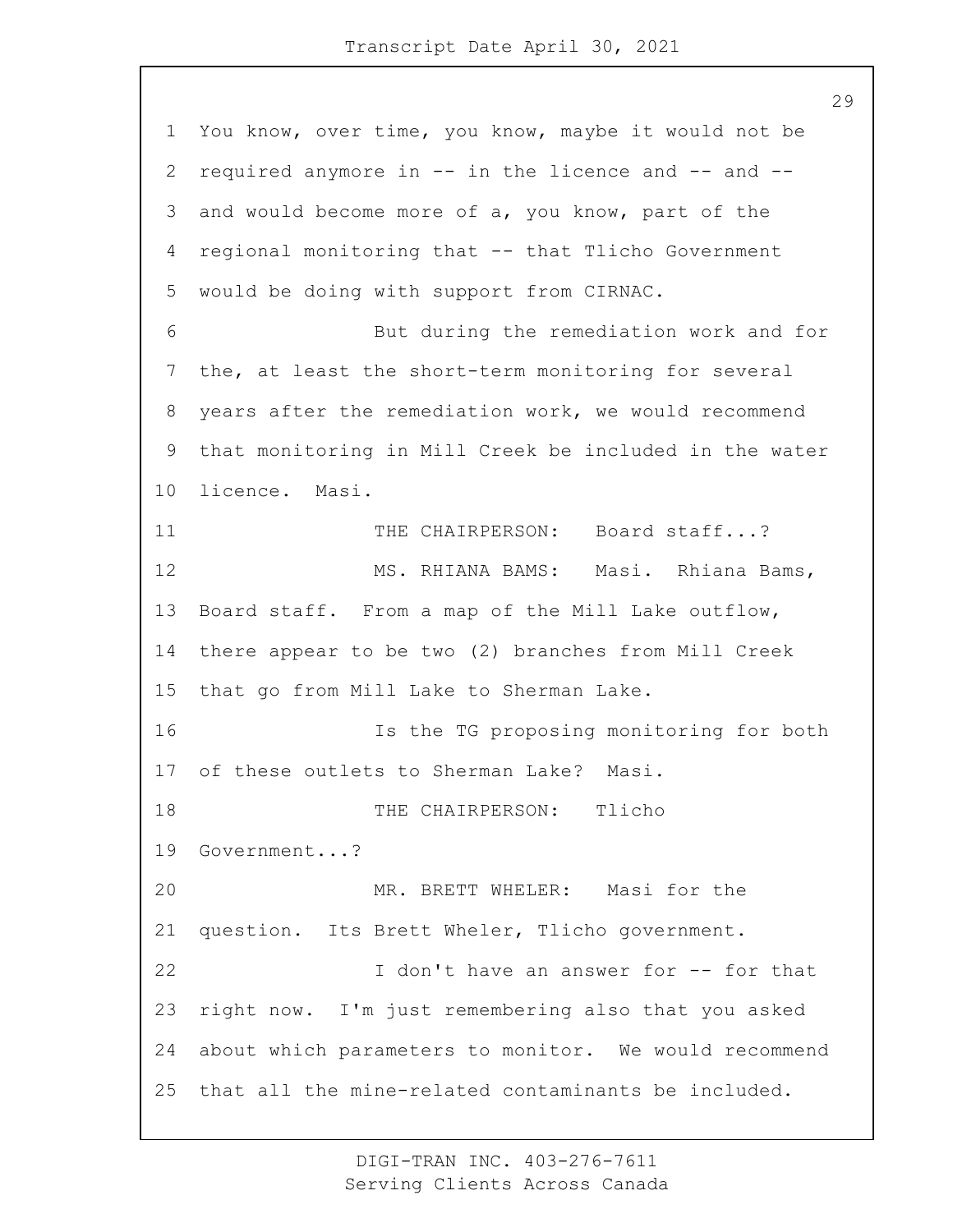You know, over time, you know, maybe it would not be required anymore in -- in the licence and -- and -- and would become more of a, you know, part of the regional monitoring that -- that Tlicho Government would be doing with support from CIRNAC.

But during the remediation work and for the, at least the short-term monitoring for several years after the remediation work, we would recommend that monitoring in Mill Creek be included in the water licence. Masi.

THE CHAIRPERSON: Board staff...?

MS. RHIANA BAMS: Masi. Rhiana Bams, Board staff. From a map of the Mill Lake outflow, there appear to be two (2) branches from Mill Creek that go from Mill Lake to Sherman Lake.

Is the TG proposing monitoring for both of these outlets to Sherman Lake? Masi.

THE CHAIRPERSON: Tlicho Government...?

MR. BRETT WHELER: Masi for the question. Its Brett Wheler, Tlicho government.

I don't have an answer for -- for that right now. I'm just remembering also that you asked about which parameters to monitor. We would recommend that all the mine-related contaminants be included.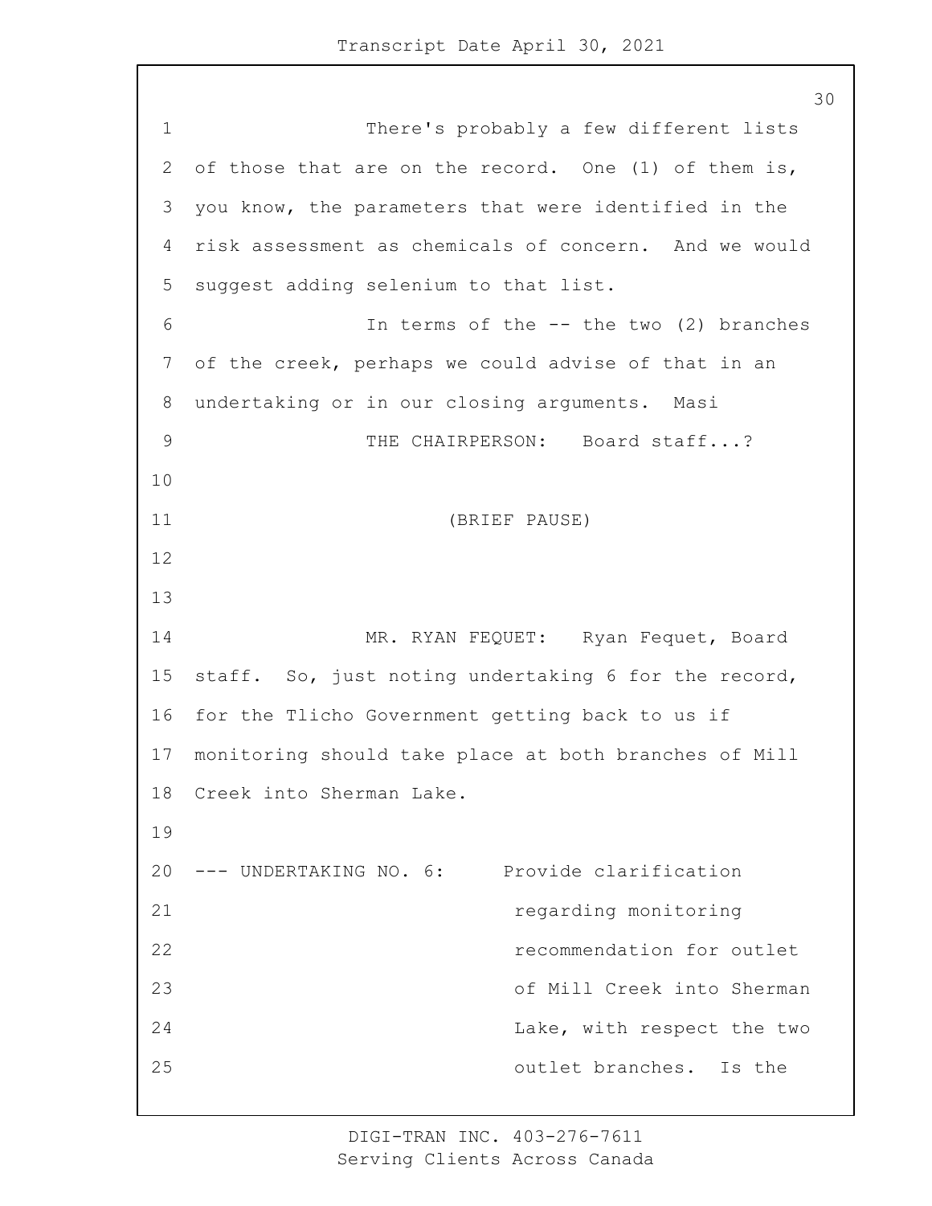There's probably a few different lists of those that are on the record. One (1) of them is, you know, the parameters that were identified in the risk assessment as chemicals of concern. And we would suggest adding selenium to that list.

In terms of the -- the two (2) branches of the creek, perhaps we could advise of that in an undertaking or in our closing arguments. Masi

THE CHAIRPERSON: Board staff...?

(BRIEF PAUSE)

MR. RYAN FEQUET: Ryan Fequet, Board staff. So, just noting undertaking 6 for the record, for the Tlicho Government getting back to us if monitoring should take place at both branches of Mill Creek into Sherman Lake.

--- UNDERTAKING NO. 6: Provide clarification regarding monitoring recommendation for outlet of Mill Creek into Sherman Lake, with respect the two outlet branches. Is the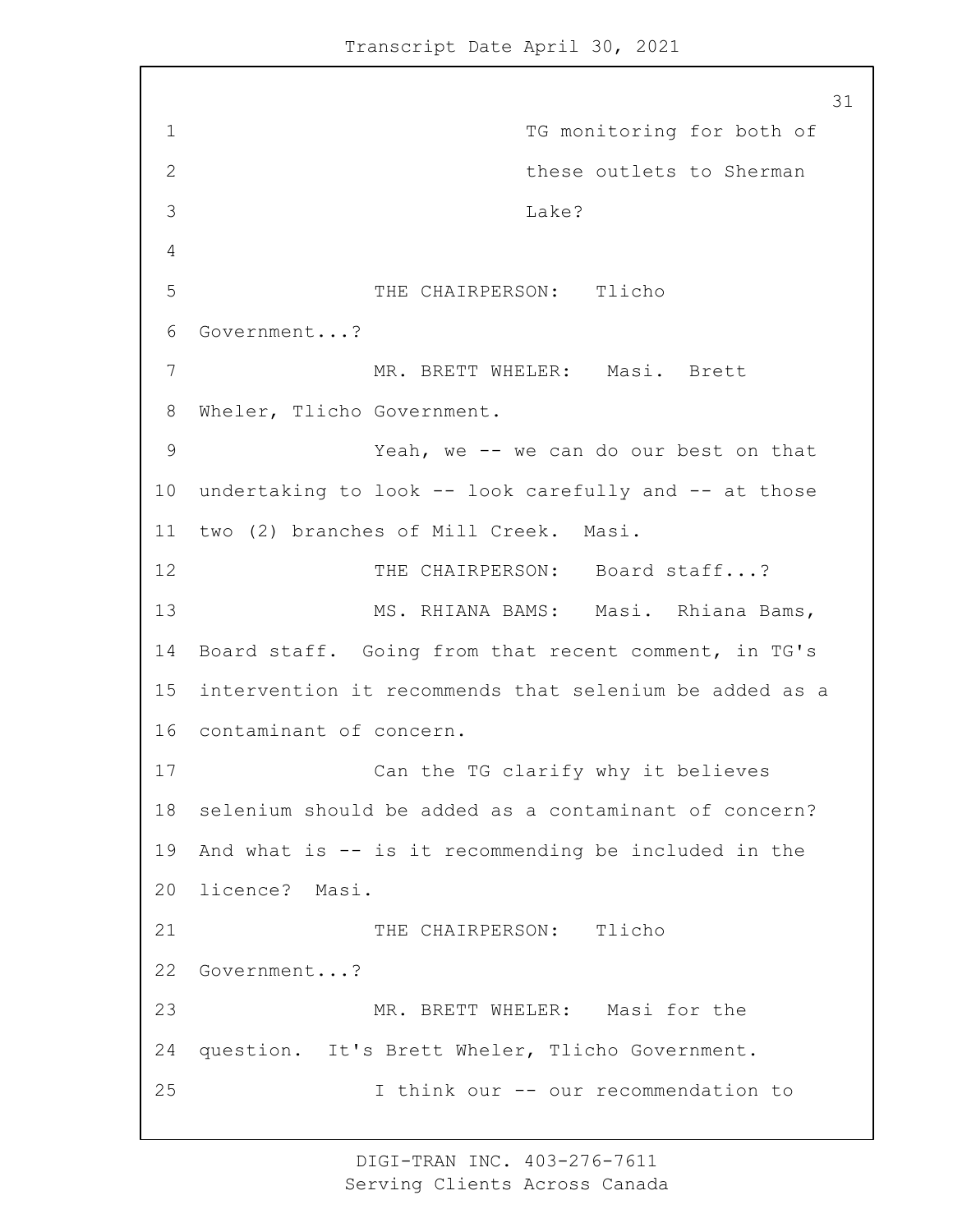TG monitoring for both of these outlets to Sherman Lake?

THE CHAIRPERSON: Tlicho Government...?

MR. BRETT WHELER: Masi. Brett Wheler, Tlicho Government.

Yeah, we -- we can do our best on that undertaking to look -- look carefully and -- at those two (2) branches of Mill Creek. Masi.

THE CHAIRPERSON: Board staff...?

MS. RHIANA BAMS: Masi. Rhiana Bams, Board staff. Going from that recent comment, in TG's intervention it recommends that selenium be added as a contaminant of concern.

Can the TG clarify why it believes selenium should be added as a contaminant of concern? And what is -- is it recommending be included in the licence? Masi.

THE CHAIRPERSON: Tlicho Government...?

MR. BRETT WHELER: Masi for the question. It's Brett Wheler, Tlicho Government.

I think our -- our recommendation to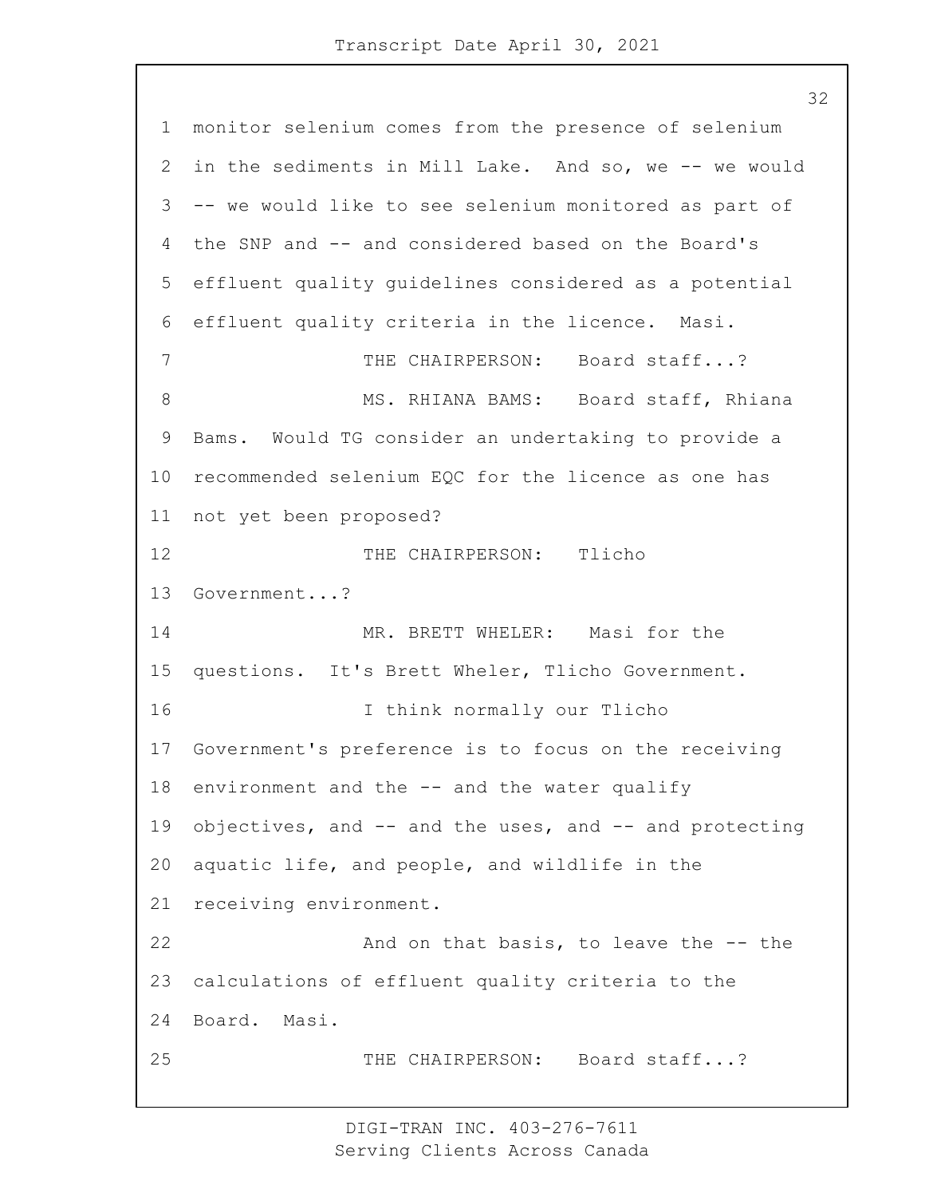monitor selenium comes from the presence of selenium in the sediments in Mill Lake. And so, we -- we would -- we would like to see selenium monitored as part of the SNP and -- and considered based on the Board's effluent quality guidelines considered as a potential effluent quality criteria in the licence. Masi.

THE CHAIRPERSON: Board staff...?

MS. RHIANA BAMS: Board staff, Rhiana Bams. Would TG consider an undertaking to provide a recommended selenium EQC for the licence as one has not yet been proposed?

THE CHAIRPERSON: Tlicho Government...?

MR. BRETT WHELER: Masi for the questions. It's Brett Wheler, Tlicho Government.

I think normally our Tlicho Government's preference is to focus on the receiving environment and the -- and the water qualify objectives, and -- and the uses, and -- and protecting aquatic life, and people, and wildlife in the receiving environment.

And on that basis, to leave the -- the calculations of effluent quality criteria to the Board. Masi.

THE CHAIRPERSON: Board staff...?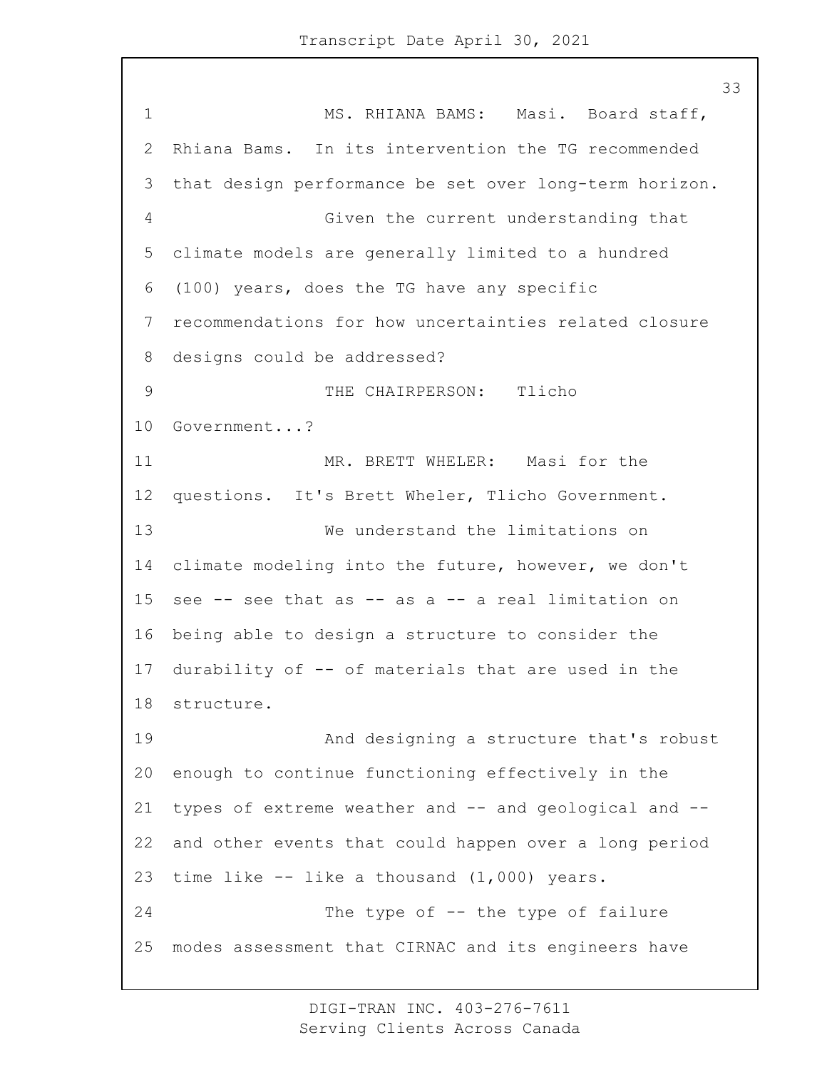MS. RHIANA BAMS: Masi. Board staff, Rhiana Bams. In its intervention the TG recommended that design performance be set over long-term horizon.

Given the current understanding that climate models are generally limited to a hundred (100) years, does the TG have any specific recommendations for how uncertainties related closure designs could be addressed?

THE CHAIRPERSON: Tlicho Government...?

MR. BRETT WHELER: Masi for the questions. It's Brett Wheler, Tlicho Government.

We understand the limitations on climate modeling into the future, however, we don't see -- see that as -- as a -- a real limitation on being able to design a structure to consider the durability of -- of materials that are used in the structure.

And designing a structure that's robust enough to continue functioning effectively in the types of extreme weather and -- and geological and -- and other events that could happen over a long period time like -- like a thousand (1,000) years.

The type of -- the type of failure modes assessment that CIRNAC and its engineers have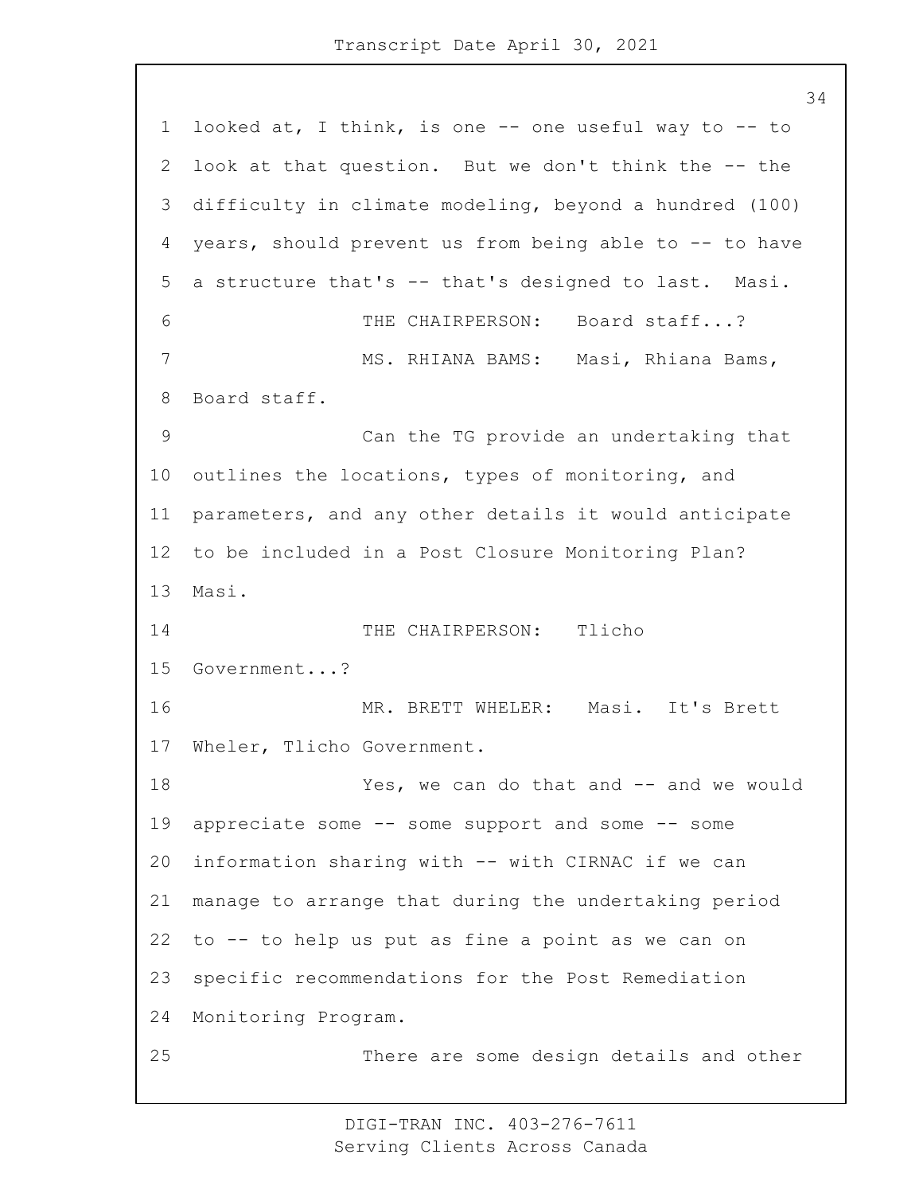looked at, I think, is one -- one useful way to -- to look at that question. But we don't think the -- the difficulty in climate modeling, beyond a hundred (100) years, should prevent us from being able to -- to have a structure that's -- that's designed to last. Masi.

THE CHAIRPERSON: Board staff...?

MS. RHIANA BAMS: Masi, Rhiana Bams, Board staff.

Can the TG provide an undertaking that outlines the locations, types of monitoring, and parameters, and any other details it would anticipate to be included in a Post Closure Monitoring Plan? Masi.

THE CHAIRPERSON: Tlicho Government...?

MR. BRETT WHELER: Masi. It's Brett Wheler, Tlicho Government.

Yes, we can do that and -- and we would appreciate some -- some support and some -- some information sharing with -- with CIRNAC if we can manage to arrange that during the undertaking period to -- to help us put as fine a point as we can on specific recommendations for the Post Remediation Monitoring Program.

There are some design details and other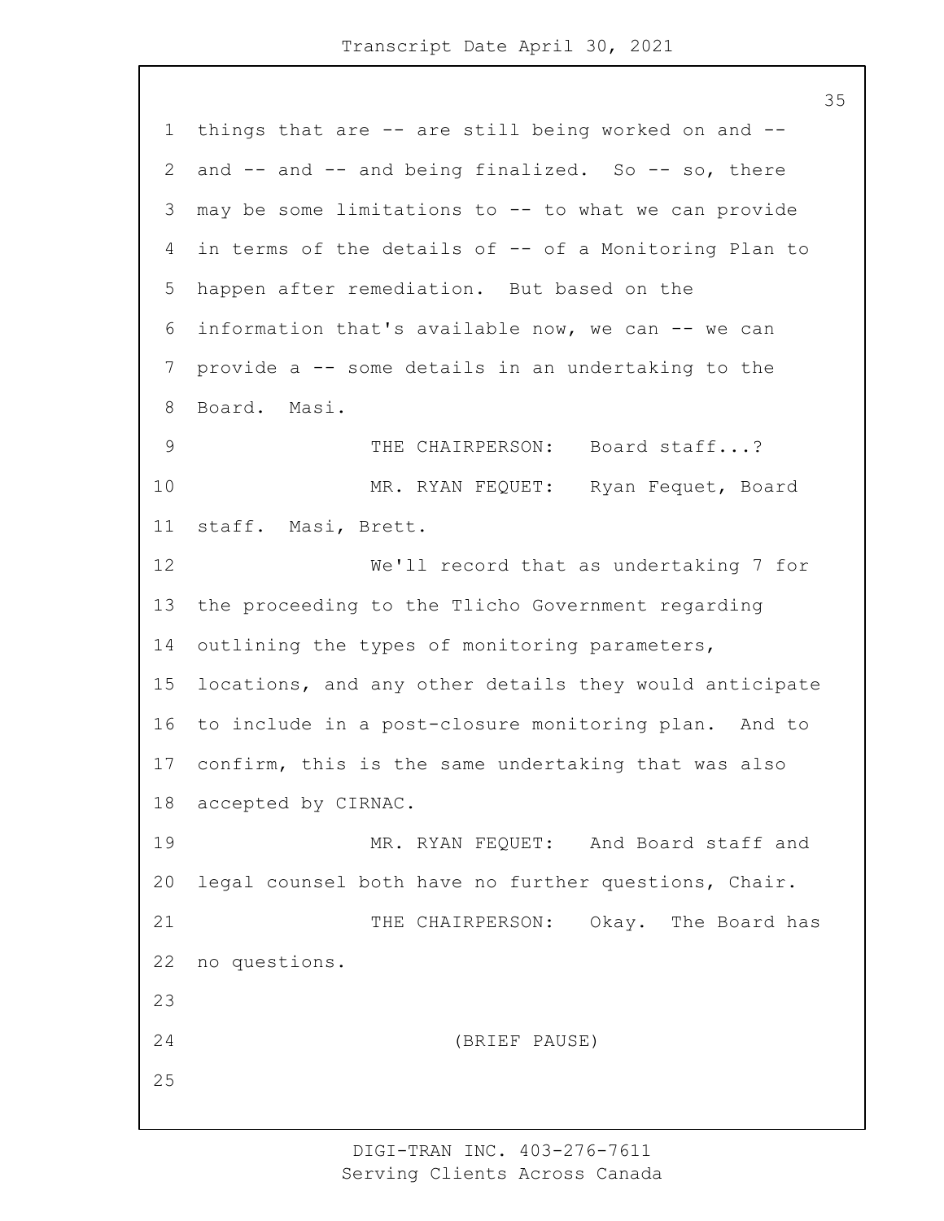things that are -- are still being worked on and -- and -- and -- and being finalized. So -- so, there may be some limitations to -- to what we can provide in terms of the details of -- of a Monitoring Plan to happen after remediation. But based on the information that's available now, we can -- we can provide a -- some details in an undertaking to the Board. Masi.

THE CHAIRPERSON: Board staff...?

MR. RYAN FEQUET: Ryan Fequet, Board staff. Masi, Brett.

We'll record that as undertaking 7 for the proceeding to the Tlicho Government regarding outlining the types of monitoring parameters, locations, and any other details they would anticipate to include in a post-closure monitoring plan. And to confirm, this is the same undertaking that was also accepted by CIRNAC.

MR. RYAN FEQUET: And Board staff and legal counsel both have no further questions, Chair.

THE CHAIRPERSON: Okay. The Board has no questions.

(BRIEF PAUSE)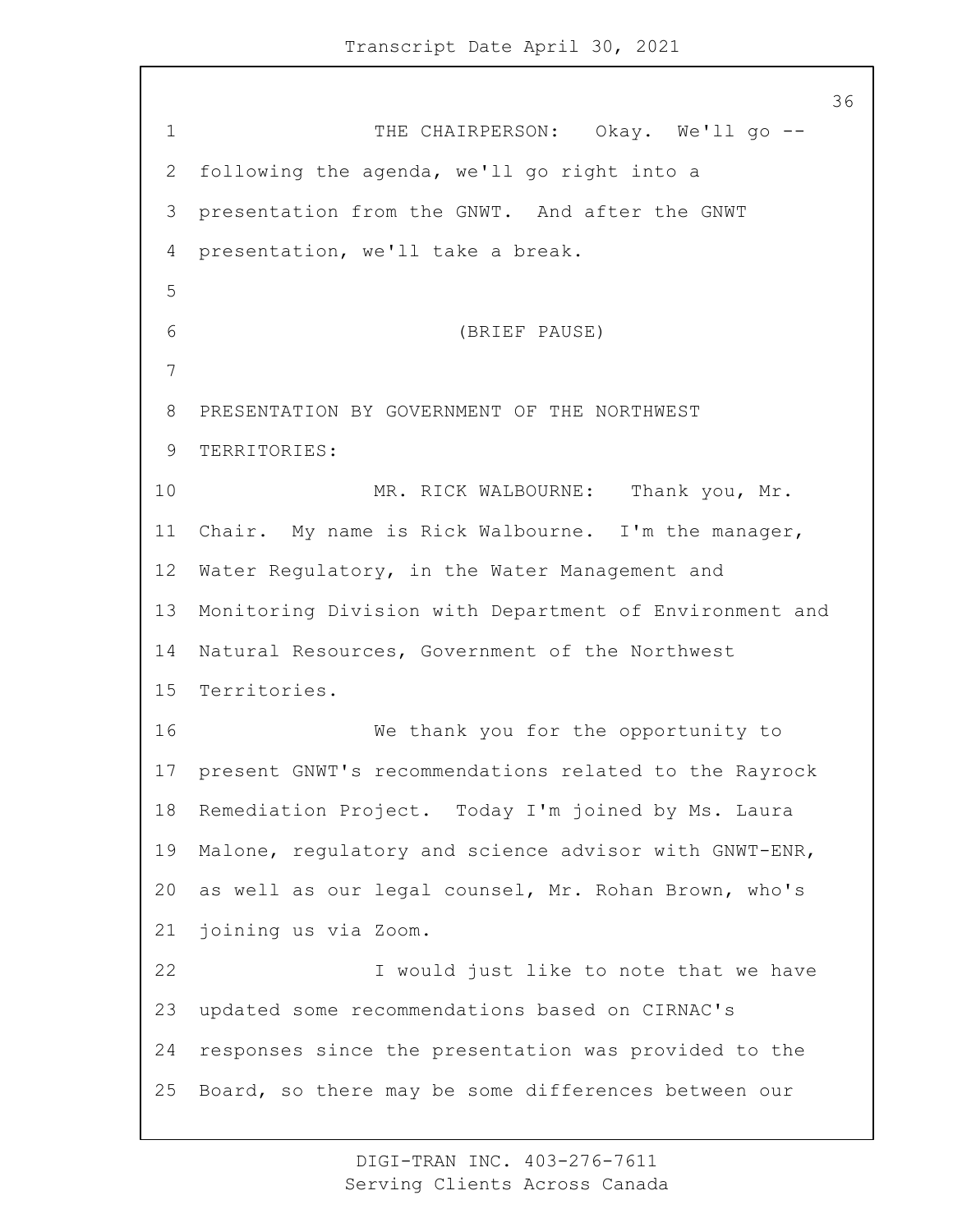THE CHAIRPERSON: Okay. We'll go -- following the agenda, we'll go right into a presentation from the GNWT. And after the GNWT presentation, we'll take a break.

(BRIEF PAUSE)

PRESENTATION BY GOVERNMENT OF THE NORTHWEST TERRITORIES:

MR. RICK WALBOURNE: Thank you, Mr. Chair. My name is Rick Walbourne. I'm the manager, Water Regulatory, in the Water Management and Monitoring Division with Department of Environment and Natural Resources, Government of the Northwest Territories.

We thank you for the opportunity to present GNWT's recommendations related to the Rayrock Remediation Project. Today I'm joined by Ms. Laura Malone, regulatory and science advisor with GNWT-ENR, as well as our legal counsel, Mr. Rohan Brown, who's joining us via Zoom.

I would just like to note that we have updated some recommendations based on CIRNAC's responses since the presentation was provided to the Board, so there may be some differences between our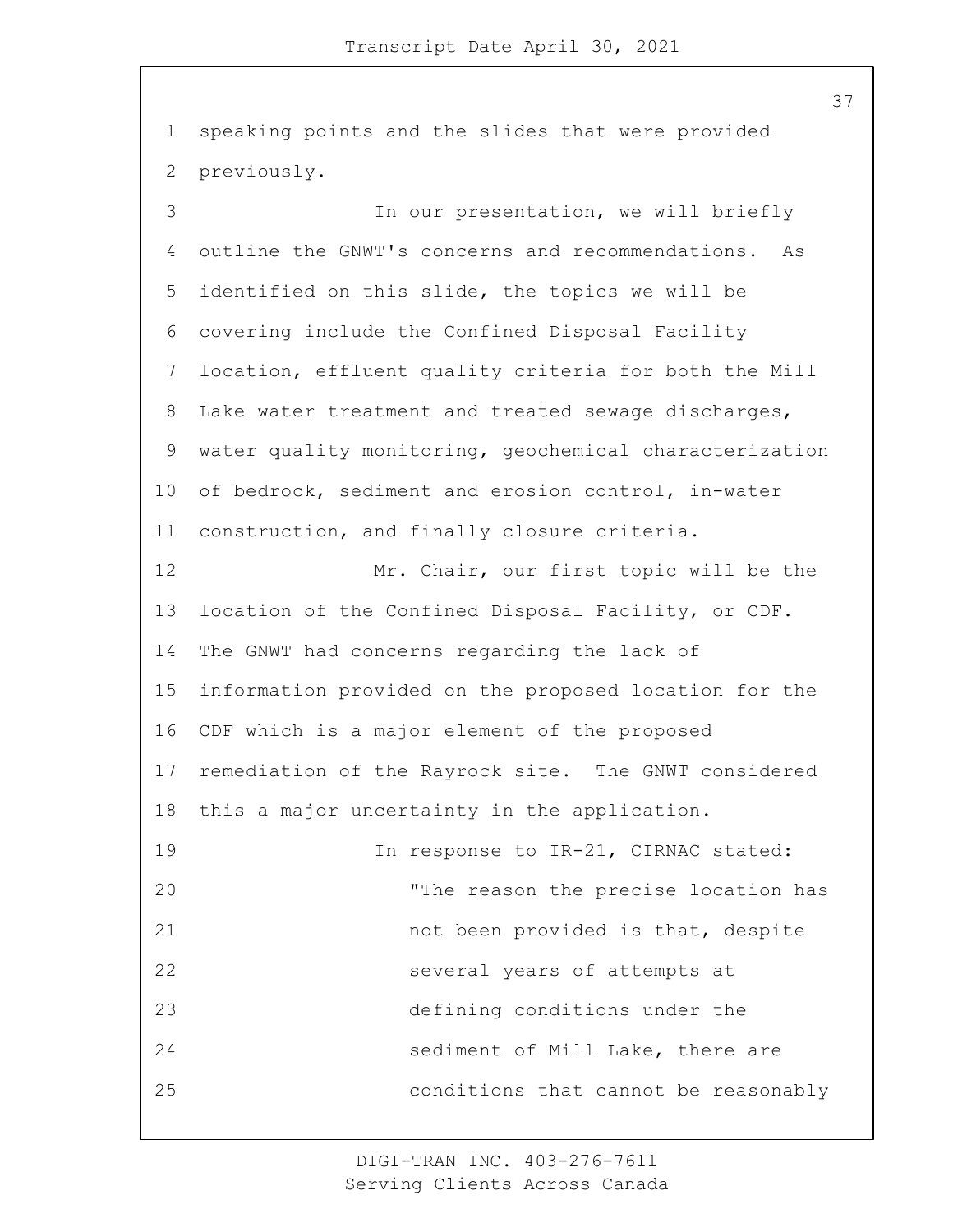speaking points and the slides that were provided previously.

In our presentation, we will briefly outline the GNWT's concerns and recommendations. As identified on this slide, the topics we will be covering include the Confined Disposal Facility location, effluent quality criteria for both the Mill Lake water treatment and treated sewage discharges, water quality monitoring, geochemical characterization of bedrock, sediment and erosion control, in-water construction, and finally closure criteria.

Mr. Chair, our first topic will be the location of the Confined Disposal Facility, or CDF. The GNWT had concerns regarding the lack of information provided on the proposed location for the CDF which is a major element of the proposed remediation of the Rayrock site. The GNWT considered this a major uncertainty in the application.

In response to IR-21, CIRNAC stated:

> "The reason the precise location has not been provided is that, despite several years of attempts at defining conditions under the sediment of Mill Lake, there are conditions that cannot be reasonably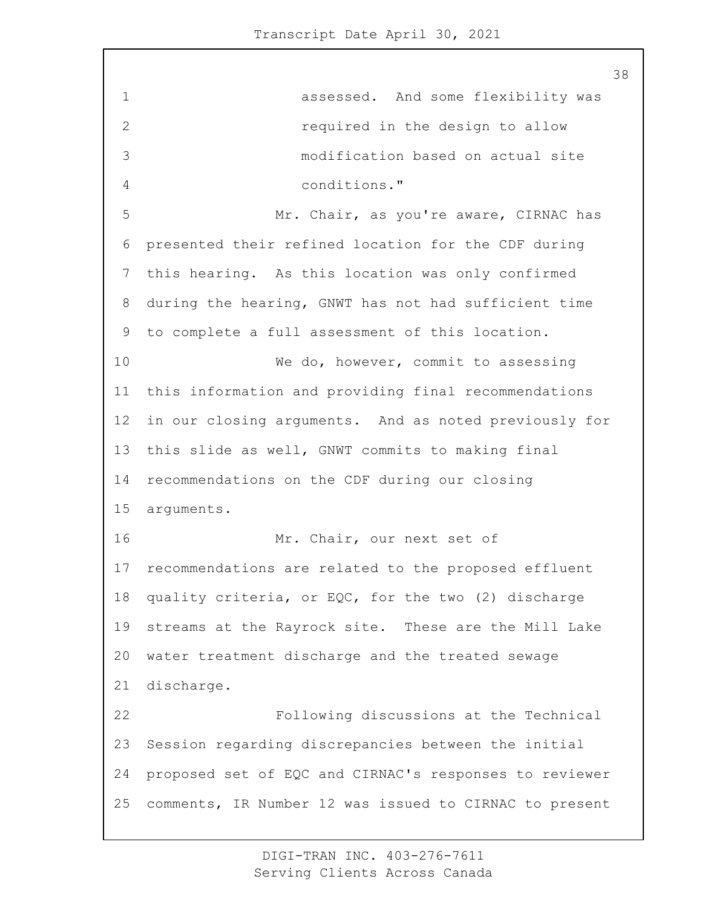assessed. And some flexibility was required in the design to allow modification based on actual site conditions."

Mr. Chair, as you're aware, CIRNAC has presented their refined location for the CDF during this hearing. As this location was only confirmed during the hearing, GNWT has not had sufficient time to complete a full assessment of this location.

We do, however, commit to assessing this information and providing final recommendations in our closing arguments. And as noted previously for this slide as well, GNWT commits to making final recommendations on the CDF during our closing arguments.

Mr. Chair, our next set of recommendations are related to the proposed effluent quality criteria, or EQC, for the two (2) discharge streams at the Rayrock site. These are the Mill Lake water treatment discharge and the treated sewage discharge.

Following discussions at the Technical Session regarding discrepancies between the initial proposed set of EQC and CIRNAC's responses to reviewer comments, IR Number 12 was issued to CIRNAC to present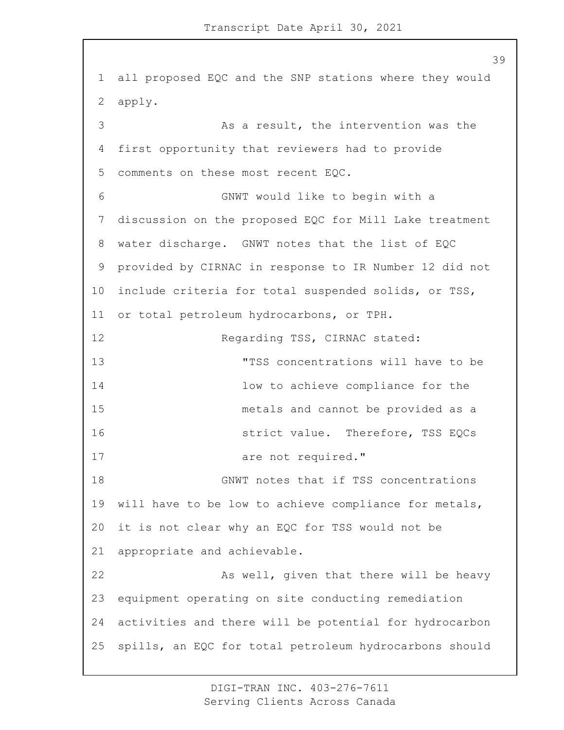all proposed EQC and the SNP stations where they would apply.

As a result, the intervention was the first opportunity that reviewers had to provide comments on these most recent EQC.

GNWT would like to begin with a discussion on the proposed EQC for Mill Lake treatment water discharge. GNWT notes that the list of EQC provided by CIRNAC in response to IR Number 12 did not include criteria for total suspended solids, or TSS, or total petroleum hydrocarbons, or TPH.

Regarding TSS, CIRNAC stated:

> "TSS concentrations will have to be low to achieve compliance for the metals and cannot be provided as a strict value. Therefore, TSS EQCs are not required."

GNWT notes that if TSS concentrations will have to be low to achieve compliance for metals, it is not clear why an EQC for TSS would not be appropriate and achievable.

As well, given that there will be heavy equipment operating on site conducting remediation activities and there will be potential for hydrocarbon spills, an EQC for total petroleum hydrocarbons should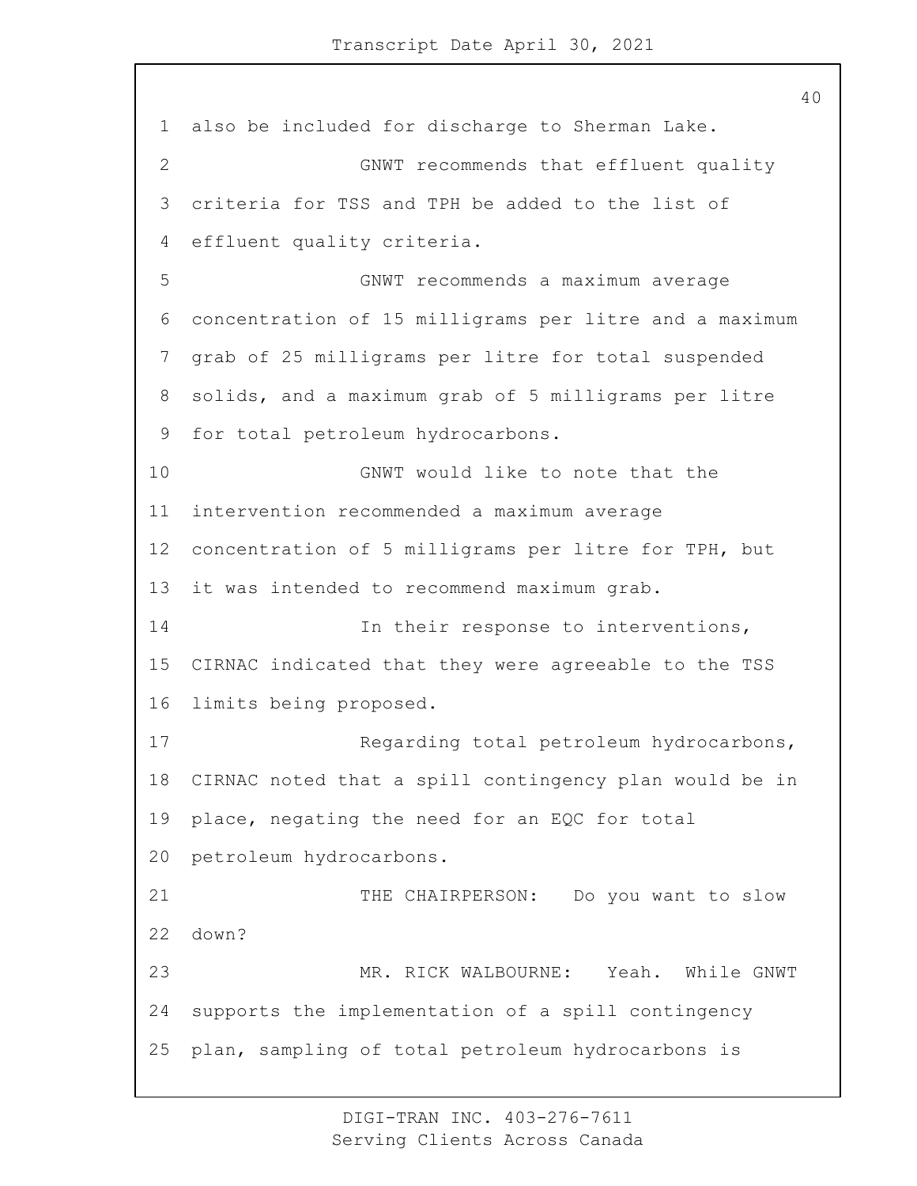also be included for discharge to Sherman Lake.

GNWT recommends that effluent quality criteria for TSS and TPH be added to the list of effluent quality criteria.

GNWT recommends a maximum average concentration of 15 milligrams per litre and a maximum grab of 25 milligrams per litre for total suspended solids, and a maximum grab of 5 milligrams per litre for total petroleum hydrocarbons.

GNWT would like to note that the intervention recommended a maximum average concentration of 5 milligrams per litre for TPH, but it was intended to recommend maximum grab.

In their response to interventions, CIRNAC indicated that they were agreeable to the TSS limits being proposed.

Regarding total petroleum hydrocarbons, CIRNAC noted that a spill contingency plan would be in place, negating the need for an EQC for total petroleum hydrocarbons.

THE CHAIRPERSON: Do you want to slow down?

MR. RICK WALBOURNE: Yeah. While GNWT supports the implementation of a spill contingency plan, sampling of total petroleum hydrocarbons is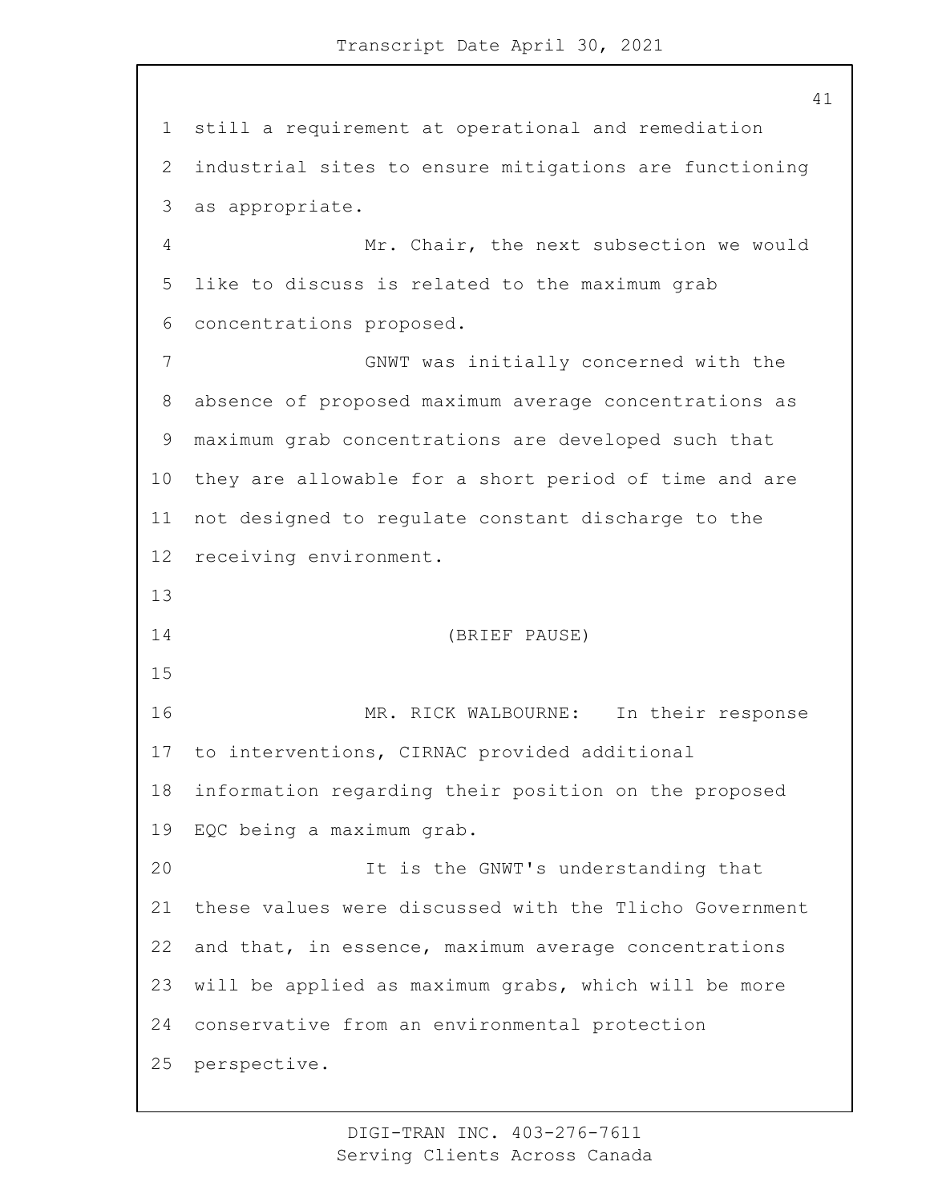still a requirement at operational and remediation industrial sites to ensure mitigations are functioning as appropriate.

Mr. Chair, the next subsection we would like to discuss is related to the maximum grab concentrations proposed.

GNWT was initially concerned with the absence of proposed maximum average concentrations as maximum grab concentrations are developed such that they are allowable for a short period of time and are not designed to regulate constant discharge to the receiving environment.

(BRIEF PAUSE)

MR. RICK WALBOURNE: In their response to interventions, CIRNAC provided additional information regarding their position on the proposed EQC being a maximum grab.

It is the GNWT's understanding that these values were discussed with the Tlicho Government and that, in essence, maximum average concentrations will be applied as maximum grabs, which will be more conservative from an environmental protection perspective.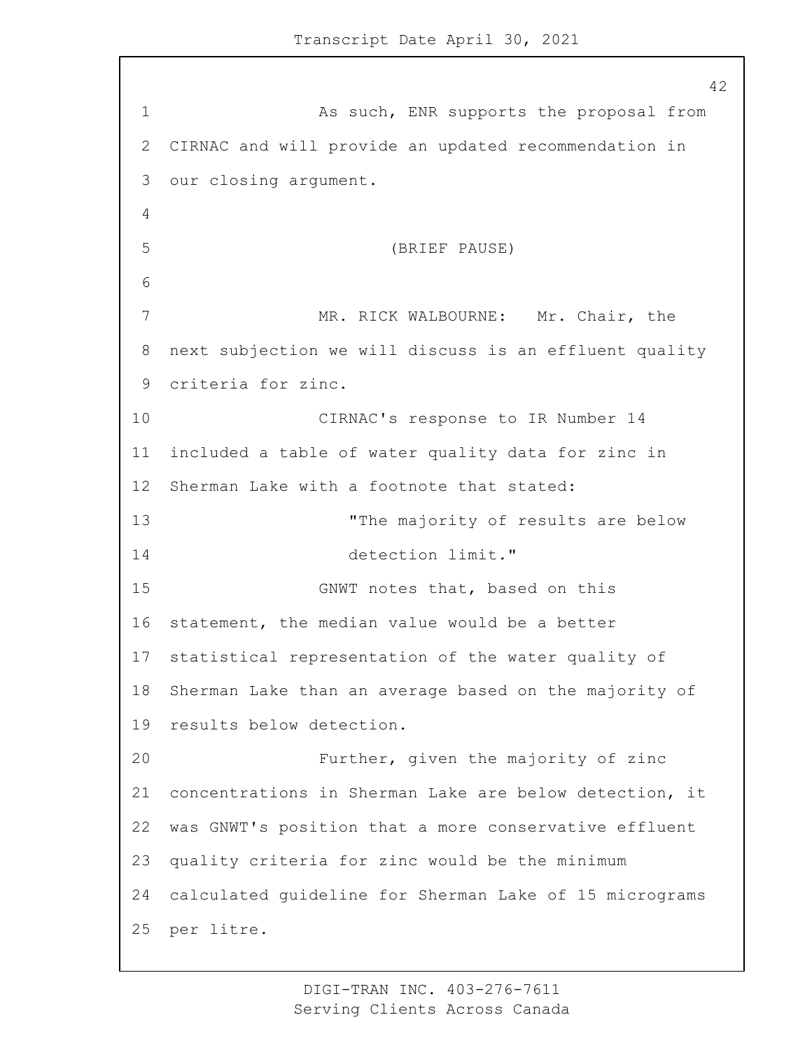As such, ENR supports the proposal from CIRNAC and will provide an updated recommendation in our closing argument.

(BRIEF PAUSE)

MR. RICK WALBOURNE: Mr. Chair, the next subjection we will discuss is an effluent quality criteria for zinc.

CIRNAC's response to IR Number 14 included a table of water quality data for zinc in Sherman Lake with a footnote that stated:

> "The majority of results are below detection limit."

GNWT notes that, based on this statement, the median value would be a better statistical representation of the water quality of Sherman Lake than an average based on the majority of results below detection.

Further, given the majority of zinc concentrations in Sherman Lake are below detection, it was GNWT's position that a more conservative effluent quality criteria for zinc would be the minimum calculated guideline for Sherman Lake of 15 micrograms per litre.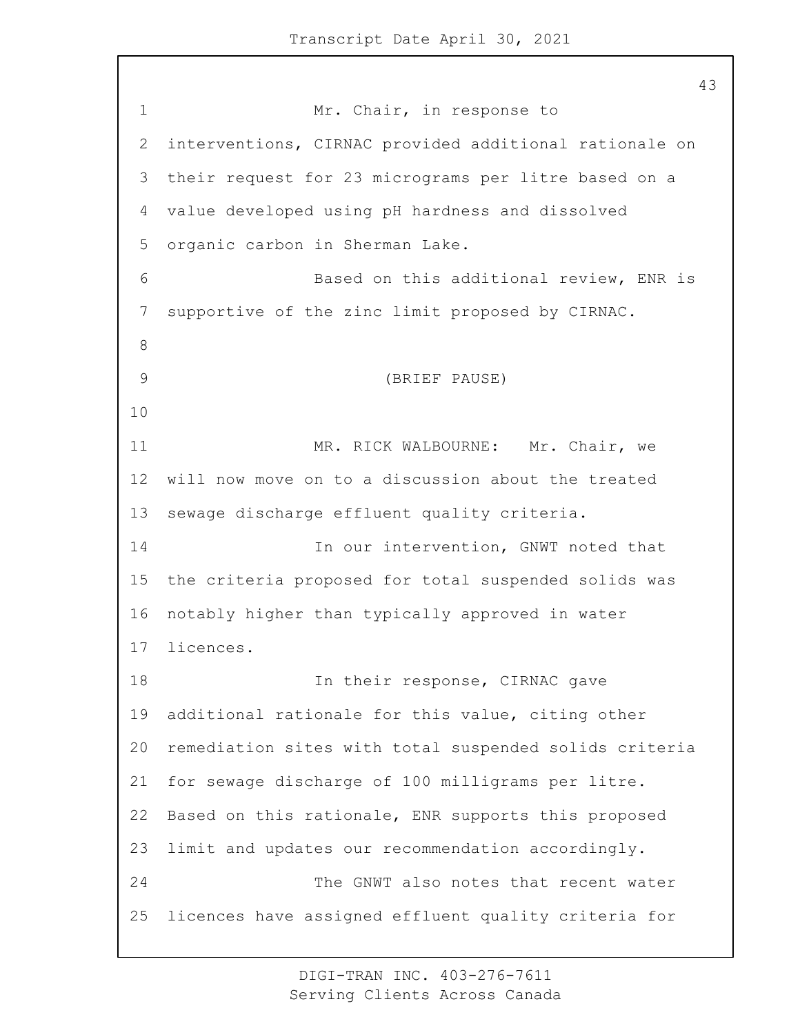Mr. Chair, in response to interventions, CIRNAC provided additional rationale on their request for 23 micrograms per litre based on a value developed using pH hardness and dissolved organic carbon in Sherman Lake.

Based on this additional review, ENR is supportive of the zinc limit proposed by CIRNAC.

(BRIEF PAUSE)

MR. RICK WALBOURNE: Mr. Chair, we will now move on to a discussion about the treated sewage discharge effluent quality criteria.

In our intervention, GNWT noted that the criteria proposed for total suspended solids was notably higher than typically approved in water licences.

In their response, CIRNAC gave additional rationale for this value, citing other remediation sites with total suspended solids criteria for sewage discharge of 100 milligrams per litre. Based on this rationale, ENR supports this proposed limit and updates our recommendation accordingly.

The GNWT also notes that recent water licences have assigned effluent quality criteria for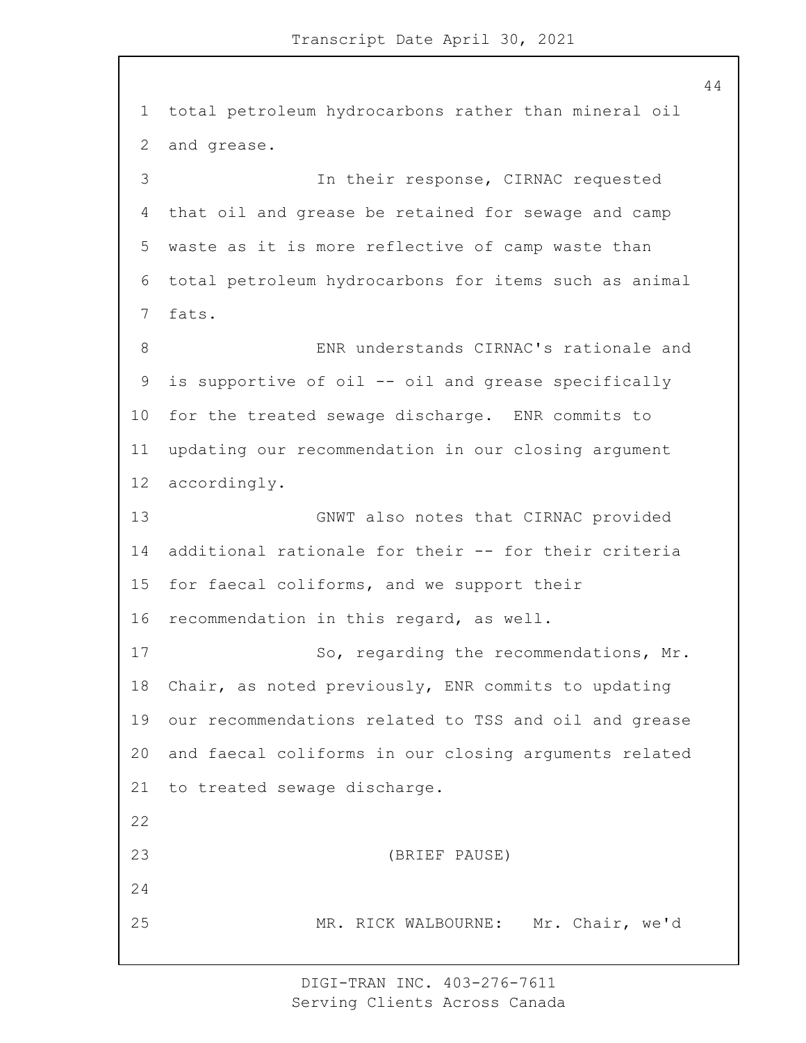total petroleum hydrocarbons rather than mineral oil and grease.

In their response, CIRNAC requested that oil and grease be retained for sewage and camp waste as it is more reflective of camp waste than total petroleum hydrocarbons for items such as animal fats.

ENR understands CIRNAC's rationale and is supportive of oil -- oil and grease specifically for the treated sewage discharge. ENR commits to updating our recommendation in our closing argument accordingly.

GNWT also notes that CIRNAC provided additional rationale for their -- for their criteria for faecal coliforms, and we support their recommendation in this regard, as well.

So, regarding the recommendations, Mr. Chair, as noted previously, ENR commits to updating our recommendations related to TSS and oil and grease and faecal coliforms in our closing arguments related to treated sewage discharge.

(BRIEF PAUSE)

MR. RICK WALBOURNE: Mr. Chair, we'd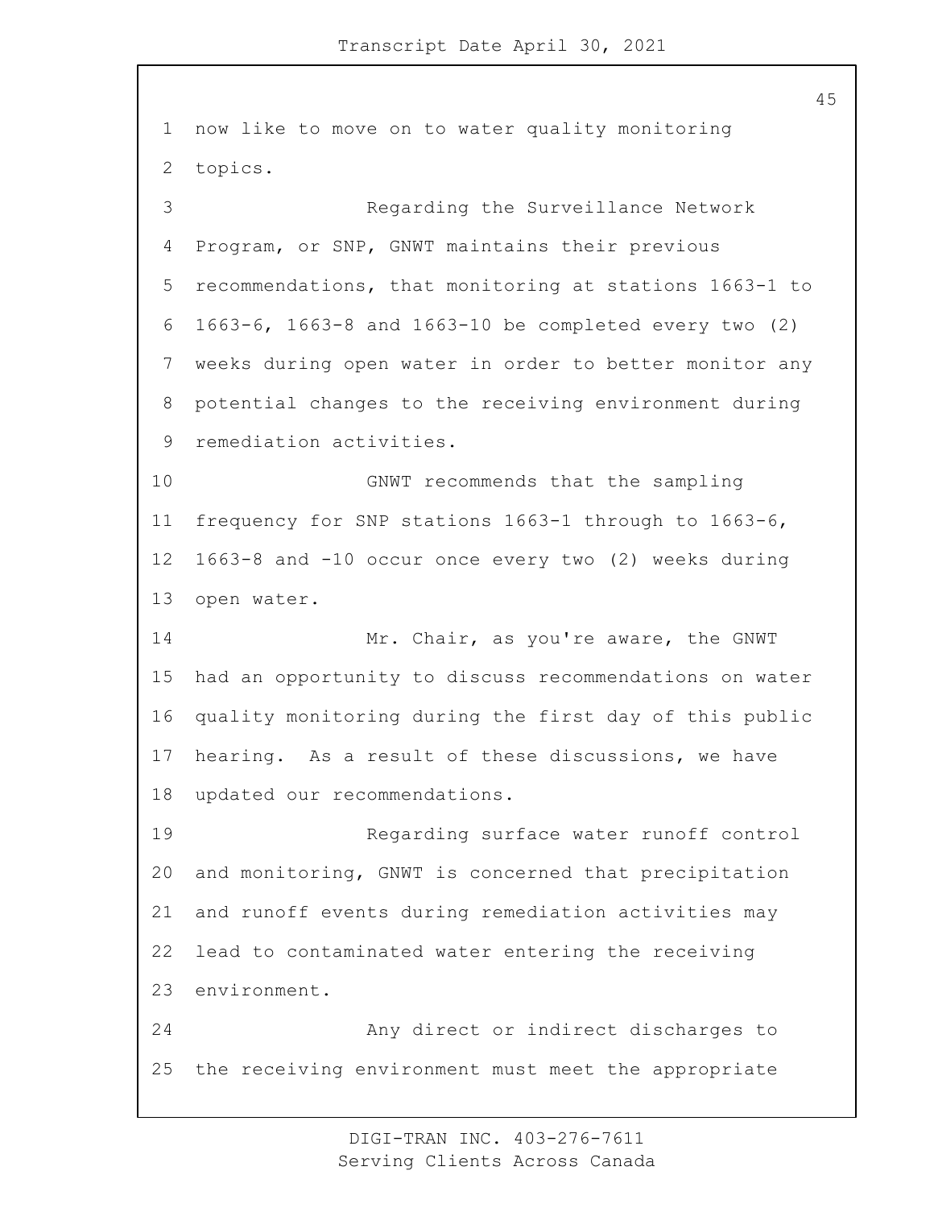now like to move on to water quality monitoring topics.

Regarding the Surveillance Network Program, or SNP, GNWT maintains their previous recommendations, that monitoring at stations 1663-1 to 1663-6, 1663-8 and 1663-10 be completed every two (2) weeks during open water in order to better monitor any potential changes to the receiving environment during remediation activities.

GNWT recommends that the sampling frequency for SNP stations 1663-1 through to 1663-6, 1663-8 and -10 occur once every two (2) weeks during open water.

Mr. Chair, as you're aware, the GNWT had an opportunity to discuss recommendations on water quality monitoring during the first day of this public hearing. As a result of these discussions, we have updated our recommendations.

Regarding surface water runoff control and monitoring, GNWT is concerned that precipitation and runoff events during remediation activities may lead to contaminated water entering the receiving environment.

Any direct or indirect discharges to the receiving environment must meet the appropriate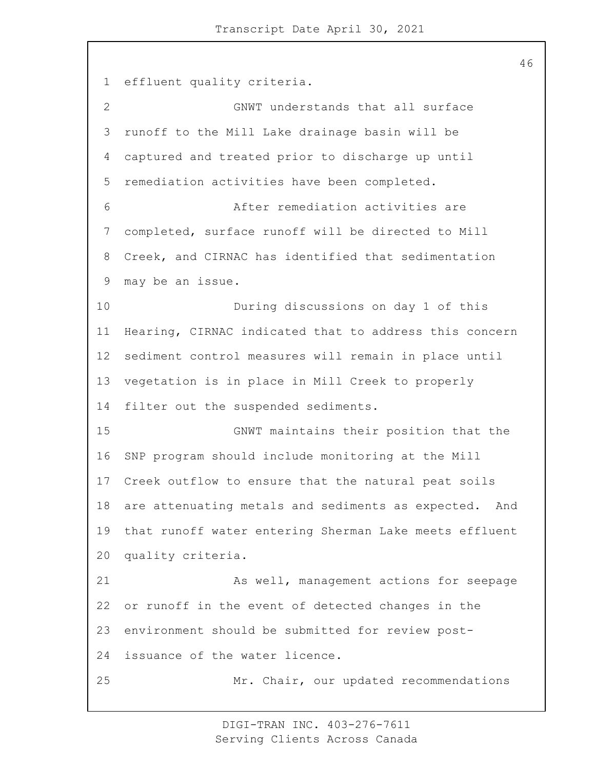effluent quality criteria.

GNWT understands that all surface runoff to the Mill Lake drainage basin will be captured and treated prior to discharge up until remediation activities have been completed.

After remediation activities are completed, surface runoff will be directed to Mill Creek, and CIRNAC has identified that sedimentation may be an issue.

During discussions on day 1 of this Hearing, CIRNAC indicated that to address this concern sediment control measures will remain in place until vegetation is in place in Mill Creek to properly filter out the suspended sediments.

GNWT maintains their position that the SNP program should include monitoring at the Mill Creek outflow to ensure that the natural peat soils are attenuating metals and sediments as expected. And that runoff water entering Sherman Lake meets effluent quality criteria.

As well, management actions for seepage or runoff in the event of detected changes in the environment should be submitted for review post-issuance of the water licence.

Mr. Chair, our updated recommendations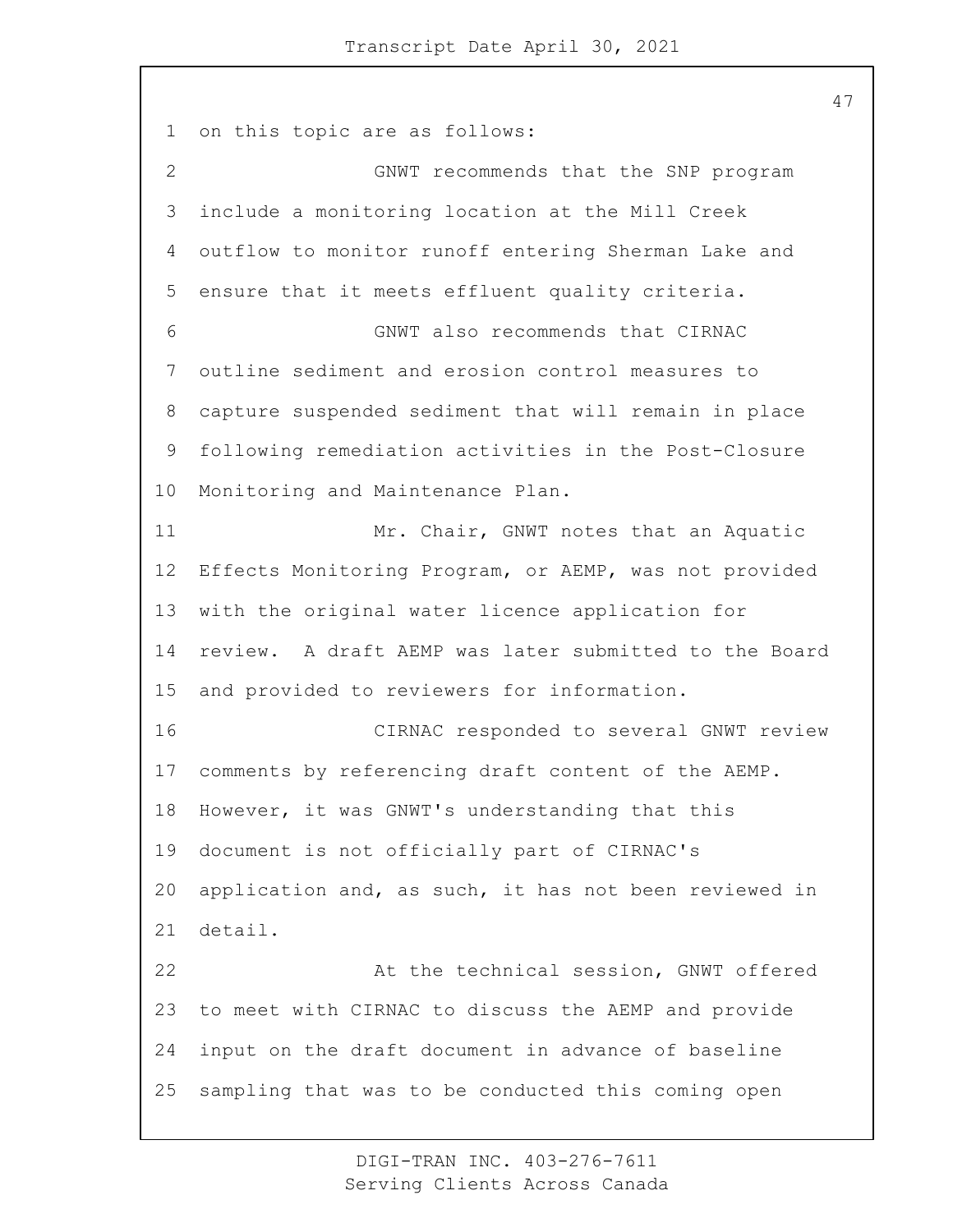on this topic are as follows:

GNWT recommends that the SNP program include a monitoring location at the Mill Creek outflow to monitor runoff entering Sherman Lake and ensure that it meets effluent quality criteria.

GNWT also recommends that CIRNAC outline sediment and erosion control measures to capture suspended sediment that will remain in place following remediation activities in the Post-Closure Monitoring and Maintenance Plan.

Mr. Chair, GNWT notes that an Aquatic Effects Monitoring Program, or AEMP, was not provided with the original water licence application for review. A draft AEMP was later submitted to the Board and provided to reviewers for information.

CIRNAC responded to several GNWT review comments by referencing draft content of the AEMP. However, it was GNWT's understanding that this document is not officially part of CIRNAC's application and, as such, it has not been reviewed in detail.

At the technical session, GNWT offered to meet with CIRNAC to discuss the AEMP and provide input on the draft document in advance of baseline sampling that was to be conducted this coming open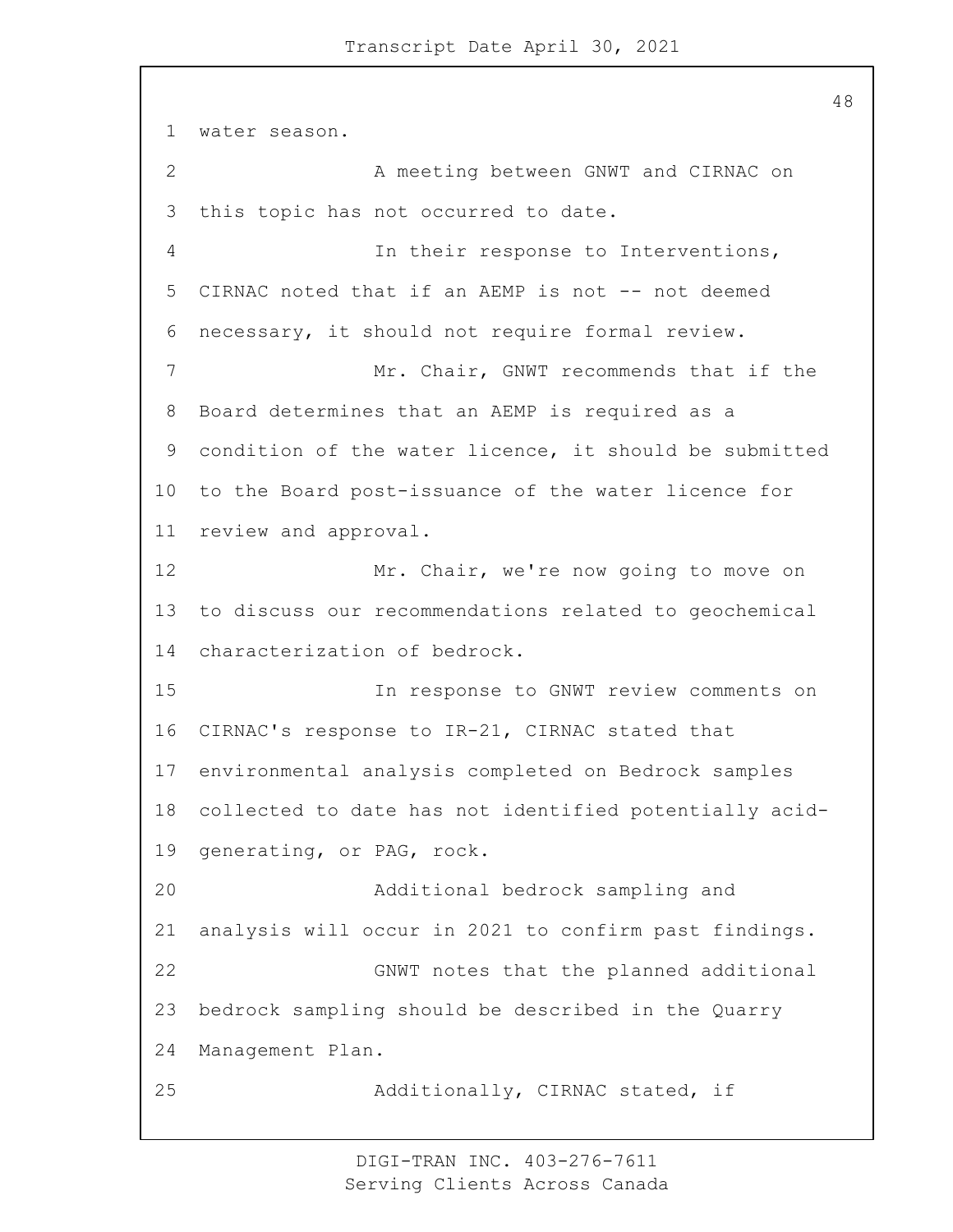water season.

A meeting between GNWT and CIRNAC on this topic has not occurred to date.

In their response to Interventions, CIRNAC noted that if an AEMP is not -- not deemed necessary, it should not require formal review.

Mr. Chair, GNWT recommends that if the Board determines that an AEMP is required as a condition of the water licence, it should be submitted to the Board post-issuance of the water licence for review and approval.

Mr. Chair, we're now going to move on to discuss our recommendations related to geochemical characterization of bedrock.

In response to GNWT review comments on CIRNAC's response to IR-21, CIRNAC stated that environmental analysis completed on Bedrock samples collected to date has not identified potentially acid-generating, or PAG, rock.

Additional bedrock sampling and analysis will occur in 2021 to confirm past findings.

GNWT notes that the planned additional bedrock sampling should be described in the Quarry Management Plan.

Additionally, CIRNAC stated, if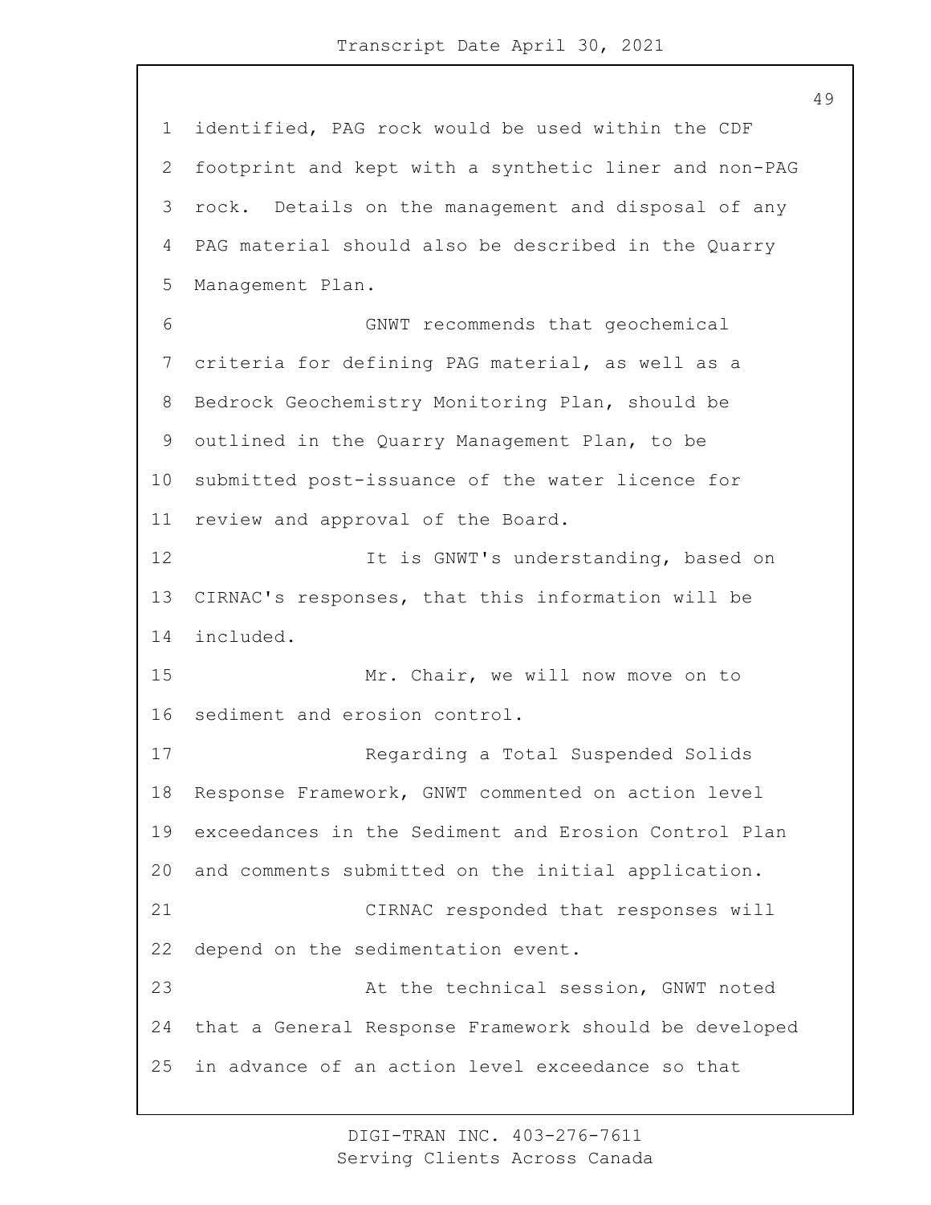identified, PAG rock would be used within the CDF footprint and kept with a synthetic liner and non-PAG rock. Details on the management and disposal of any PAG material should also be described in the Quarry Management Plan.

GNWT recommends that geochemical criteria for defining PAG material, as well as a Bedrock Geochemistry Monitoring Plan, should be outlined in the Quarry Management Plan, to be submitted post-issuance of the water licence for review and approval of the Board.

It is GNWT's understanding, based on CIRNAC's responses, that this information will be included.

Mr. Chair, we will now move on to sediment and erosion control.

Regarding a Total Suspended Solids Response Framework, GNWT commented on action level exceedances in the Sediment and Erosion Control Plan and comments submitted on the initial application.

CIRNAC responded that responses will depend on the sedimentation event.

At the technical session, GNWT noted that a General Response Framework should be developed in advance of an action level exceedance so that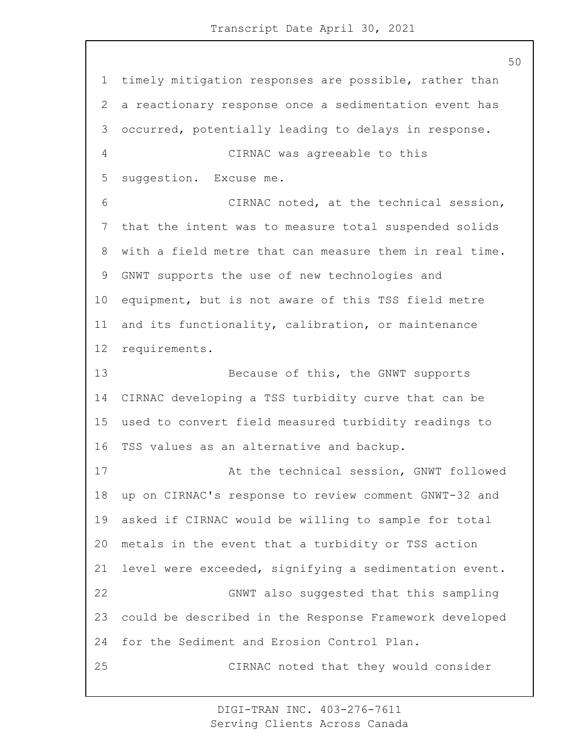timely mitigation responses are possible, rather than a reactionary response once a sedimentation event has occurred, potentially leading to delays in response.

CIRNAC was agreeable to this suggestion. Excuse me.

CIRNAC noted, at the technical session, that the intent was to measure total suspended solids with a field metre that can measure them in real time. GNWT supports the use of new technologies and equipment, but is not aware of this TSS field metre and its functionality, calibration, or maintenance requirements.

Because of this, the GNWT supports CIRNAC developing a TSS turbidity curve that can be used to convert field measured turbidity readings to TSS values as an alternative and backup.

At the technical session, GNWT followed up on CIRNAC's response to review comment GNWT-32 and asked if CIRNAC would be willing to sample for total metals in the event that a turbidity or TSS action level were exceeded, signifying a sedimentation event.

GNWT also suggested that this sampling could be described in the Response Framework developed for the Sediment and Erosion Control Plan.

CIRNAC noted that they would consider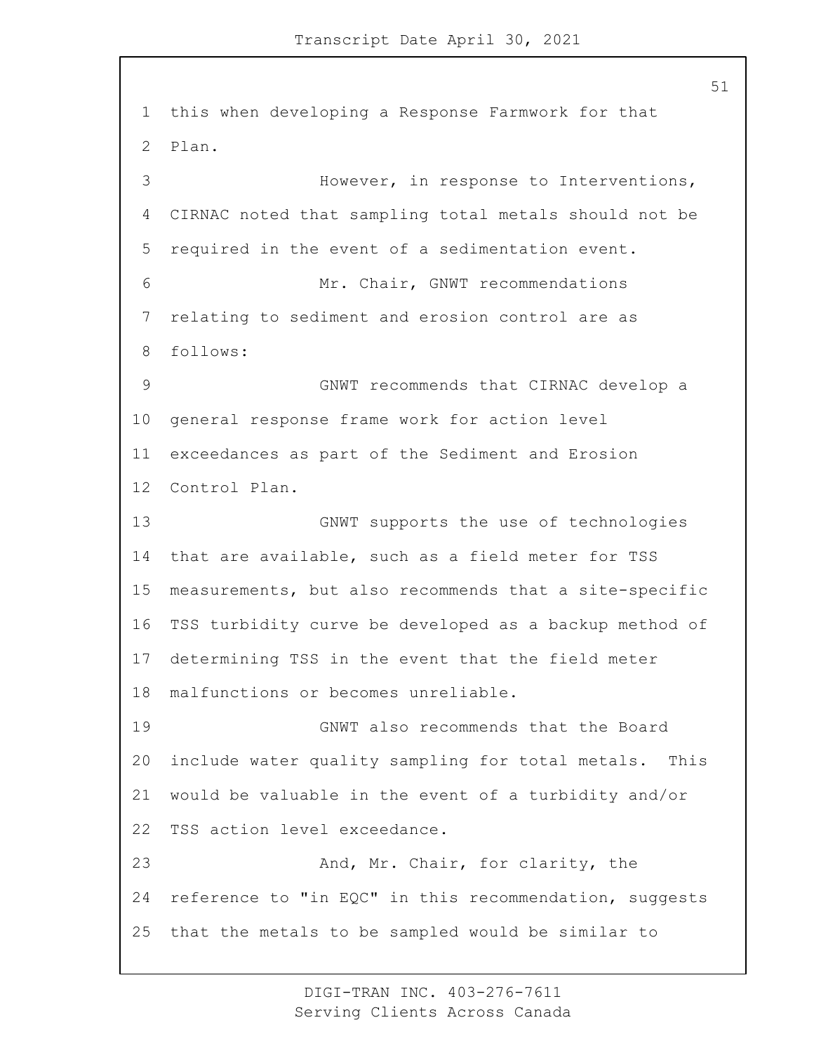this when developing a Response Farmwork for that Plan.

However, in response to Interventions, CIRNAC noted that sampling total metals should not be required in the event of a sedimentation event.

Mr. Chair, GNWT recommendations relating to sediment and erosion control are as follows:

GNWT recommends that CIRNAC develop a general response frame work for action level exceedances as part of the Sediment and Erosion Control Plan.

GNWT supports the use of technologies that are available, such as a field meter for TSS measurements, but also recommends that a site-specific TSS turbidity curve be developed as a backup method of determining TSS in the event that the field meter malfunctions or becomes unreliable.

GNWT also recommends that the Board include water quality sampling for total metals. This would be valuable in the event of a turbidity and/or TSS action level exceedance.

And, Mr. Chair, for clarity, the reference to "in EQC" in this recommendation, suggests that the metals to be sampled would be similar to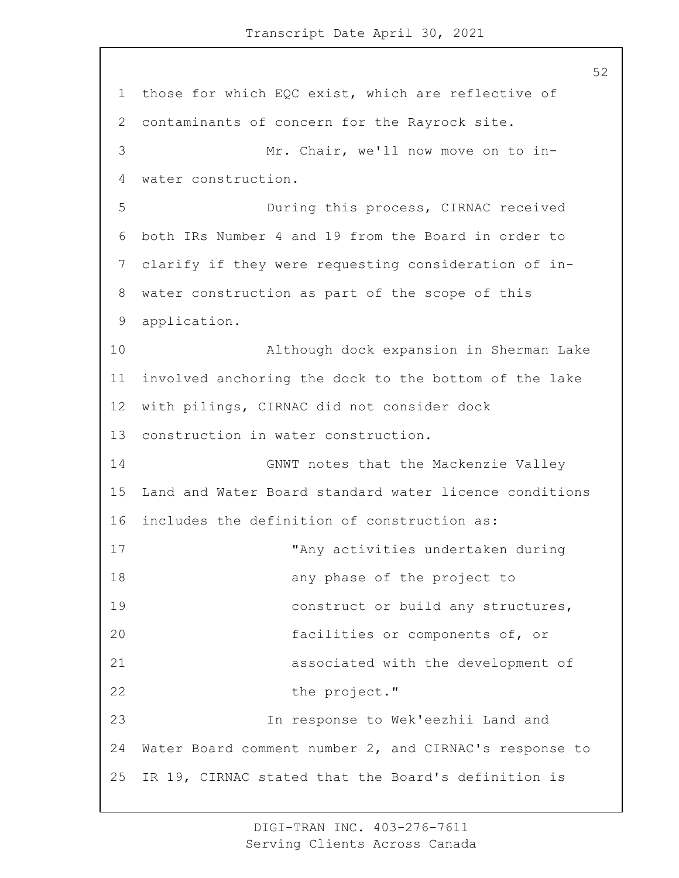those for which EQC exist, which are reflective of contaminants of concern for the Rayrock site.

Mr. Chair, we'll now move on to in-water construction.

During this process, CIRNAC received both IRs Number 4 and 19 from the Board in order to clarify if they were requesting consideration of in-water construction as part of the scope of this application.

Although dock expansion in Sherman Lake involved anchoring the dock to the bottom of the lake with pilings, CIRNAC did not consider dock construction in water construction.

GNWT notes that the Mackenzie Valley Land and Water Board standard water licence conditions includes the definition of construction as:

> "Any activities undertaken during any phase of the project to construct or build any structures, facilities or components of, or associated with the development of the project."

In response to Wek'eezhii Land and Water Board comment number 2, and CIRNAC's response to IR 19, CIRNAC stated that the Board's definition is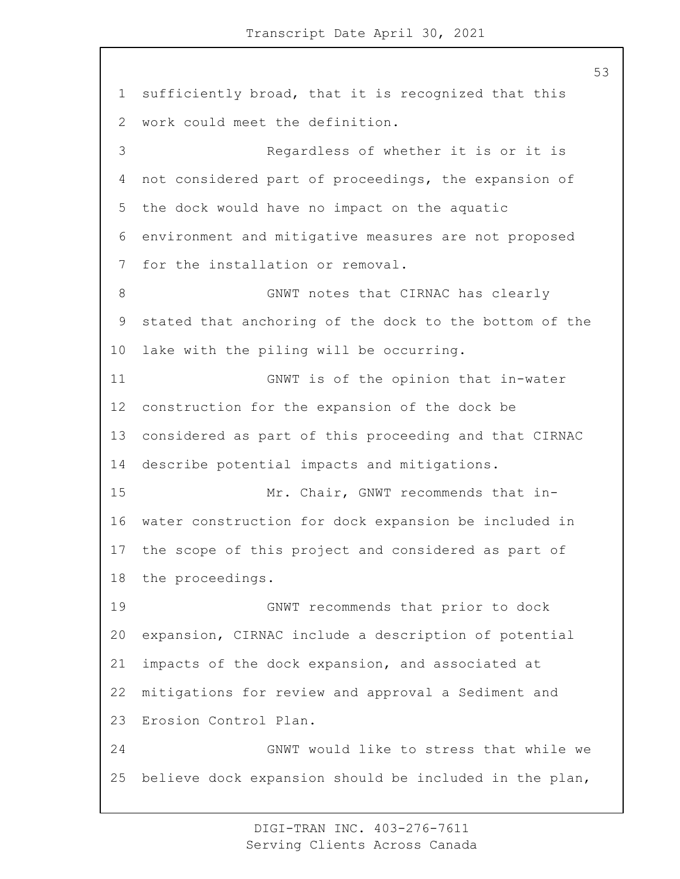sufficiently broad, that it is recognized that this work could meet the definition.

Regardless of whether it is or it is not considered part of proceedings, the expansion of the dock would have no impact on the aquatic environment and mitigative measures are not proposed for the installation or removal.

GNWT notes that CIRNAC has clearly stated that anchoring of the dock to the bottom of the lake with the piling will be occurring.

GNWT is of the opinion that in-water construction for the expansion of the dock be considered as part of this proceeding and that CIRNAC describe potential impacts and mitigations.

Mr. Chair, GNWT recommends that in-water construction for dock expansion be included in the scope of this project and considered as part of the proceedings.

GNWT recommends that prior to dock expansion, CIRNAC include a description of potential impacts of the dock expansion, and associated at mitigations for review and approval a Sediment and Erosion Control Plan.

GNWT would like to stress that while we believe dock expansion should be included in the plan,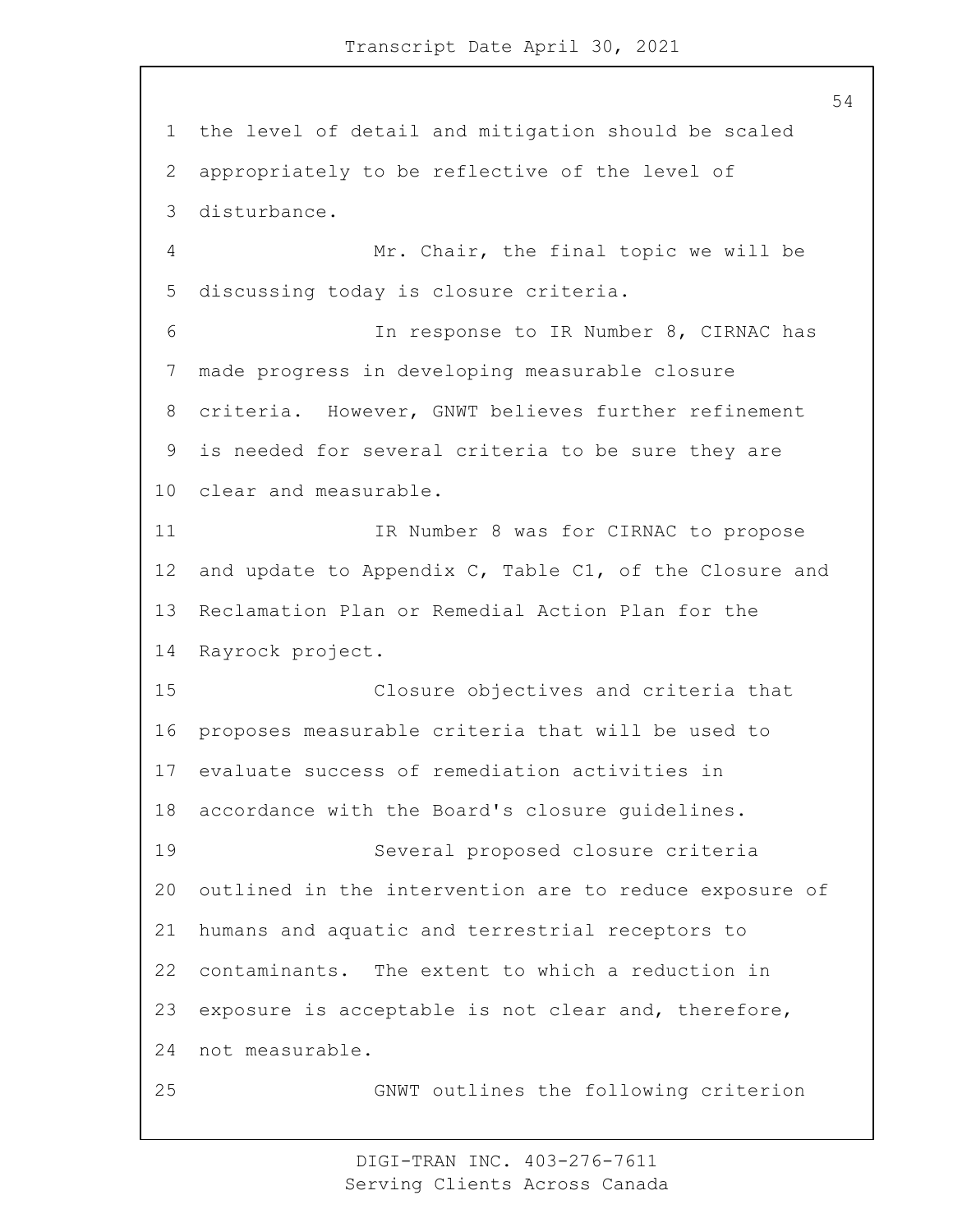the level of detail and mitigation should be scaled appropriately to be reflective of the level of disturbance.

Mr. Chair, the final topic we will be discussing today is closure criteria.

In response to IR Number 8, CIRNAC has made progress in developing measurable closure criteria. However, GNWT believes further refinement is needed for several criteria to be sure they are clear and measurable.

IR Number 8 was for CIRNAC to propose and update to Appendix C, Table C1, of the Closure and Reclamation Plan or Remedial Action Plan for the Rayrock project.

Closure objectives and criteria that proposes measurable criteria that will be used to evaluate success of remediation activities in accordance with the Board's closure guidelines.

Several proposed closure criteria outlined in the intervention are to reduce exposure of humans and aquatic and terrestrial receptors to contaminants. The extent to which a reduction in exposure is acceptable is not clear and, therefore, not measurable.

GNWT outlines the following criterion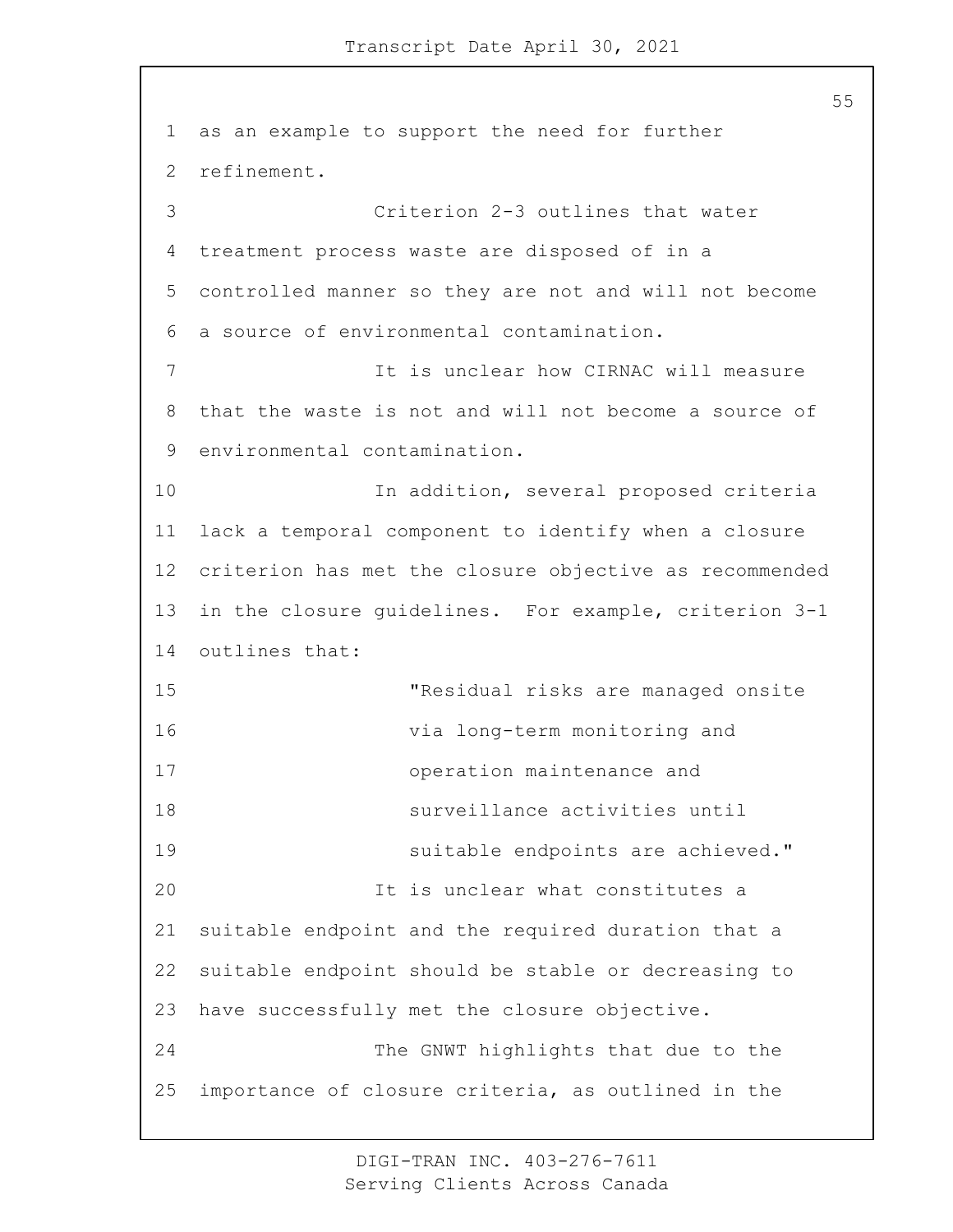as an example to support the need for further refinement.

Criterion 2-3 outlines that water treatment process waste are disposed of in a controlled manner so they are not and will not become a source of environmental contamination.

It is unclear how CIRNAC will measure that the waste is not and will not become a source of environmental contamination.

In addition, several proposed criteria lack a temporal component to identify when a closure criterion has met the closure objective as recommended in the closure guidelines. For example, criterion 3-1 outlines that:

> "Residual risks are managed onsite via long-term monitoring and operation maintenance and surveillance activities until suitable endpoints are achieved."

It is unclear what constitutes a suitable endpoint and the required duration that a suitable endpoint should be stable or decreasing to have successfully met the closure objective.

The GNWT highlights that due to the importance of closure criteria, as outlined in the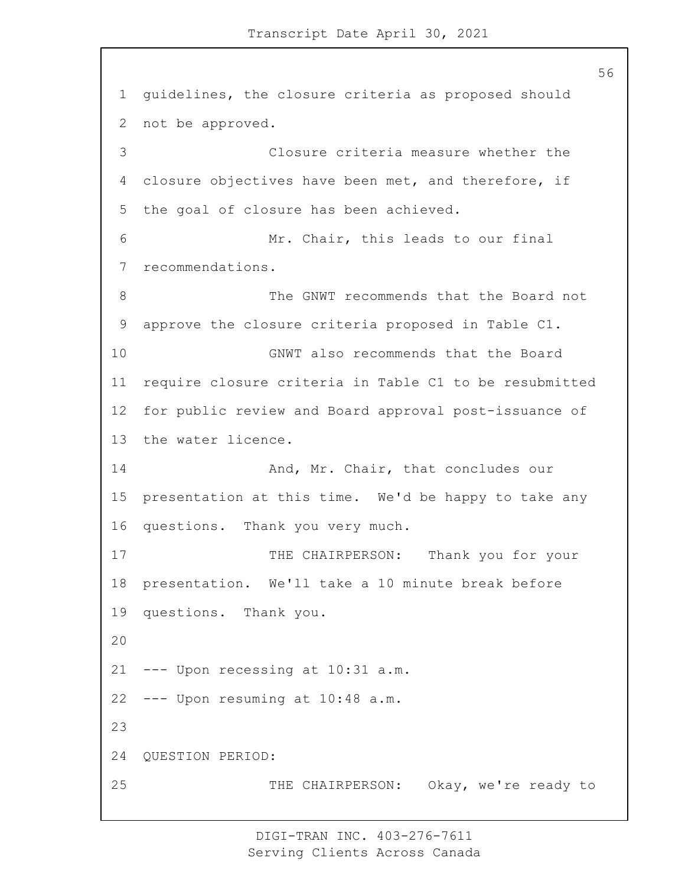guidelines, the closure criteria as proposed should not be approved.

Closure criteria measure whether the closure objectives have been met, and therefore, if the goal of closure has been achieved.

Mr. Chair, this leads to our final recommendations.

The GNWT recommends that the Board not approve the closure criteria proposed in Table C1.

GNWT also recommends that the Board require closure criteria in Table C1 to be resubmitted for public review and Board approval post-issuance of the water licence.

And, Mr. Chair, that concludes our presentation at this time. We'd be happy to take any questions. Thank you very much.

THE CHAIRPERSON: Thank you for your presentation. We'll take a 10 minute break before questions. Thank you.

--- Upon recessing at 10:31 a.m.

--- Upon resuming at 10:48 a.m.

QUESTION PERIOD:

THE CHAIRPERSON: Okay, we're ready to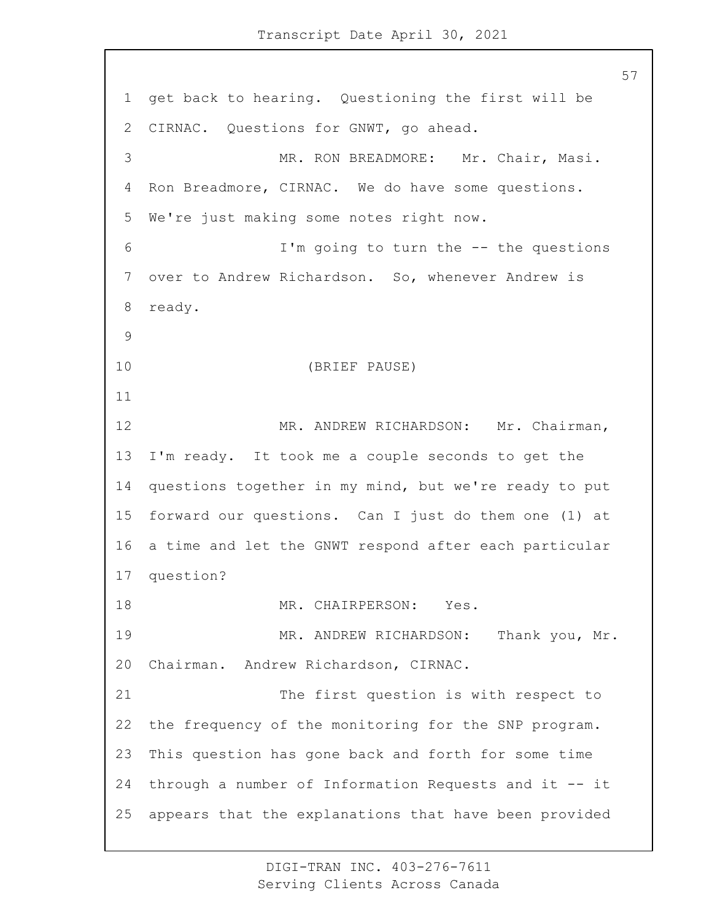get back to hearing. Questioning the first will be CIRNAC. Questions for GNWT, go ahead.

MR. RON BREADMORE: Mr. Chair, Masi. Ron Breadmore, CIRNAC. We do have some questions. We're just making some notes right now.

I'm going to turn the -- the questions over to Andrew Richardson. So, whenever Andrew is ready.

(BRIEF PAUSE)

MR. ANDREW RICHARDSON: Mr. Chairman, I'm ready. It took me a couple seconds to get the questions together in my mind, but we're ready to put forward our questions. Can I just do them one (1) at a time and let the GNWT respond after each particular question?

MR. CHAIRPERSON: Yes.

MR. ANDREW RICHARDSON: Thank you, Mr. Chairman. Andrew Richardson, CIRNAC.

The first question is with respect to the frequency of the monitoring for the SNP program. This question has gone back and forth for some time through a number of Information Requests and it -- it appears that the explanations that have been provided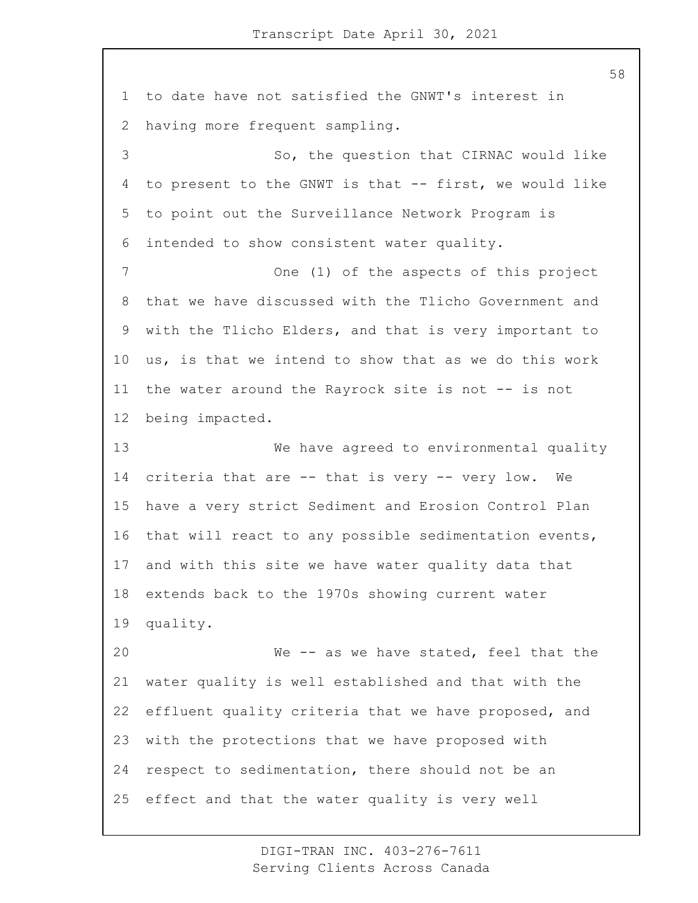to date have not satisfied the GNWT's interest in having more frequent sampling.

So, the question that CIRNAC would like to present to the GNWT is that -- first, we would like to point out the Surveillance Network Program is intended to show consistent water quality.

One (1) of the aspects of this project that we have discussed with the Tlicho Government and with the Tlicho Elders, and that is very important to us, is that we intend to show that as we do this work the water around the Rayrock site is not -- is not being impacted.

We have agreed to environmental quality criteria that are -- that is very -- very low. We have a very strict Sediment and Erosion Control Plan that will react to any possible sedimentation events, and with this site we have water quality data that extends back to the 1970s showing current water quality.

We -- as we have stated, feel that the water quality is well established and that with the effluent quality criteria that we have proposed, and with the protections that we have proposed with respect to sedimentation, there should not be an effect and that the water quality is very well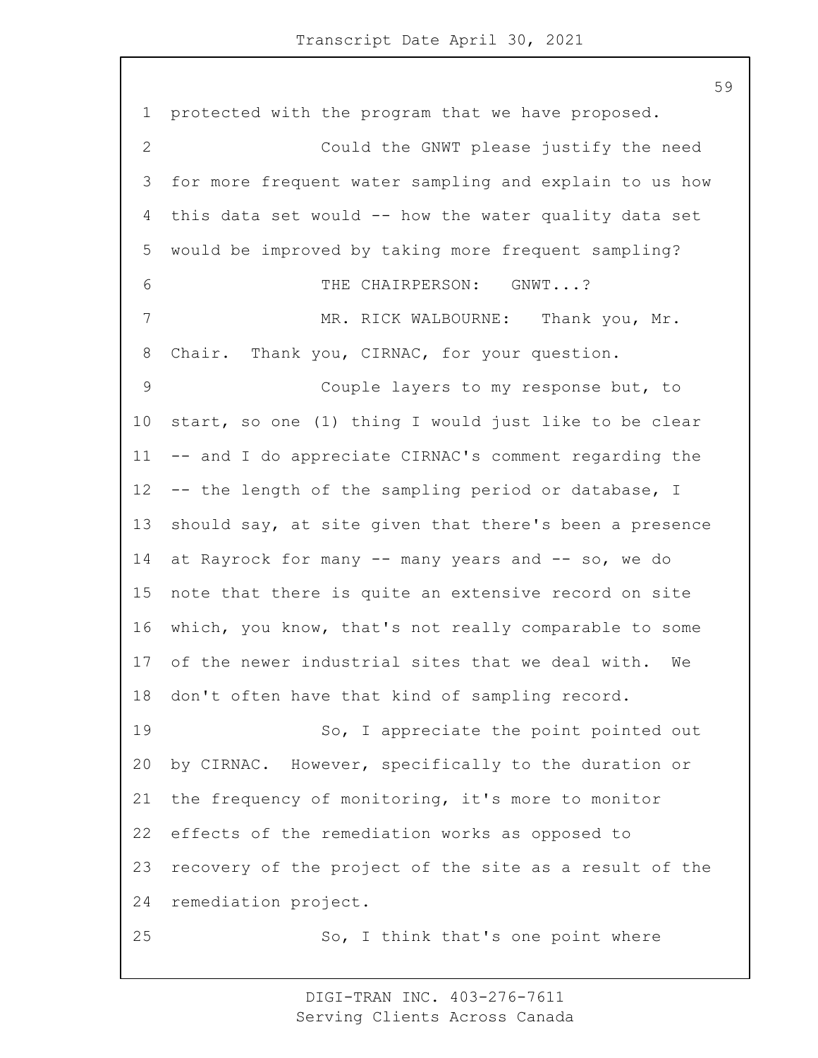protected with the program that we have proposed.

Could the GNWT please justify the need for more frequent water sampling and explain to us how this data set would -- how the water quality data set would be improved by taking more frequent sampling?

THE CHAIRPERSON: GNWT...?

MR. RICK WALBOURNE: Thank you, Mr. Chair. Thank you, CIRNAC, for your question.

Couple layers to my response but, to start, so one (1) thing I would just like to be clear -- and I do appreciate CIRNAC's comment regarding the -- the length of the sampling period or database, I should say, at site given that there's been a presence at Rayrock for many -- many years and -- so, we do note that there is quite an extensive record on site which, you know, that's not really comparable to some of the newer industrial sites that we deal with. We don't often have that kind of sampling record.

So, I appreciate the point pointed out by CIRNAC. However, specifically to the duration or the frequency of monitoring, it's more to monitor effects of the remediation works as opposed to recovery of the project of the site as a result of the remediation project.

So, I think that's one point where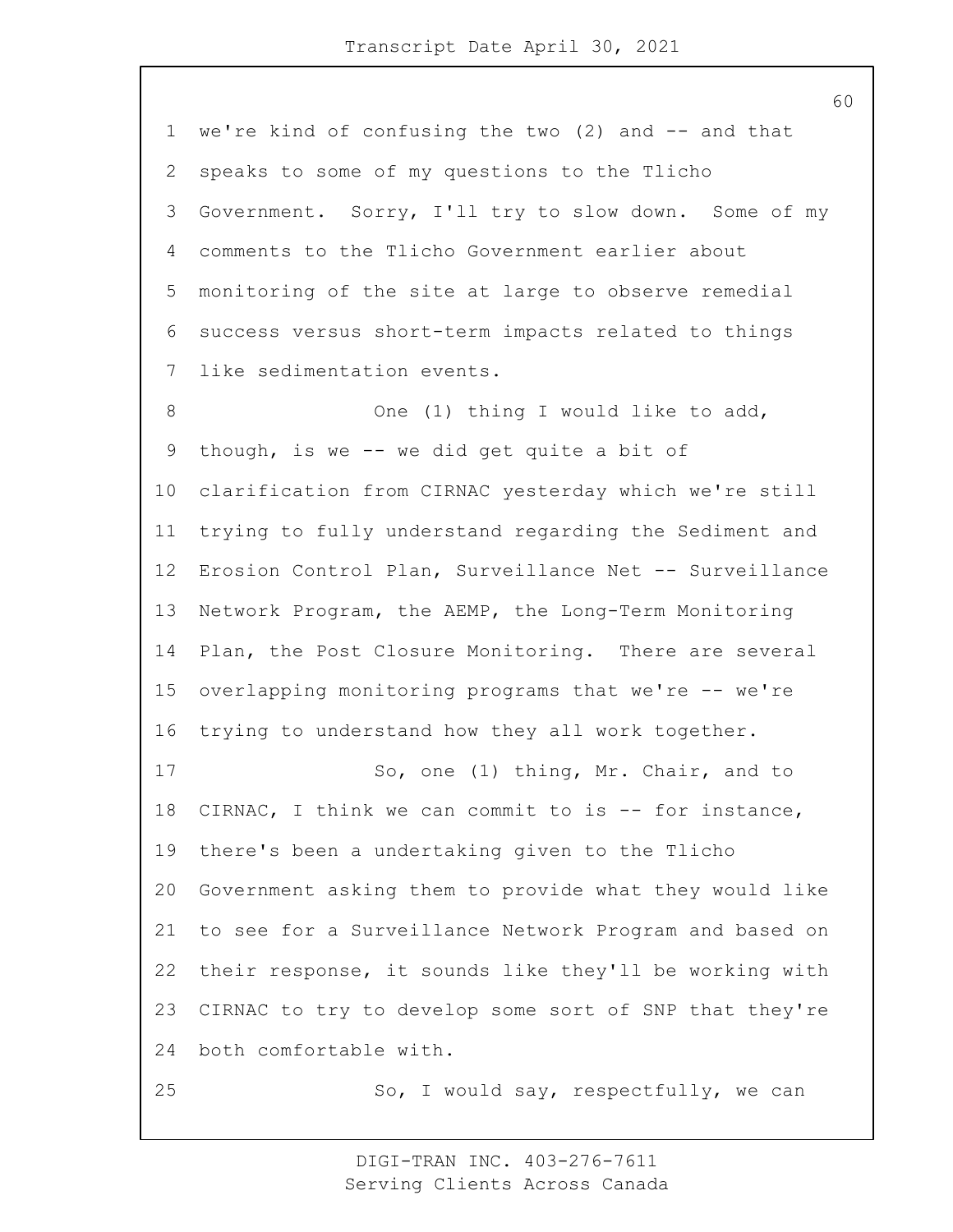we're kind of confusing the two (2) and -- and that speaks to some of my questions to the Tlicho Government. Sorry, I'll try to slow down. Some of my comments to the Tlicho Government earlier about monitoring of the site at large to observe remedial success versus short-term impacts related to things like sedimentation events.

One (1) thing I would like to add, though, is we -- we did get quite a bit of clarification from CIRNAC yesterday which we're still trying to fully understand regarding the Sediment and Erosion Control Plan, Surveillance Net -- Surveillance Network Program, the AEMP, the Long-Term Monitoring Plan, the Post Closure Monitoring. There are several overlapping monitoring programs that we're -- we're trying to understand how they all work together.

So, one (1) thing, Mr. Chair, and to CIRNAC, I think we can commit to is -- for instance, there's been a undertaking given to the Tlicho Government asking them to provide what they would like to see for a Surveillance Network Program and based on their response, it sounds like they'll be working with CIRNAC to try to develop some sort of SNP that they're both comfortable with.

So, I would say, respectfully, we can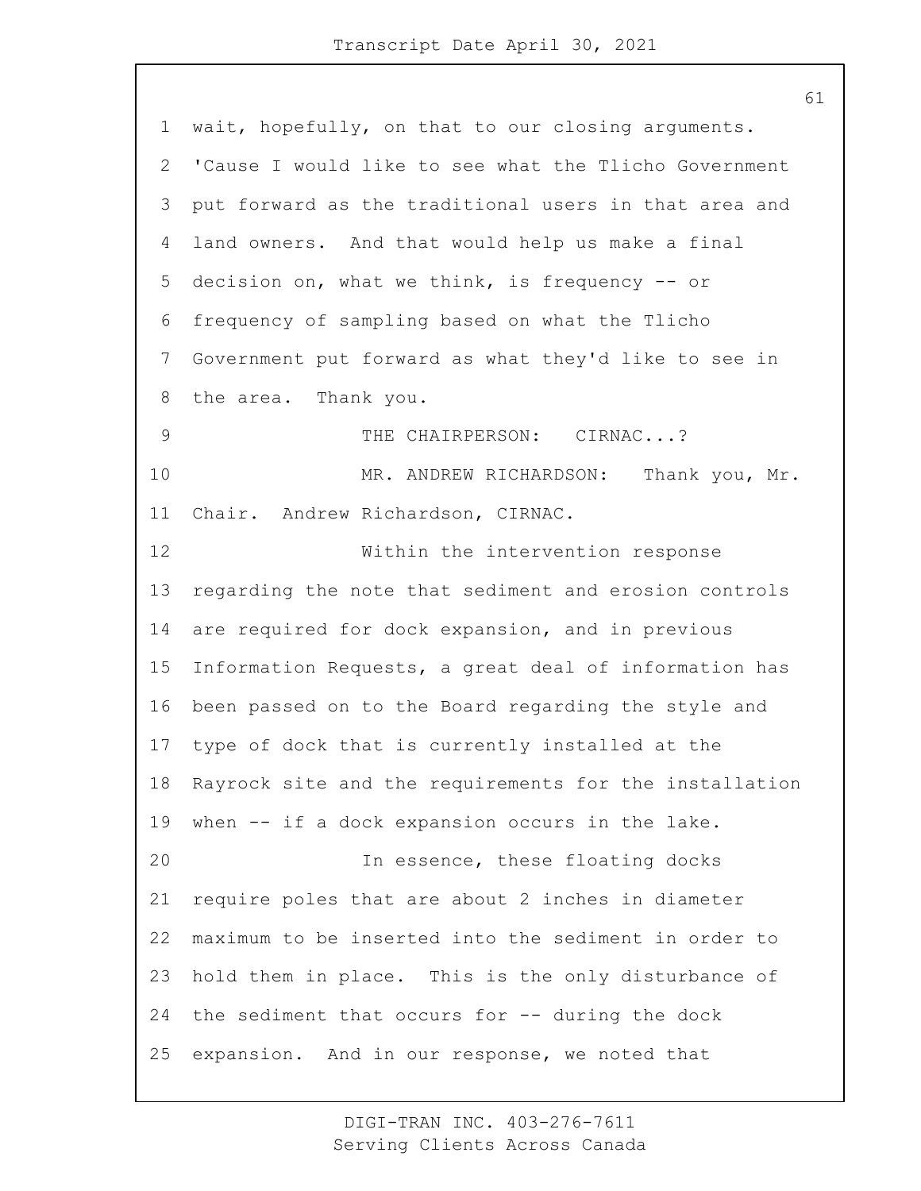wait, hopefully, on that to our closing arguments. 'Cause I would like to see what the Tlicho Government put forward as the traditional users in that area and land owners. And that would help us make a final decision on, what we think, is frequency -- or frequency of sampling based on what the Tlicho Government put forward as what they'd like to see in the area. Thank you.

THE CHAIRPERSON: CIRNAC...?

MR. ANDREW RICHARDSON: Thank you, Mr. Chair. Andrew Richardson, CIRNAC.

Within the intervention response regarding the note that sediment and erosion controls are required for dock expansion, and in previous Information Requests, a great deal of information has been passed on to the Board regarding the style and type of dock that is currently installed at the Rayrock site and the requirements for the installation when -- if a dock expansion occurs in the lake.

In essence, these floating docks require poles that are about 2 inches in diameter maximum to be inserted into the sediment in order to hold them in place. This is the only disturbance of the sediment that occurs for -- during the dock expansion. And in our response, we noted that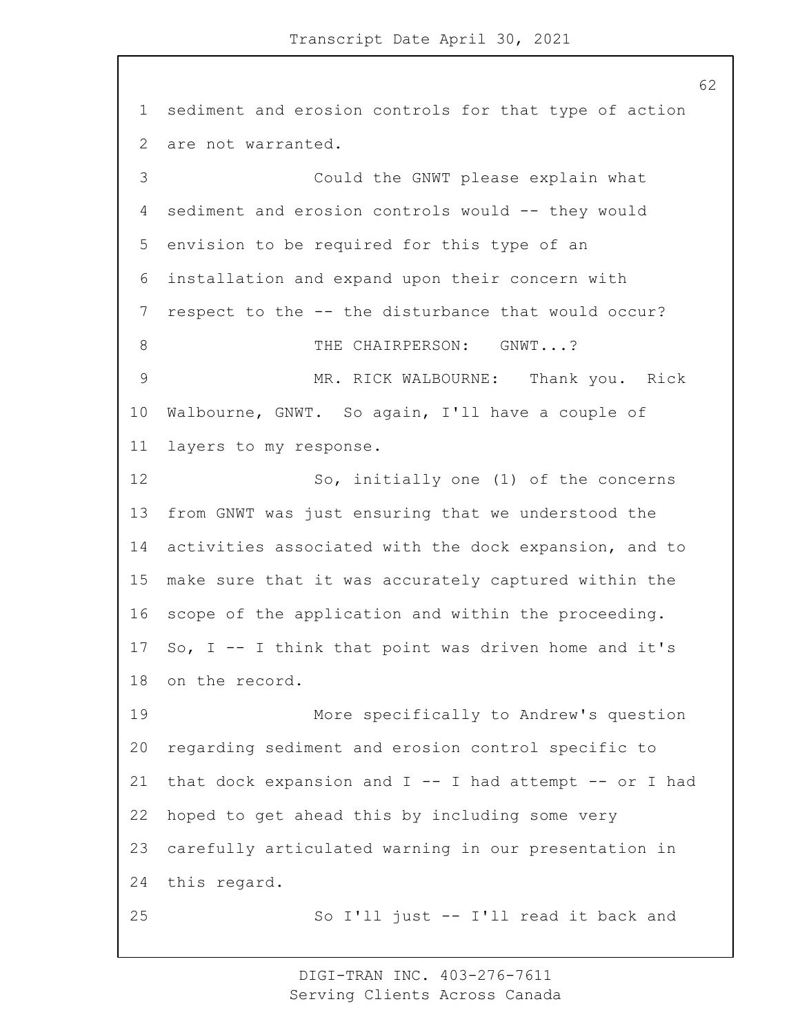sediment and erosion controls for that type of action are not warranted.

Could the GNWT please explain what sediment and erosion controls would -- they would envision to be required for this type of an installation and expand upon their concern with respect to the -- the disturbance that would occur?

THE CHAIRPERSON: GNWT...?

MR. RICK WALBOURNE: Thank you. Rick Walbourne, GNWT. So again, I'll have a couple of layers to my response.

So, initially one (1) of the concerns from GNWT was just ensuring that we understood the activities associated with the dock expansion, and to make sure that it was accurately captured within the scope of the application and within the proceeding. So, I -- I think that point was driven home and it's on the record.

More specifically to Andrew's question regarding sediment and erosion control specific to that dock expansion and I -- I had attempt -- or I had hoped to get ahead this by including some very carefully articulated warning in our presentation in this regard.

So I'll just -- I'll read it back and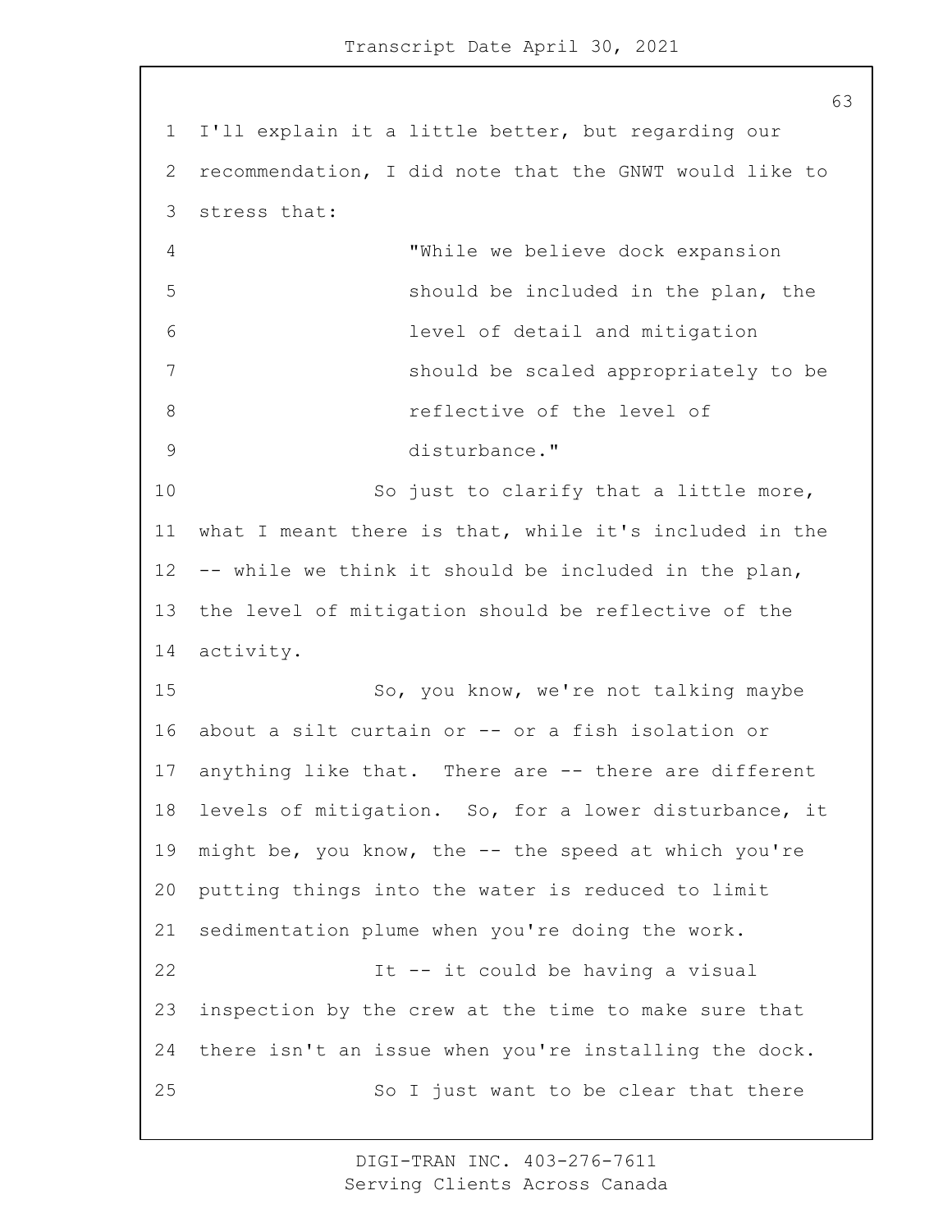I'll explain it a little better, but regarding our recommendation, I did note that the GNWT would like to stress that:

> "While we believe dock expansion should be included in the plan, the level of detail and mitigation should be scaled appropriately to be reflective of the level of disturbance."

So just to clarify that a little more, what I meant there is that, while it's included in the -- while we think it should be included in the plan, the level of mitigation should be reflective of the activity.

So, you know, we're not talking maybe about a silt curtain or -- or a fish isolation or anything like that. There are -- there are different levels of mitigation. So, for a lower disturbance, it might be, you know, the -- the speed at which you're putting things into the water is reduced to limit sedimentation plume when you're doing the work.

It -- it could be having a visual inspection by the crew at the time to make sure that there isn't an issue when you're installing the dock.

So I just want to be clear that there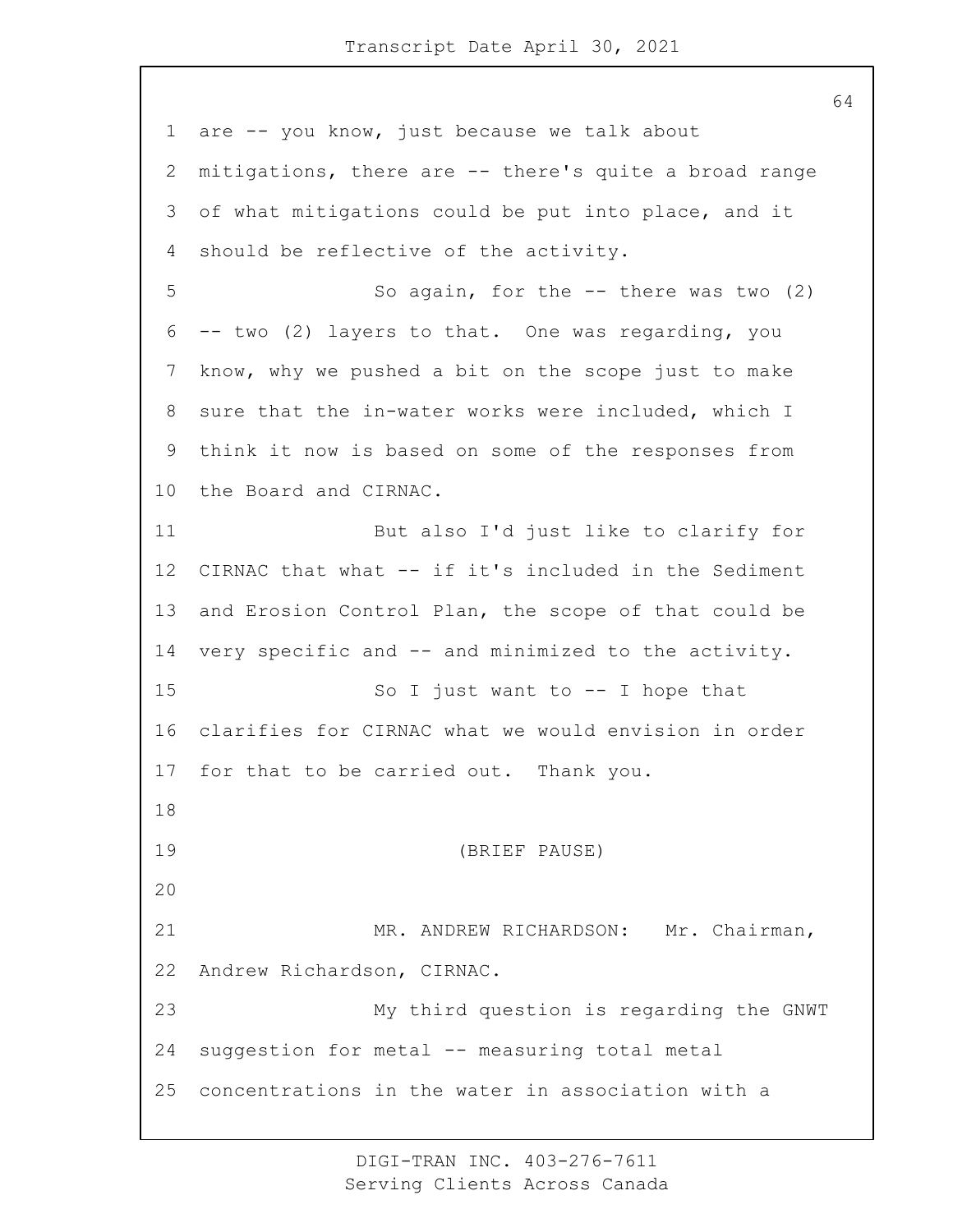are -- you know, just because we talk about mitigations, there are -- there's quite a broad range of what mitigations could be put into place, and it should be reflective of the activity.

So again, for the -- there was two (2) -- two (2) layers to that. One was regarding, you know, why we pushed a bit on the scope just to make sure that the in-water works were included, which I think it now is based on some of the responses from the Board and CIRNAC.

But also I'd just like to clarify for CIRNAC that what -- if it's included in the Sediment and Erosion Control Plan, the scope of that could be very specific and -- and minimized to the activity.

So I just want to -- I hope that clarifies for CIRNAC what we would envision in order for that to be carried out. Thank you.

(BRIEF PAUSE)

MR. ANDREW RICHARDSON: Mr. Chairman, Andrew Richardson, CIRNAC.

My third question is regarding the GNWT suggestion for metal -- measuring total metal concentrations in the water in association with a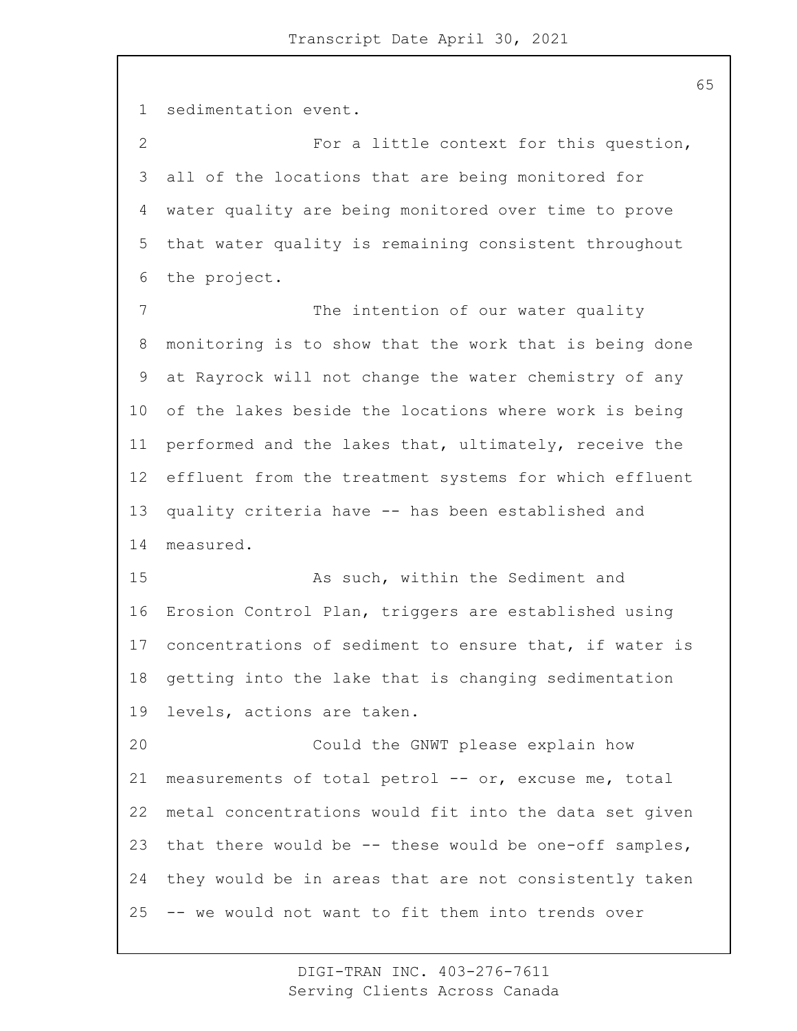sedimentation event.

For a little context for this question, all of the locations that are being monitored for water quality are being monitored over time to prove that water quality is remaining consistent throughout the project.

The intention of our water quality monitoring is to show that the work that is being done at Rayrock will not change the water chemistry of any of the lakes beside the locations where work is being performed and the lakes that, ultimately, receive the effluent from the treatment systems for which effluent quality criteria have -- has been established and measured.

As such, within the Sediment and Erosion Control Plan, triggers are established using concentrations of sediment to ensure that, if water is getting into the lake that is changing sedimentation levels, actions are taken.

Could the GNWT please explain how measurements of total petrol -- or, excuse me, total metal concentrations would fit into the data set given that there would be -- these would be one-off samples, they would be in areas that are not consistently taken -- we would not want to fit them into trends over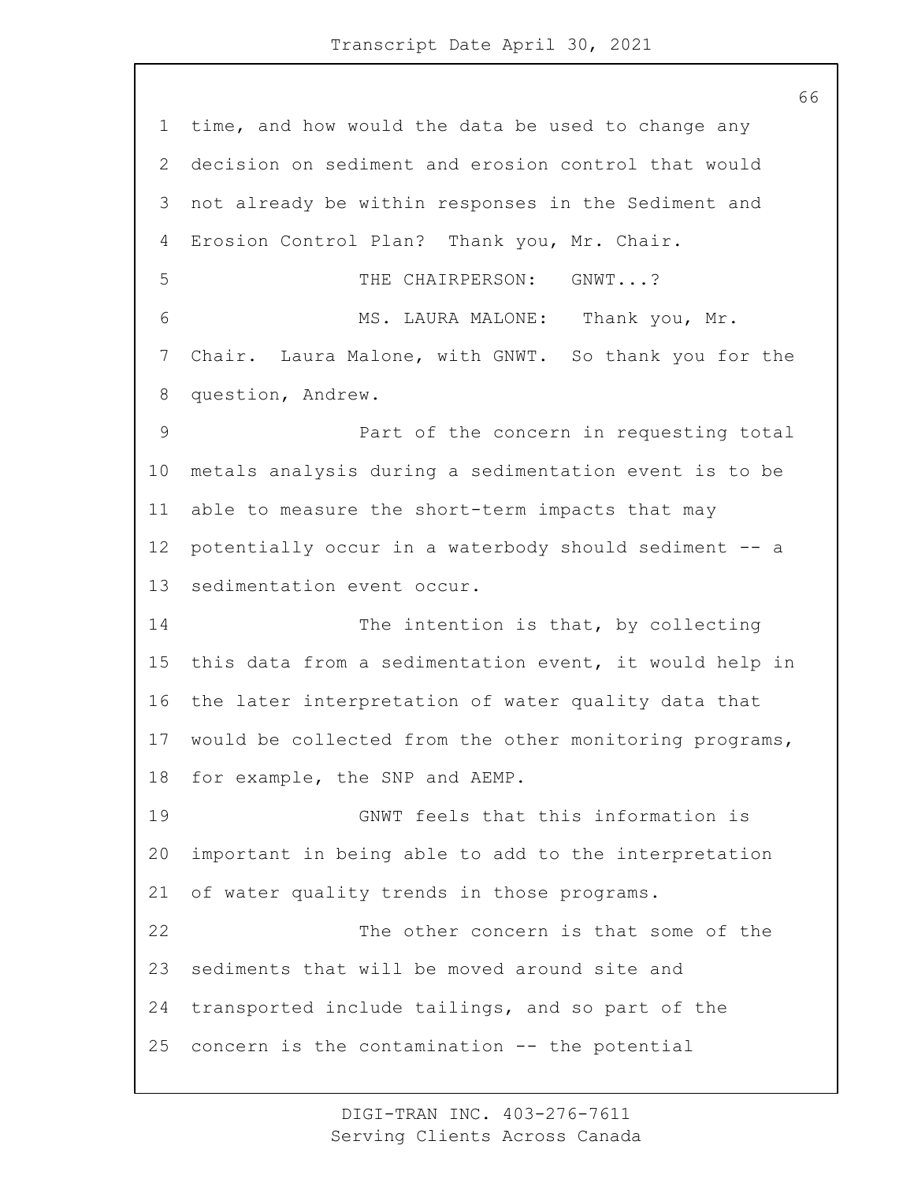time, and how would the data be used to change any decision on sediment and erosion control that would not already be within responses in the Sediment and Erosion Control Plan? Thank you, Mr. Chair.

THE CHAIRPERSON: GNWT...?

MS. LAURA MALONE: Thank you, Mr. Chair. Laura Malone, with GNWT. So thank you for the question, Andrew.

Part of the concern in requesting total metals analysis during a sedimentation event is to be able to measure the short-term impacts that may potentially occur in a waterbody should sediment -- a sedimentation event occur.

The intention is that, by collecting this data from a sedimentation event, it would help in the later interpretation of water quality data that would be collected from the other monitoring programs, for example, the SNP and AEMP.

GNWT feels that this information is important in being able to add to the interpretation of water quality trends in those programs.

The other concern is that some of the sediments that will be moved around site and transported include tailings, and so part of the concern is the contamination -- the potential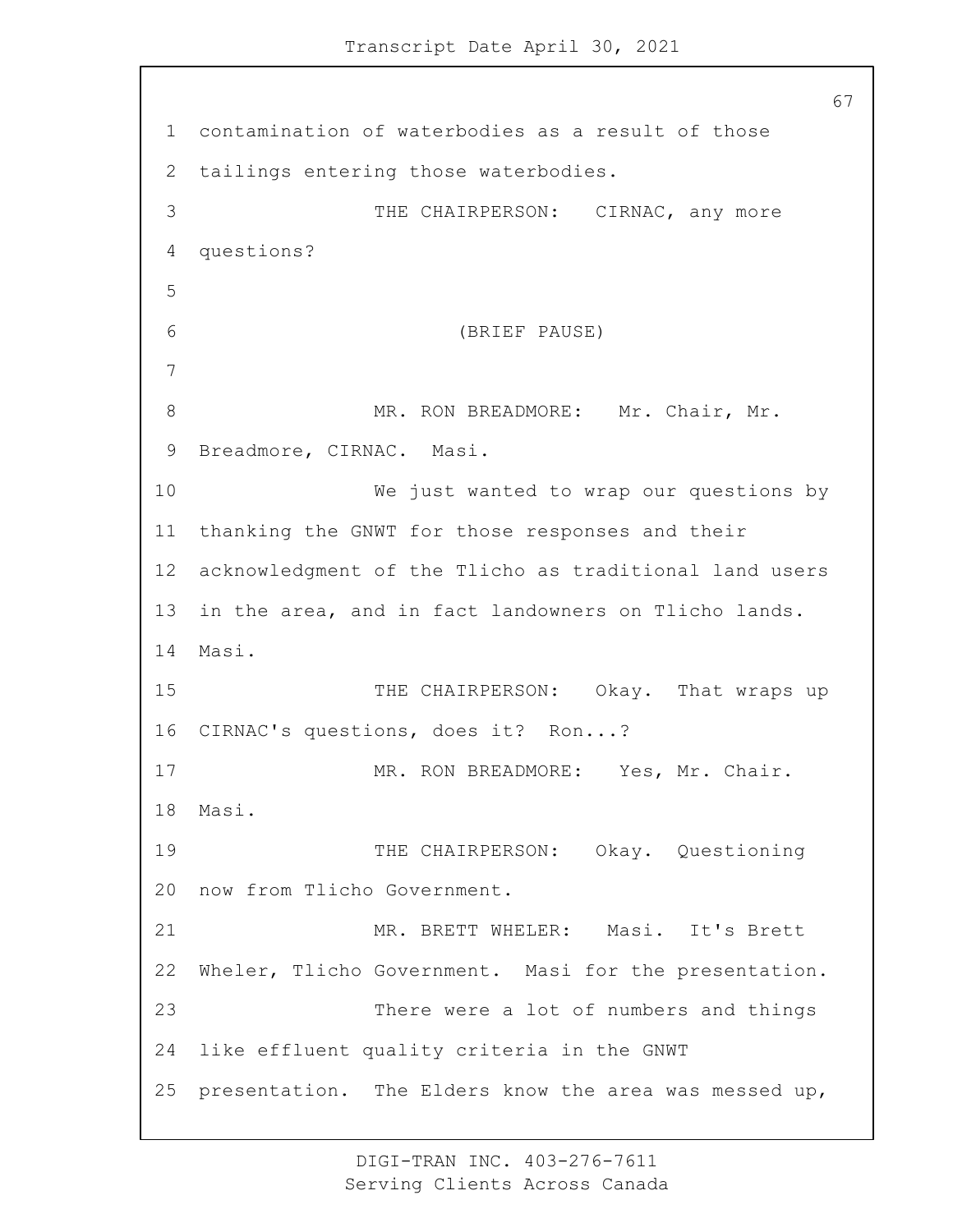contamination of waterbodies as a result of those tailings entering those waterbodies.

THE CHAIRPERSON: CIRNAC, any more questions?

(BRIEF PAUSE)

MR. RON BREADMORE: Mr. Chair, Mr. Breadmore, CIRNAC. Masi.

We just wanted to wrap our questions by thanking the GNWT for those responses and their acknowledgment of the Tlicho as traditional land users in the area, and in fact landowners on Tlicho lands. Masi.

THE CHAIRPERSON: Okay. That wraps up CIRNAC's questions, does it? Ron...?

MR. RON BREADMORE: Yes, Mr. Chair. Masi.

THE CHAIRPERSON: Okay. Questioning now from Tlicho Government.

MR. BRETT WHELER: Masi. It's Brett Wheler, Tlicho Government. Masi for the presentation.

There were a lot of numbers and things like effluent quality criteria in the GNWT presentation. The Elders know the area was messed up,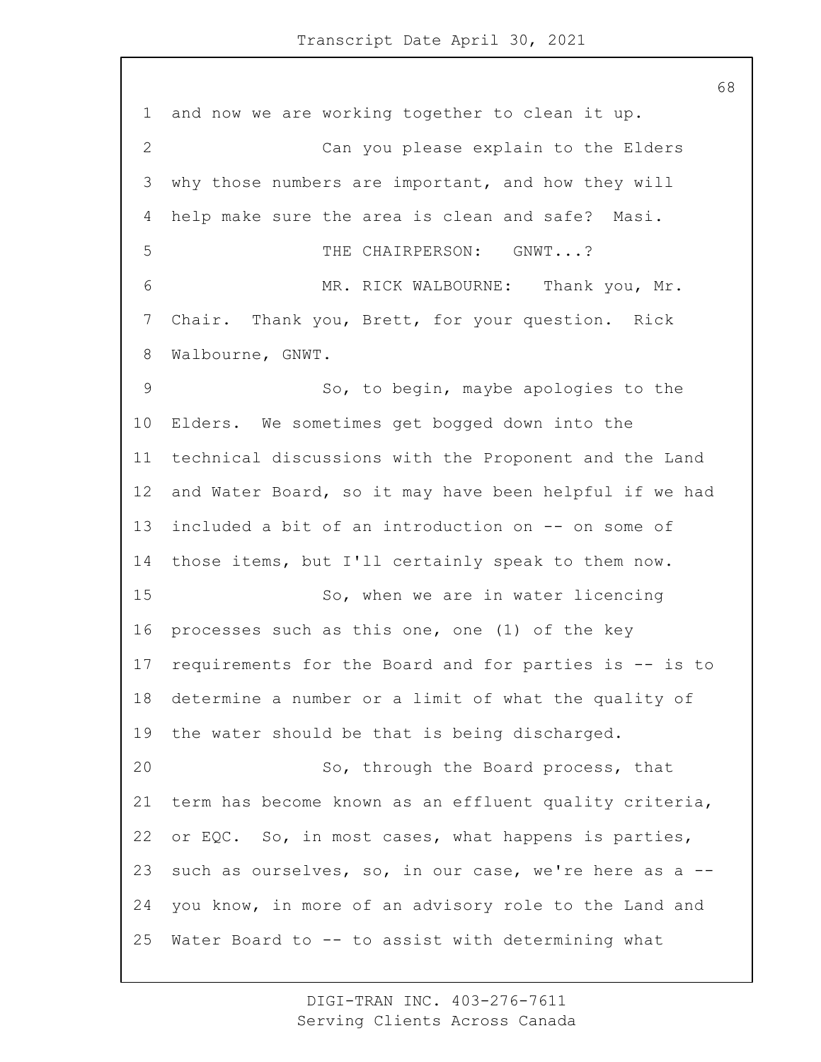and now we are working together to clean it up.

Can you please explain to the Elders why those numbers are important, and how they will help make sure the area is clean and safe? Masi.

THE CHAIRPERSON: GNWT...?

MR. RICK WALBOURNE: Thank you, Mr. Chair. Thank you, Brett, for your question. Rick Walbourne, GNWT.

So, to begin, maybe apologies to the Elders. We sometimes get bogged down into the technical discussions with the Proponent and the Land and Water Board, so it may have been helpful if we had included a bit of an introduction on -- on some of those items, but I'll certainly speak to them now.

So, when we are in water licencing processes such as this one, one (1) of the key requirements for the Board and for parties is -- is to determine a number or a limit of what the quality of the water should be that is being discharged.

So, through the Board process, that term has become known as an effluent quality criteria, or EQC. So, in most cases, what happens is parties, such as ourselves, so, in our case, we're here as a -- you know, in more of an advisory role to the Land and Water Board to -- to assist with determining what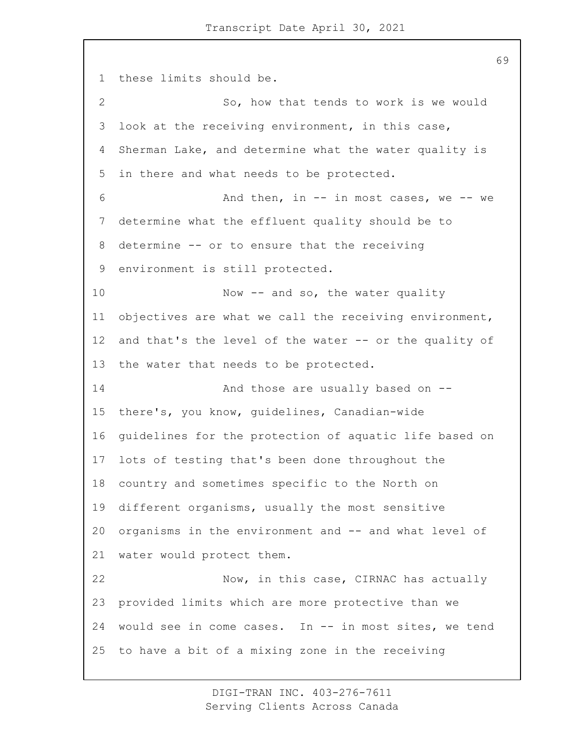these limits should be.

So, how that tends to work is we would look at the receiving environment, in this case, Sherman Lake, and determine what the water quality is in there and what needs to be protected.

And then, in -- in most cases, we -- we determine what the effluent quality should be to determine -- or to ensure that the receiving environment is still protected.

Now -- and so, the water quality objectives are what we call the receiving environment, and that's the level of the water -- or the quality of the water that needs to be protected.

And those are usually based on -- there's, you know, guidelines, Canadian-wide guidelines for the protection of aquatic life based on lots of testing that's been done throughout the country and sometimes specific to the North on different organisms, usually the most sensitive organisms in the environment and -- and what level of water would protect them.

Now, in this case, CIRNAC has actually provided limits which are more protective than we would see in come cases. In -- in most sites, we tend to have a bit of a mixing zone in the receiving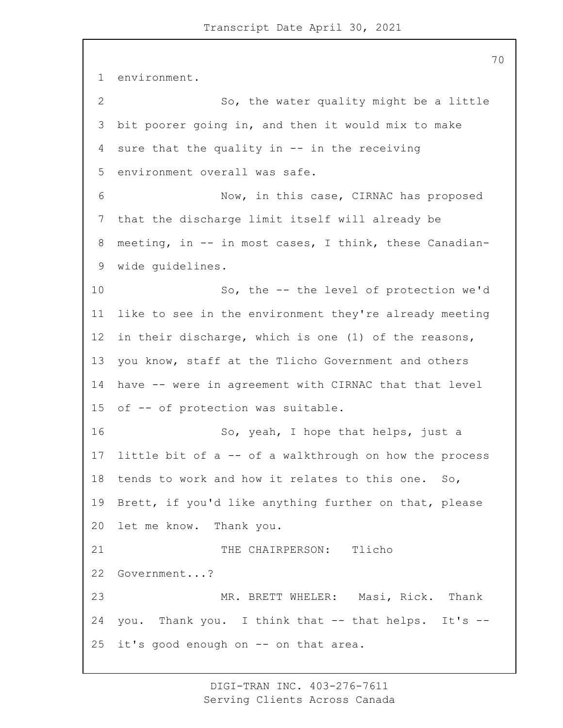environment.

So, the water quality might be a little bit poorer going in, and then it would mix to make sure that the quality in -- in the receiving environment overall was safe.

Now, in this case, CIRNAC has proposed that the discharge limit itself will already be meeting, in -- in most cases, I think, these Canadian-wide guidelines.

So, the -- the level of protection we'd like to see in the environment they're already meeting in their discharge, which is one (1) of the reasons, you know, staff at the Tlicho Government and others have -- were in agreement with CIRNAC that that level of -- of protection was suitable.

So, yeah, I hope that helps, just a little bit of a -- of a walkthrough on how the process tends to work and how it relates to this one. So, Brett, if you'd like anything further on that, please let me know. Thank you.

THE CHAIRPERSON: Tlicho Government...?

MR. BRETT WHELER: Masi, Rick. Thank you. Thank you. I think that -- that helps. It's -- it's good enough on -- on that area.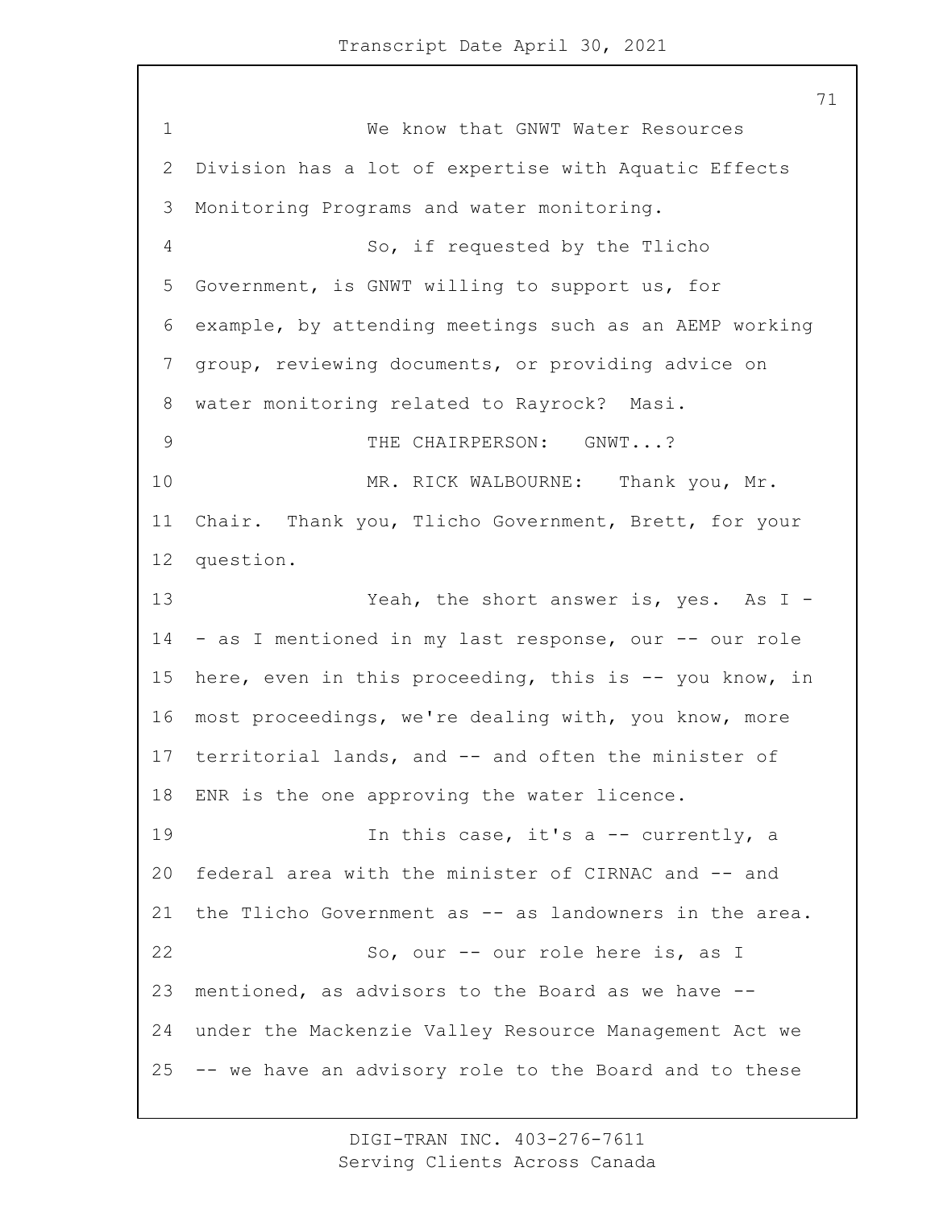We know that GNWT Water Resources Division has a lot of expertise with Aquatic Effects Monitoring Programs and water monitoring.

So, if requested by the Tlicho Government, is GNWT willing to support us, for example, by attending meetings such as an AEMP working group, reviewing documents, or providing advice on water monitoring related to Rayrock? Masi.

THE CHAIRPERSON: GNWT...?

MR. RICK WALBOURNE: Thank you, Mr. Chair. Thank you, Tlicho Government, Brett, for your question.

Yeah, the short answer is, yes. As I -- as I mentioned in my last response, our -- our role here, even in this proceeding, this is -- you know, in most proceedings, we're dealing with, you know, more territorial lands, and -- and often the minister of ENR is the one approving the water licence.

In this case, it's a -- currently, a federal area with the minister of CIRNAC and -- and the Tlicho Government as -- as landowners in the area.

So, our -- our role here is, as I mentioned, as advisors to the Board as we have -- under the Mackenzie Valley Resource Management Act we -- we have an advisory role to the Board and to these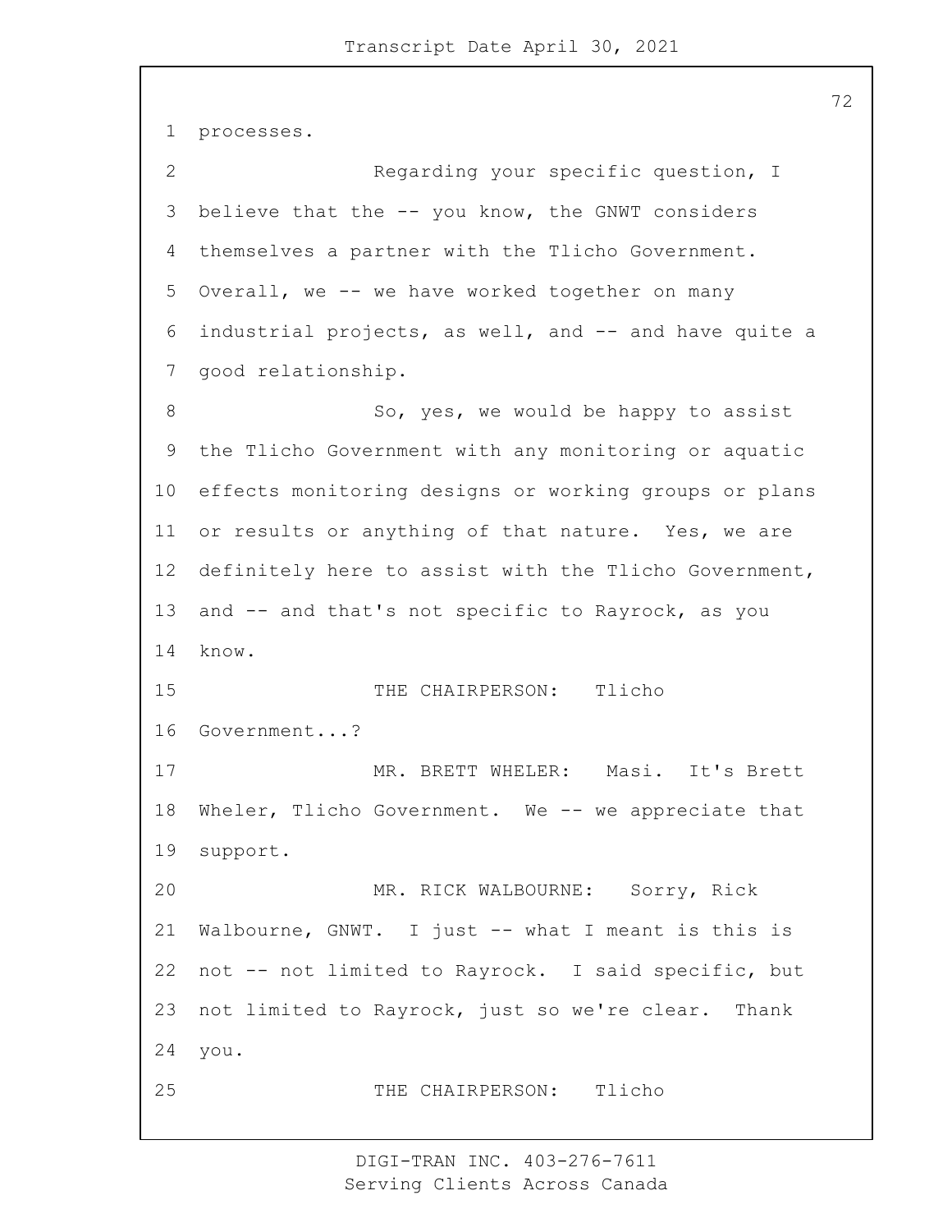processes.

Regarding your specific question, I believe that the -- you know, the GNWT considers themselves a partner with the Tlicho Government. Overall, we -- we have worked together on many industrial projects, as well, and -- and have quite a good relationship.

So, yes, we would be happy to assist the Tlicho Government with any monitoring or aquatic effects monitoring designs or working groups or plans or results or anything of that nature. Yes, we are definitely here to assist with the Tlicho Government, and -- and that's not specific to Rayrock, as you know.

THE CHAIRPERSON: Tlicho Government...?

MR. BRETT WHELER: Masi. It's Brett Wheler, Tlicho Government. We -- we appreciate that support.

MR. RICK WALBOURNE: Sorry, Rick Walbourne, GNWT. I just -- what I meant is this is not -- not limited to Rayrock. I said specific, but not limited to Rayrock, just so we're clear. Thank you.

THE CHAIRPERSON: Tlicho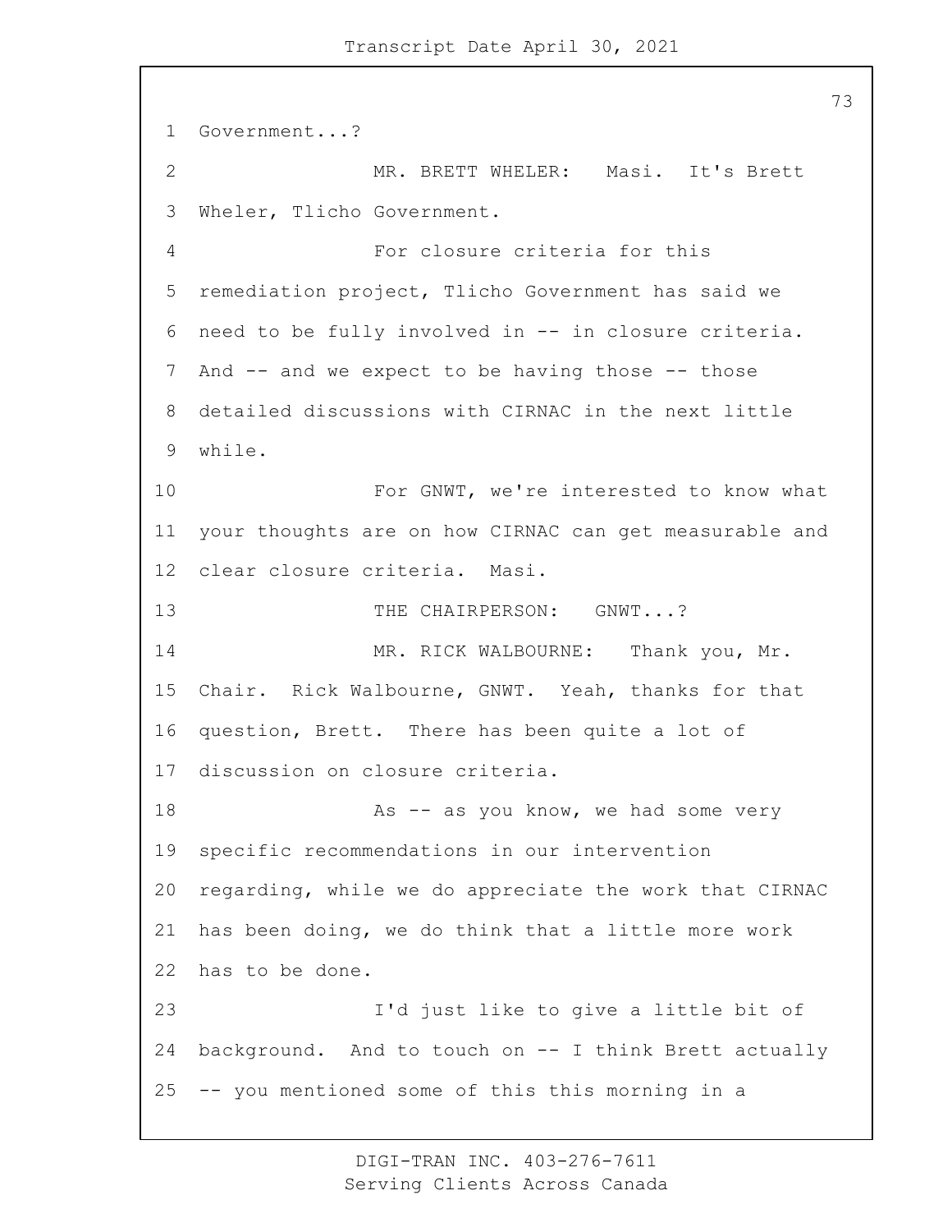Government...?

MR. BRETT WHELER: Masi. It's Brett Wheler, Tlicho Government.

For closure criteria for this remediation project, Tlicho Government has said we need to be fully involved in -- in closure criteria. And -- and we expect to be having those -- those detailed discussions with CIRNAC in the next little while.

For GNWT, we're interested to know what your thoughts are on how CIRNAC can get measurable and clear closure criteria. Masi.

THE CHAIRPERSON: GNWT...?

MR. RICK WALBOURNE: Thank you, Mr. Chair. Rick Walbourne, GNWT. Yeah, thanks for that question, Brett. There has been quite a lot of discussion on closure criteria.

As -- as you know, we had some very specific recommendations in our intervention regarding, while we do appreciate the work that CIRNAC has been doing, we do think that a little more work has to be done.

I'd just like to give a little bit of background. And to touch on -- I think Brett actually -- you mentioned some of this this morning in a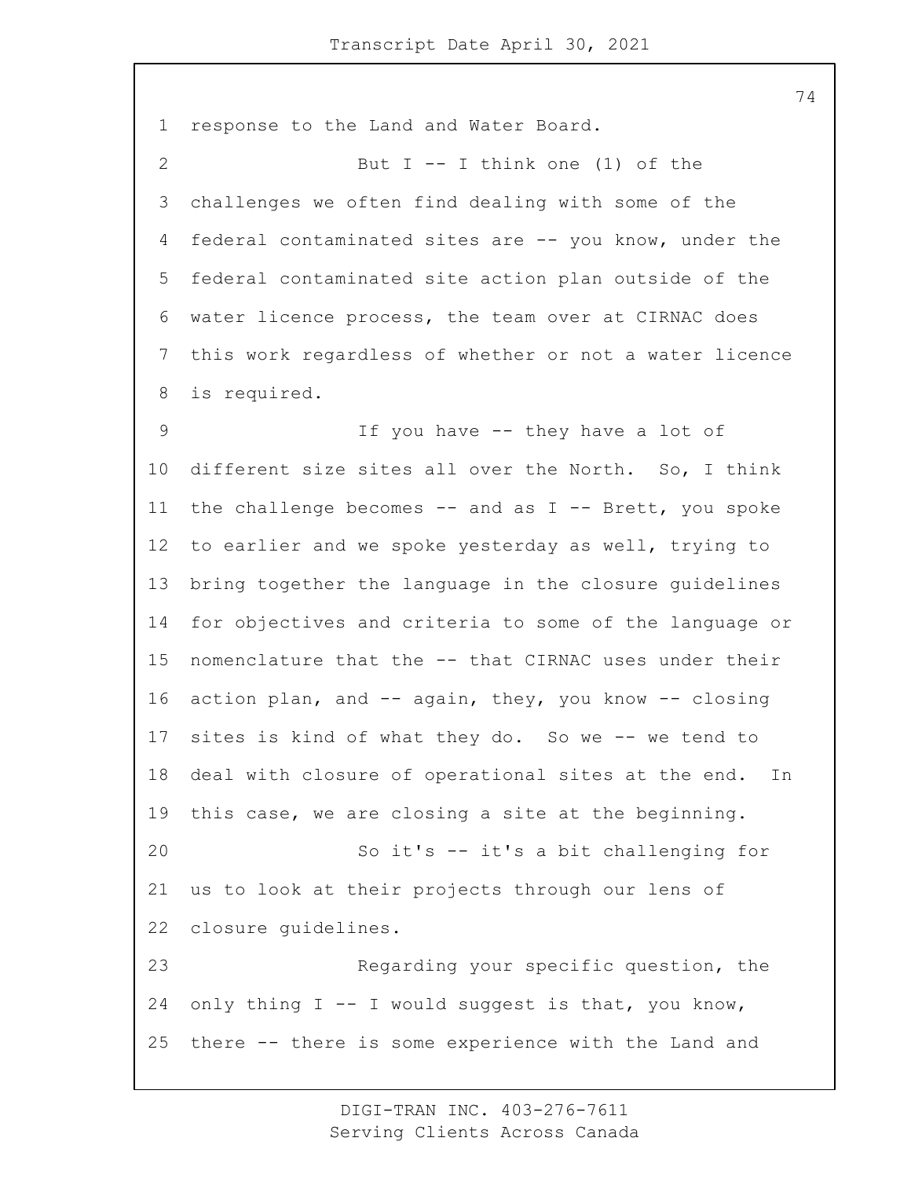response to the Land and Water Board.

But I -- I think one (1) of the challenges we often find dealing with some of the federal contaminated sites are -- you know, under the federal contaminated site action plan outside of the water licence process, the team over at CIRNAC does this work regardless of whether or not a water licence is required.

If you have -- they have a lot of different size sites all over the North. So, I think the challenge becomes -- and as I -- Brett, you spoke to earlier and we spoke yesterday as well, trying to bring together the language in the closure guidelines for objectives and criteria to some of the language or nomenclature that the -- that CIRNAC uses under their action plan, and -- again, they, you know -- closing sites is kind of what they do. So we -- we tend to deal with closure of operational sites at the end. In this case, we are closing a site at the beginning.

So it's -- it's a bit challenging for us to look at their projects through our lens of closure guidelines.

Regarding your specific question, the only thing I -- I would suggest is that, you know, there -- there is some experience with the Land and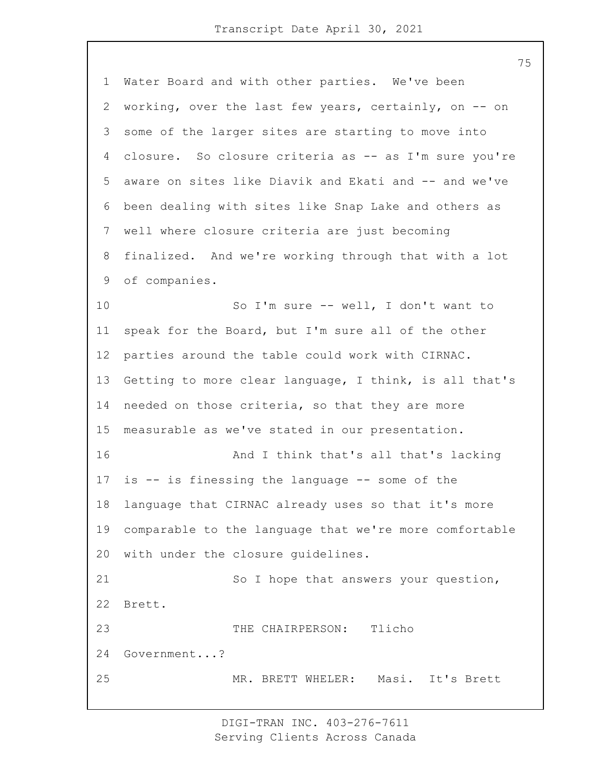Water Board and with other parties. We've been working, over the last few years, certainly, on -- on some of the larger sites are starting to move into closure. So closure criteria as -- as I'm sure you're aware on sites like Diavik and Ekati and -- and we've been dealing with sites like Snap Lake and others as well where closure criteria are just becoming finalized. And we're working through that with a lot of companies.

So I'm sure -- well, I don't want to speak for the Board, but I'm sure all of the other parties around the table could work with CIRNAC. Getting to more clear language, I think, is all that's needed on those criteria, so that they are more measurable as we've stated in our presentation.

And I think that's all that's lacking is -- is finessing the language -- some of the language that CIRNAC already uses so that it's more comparable to the language that we're more comfortable with under the closure guidelines.

So I hope that answers your question, Brett.

THE CHAIRPERSON: Tlicho Government...?

MR. BRETT WHELER: Masi. It's Brett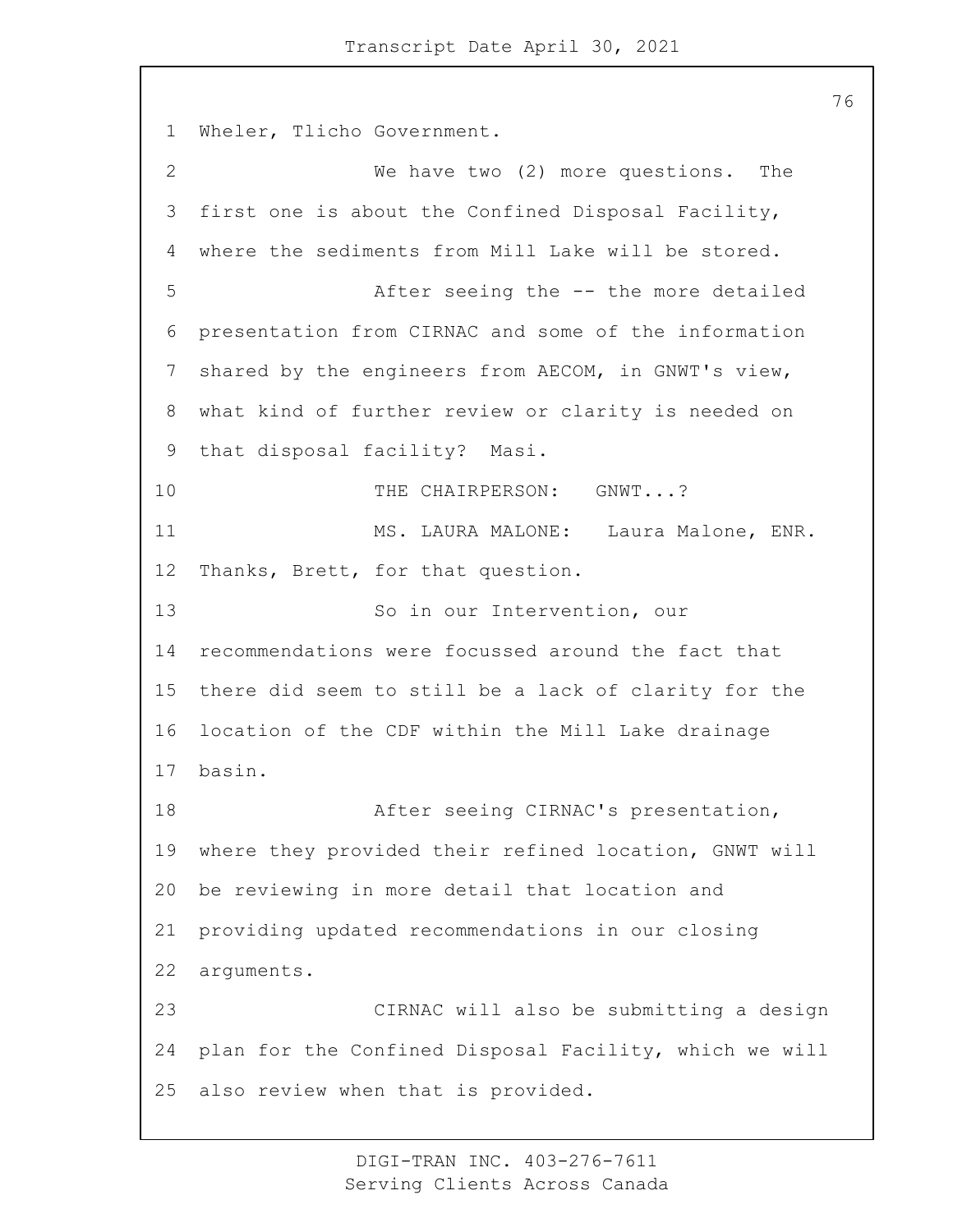Wheler, Tlicho Government.

We have two (2) more questions. The first one is about the Confined Disposal Facility, where the sediments from Mill Lake will be stored.

After seeing the -- the more detailed presentation from CIRNAC and some of the information shared by the engineers from AECOM, in GNWT's view, what kind of further review or clarity is needed on that disposal facility? Masi.

THE CHAIRPERSON: GNWT...?

MS. LAURA MALONE: Laura Malone, ENR. Thanks, Brett, for that question.

So in our Intervention, our recommendations were focussed around the fact that there did seem to still be a lack of clarity for the location of the CDF within the Mill Lake drainage basin.

After seeing CIRNAC's presentation, where they provided their refined location, GNWT will be reviewing in more detail that location and providing updated recommendations in our closing arguments.

CIRNAC will also be submitting a design plan for the Confined Disposal Facility, which we will also review when that is provided.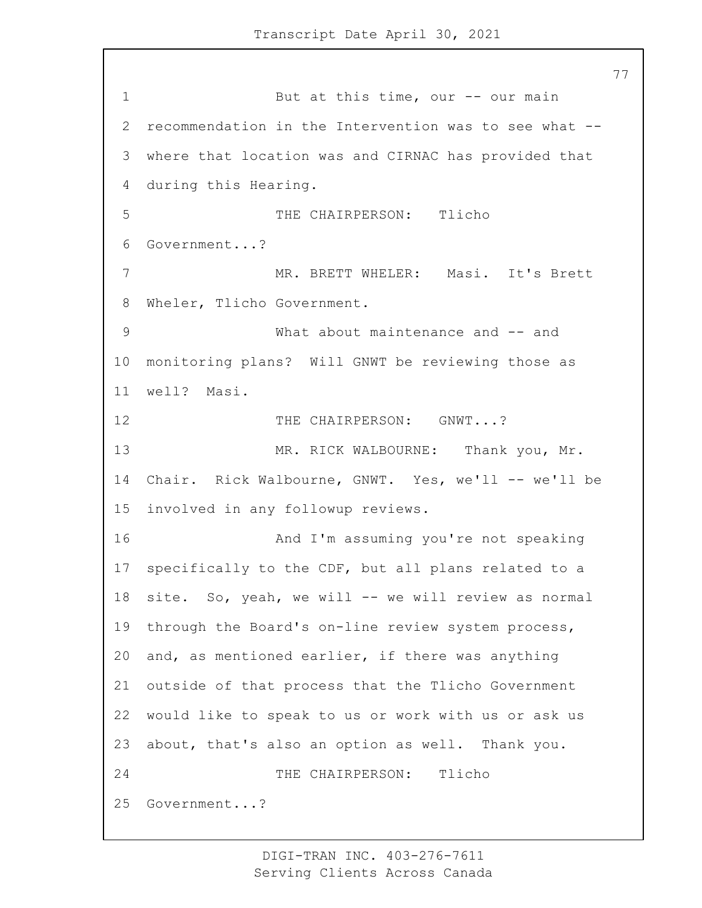But at this time, our -- our main recommendation in the Intervention was to see what -- where that location was and CIRNAC has provided that during this Hearing.

THE CHAIRPERSON: Tlicho Government...?

MR. BRETT WHELER: Masi. It's Brett Wheler, Tlicho Government.

What about maintenance and -- and monitoring plans? Will GNWT be reviewing those as well? Masi.

THE CHAIRPERSON: GNWT...?

MR. RICK WALBOURNE: Thank you, Mr. Chair. Rick Walbourne, GNWT. Yes, we'll -- we'll be involved in any followup reviews.

And I'm assuming you're not speaking specifically to the CDF, but all plans related to a site. So, yeah, we will -- we will review as normal through the Board's on-line review system process, and, as mentioned earlier, if there was anything outside of that process that the Tlicho Government would like to speak to us or work with us or ask us about, that's also an option as well. Thank you.

THE CHAIRPERSON: Tlicho Government...?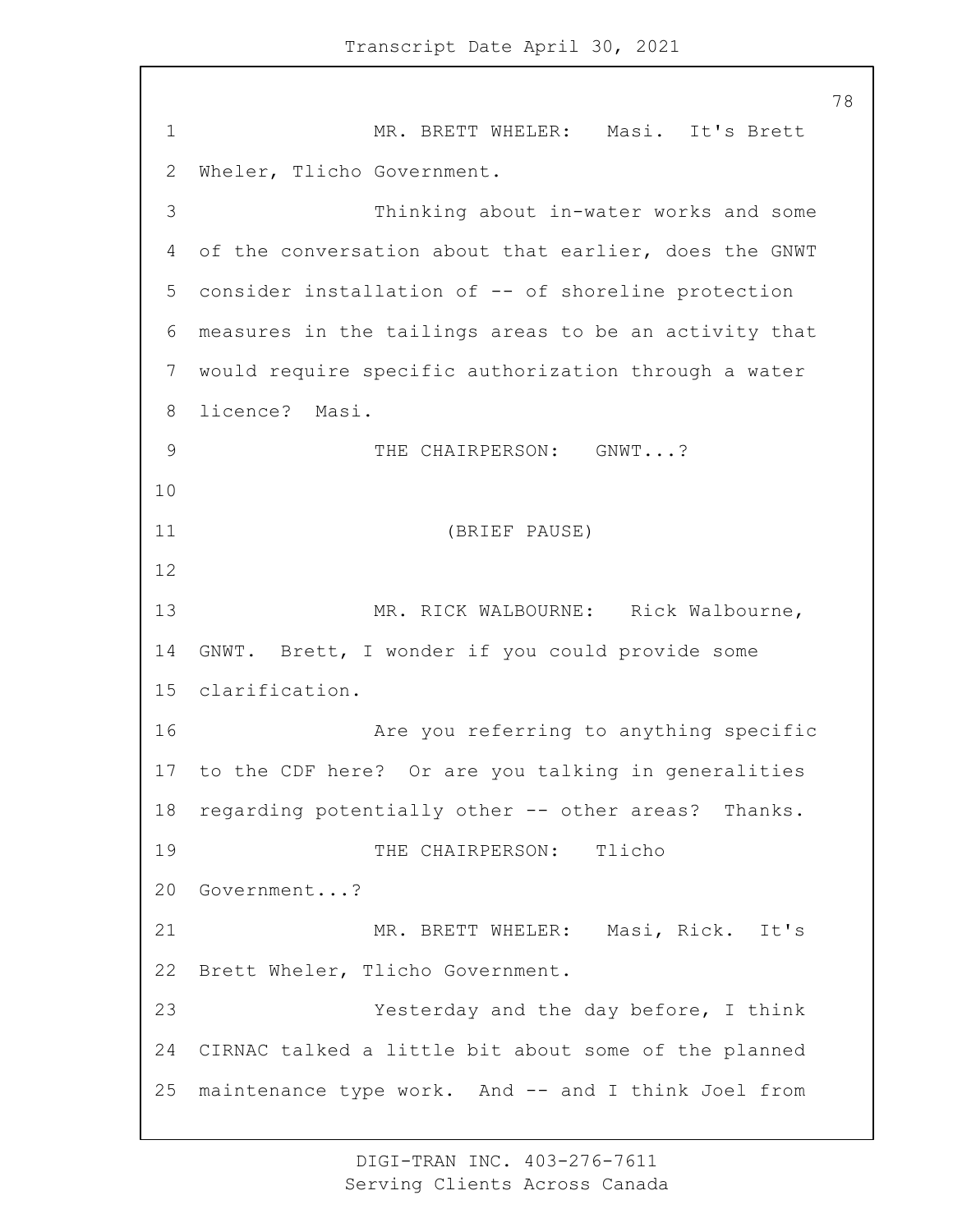MR. BRETT WHELER: Masi. It's Brett Wheler, Tlicho Government.

Thinking about in-water works and some of the conversation about that earlier, does the GNWT consider installation of -- of shoreline protection measures in the tailings areas to be an activity that would require specific authorization through a water licence? Masi.

THE CHAIRPERSON: GNWT...?

(BRIEF PAUSE)

MR. RICK WALBOURNE: Rick Walbourne, GNWT. Brett, I wonder if you could provide some clarification.

Are you referring to anything specific to the CDF here? Or are you talking in generalities regarding potentially other -- other areas? Thanks.

THE CHAIRPERSON: Tlicho Government...?

MR. BRETT WHELER: Masi, Rick. It's Brett Wheler, Tlicho Government.

Yesterday and the day before, I think CIRNAC talked a little bit about some of the planned maintenance type work. And -- and I think Joel from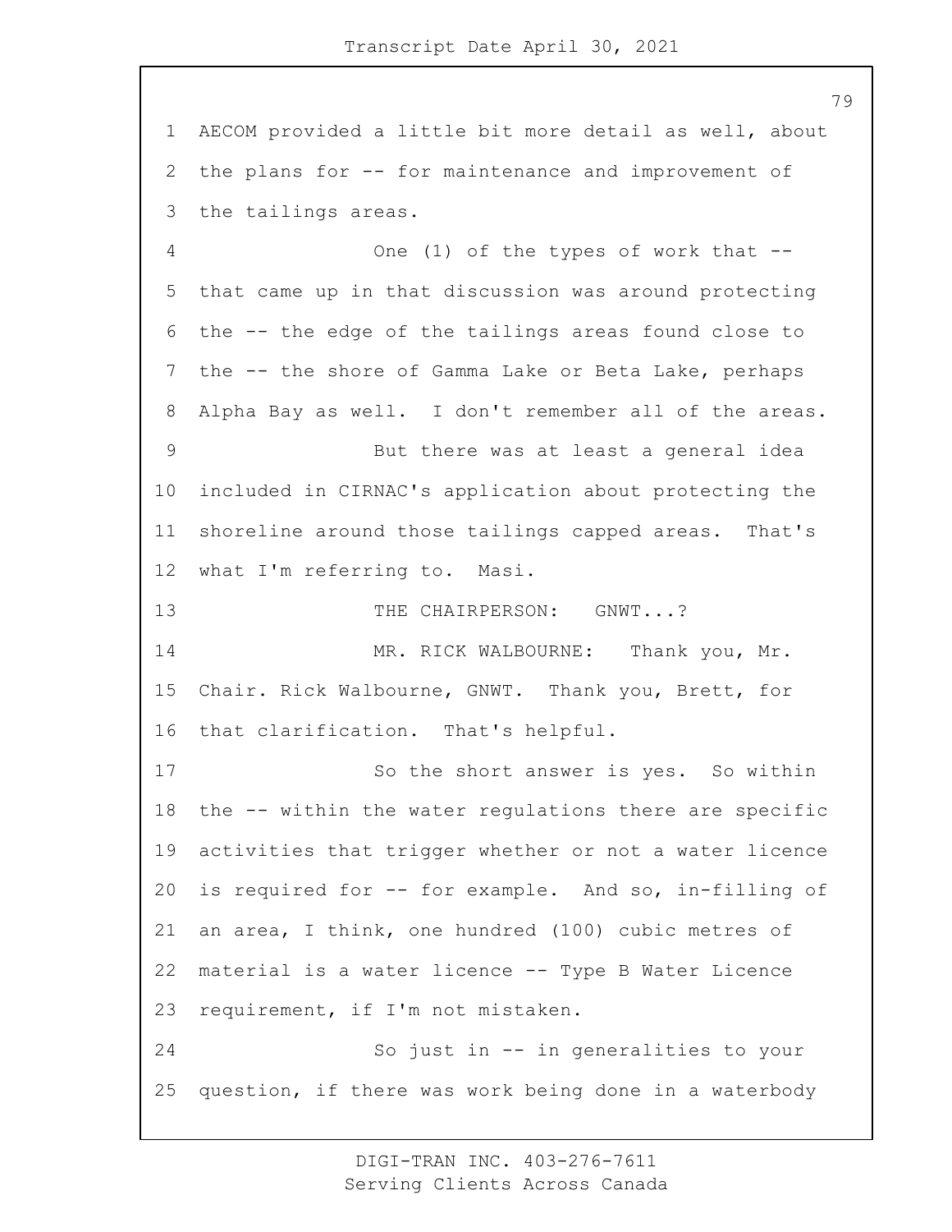AECOM provided a little bit more detail as well, about the plans for -- for maintenance and improvement of the tailings areas.

One (1) of the types of work that -- that came up in that discussion was around protecting the -- the edge of the tailings areas found close to the -- the shore of Gamma Lake or Beta Lake, perhaps Alpha Bay as well. I don't remember all of the areas.

But there was at least a general idea included in CIRNAC's application about protecting the shoreline around those tailings capped areas. That's what I'm referring to. Masi.

THE CHAIRPERSON: GNWT...?

MR. RICK WALBOURNE: Thank you, Mr. Chair. Rick Walbourne, GNWT. Thank you, Brett, for that clarification. That's helpful.

So the short answer is yes. So within the -- within the water regulations there are specific activities that trigger whether or not a water licence is required for -- for example. And so, in-filling of an area, I think, one hundred (100) cubic metres of material is a water licence -- Type B Water Licence requirement, if I'm not mistaken.

So just in -- in generalities to your question, if there was work being done in a waterbody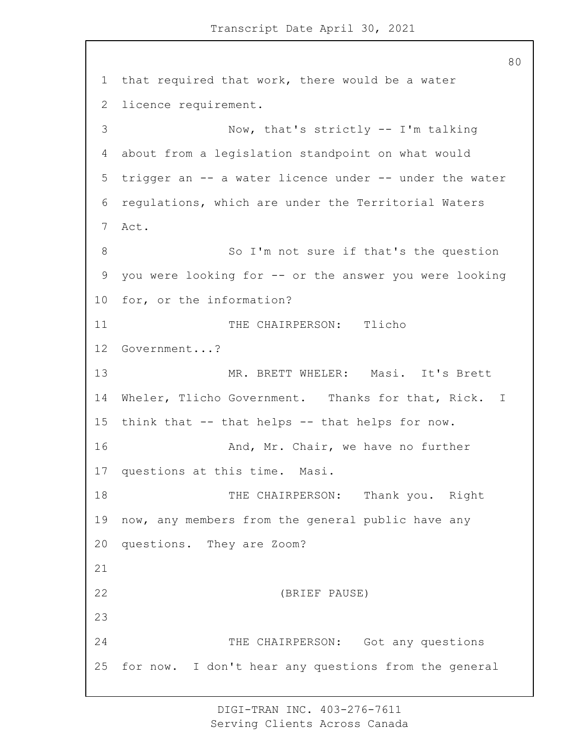that required that work, there would be a water licence requirement.

Now, that's strictly -- I'm talking about from a legislation standpoint on what would trigger an -- a water licence under -- under the water regulations, which are under the Territorial Waters Act.

So I'm not sure if that's the question you were looking for -- or the answer you were looking for, or the information?

THE CHAIRPERSON: Tlicho Government...?

MR. BRETT WHELER: Masi. It's Brett Wheler, Tlicho Government. Thanks for that, Rick. I think that -- that helps -- that helps for now.

And, Mr. Chair, we have no further questions at this time. Masi.

THE CHAIRPERSON: Thank you. Right now, any members from the general public have any questions. They are Zoom?

(BRIEF PAUSE)

THE CHAIRPERSON: Got any questions for now. I don't hear any questions from the general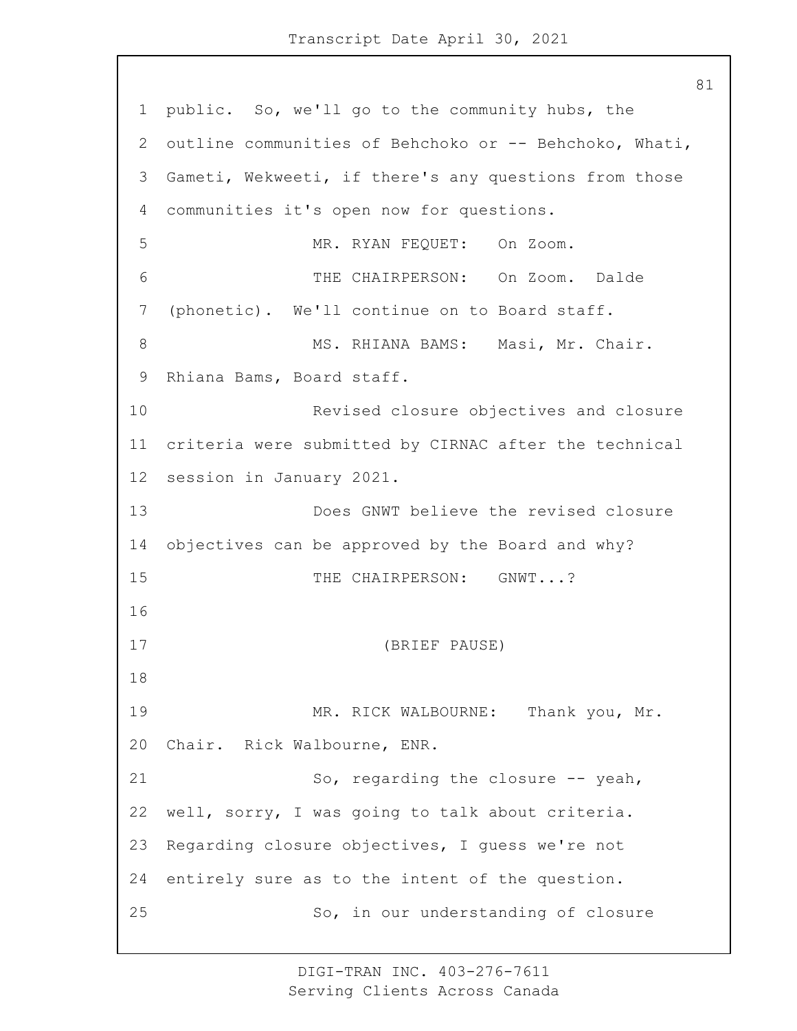public. So, we'll go to the community hubs, the outline communities of Behchoko or -- Behchoko, Whati, Gameti, Wekweeti, if there's any questions from those communities it's open now for questions.

MR. RYAN FEQUET: On Zoom.

THE CHAIRPERSON: On Zoom. Dalde (phonetic). We'll continue on to Board staff.

MS. RHIANA BAMS: Masi, Mr. Chair. Rhiana Bams, Board staff.

Revised closure objectives and closure criteria were submitted by CIRNAC after the technical session in January 2021.

Does GNWT believe the revised closure objectives can be approved by the Board and why?

THE CHAIRPERSON: GNWT...?

(BRIEF PAUSE)

MR. RICK WALBOURNE: Thank you, Mr. Chair. Rick Walbourne, ENR.

So, regarding the closure -- yeah, well, sorry, I was going to talk about criteria. Regarding closure objectives, I guess we're not entirely sure as to the intent of the question.

So, in our understanding of closure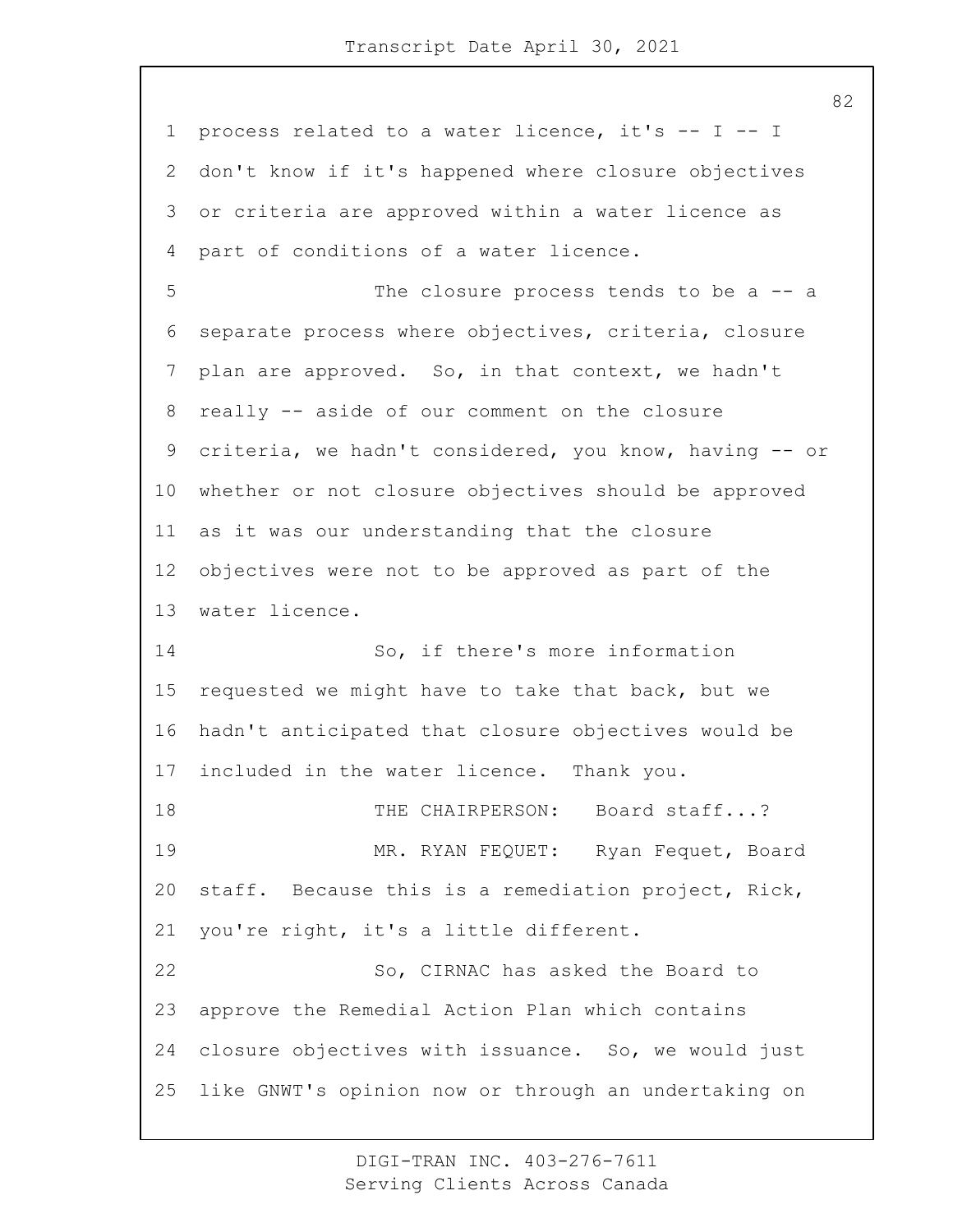process related to a water licence, it's -- I -- I don't know if it's happened where closure objectives or criteria are approved within a water licence as part of conditions of a water licence.

The closure process tends to be a -- a separate process where objectives, criteria, closure plan are approved. So, in that context, we hadn't really -- aside of our comment on the closure criteria, we hadn't considered, you know, having -- or whether or not closure objectives should be approved as it was our understanding that the closure objectives were not to be approved as part of the water licence.

So, if there's more information requested we might have to take that back, but we hadn't anticipated that closure objectives would be included in the water licence. Thank you.

THE CHAIRPERSON: Board staff...?

MR. RYAN FEQUET: Ryan Fequet, Board staff. Because this is a remediation project, Rick, you're right, it's a little different.

So, CIRNAC has asked the Board to approve the Remedial Action Plan which contains closure objectives with issuance. So, we would just like GNWT's opinion now or through an undertaking on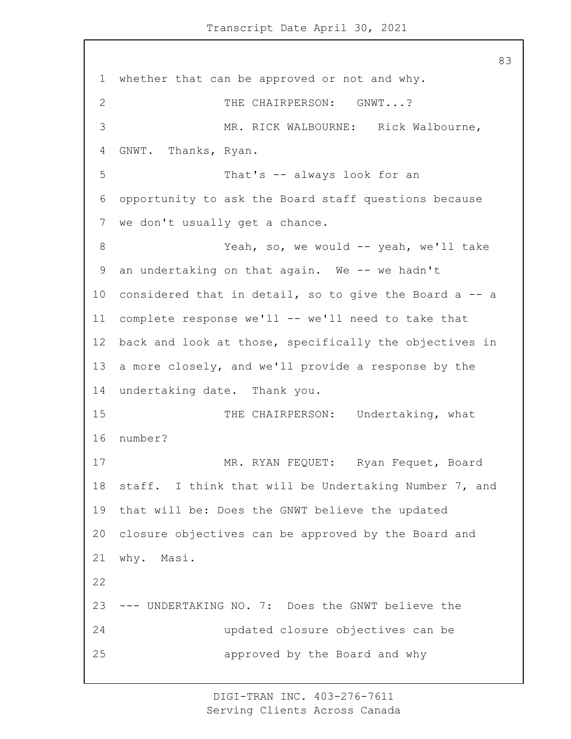whether that can be approved or not and why.

THE CHAIRPERSON: GNWT...?

MR. RICK WALBOURNE: Rick Walbourne, GNWT. Thanks, Ryan.

That's -- always look for an opportunity to ask the Board staff questions because we don't usually get a chance.

Yeah, so, we would -- yeah, we'll take an undertaking on that again. We -- we hadn't considered that in detail, so to give the Board a -- a complete response we'll -- we'll need to take that back and look at those, specifically the objectives in a more closely, and we'll provide a response by the undertaking date. Thank you.

THE CHAIRPERSON: Undertaking, what number?

MR. RYAN FEQUET: Ryan Fequet, Board staff. I think that will be Undertaking Number 7, and that will be: Does the GNWT believe the updated closure objectives can be approved by the Board and why. Masi.

--- UNDERTAKING NO. 7: Does the GNWT believe the updated closure objectives can be approved by the Board and why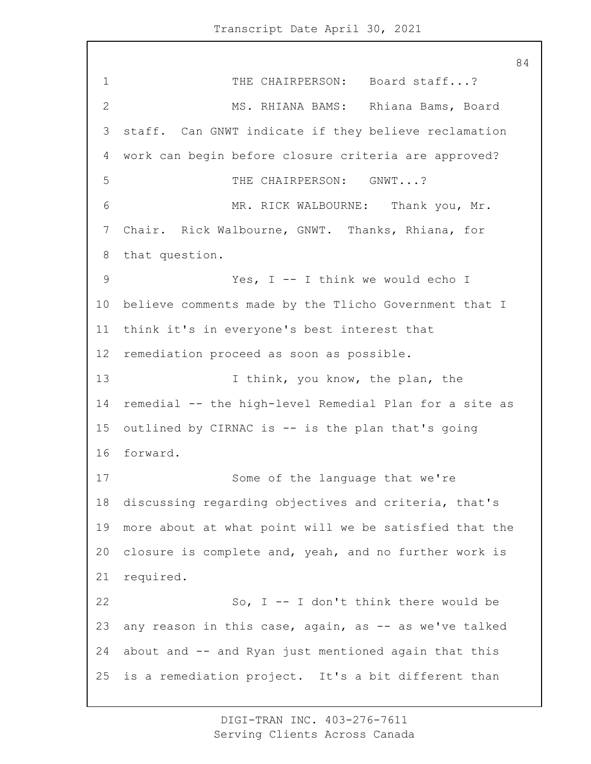THE CHAIRPERSON: Board staff...?

MS. RHIANA BAMS: Rhiana Bams, Board staff. Can GNWT indicate if they believe reclamation work can begin before closure criteria are approved?

THE CHAIRPERSON: GNWT...?

MR. RICK WALBOURNE: Thank you, Mr. Chair. Rick Walbourne, GNWT. Thanks, Rhiana, for that question.

Yes, I -- I think we would echo I believe comments made by the Tlicho Government that I think it's in everyone's best interest that remediation proceed as soon as possible.

I think, you know, the plan, the remedial -- the high-level Remedial Plan for a site as outlined by CIRNAC is -- is the plan that's going forward.

Some of the language that we're discussing regarding objectives and criteria, that's more about at what point will we be satisfied that the closure is complete and, yeah, and no further work is required.

So, I -- I don't think there would be any reason in this case, again, as -- as we've talked about and -- and Ryan just mentioned again that this is a remediation project. It's a bit different than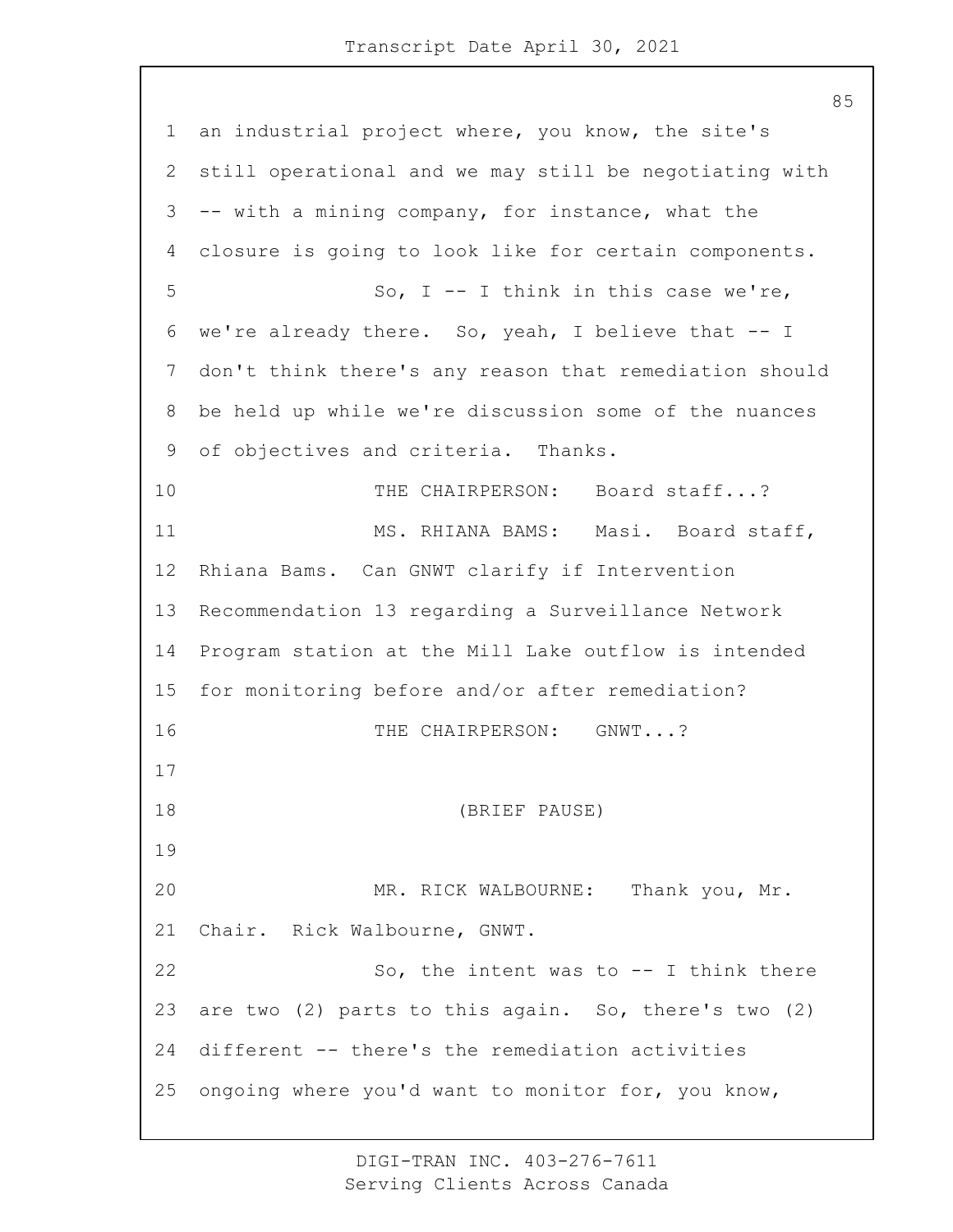an industrial project where, you know, the site's still operational and we may still be negotiating with -- with a mining company, for instance, what the closure is going to look like for certain components.

So, I -- I think in this case we're, we're already there. So, yeah, I believe that -- I don't think there's any reason that remediation should be held up while we're discussion some of the nuances of objectives and criteria. Thanks.

THE CHAIRPERSON: Board staff...?

MS. RHIANA BAMS: Masi. Board staff, Rhiana Bams. Can GNWT clarify if Intervention Recommendation 13 regarding a Surveillance Network Program station at the Mill Lake outflow is intended for monitoring before and/or after remediation?

THE CHAIRPERSON: GNWT...?

(BRIEF PAUSE)

MR. RICK WALBOURNE: Thank you, Mr. Chair. Rick Walbourne, GNWT.

So, the intent was to -- I think there are two (2) parts to this again. So, there's two (2) different -- there's the remediation activities ongoing where you'd want to monitor for, you know,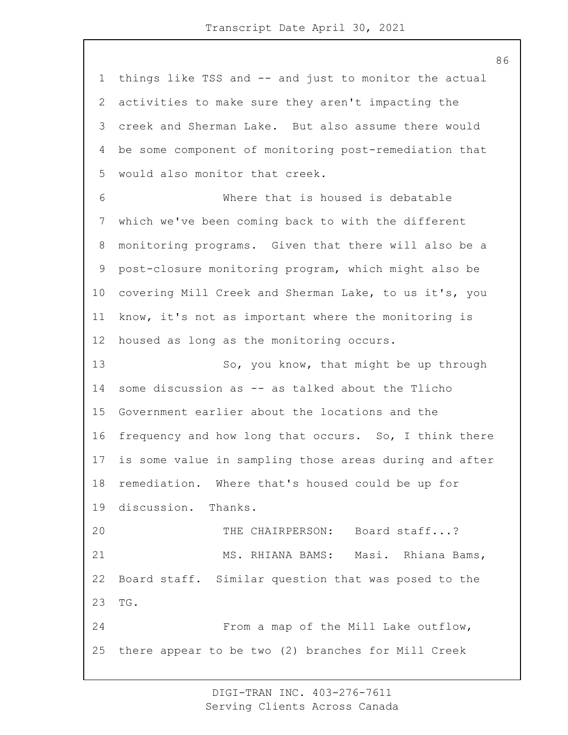things like TSS and -- and just to monitor the actual activities to make sure they aren't impacting the creek and Sherman Lake. But also assume there would be some component of monitoring post-remediation that would also monitor that creek.

Where that is housed is debatable which we've been coming back to with the different monitoring programs. Given that there will also be a post-closure monitoring program, which might also be covering Mill Creek and Sherman Lake, to us it's, you know, it's not as important where the monitoring is housed as long as the monitoring occurs.

So, you know, that might be up through some discussion as -- as talked about the Tlicho Government earlier about the locations and the frequency and how long that occurs. So, I think there is some value in sampling those areas during and after remediation. Where that's housed could be up for discussion. Thanks.

THE CHAIRPERSON: Board staff...?

MS. RHIANA BAMS: Masi. Rhiana Bams, Board staff. Similar question that was posed to the TG.

From a map of the Mill Lake outflow, there appear to be two (2) branches for Mill Creek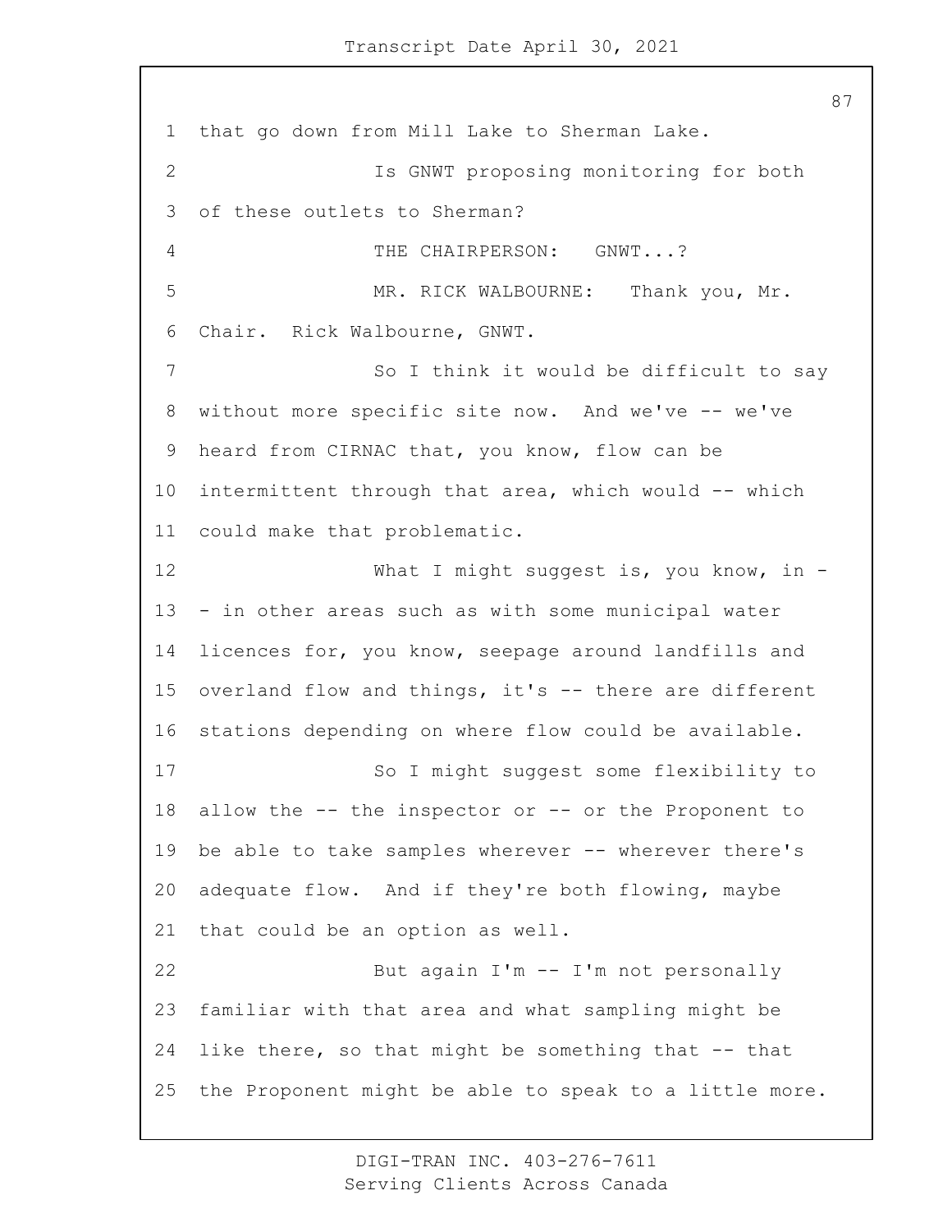that go down from Mill Lake to Sherman Lake.

Is GNWT proposing monitoring for both of these outlets to Sherman?

THE CHAIRPERSON: GNWT...?

MR. RICK WALBOURNE: Thank you, Mr. Chair. Rick Walbourne, GNWT.

So I think it would be difficult to say without more specific site now. And we've -- we've heard from CIRNAC that, you know, flow can be intermittent through that area, which would -- which could make that problematic.

What I might suggest is, you know, in -- in other areas such as with some municipal water licences for, you know, seepage around landfills and overland flow and things, it's -- there are different stations depending on where flow could be available.

So I might suggest some flexibility to allow the -- the inspector or -- or the Proponent to be able to take samples wherever -- wherever there's adequate flow. And if they're both flowing, maybe that could be an option as well.

But again I'm -- I'm not personally familiar with that area and what sampling might be like there, so that might be something that -- that the Proponent might be able to speak to a little more.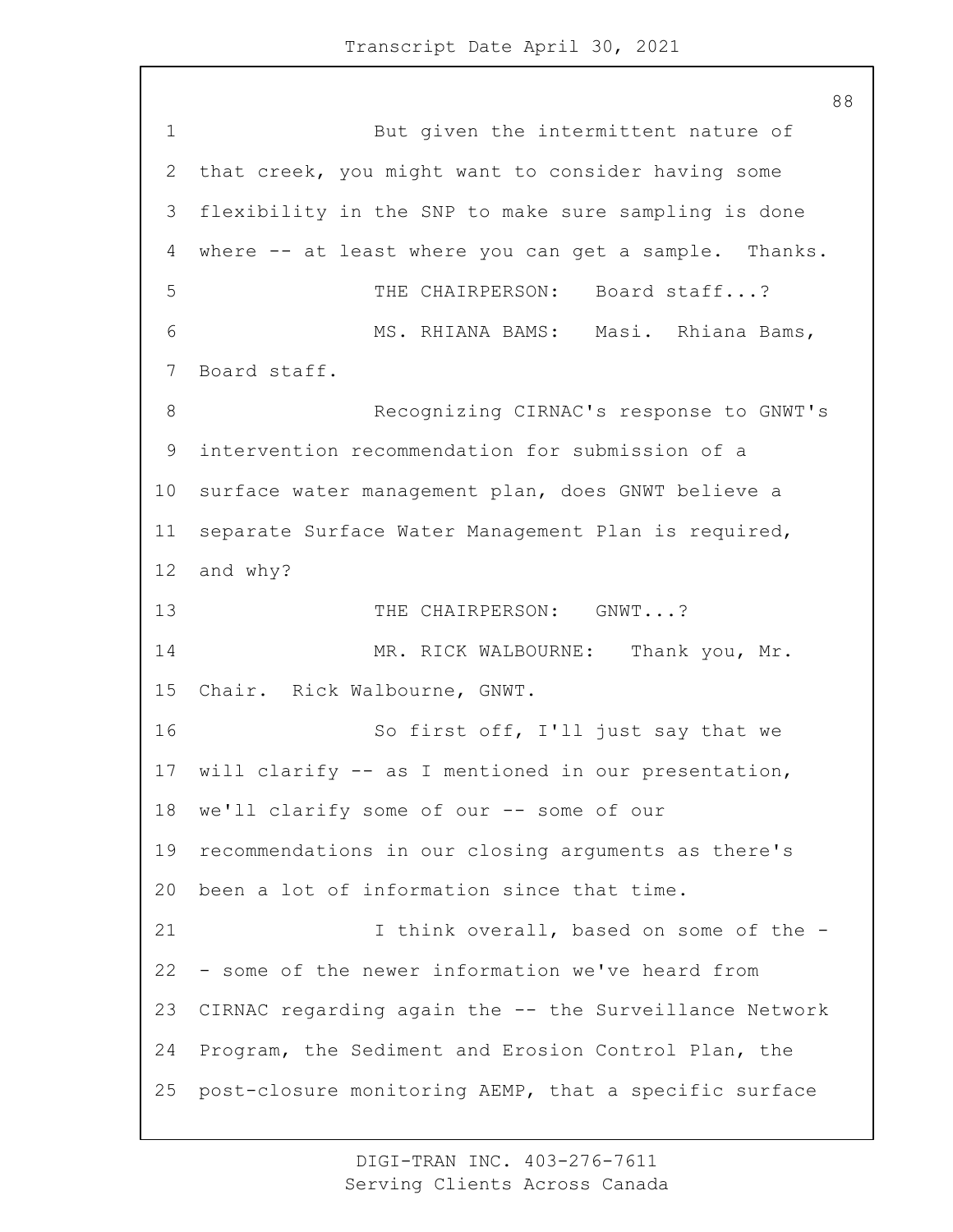But given the intermittent nature of that creek, you might want to consider having some flexibility in the SNP to make sure sampling is done where -- at least where you can get a sample. Thanks.

THE CHAIRPERSON: Board staff...?

MS. RHIANA BAMS: Masi. Rhiana Bams, Board staff.

Recognizing CIRNAC's response to GNWT's intervention recommendation for submission of a surface water management plan, does GNWT believe a separate Surface Water Management Plan is required, and why?

THE CHAIRPERSON: GNWT...?

MR. RICK WALBOURNE: Thank you, Mr. Chair. Rick Walbourne, GNWT.

So first off, I'll just say that we will clarify -- as I mentioned in our presentation, we'll clarify some of our -- some of our recommendations in our closing arguments as there's been a lot of information since that time.

I think overall, based on some of the -- some of the newer information we've heard from CIRNAC regarding again the -- the Surveillance Network Program, the Sediment and Erosion Control Plan, the post-closure monitoring AEMP, that a specific surface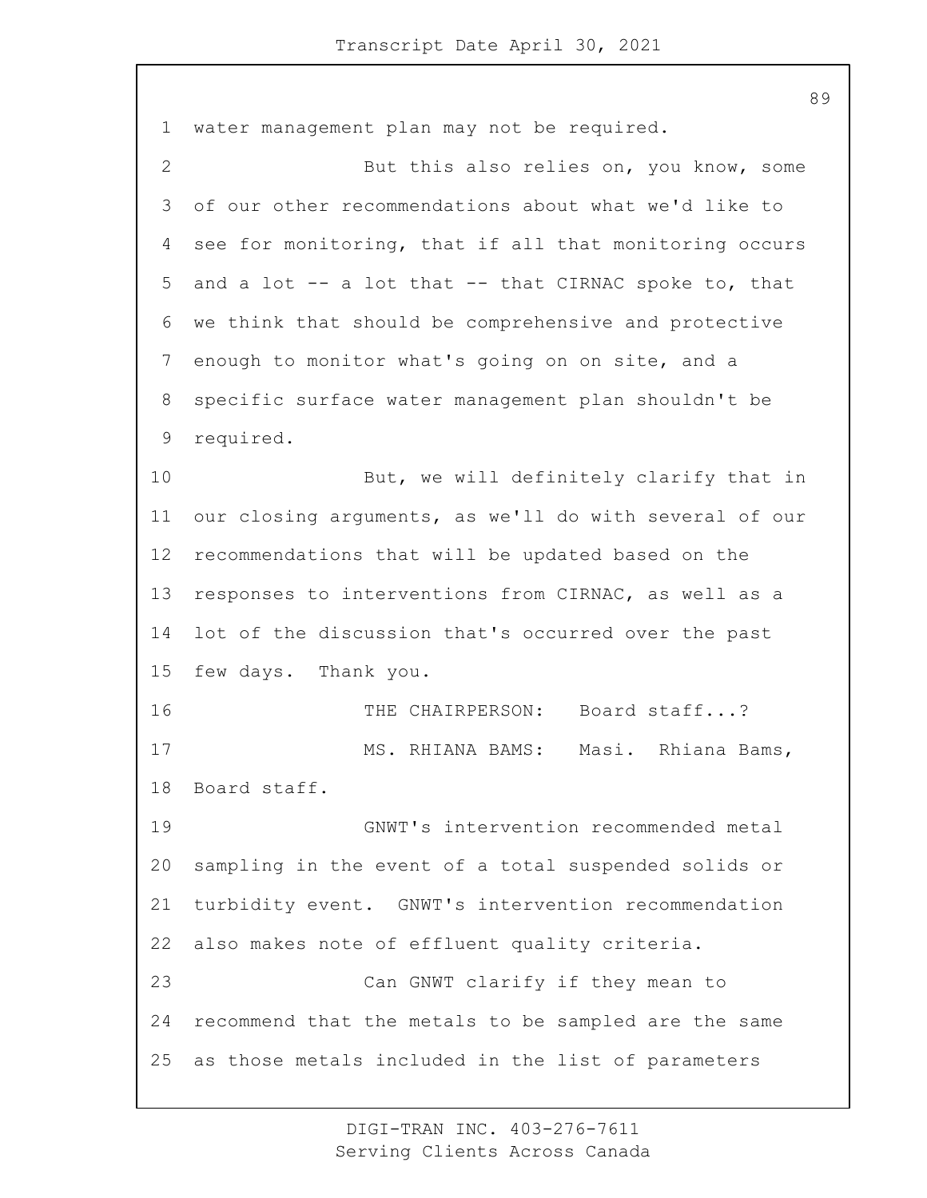water management plan may not be required.

But this also relies on, you know, some of our other recommendations about what we'd like to see for monitoring, that if all that monitoring occurs and a lot -- a lot that -- that CIRNAC spoke to, that we think that should be comprehensive and protective enough to monitor what's going on on site, and a specific surface water management plan shouldn't be required.

But, we will definitely clarify that in our closing arguments, as we'll do with several of our recommendations that will be updated based on the responses to interventions from CIRNAC, as well as a lot of the discussion that's occurred over the past few days. Thank you.

THE CHAIRPERSON: Board staff...?

MS. RHIANA BAMS: Masi. Rhiana Bams, Board staff.

GNWT's intervention recommended metal sampling in the event of a total suspended solids or turbidity event. GNWT's intervention recommendation also makes note of effluent quality criteria.

Can GNWT clarify if they mean to recommend that the metals to be sampled are the same as those metals included in the list of parameters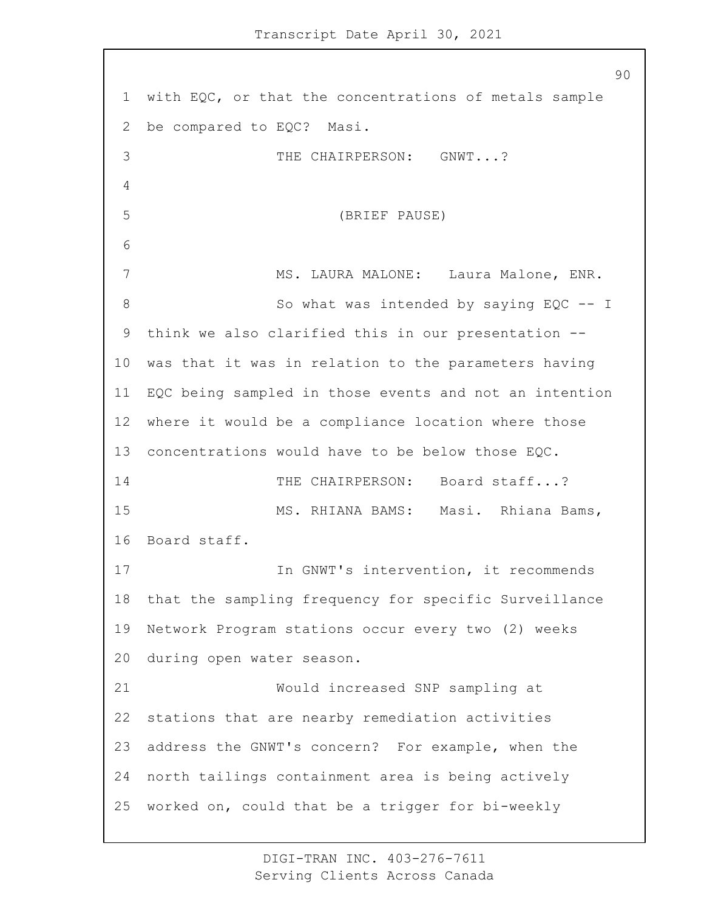with EQC, or that the concentrations of metals sample be compared to EQC? Masi.

THE CHAIRPERSON: GNWT...?

(BRIEF PAUSE)

MS. LAURA MALONE: Laura Malone, ENR.

So what was intended by saying EQC -- I think we also clarified this in our presentation -- was that it was in relation to the parameters having EQC being sampled in those events and not an intention where it would be a compliance location where those concentrations would have to be below those EQC.

THE CHAIRPERSON: Board staff...?

MS. RHIANA BAMS: Masi. Rhiana Bams, Board staff.

In GNWT's intervention, it recommends that the sampling frequency for specific Surveillance Network Program stations occur every two (2) weeks during open water season.

Would increased SNP sampling at stations that are nearby remediation activities address the GNWT's concern? For example, when the north tailings containment area is being actively worked on, could that be a trigger for bi-weekly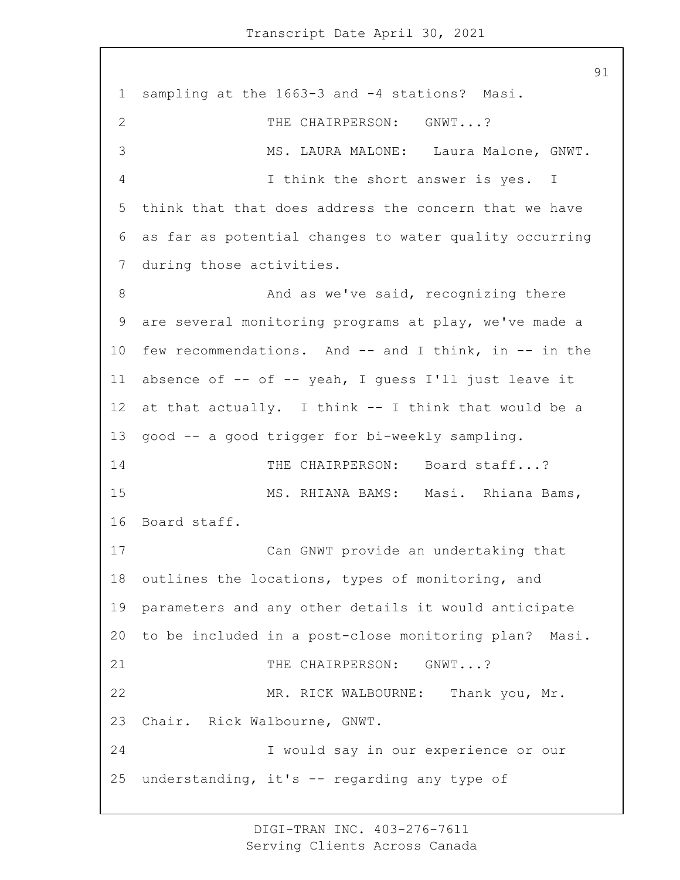sampling at the 1663-3 and -4 stations? Masi.

THE CHAIRPERSON: GNWT...?

MS. LAURA MALONE: Laura Malone, GNWT.

I think the short answer is yes. I think that that does address the concern that we have as far as potential changes to water quality occurring during those activities.

And as we've said, recognizing there are several monitoring programs at play, we've made a few recommendations. And -- and I think, in -- in the absence of -- of -- yeah, I guess I'll just leave it at that actually. I think -- I think that would be a good -- a good trigger for bi-weekly sampling.

THE CHAIRPERSON: Board staff...?

MS. RHIANA BAMS: Masi. Rhiana Bams, Board staff.

Can GNWT provide an undertaking that outlines the locations, types of monitoring, and parameters and any other details it would anticipate to be included in a post-close monitoring plan? Masi.

THE CHAIRPERSON: GNWT...?

MR. RICK WALBOURNE: Thank you, Mr. Chair. Rick Walbourne, GNWT.

I would say in our experience or our understanding, it's -- regarding any type of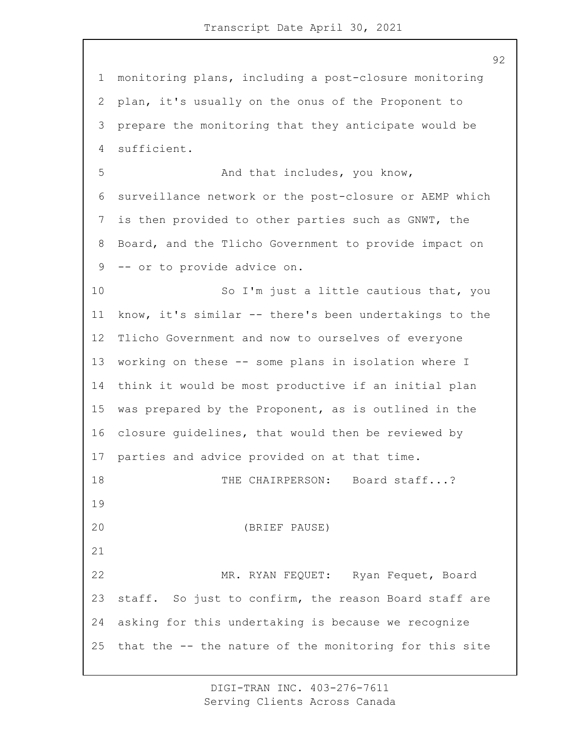monitoring plans, including a post-closure monitoring plan, it's usually on the onus of the Proponent to prepare the monitoring that they anticipate would be sufficient.

And that includes, you know, surveillance network or the post-closure or AEMP which is then provided to other parties such as GNWT, the Board, and the Tlicho Government to provide impact on -- or to provide advice on.

So I'm just a little cautious that, you know, it's similar -- there's been undertakings to the Tlicho Government and now to ourselves of everyone working on these -- some plans in isolation where I think it would be most productive if an initial plan was prepared by the Proponent, as is outlined in the closure guidelines, that would then be reviewed by parties and advice provided on at that time.

THE CHAIRPERSON: Board staff...?

(BRIEF PAUSE)

MR. RYAN FEQUET: Ryan Fequet, Board staff. So just to confirm, the reason Board staff are asking for this undertaking is because we recognize that the -- the nature of the monitoring for this site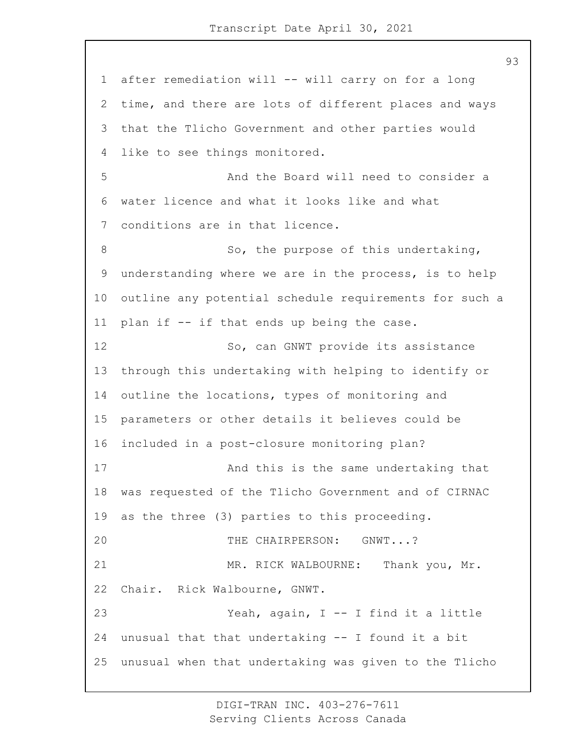after remediation will -- will carry on for a long time, and there are lots of different places and ways that the Tlicho Government and other parties would like to see things monitored.

And the Board will need to consider a water licence and what it looks like and what conditions are in that licence.

So, the purpose of this undertaking, understanding where we are in the process, is to help outline any potential schedule requirements for such a plan if -- if that ends up being the case.

So, can GNWT provide its assistance through this undertaking with helping to identify or outline the locations, types of monitoring and parameters or other details it believes could be included in a post-closure monitoring plan?

And this is the same undertaking that was requested of the Tlicho Government and of CIRNAC as the three (3) parties to this proceeding.

THE CHAIRPERSON: GNWT...?

MR. RICK WALBOURNE: Thank you, Mr. Chair. Rick Walbourne, GNWT.

Yeah, again, I -- I find it a little unusual that that undertaking -- I found it a bit unusual when that undertaking was given to the Tlicho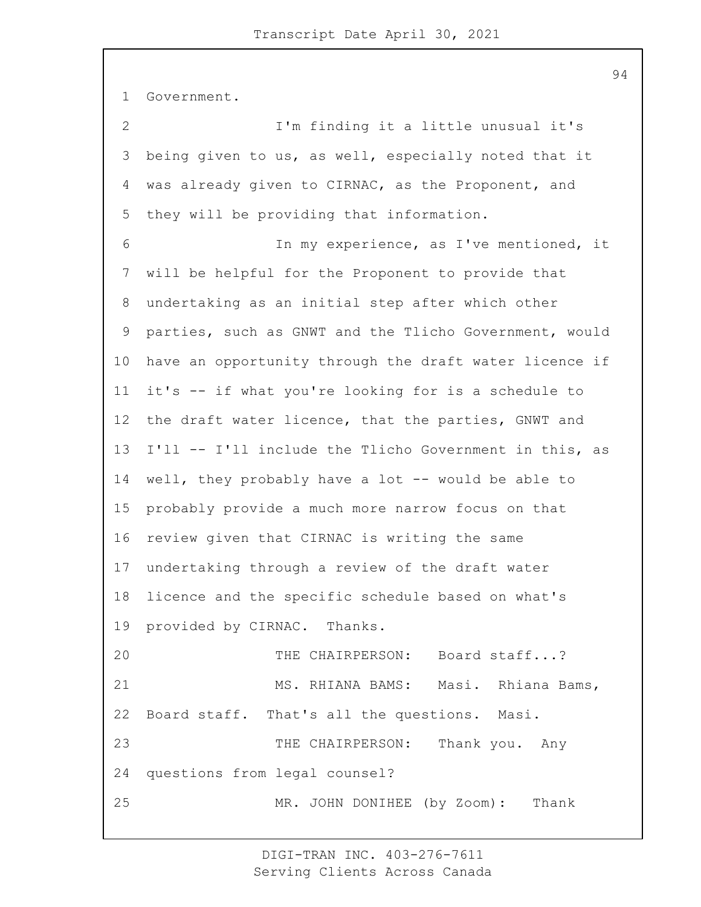Government.

I'm finding it a little unusual it's being given to us, as well, especially noted that it was already given to CIRNAC, as the Proponent, and they will be providing that information.

In my experience, as I've mentioned, it will be helpful for the Proponent to provide that undertaking as an initial step after which other parties, such as GNWT and the Tlicho Government, would have an opportunity through the draft water licence if it's -- if what you're looking for is a schedule to the draft water licence, that the parties, GNWT and I'll -- I'll include the Tlicho Government in this, as well, they probably have a lot -- would be able to probably provide a much more narrow focus on that review given that CIRNAC is writing the same undertaking through a review of the draft water licence and the specific schedule based on what's provided by CIRNAC. Thanks.

THE CHAIRPERSON: Board staff...?

MS. RHIANA BAMS: Masi. Rhiana Bams, Board staff. That's all the questions. Masi.

THE CHAIRPERSON: Thank you. Any questions from legal counsel?

MR. JOHN DONIHEE (by Zoom): Thank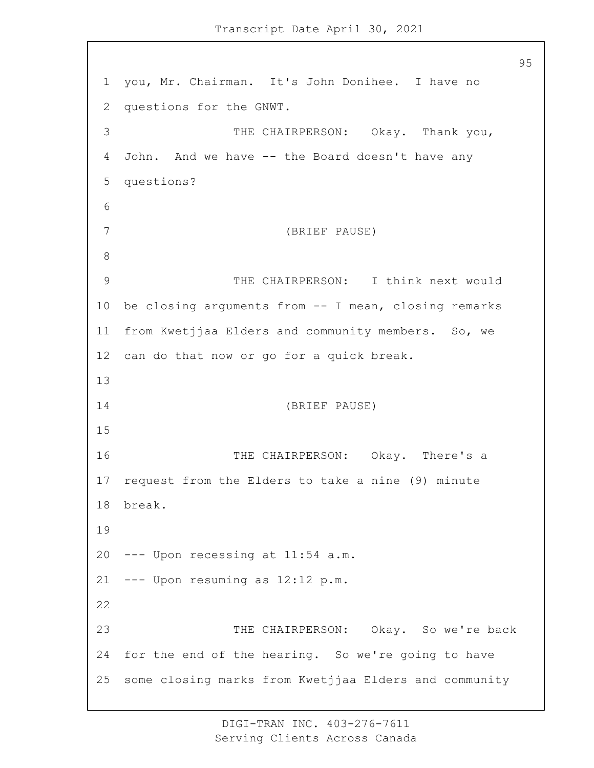you, Mr. Chairman. It's John Donihee. I have no questions for the GNWT.

THE CHAIRPERSON: Okay. Thank you, John. And we have -- the Board doesn't have any questions?

(BRIEF PAUSE)

THE CHAIRPERSON: I think next would be closing arguments from -- I mean, closing remarks from Kwetjjaa Elders and community members. So, we can do that now or go for a quick break.

(BRIEF PAUSE)

THE CHAIRPERSON: Okay. There's a request from the Elders to take a nine (9) minute break.

--- Upon recessing at 11:54 a.m.

--- Upon resuming as 12:12 p.m.

THE CHAIRPERSON: Okay. So we're back for the end of the hearing. So we're going to have some closing marks from Kwetjjaa Elders and community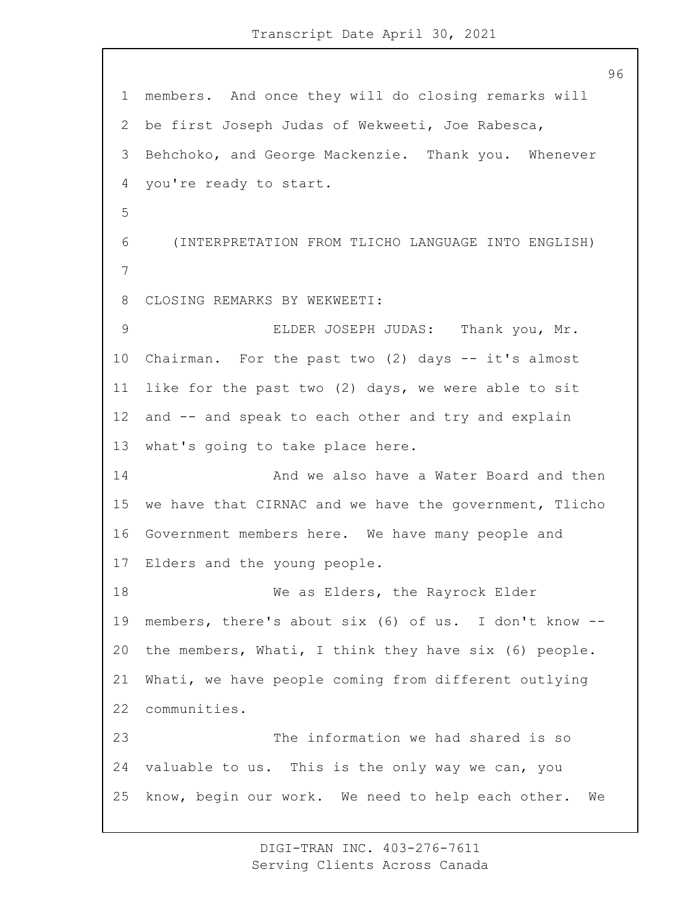members. And once they will do closing remarks will be first Joseph Judas of Wekweeti, Joe Rabesca, Behchoko, and George Mackenzie. Thank you. Whenever you're ready to start.

(INTERPRETATION FROM TLICHO LANGUAGE INTO ENGLISH)

CLOSING REMARKS BY WEKWEETI:

ELDER JOSEPH JUDAS: Thank you, Mr. Chairman. For the past two (2) days -- it's almost like for the past two (2) days, we were able to sit and -- and speak to each other and try and explain what's going to take place here.

And we also have a Water Board and then we have that CIRNAC and we have the government, Tlicho Government members here. We have many people and Elders and the young people.

We as Elders, the Rayrock Elder members, there's about six (6) of us. I don't know -- the members, Whati, I think they have six (6) people. Whati, we have people coming from different outlying communities.

The information we had shared is so valuable to us. This is the only way we can, you know, begin our work. We need to help each other. We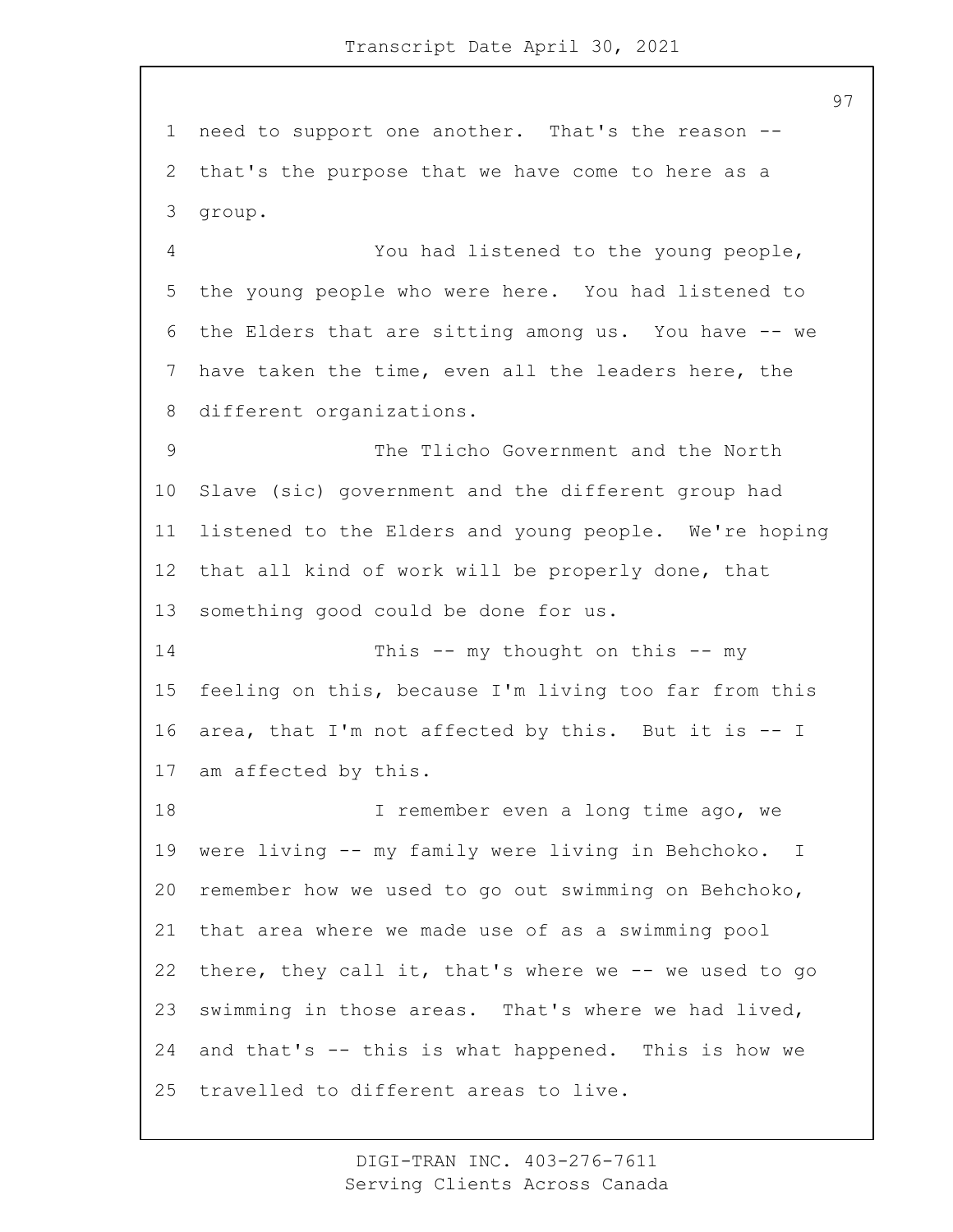need to support one another. That's the reason -- that's the purpose that we have come to here as a group.

You had listened to the young people, the young people who were here. You had listened to the Elders that are sitting among us. You have -- we have taken the time, even all the leaders here, the different organizations.

The Tlicho Government and the North Slave (sic) government and the different group had listened to the Elders and young people. We're hoping that all kind of work will be properly done, that something good could be done for us.

This -- my thought on this -- my feeling on this, because I'm living too far from this area, that I'm not affected by this. But it is -- I am affected by this.

I remember even a long time ago, we were living -- my family were living in Behchoko. I remember how we used to go out swimming on Behchoko, that area where we made use of as a swimming pool there, they call it, that's where we -- we used to go swimming in those areas. That's where we had lived, and that's -- this is what happened. This is how we travelled to different areas to live.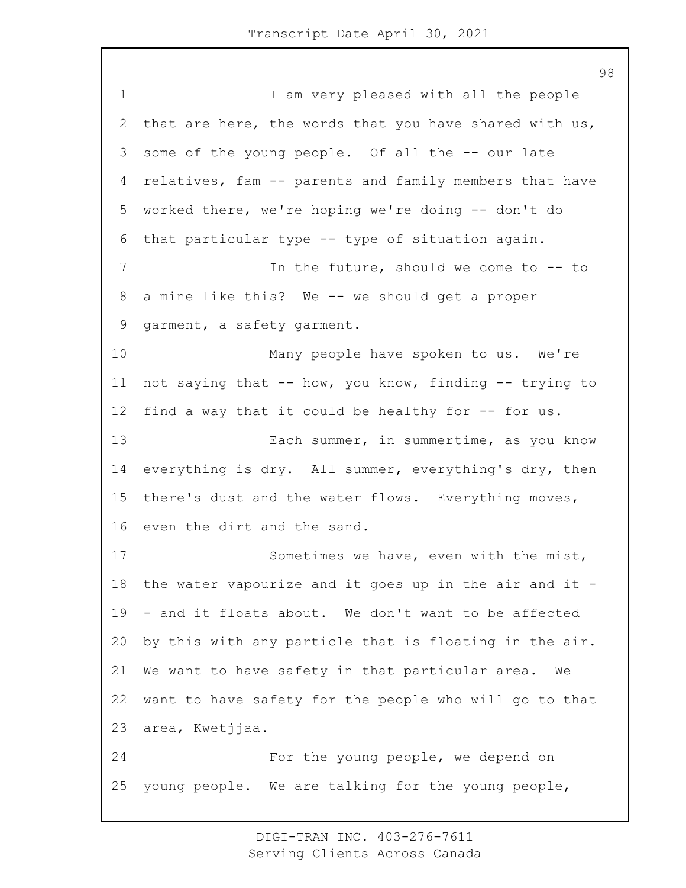I am very pleased with all the people that are here, the words that you have shared with us, some of the young people. Of all the -- our late relatives, fam -- parents and family members that have worked there, we're hoping we're doing -- don't do that particular type -- type of situation again.

In the future, should we come to -- to a mine like this? We -- we should get a proper garment, a safety garment.

Many people have spoken to us. We're not saying that -- how, you know, finding -- trying to find a way that it could be healthy for -- for us.

Each summer, in summertime, as you know everything is dry. All summer, everything's dry, then there's dust and the water flows. Everything moves, even the dirt and the sand.

Sometimes we have, even with the mist, the water vapourize and it goes up in the air and it -- and it floats about. We don't want to be affected by this with any particle that is floating in the air. We want to have safety in that particular area. We want to have safety for the people who will go to that area, Kwetjjaa.

For the young people, we depend on young people. We are talking for the young people,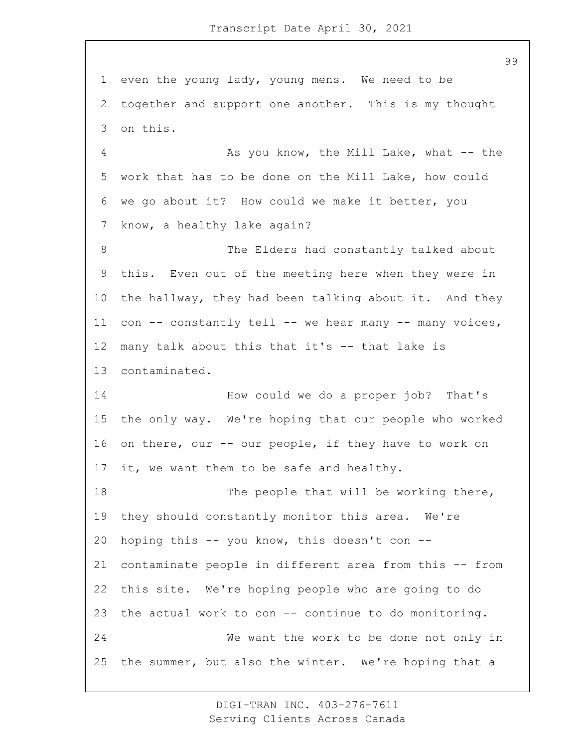even the young lady, young mens. We need to be together and support one another. This is my thought on this.

As you know, the Mill Lake, what -- the work that has to be done on the Mill Lake, how could we go about it? How could we make it better, you know, a healthy lake again?

The Elders had constantly talked about this. Even out of the meeting here when they were in the hallway, they had been talking about it. And they con -- constantly tell -- we hear many -- many voices, many talk about this that it's -- that lake is contaminated.

How could we do a proper job? That's the only way. We're hoping that our people who worked on there, our -- our people, if they have to work on it, we want them to be safe and healthy.

The people that will be working there, they should constantly monitor this area. We're hoping this -- you know, this doesn't con -- contaminate people in different area from this -- from this site. We're hoping people who are going to do the actual work to con -- continue to do monitoring.

We want the work to be done not only in the summer, but also the winter. We're hoping that a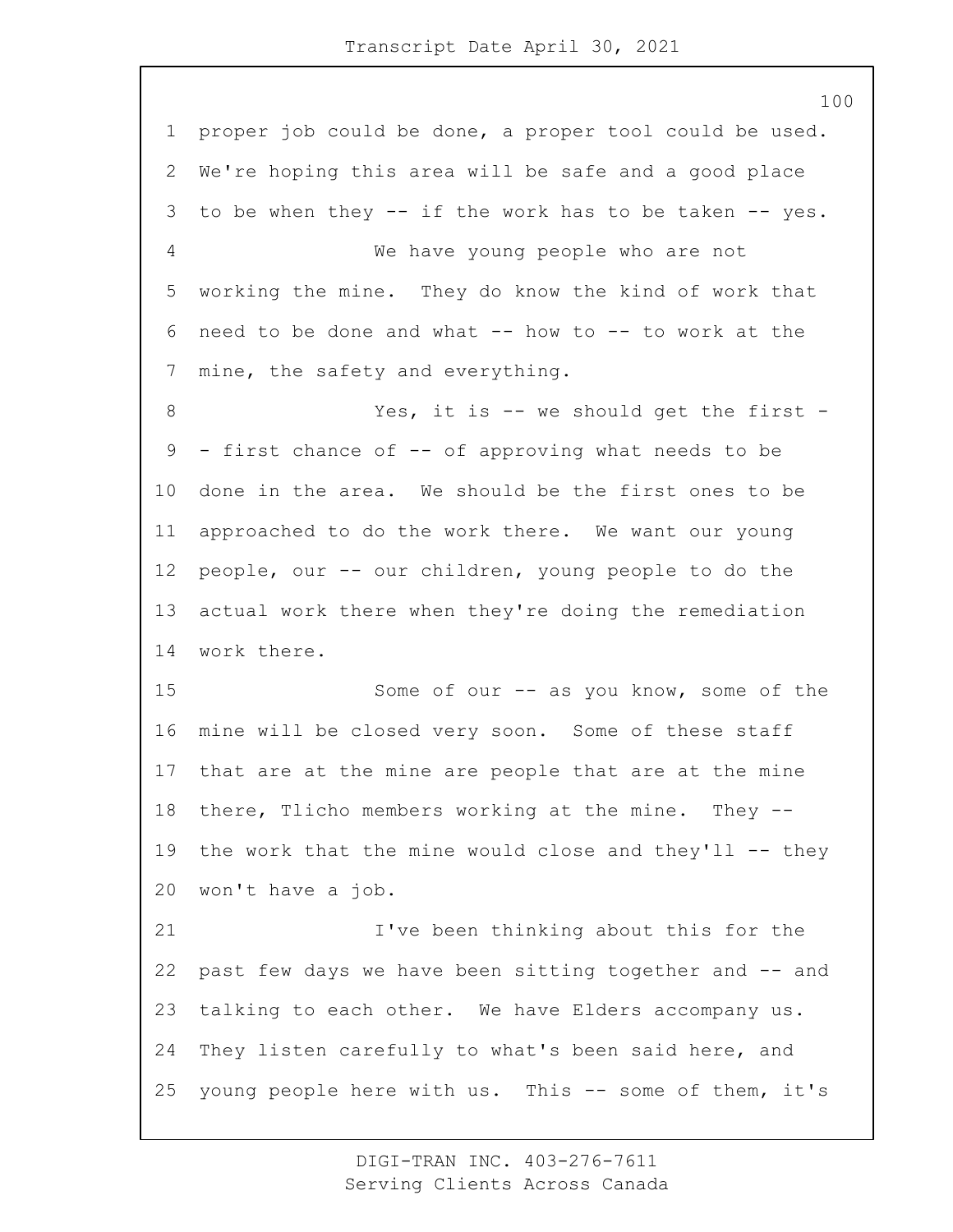proper job could be done, a proper tool could be used. We're hoping this area will be safe and a good place to be when they -- if the work has to be taken -- yes.

We have young people who are not working the mine. They do know the kind of work that need to be done and what -- how to -- to work at the mine, the safety and everything.

Yes, it is -- we should get the first -- first chance of -- of approving what needs to be done in the area. We should be the first ones to be approached to do the work there. We want our young people, our -- our children, young people to do the actual work there when they're doing the remediation work there.

Some of our -- as you know, some of the mine will be closed very soon. Some of these staff that are at the mine are people that are at the mine there, Tlicho members working at the mine. They -- the work that the mine would close and they'll -- they won't have a job.

I've been thinking about this for the past few days we have been sitting together and -- and talking to each other. We have Elders accompany us. They listen carefully to what's been said here, and young people here with us. This -- some of them, it's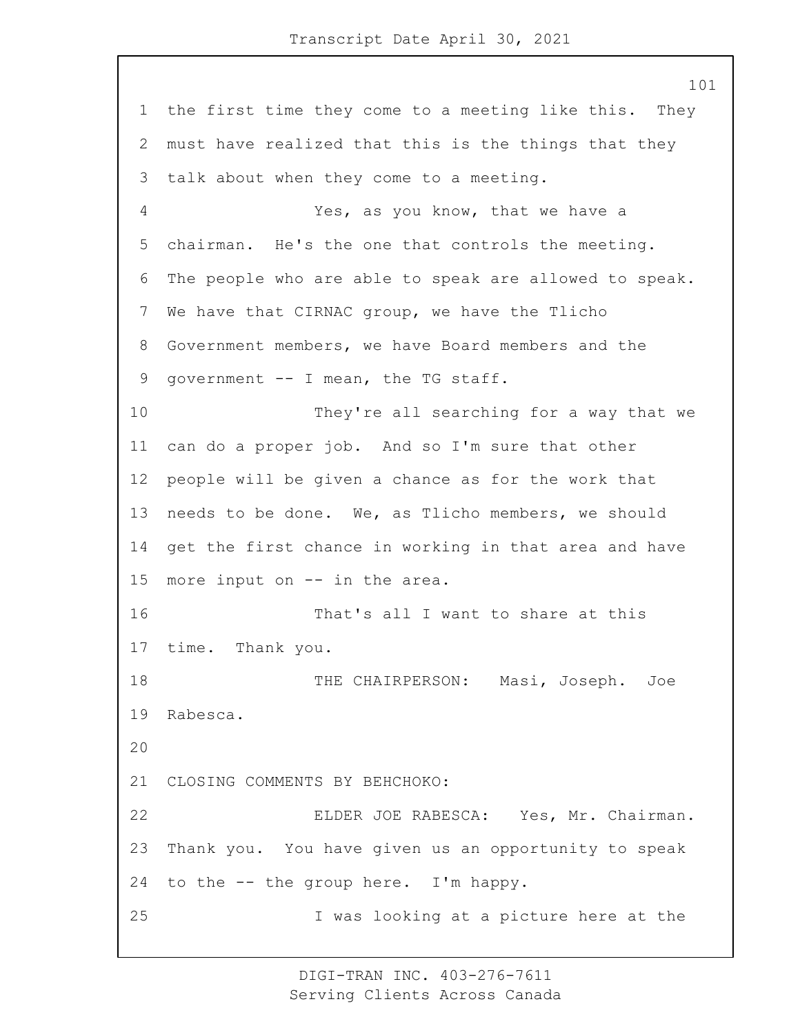the first time they come to a meeting like this. They must have realized that this is the things that they talk about when they come to a meeting.

Yes, as you know, that we have a chairman. He's the one that controls the meeting. The people who are able to speak are allowed to speak. We have that CIRNAC group, we have the Tlicho Government members, we have Board members and the government -- I mean, the TG staff.

They're all searching for a way that we can do a proper job. And so I'm sure that other people will be given a chance as for the work that needs to be done. We, as Tlicho members, we should get the first chance in working in that area and have more input on -- in the area.

That's all I want to share at this time. Thank you.

THE CHAIRPERSON: Masi, Joseph. Joe Rabesca.

CLOSING COMMENTS BY BEHCHOKO:

ELDER JOE RABESCA: Yes, Mr. Chairman. Thank you. You have given us an opportunity to speak to the -- the group here. I'm happy.

I was looking at a picture here at the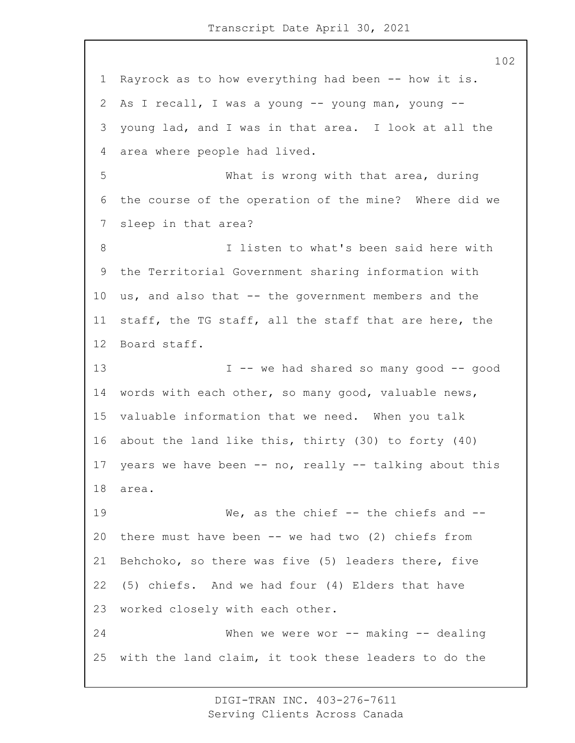Rayrock as to how everything had been -- how it is. As I recall, I was a young -- young man, young -- young lad, and I was in that area. I look at all the area where people had lived.

What is wrong with that area, during the course of the operation of the mine? Where did we sleep in that area?

I listen to what's been said here with the Territorial Government sharing information with us, and also that -- the government members and the staff, the TG staff, all the staff that are here, the Board staff.

I -- we had shared so many good -- good words with each other, so many good, valuable news, valuable information that we need. When you talk about the land like this, thirty (30) to forty (40) years we have been -- no, really -- talking about this area.

We, as the chief -- the chiefs and -- there must have been -- we had two (2) chiefs from Behchoko, so there was five (5) leaders there, five (5) chiefs. And we had four (4) Elders that have worked closely with each other.

When we were wor -- making -- dealing with the land claim, it took these leaders to do the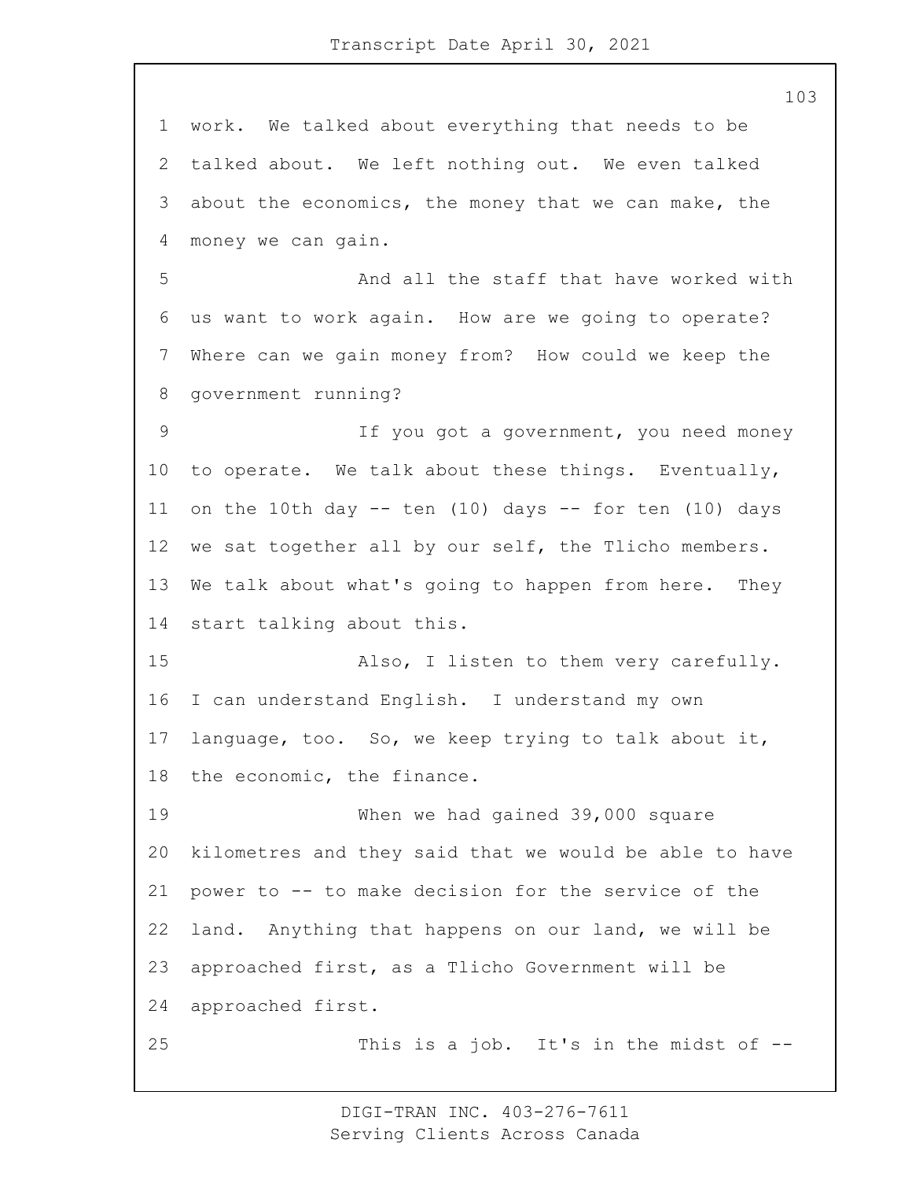work. We talked about everything that needs to be talked about. We left nothing out. We even talked about the economics, the money that we can make, the money we can gain.

And all the staff that have worked with us want to work again. How are we going to operate? Where can we gain money from? How could we keep the government running?

If you got a government, you need money to operate. We talk about these things. Eventually, on the 10th day -- ten (10) days -- for ten (10) days we sat together all by our self, the Tlicho members. We talk about what's going to happen from here. They start talking about this.

Also, I listen to them very carefully. I can understand English. I understand my own language, too. So, we keep trying to talk about it, the economic, the finance.

When we had gained 39,000 square kilometres and they said that we would be able to have power to -- to make decision for the service of the land. Anything that happens on our land, we will be approached first, as a Tlicho Government will be approached first.

This is a job. It's in the midst of --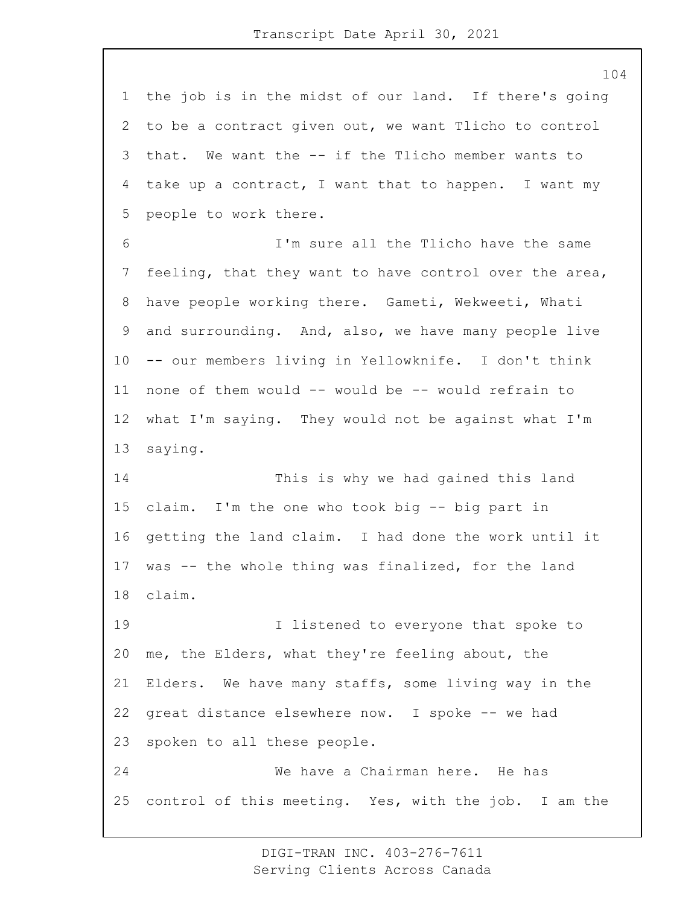the job is in the midst of our land. If there's going to be a contract given out, we want Tlicho to control that. We want the -- if the Tlicho member wants to take up a contract, I want that to happen. I want my people to work there.

I'm sure all the Tlicho have the same feeling, that they want to have control over the area, have people working there. Gameti, Wekweeti, Whati and surrounding. And, also, we have many people live -- our members living in Yellowknife. I don't think none of them would -- would be -- would refrain to what I'm saying. They would not be against what I'm saying.

This is why we had gained this land claim. I'm the one who took big -- big part in getting the land claim. I had done the work until it was -- the whole thing was finalized, for the land claim.

I listened to everyone that spoke to me, the Elders, what they're feeling about, the Elders. We have many staffs, some living way in the great distance elsewhere now. I spoke -- we had spoken to all these people.

We have a Chairman here. He has control of this meeting. Yes, with the job. I am the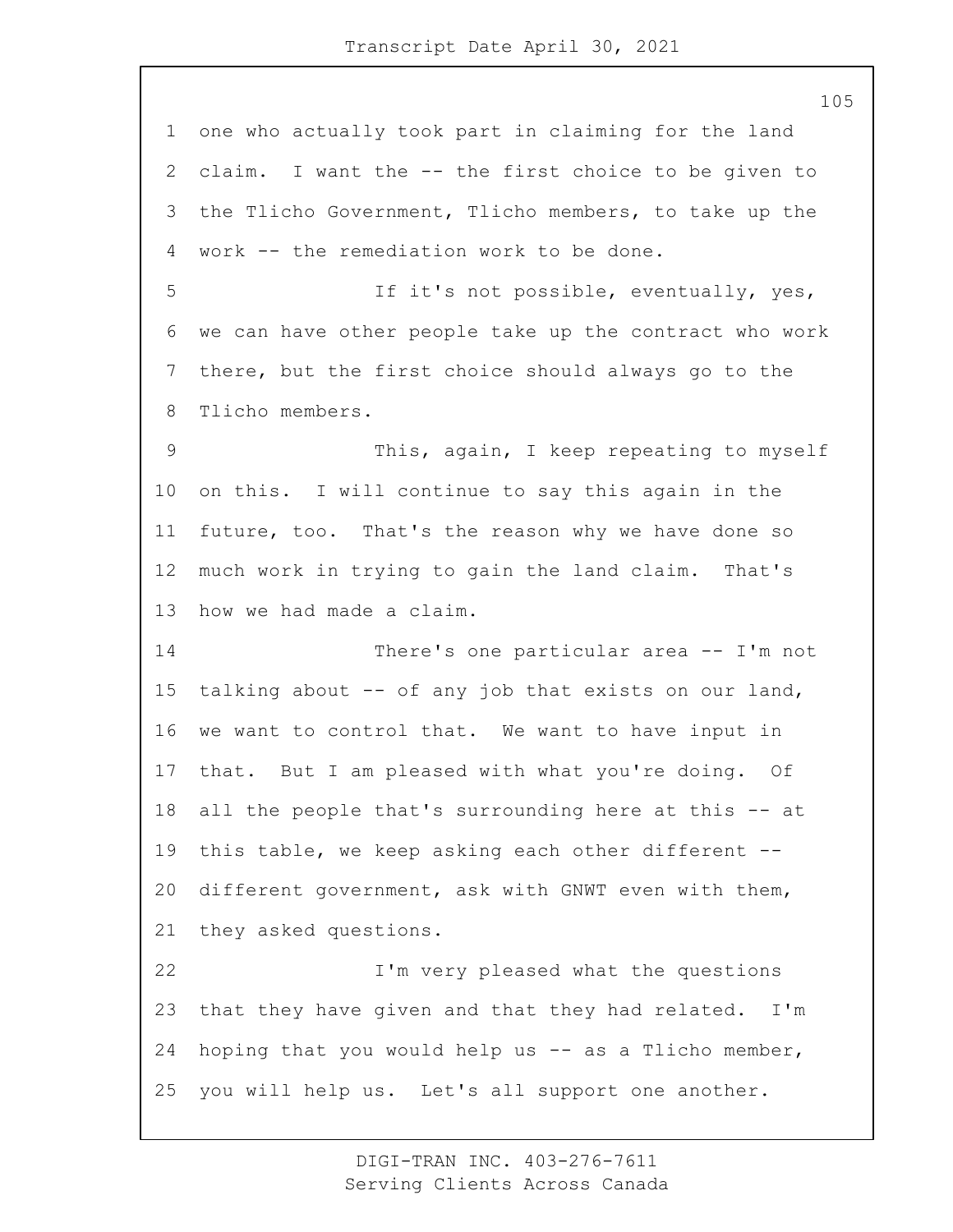one who actually took part in claiming for the land claim. I want the -- the first choice to be given to the Tlicho Government, Tlicho members, to take up the work -- the remediation work to be done.

If it's not possible, eventually, yes, we can have other people take up the contract who work there, but the first choice should always go to the Tlicho members.

This, again, I keep repeating to myself on this. I will continue to say this again in the future, too. That's the reason why we have done so much work in trying to gain the land claim. That's how we had made a claim.

There's one particular area -- I'm not talking about -- of any job that exists on our land, we want to control that. We want to have input in that. But I am pleased with what you're doing. Of all the people that's surrounding here at this -- at this table, we keep asking each other different -- different government, ask with GNWT even with them, they asked questions.

I'm very pleased what the questions that they have given and that they had related. I'm hoping that you would help us -- as a Tlicho member, you will help us. Let's all support one another.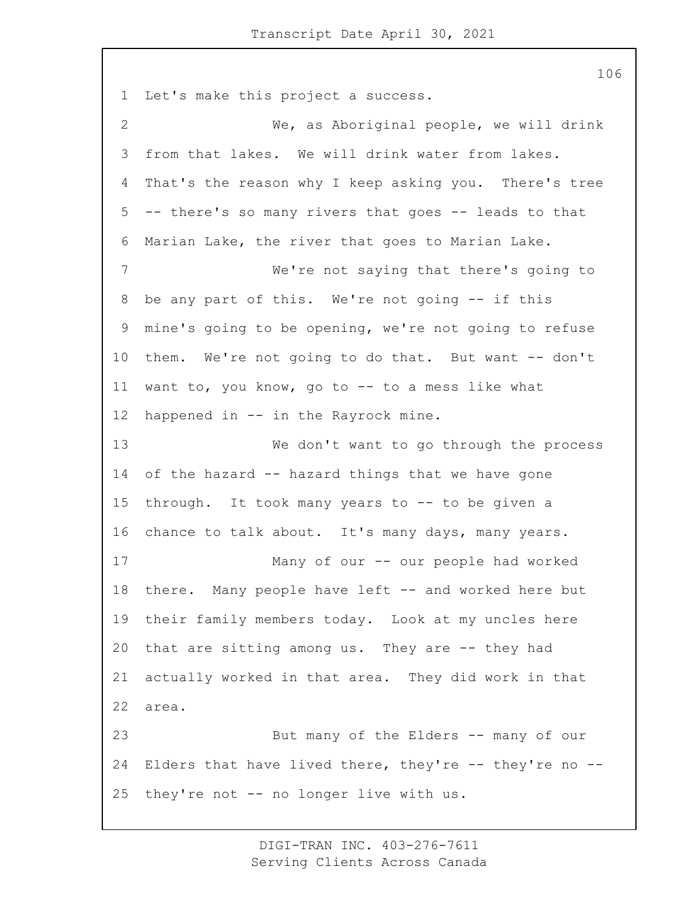Let's make this project a success.

We, as Aboriginal people, we will drink from that lakes. We will drink water from lakes. That's the reason why I keep asking you. There's tree -- there's so many rivers that goes -- leads to that Marian Lake, the river that goes to Marian Lake.

We're not saying that there's going to be any part of this. We're not going -- if this mine's going to be opening, we're not going to refuse them. We're not going to do that. But want -- don't want to, you know, go to -- to a mess like what happened in -- in the Rayrock mine.

We don't want to go through the process of the hazard -- hazard things that we have gone through. It took many years to -- to be given a chance to talk about. It's many days, many years.

Many of our -- our people had worked there. Many people have left -- and worked here but their family members today. Look at my uncles here that are sitting among us. They are -- they had actually worked in that area. They did work in that area.

But many of the Elders -- many of our Elders that have lived there, they're -- they're no -- they're not -- no longer live with us.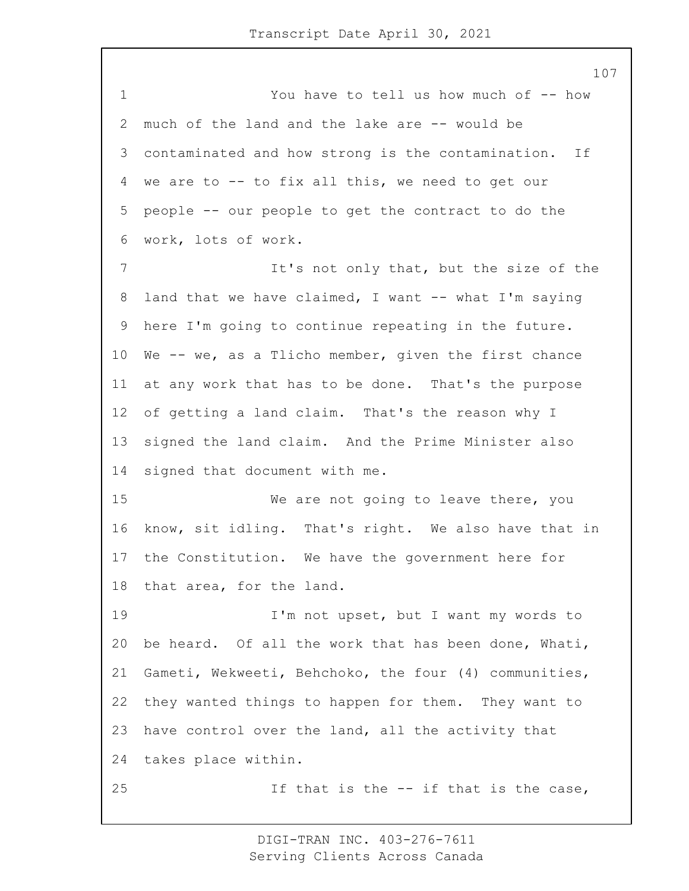You have to tell us how much of -- how much of the land and the lake are -- would be contaminated and how strong is the contamination. If we are to -- to fix all this, we need to get our people -- our people to get the contract to do the work, lots of work.

It's not only that, but the size of the land that we have claimed, I want -- what I'm saying here I'm going to continue repeating in the future. We -- we, as a Tlicho member, given the first chance at any work that has to be done. That's the purpose of getting a land claim. That's the reason why I signed the land claim. And the Prime Minister also signed that document with me.

We are not going to leave there, you know, sit idling. That's right. We also have that in the Constitution. We have the government here for that area, for the land.

I'm not upset, but I want my words to be heard. Of all the work that has been done, Whati, Gameti, Wekweeti, Behchoko, the four (4) communities, they wanted things to happen for them. They want to have control over the land, all the activity that takes place within.

If that is the -- if that is the case,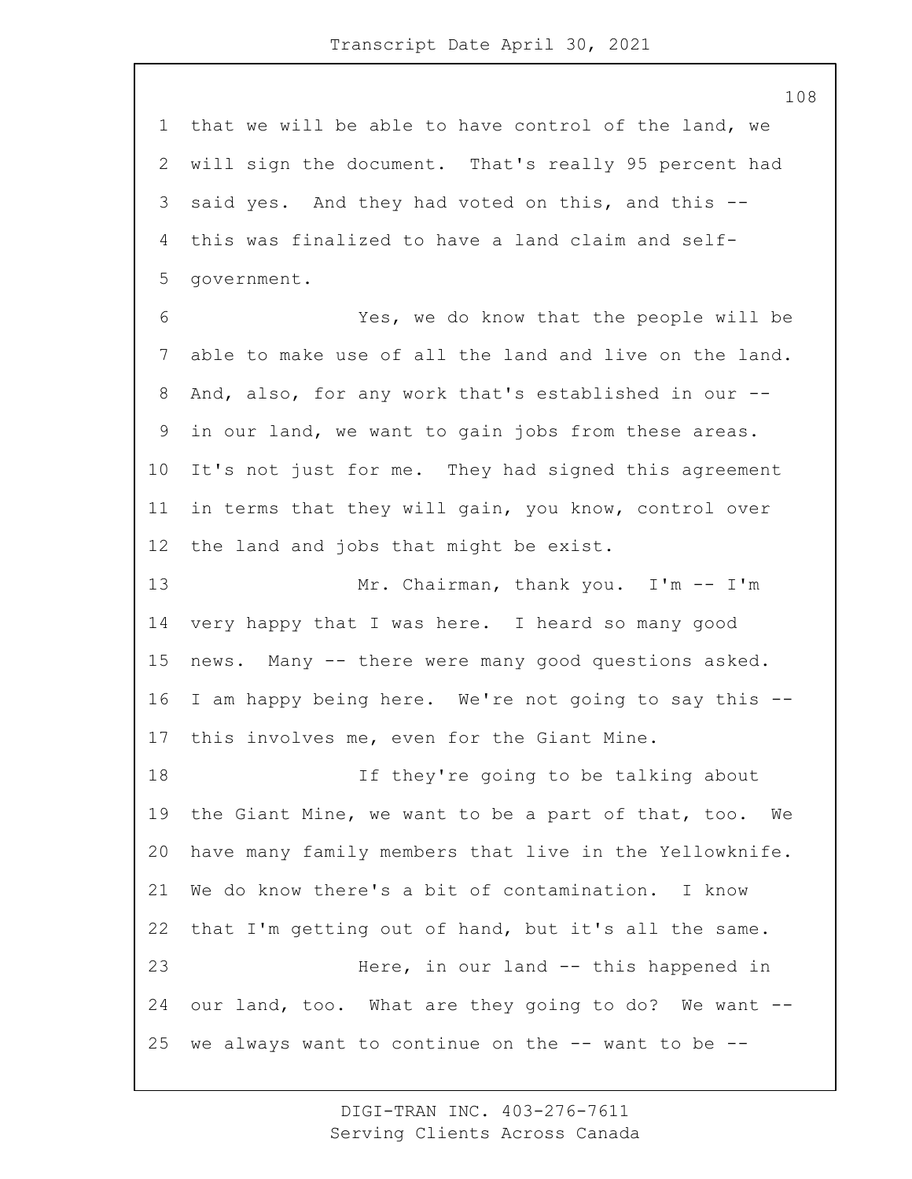that we will be able to have control of the land, we will sign the document. That's really 95 percent had said yes. And they had voted on this, and this -- this was finalized to have a land claim and self-government.

Yes, we do know that the people will be able to make use of all the land and live on the land. And, also, for any work that's established in our -- in our land, we want to gain jobs from these areas. It's not just for me. They had signed this agreement in terms that they will gain, you know, control over the land and jobs that might be exist.

Mr. Chairman, thank you. I'm -- I'm very happy that I was here. I heard so many good news. Many -- there were many good questions asked. I am happy being here. We're not going to say this -- this involves me, even for the Giant Mine.

If they're going to be talking about the Giant Mine, we want to be a part of that, too. We have many family members that live in the Yellowknife. We do know there's a bit of contamination. I know that I'm getting out of hand, but it's all the same.

Here, in our land -- this happened in our land, too. What are they going to do? We want -- we always want to continue on the -- want to be --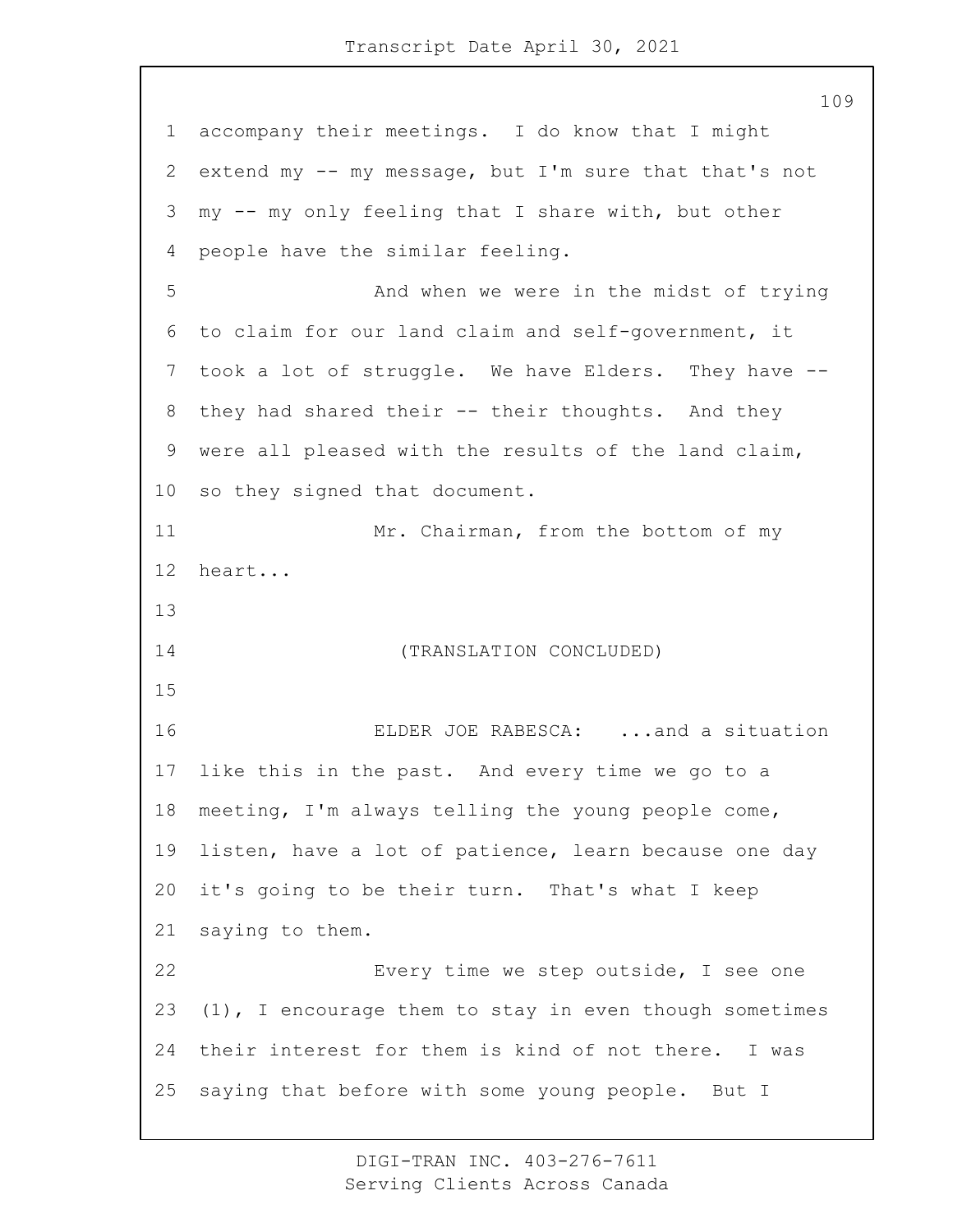accompany their meetings. I do know that I might extend my -- my message, but I'm sure that that's not my -- my only feeling that I share with, but other people have the similar feeling.

And when we were in the midst of trying to claim for our land claim and self-government, it took a lot of struggle. We have Elders. They have -- they had shared their -- their thoughts. And they were all pleased with the results of the land claim, so they signed that document.

Mr. Chairman, from the bottom of my heart...

(TRANSLATION CONCLUDED)

ELDER JOE RABESCA: ...and a situation like this in the past. And every time we go to a meeting, I'm always telling the young people come, listen, have a lot of patience, learn because one day it's going to be their turn. That's what I keep saying to them.

Every time we step outside, I see one (1), I encourage them to stay in even though sometimes their interest for them is kind of not there. I was saying that before with some young people. But I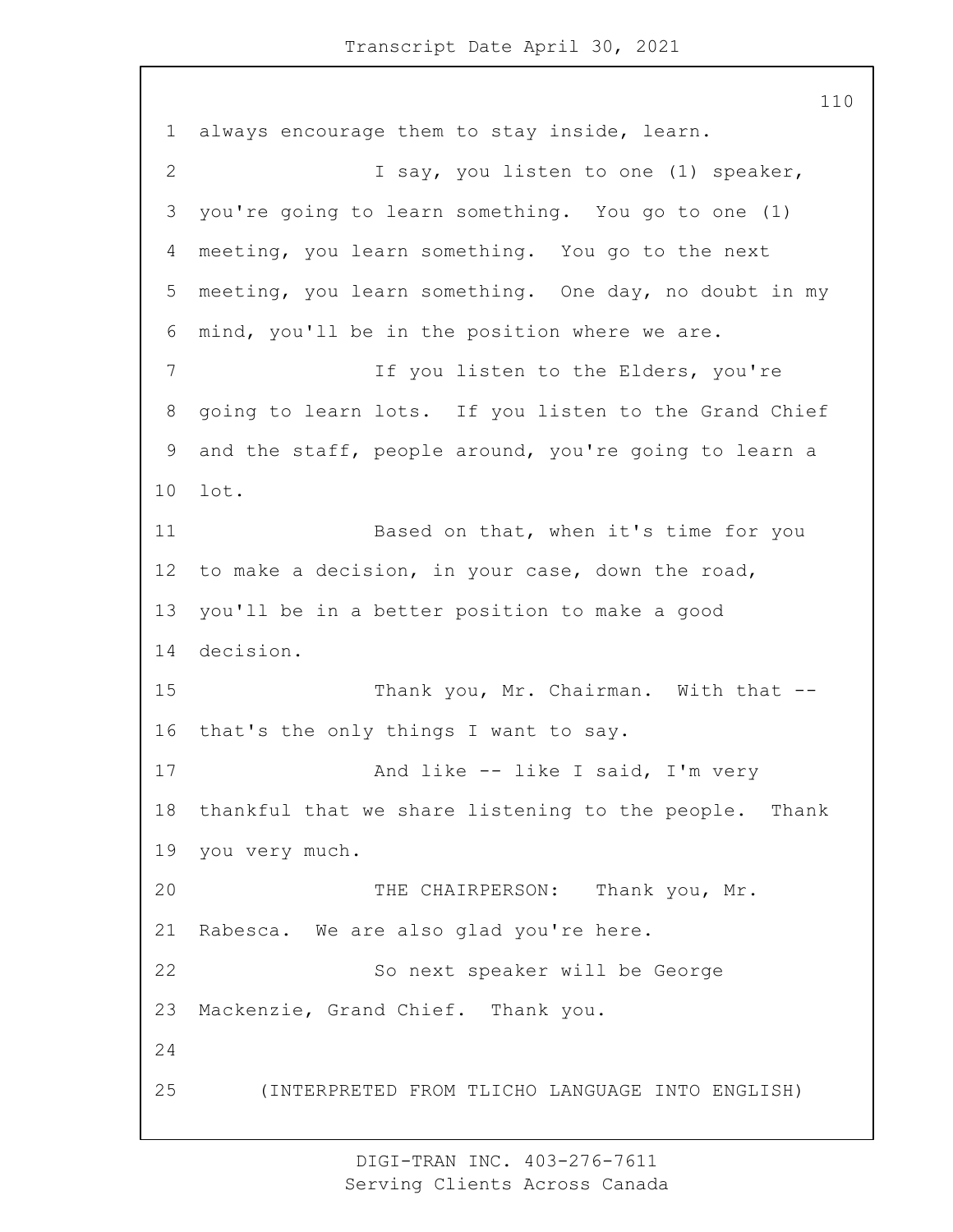always encourage them to stay inside, learn.

I say, you listen to one (1) speaker, you're going to learn something. You go to one (1) meeting, you learn something. You go to the next meeting, you learn something. One day, no doubt in my mind, you'll be in the position where we are.

If you listen to the Elders, you're going to learn lots. If you listen to the Grand Chief and the staff, people around, you're going to learn a lot.

Based on that, when it's time for you to make a decision, in your case, down the road, you'll be in a better position to make a good decision.

Thank you, Mr. Chairman. With that -- that's the only things I want to say.

And like -- like I said, I'm very thankful that we share listening to the people. Thank you very much.

THE CHAIRPERSON: Thank you, Mr. Rabesca. We are also glad you're here.

So next speaker will be George Mackenzie, Grand Chief. Thank you.

(INTERPRETED FROM TLICHO LANGUAGE INTO ENGLISH)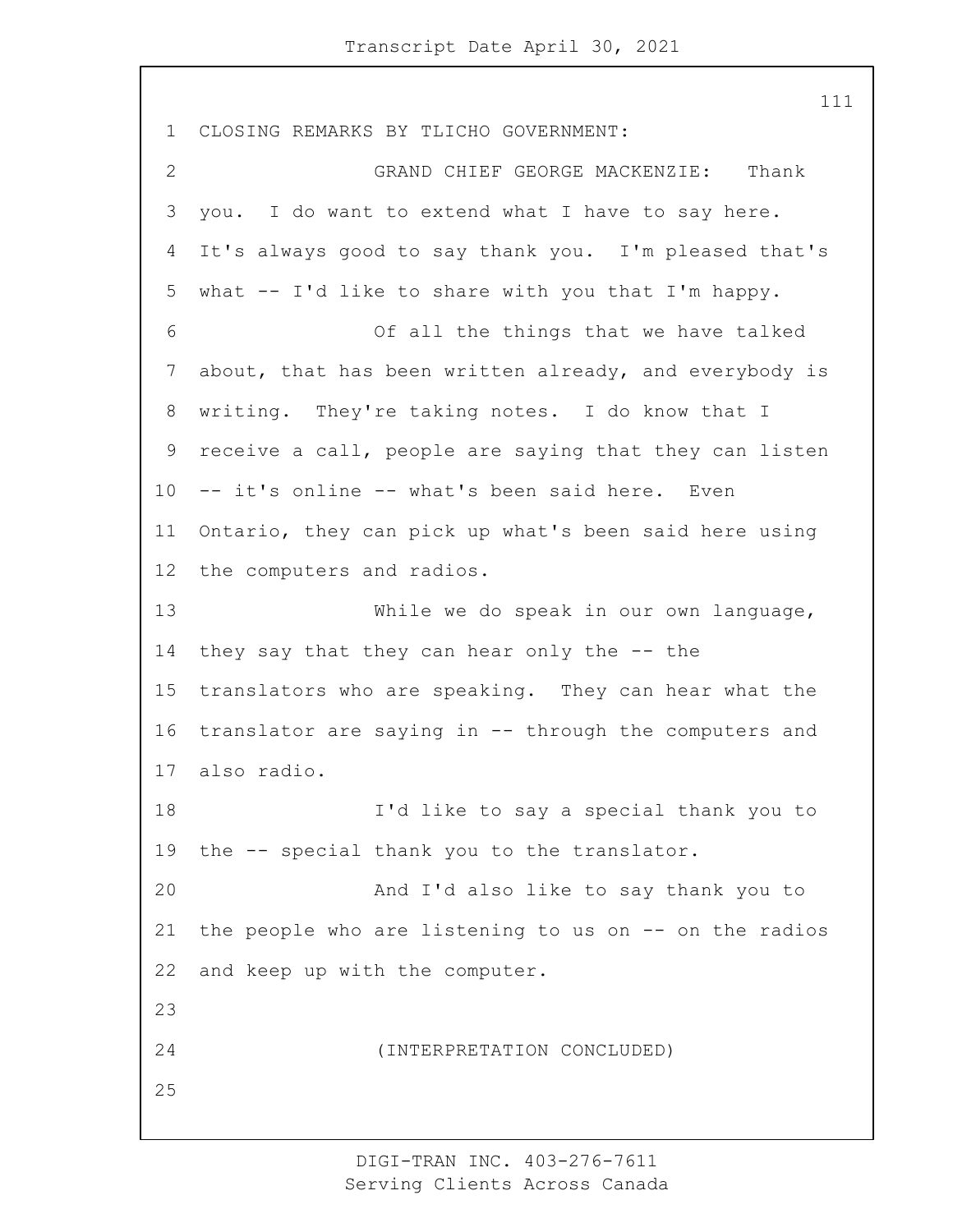CLOSING REMARKS BY TLICHO GOVERNMENT:

GRAND CHIEF GEORGE MACKENZIE: Thank you. I do want to extend what I have to say here. It's always good to say thank you. I'm pleased that's what -- I'd like to share with you that I'm happy.

Of all the things that we have talked about, that has been written already, and everybody is writing. They're taking notes. I do know that I receive a call, people are saying that they can listen -- it's online -- what's been said here. Even Ontario, they can pick up what's been said here using the computers and radios.

While we do speak in our own language, they say that they can hear only the -- the translators who are speaking. They can hear what the translator are saying in -- through the computers and also radio.

I'd like to say a special thank you to the -- special thank you to the translator.

And I'd also like to say thank you to the people who are listening to us on -- on the radios and keep up with the computer.

(INTERPRETATION CONCLUDED)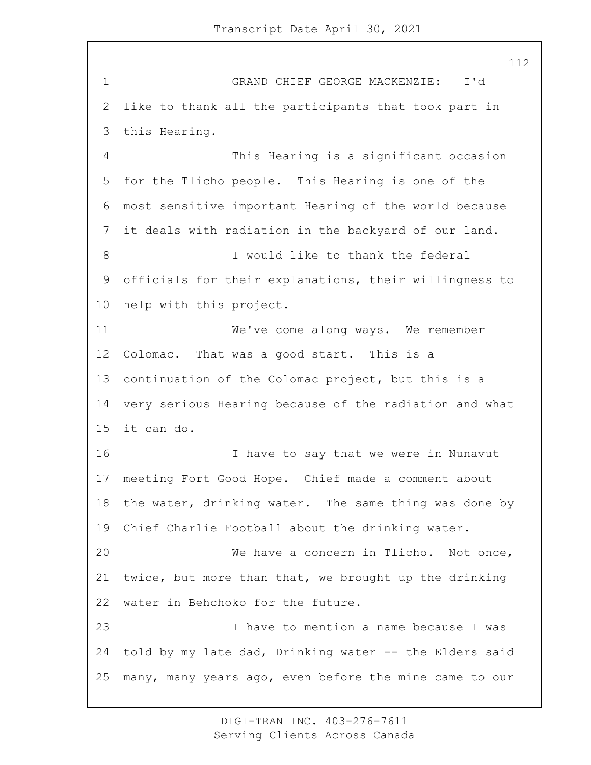GRAND CHIEF GEORGE MACKENZIE: I'd like to thank all the participants that took part in this Hearing.

This Hearing is a significant occasion for the Tlicho people. This Hearing is one of the most sensitive important Hearing of the world because it deals with radiation in the backyard of our land.

I would like to thank the federal officials for their explanations, their willingness to help with this project.

We've come along ways. We remember Colomac. That was a good start. This is a continuation of the Colomac project, but this is a very serious Hearing because of the radiation and what it can do.

I have to say that we were in Nunavut meeting Fort Good Hope. Chief made a comment about the water, drinking water. The same thing was done by Chief Charlie Football about the drinking water.

We have a concern in Tlicho. Not once, twice, but more than that, we brought up the drinking water in Behchoko for the future.

I have to mention a name because I was told by my late dad, Drinking water -- the Elders said many, many years ago, even before the mine came to our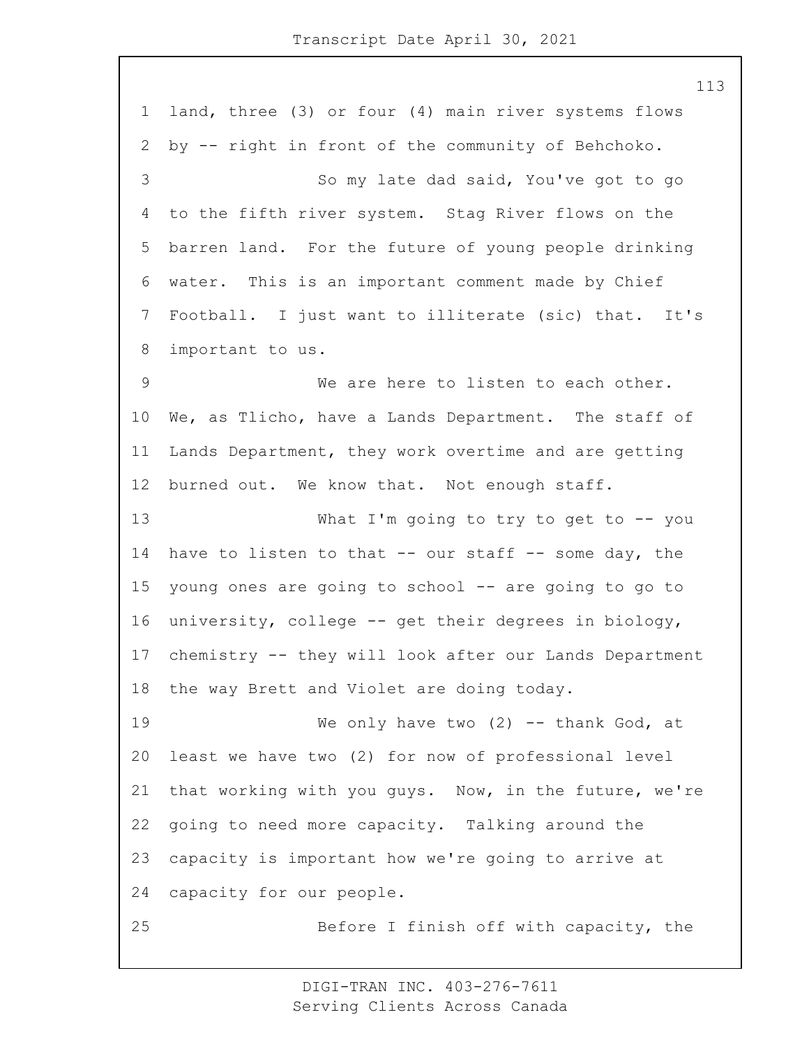land, three (3) or four (4) main river systems flows by -- right in front of the community of Behchoko.

So my late dad said, You've got to go to the fifth river system. Stag River flows on the barren land. For the future of young people drinking water. This is an important comment made by Chief Football. I just want to illiterate (sic) that. It's important to us.

We are here to listen to each other. We, as Tlicho, have a Lands Department. The staff of Lands Department, they work overtime and are getting burned out. We know that. Not enough staff.

What I'm going to try to get to -- you have to listen to that -- our staff -- some day, the young ones are going to school -- are going to go to university, college -- get their degrees in biology, chemistry -- they will look after our Lands Department the way Brett and Violet are doing today.

We only have two (2) -- thank God, at least we have two (2) for now of professional level that working with you guys. Now, in the future, we're going to need more capacity. Talking around the capacity is important how we're going to arrive at capacity for our people.

Before I finish off with capacity, the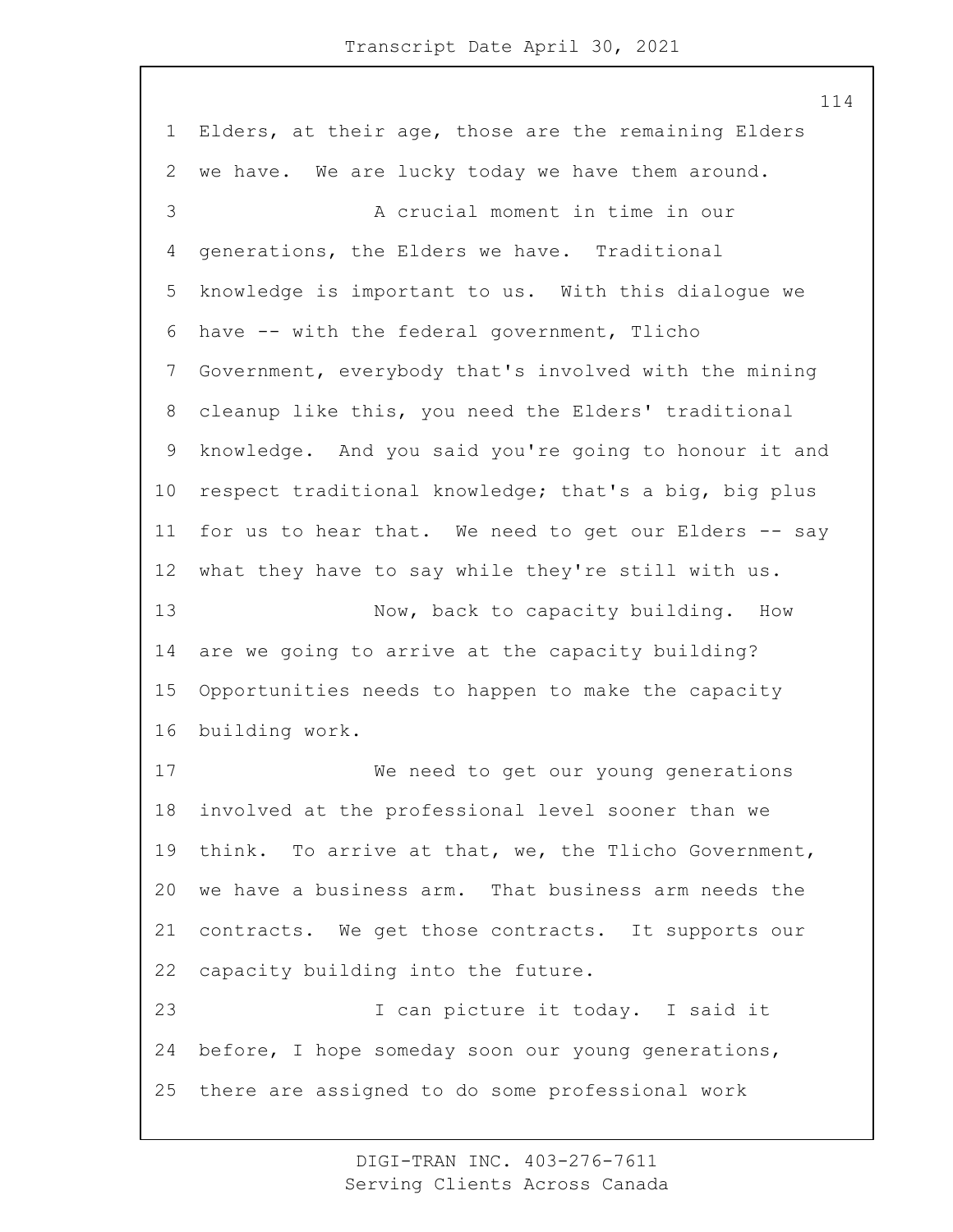Elders, at their age, those are the remaining Elders we have. We are lucky today we have them around.

A crucial moment in time in our generations, the Elders we have. Traditional knowledge is important to us. With this dialogue we have -- with the federal government, Tlicho Government, everybody that's involved with the mining cleanup like this, you need the Elders' traditional knowledge. And you said you're going to honour it and respect traditional knowledge; that's a big, big plus for us to hear that. We need to get our Elders -- say what they have to say while they're still with us.

Now, back to capacity building. How are we going to arrive at the capacity building? Opportunities needs to happen to make the capacity building work.

We need to get our young generations involved at the professional level sooner than we think. To arrive at that, we, the Tlicho Government, we have a business arm. That business arm needs the contracts. We get those contracts. It supports our capacity building into the future.

I can picture it today. I said it before, I hope someday soon our young generations, there are assigned to do some professional work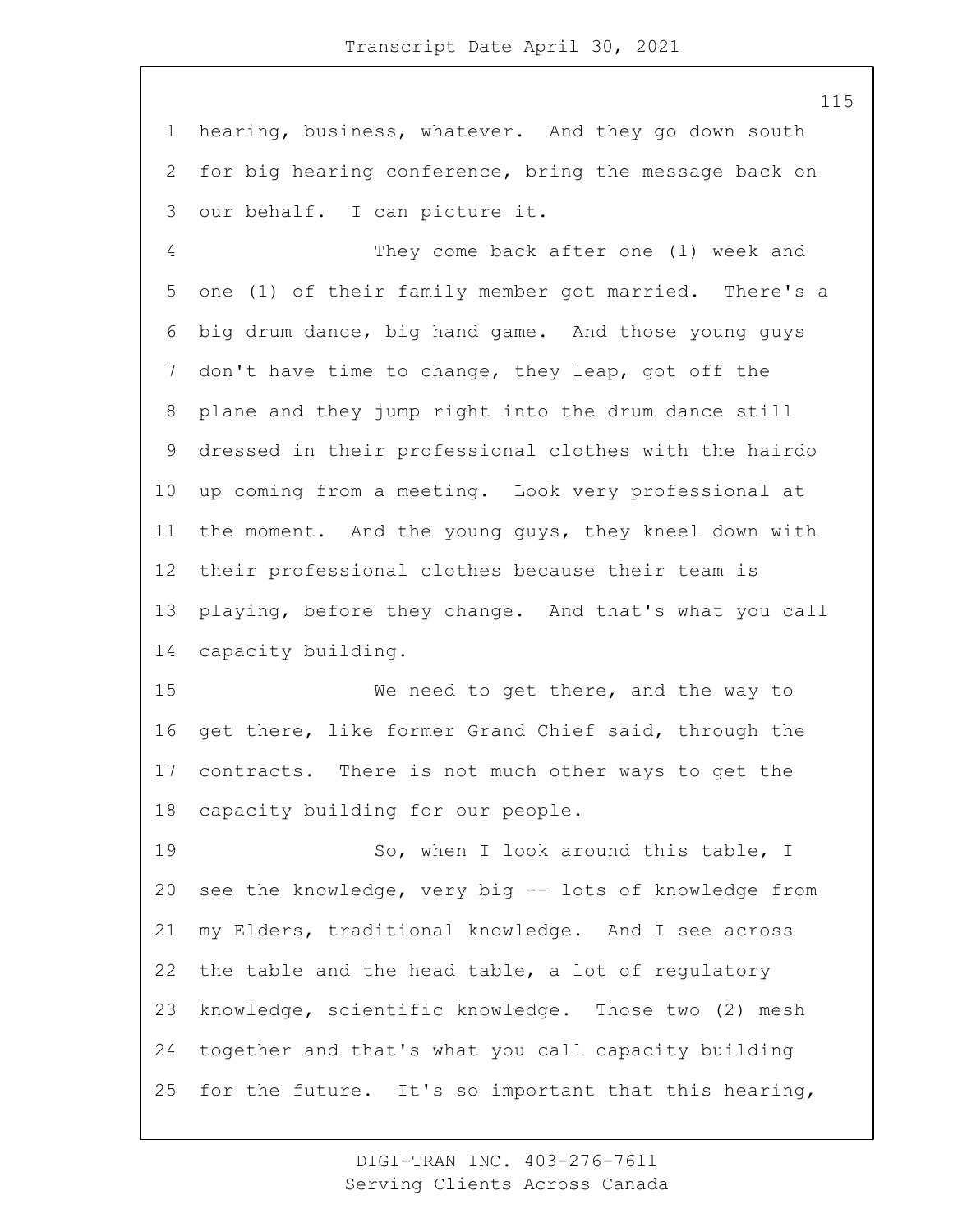hearing, business, whatever. And they go down south for big hearing conference, bring the message back on our behalf. I can picture it.

They come back after one (1) week and one (1) of their family member got married. There's a big drum dance, big hand game. And those young guys don't have time to change, they leap, got off the plane and they jump right into the drum dance still dressed in their professional clothes with the hairdo up coming from a meeting. Look very professional at the moment. And the young guys, they kneel down with their professional clothes because their team is playing, before they change. And that's what you call capacity building.

We need to get there, and the way to get there, like former Grand Chief said, through the contracts. There is not much other ways to get the capacity building for our people.

So, when I look around this table, I see the knowledge, very big -- lots of knowledge from my Elders, traditional knowledge. And I see across the table and the head table, a lot of regulatory knowledge, scientific knowledge. Those two (2) mesh together and that's what you call capacity building for the future. It's so important that this hearing,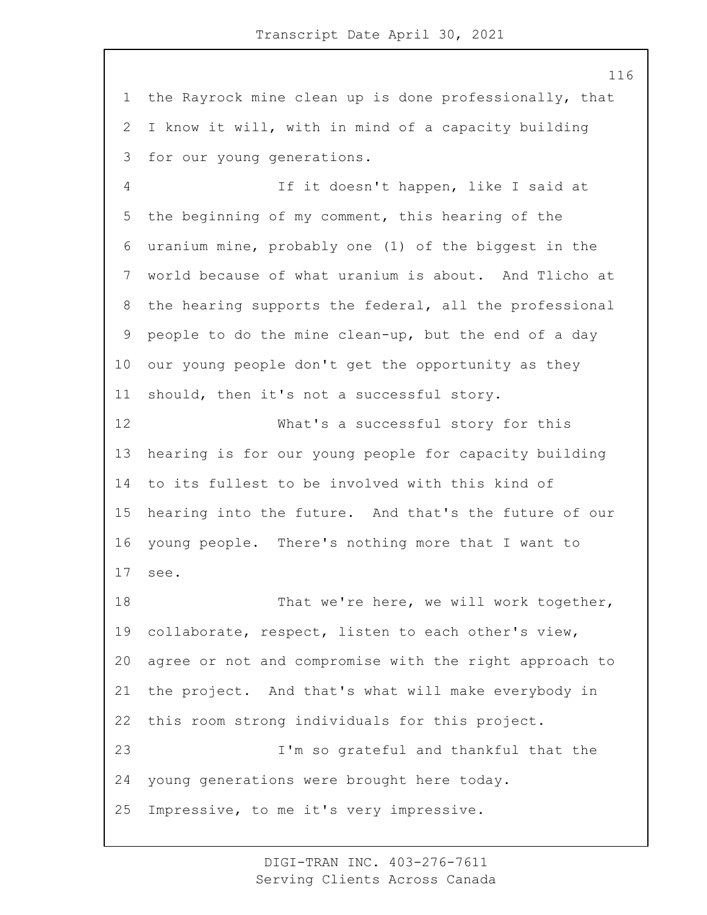the Rayrock mine clean up is done professionally, that I know it will, with in mind of a capacity building for our young generations.

If it doesn't happen, like I said at the beginning of my comment, this hearing of the uranium mine, probably one (1) of the biggest in the world because of what uranium is about. And Tlicho at the hearing supports the federal, all the professional people to do the mine clean-up, but the end of a day our young people don't get the opportunity as they should, then it's not a successful story.

What's a successful story for this hearing is for our young people for capacity building to its fullest to be involved with this kind of hearing into the future. And that's the future of our young people. There's nothing more that I want to see.

That we're here, we will work together, collaborate, respect, listen to each other's view, agree or not and compromise with the right approach to the project. And that's what will make everybody in this room strong individuals for this project.

I'm so grateful and thankful that the young generations were brought here today. Impressive, to me it's very impressive.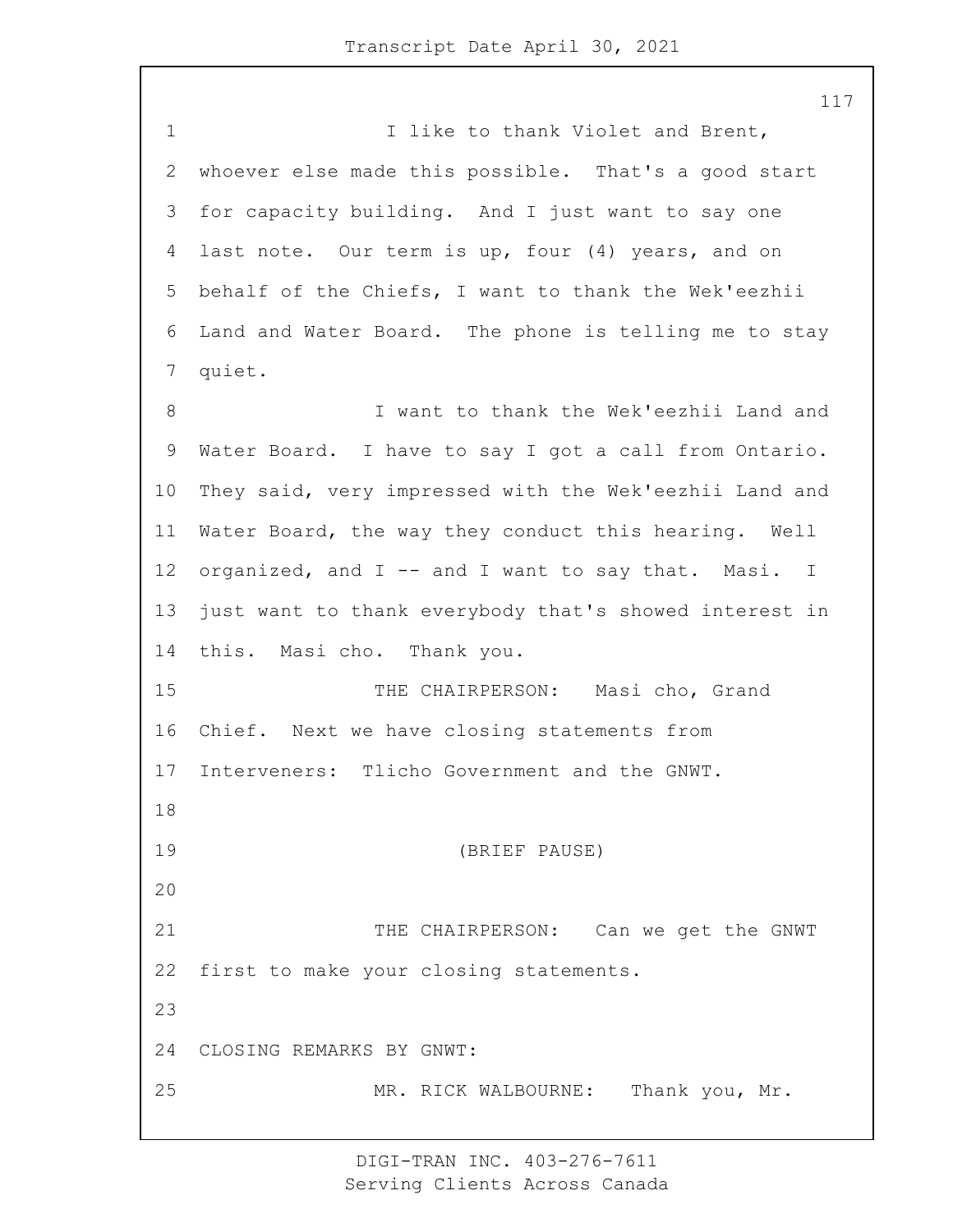I like to thank Violet and Brent, whoever else made this possible. That's a good start for capacity building. And I just want to say one last note. Our term is up, four (4) years, and on behalf of the Chiefs, I want to thank the Wek'eezhii Land and Water Board. The phone is telling me to stay quiet.

I want to thank the Wek'eezhii Land and Water Board. I have to say I got a call from Ontario. They said, very impressed with the Wek'eezhii Land and Water Board, the way they conduct this hearing. Well organized, and I -- and I want to say that. Masi. I just want to thank everybody that's showed interest in this. Masi cho. Thank you.

THE CHAIRPERSON: Masi cho, Grand Chief. Next we have closing statements from Interveners: Tlicho Government and the GNWT.

(BRIEF PAUSE)

THE CHAIRPERSON: Can we get the GNWT first to make your closing statements.

CLOSING REMARKS BY GNWT:

MR. RICK WALBOURNE: Thank you, Mr.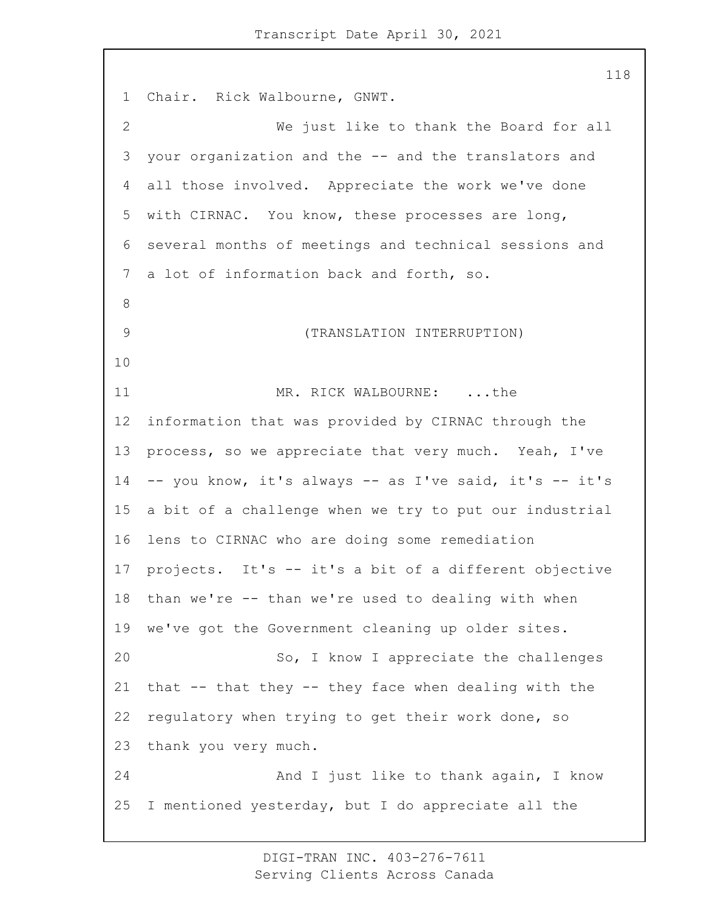Chair. Rick Walbourne, GNWT.

We just like to thank the Board for all your organization and the -- and the translators and all those involved. Appreciate the work we've done with CIRNAC. You know, these processes are long, several months of meetings and technical sessions and a lot of information back and forth, so.

(TRANSLATION INTERRUPTION)

MR. RICK WALBOURNE: ...the information that was provided by CIRNAC through the process, so we appreciate that very much. Yeah, I've -- you know, it's always -- as I've said, it's -- it's a bit of a challenge when we try to put our industrial lens to CIRNAC who are doing some remediation projects. It's -- it's a bit of a different objective than we're -- than we're used to dealing with when we've got the Government cleaning up older sites.

So, I know I appreciate the challenges that -- that they -- they face when dealing with the regulatory when trying to get their work done, so thank you very much.

And I just like to thank again, I know I mentioned yesterday, but I do appreciate all the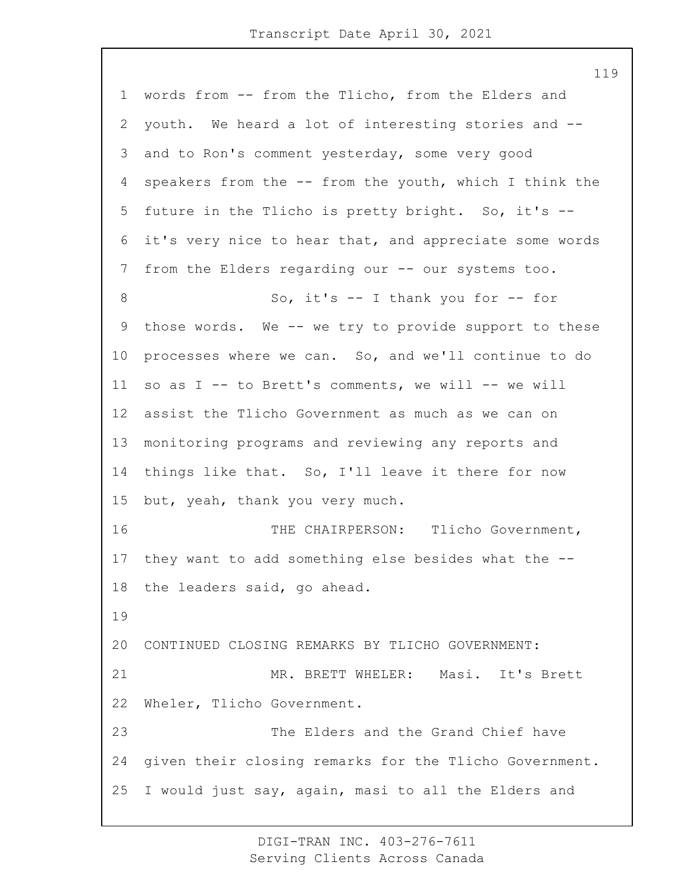words from -- from the Tlicho, from the Elders and youth. We heard a lot of interesting stories and -- and to Ron's comment yesterday, some very good speakers from the -- from the youth, which I think the future in the Tlicho is pretty bright. So, it's -- it's very nice to hear that, and appreciate some words from the Elders regarding our -- our systems too.

So, it's -- I thank you for -- for those words. We -- we try to provide support to these processes where we can. So, and we'll continue to do so as I -- to Brett's comments, we will -- we will assist the Tlicho Government as much as we can on monitoring programs and reviewing any reports and things like that. So, I'll leave it there for now but, yeah, thank you very much.

THE CHAIRPERSON: Tlicho Government, they want to add something else besides what the -- the leaders said, go ahead.

CONTINUED CLOSING REMARKS BY TLICHO GOVERNMENT:

MR. BRETT WHELER: Masi. It's Brett Wheler, Tlicho Government.

The Elders and the Grand Chief have given their closing remarks for the Tlicho Government. I would just say, again, masi to all the Elders and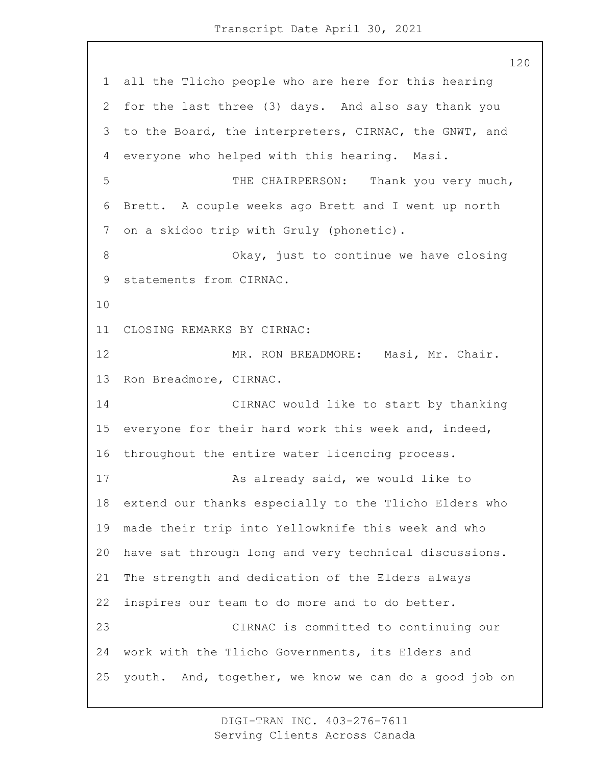all the Tlicho people who are here for this hearing for the last three (3) days. And also say thank you to the Board, the interpreters, CIRNAC, the GNWT, and everyone who helped with this hearing. Masi.

THE CHAIRPERSON: Thank you very much, Brett. A couple weeks ago Brett and I went up north on a skidoo trip with Gruly (phonetic).

Okay, just to continue we have closing statements from CIRNAC.

CLOSING REMARKS BY CIRNAC:

MR. RON BREADMORE: Masi, Mr. Chair. Ron Breadmore, CIRNAC.

CIRNAC would like to start by thanking everyone for their hard work this week and, indeed, throughout the entire water licencing process.

As already said, we would like to extend our thanks especially to the Tlicho Elders who made their trip into Yellowknife this week and who have sat through long and very technical discussions. The strength and dedication of the Elders always inspires our team to do more and to do better.

CIRNAC is committed to continuing our work with the Tlicho Governments, its Elders and youth. And, together, we know we can do a good job on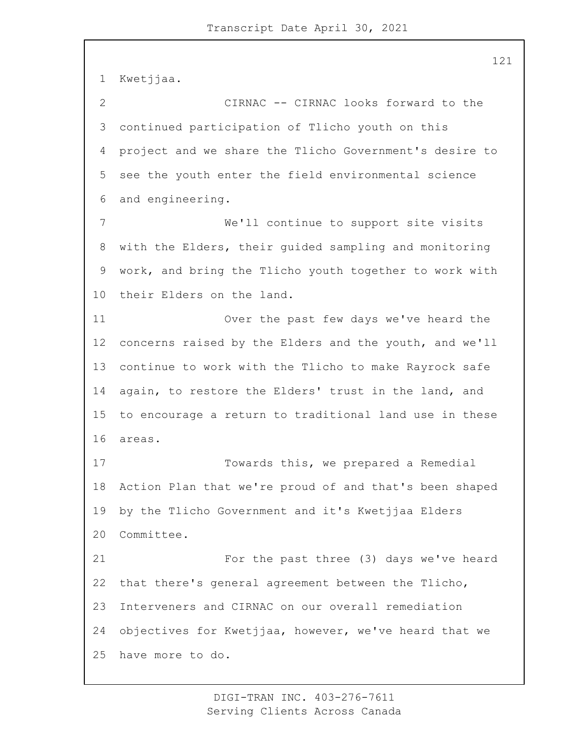Kwetjjaa.

CIRNAC -- CIRNAC looks forward to the continued participation of Tlicho youth on this project and we share the Tlicho Government's desire to see the youth enter the field environmental science and engineering.

We'll continue to support site visits with the Elders, their guided sampling and monitoring work, and bring the Tlicho youth together to work with their Elders on the land.

Over the past few days we've heard the concerns raised by the Elders and the youth, and we'll continue to work with the Tlicho to make Rayrock safe again, to restore the Elders' trust in the land, and to encourage a return to traditional land use in these areas.

Towards this, we prepared a Remedial Action Plan that we're proud of and that's been shaped by the Tlicho Government and it's Kwetjjaa Elders Committee.

For the past three (3) days we've heard that there's general agreement between the Tlicho, Interveners and CIRNAC on our overall remediation objectives for Kwetjjaa, however, we've heard that we have more to do.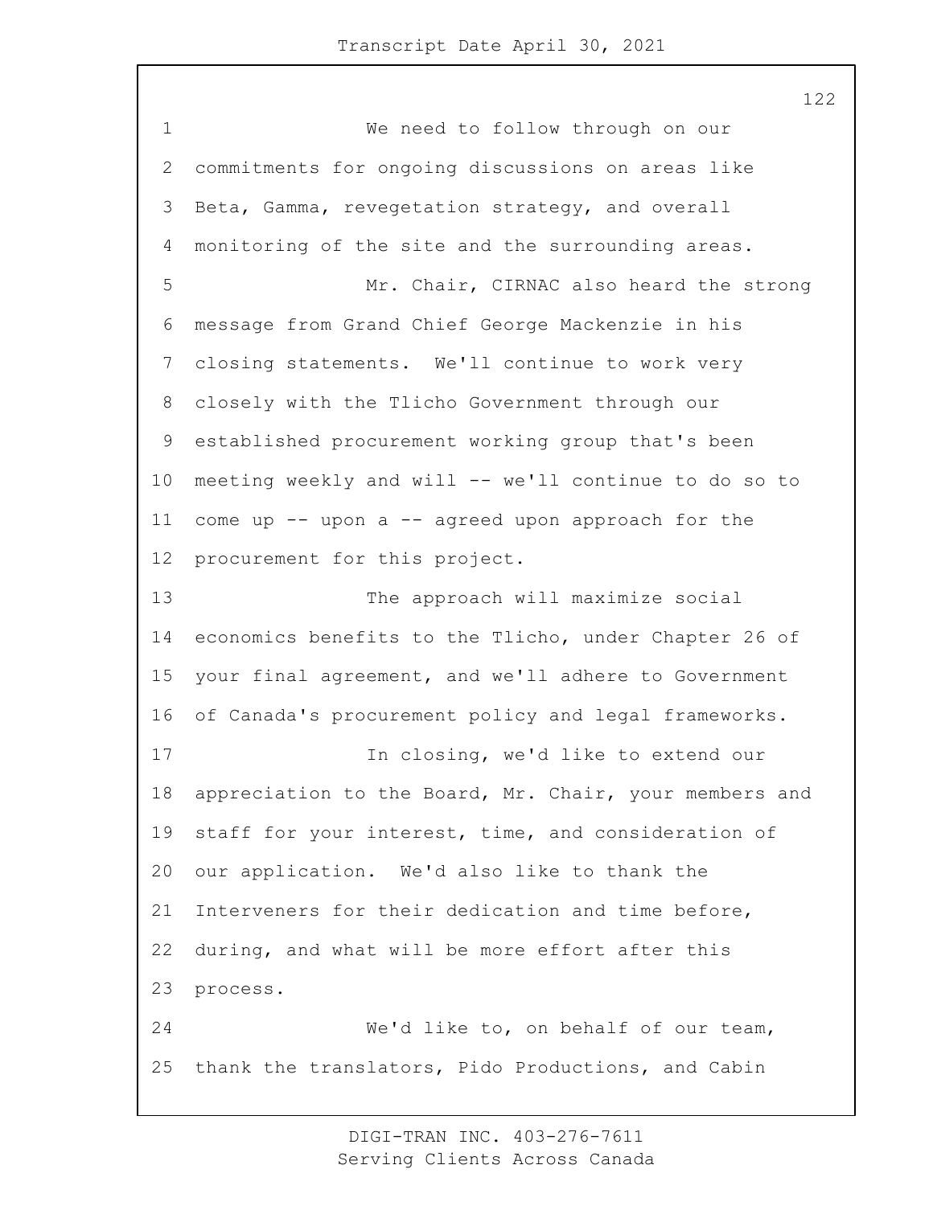We need to follow through on our commitments for ongoing discussions on areas like Beta, Gamma, revegetation strategy, and overall monitoring of the site and the surrounding areas.

Mr. Chair, CIRNAC also heard the strong message from Grand Chief George Mackenzie in his closing statements. We'll continue to work very closely with the Tlicho Government through our established procurement working group that's been meeting weekly and will -- we'll continue to do so to come up -- upon a -- agreed upon approach for the procurement for this project.

The approach will maximize social economics benefits to the Tlicho, under Chapter 26 of your final agreement, and we'll adhere to Government of Canada's procurement policy and legal frameworks.

In closing, we'd like to extend our appreciation to the Board, Mr. Chair, your members and staff for your interest, time, and consideration of our application. We'd also like to thank the Interveners for their dedication and time before, during, and what will be more effort after this process.

We'd like to, on behalf of our team, thank the translators, Pido Productions, and Cabin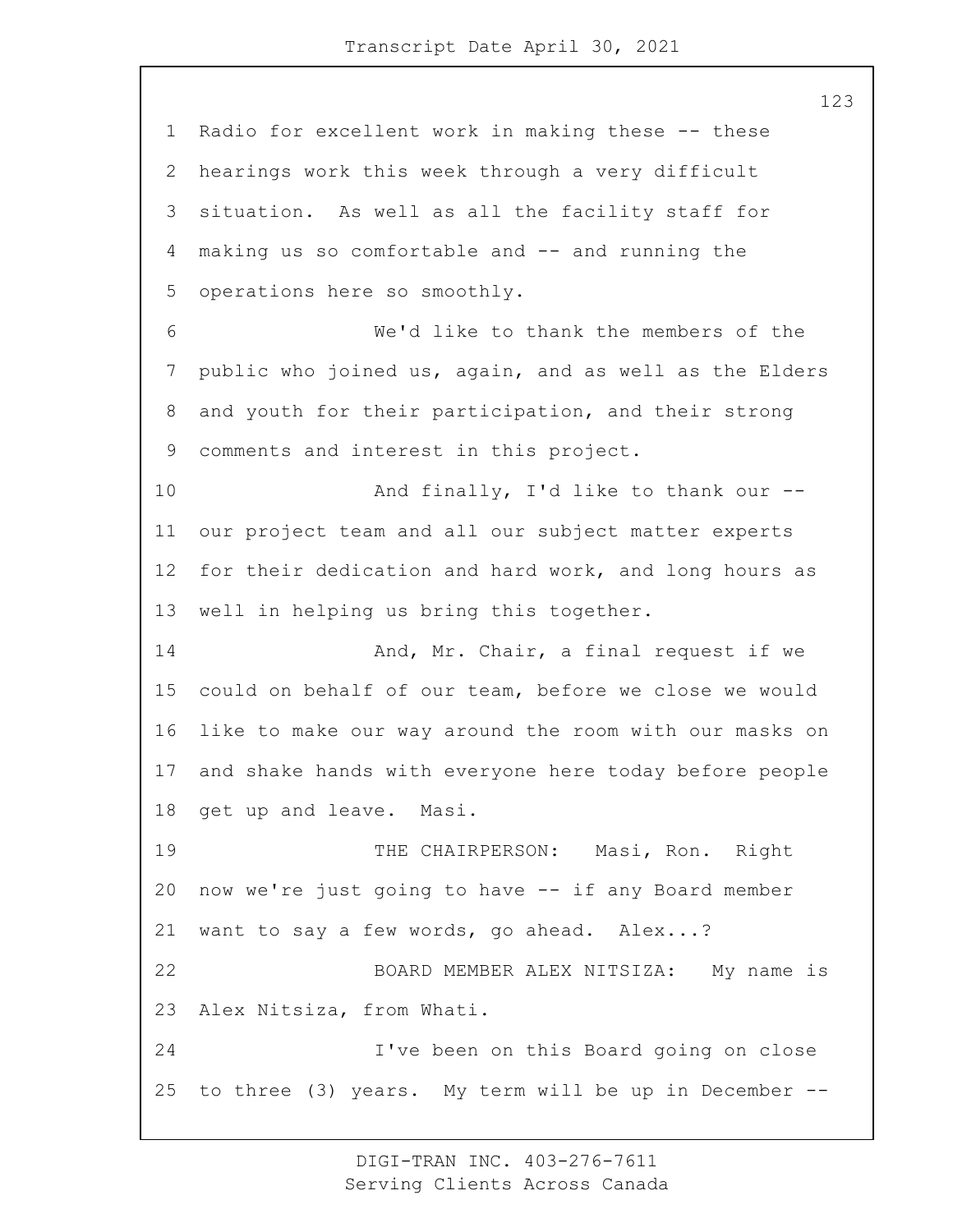Radio for excellent work in making these -- these hearings work this week through a very difficult situation. As well as all the facility staff for making us so comfortable and -- and running the operations here so smoothly.

We'd like to thank the members of the public who joined us, again, and as well as the Elders and youth for their participation, and their strong comments and interest in this project.

And finally, I'd like to thank our -- our project team and all our subject matter experts for their dedication and hard work, and long hours as well in helping us bring this together.

And, Mr. Chair, a final request if we could on behalf of our team, before we close we would like to make our way around the room with our masks on and shake hands with everyone here today before people get up and leave. Masi.

THE CHAIRPERSON: Masi, Ron. Right now we're just going to have -- if any Board member want to say a few words, go ahead. Alex...?

BOARD MEMBER ALEX NITSIZA: My name is Alex Nitsiza, from Whati.

I've been on this Board going on close to three (3) years. My term will be up in December --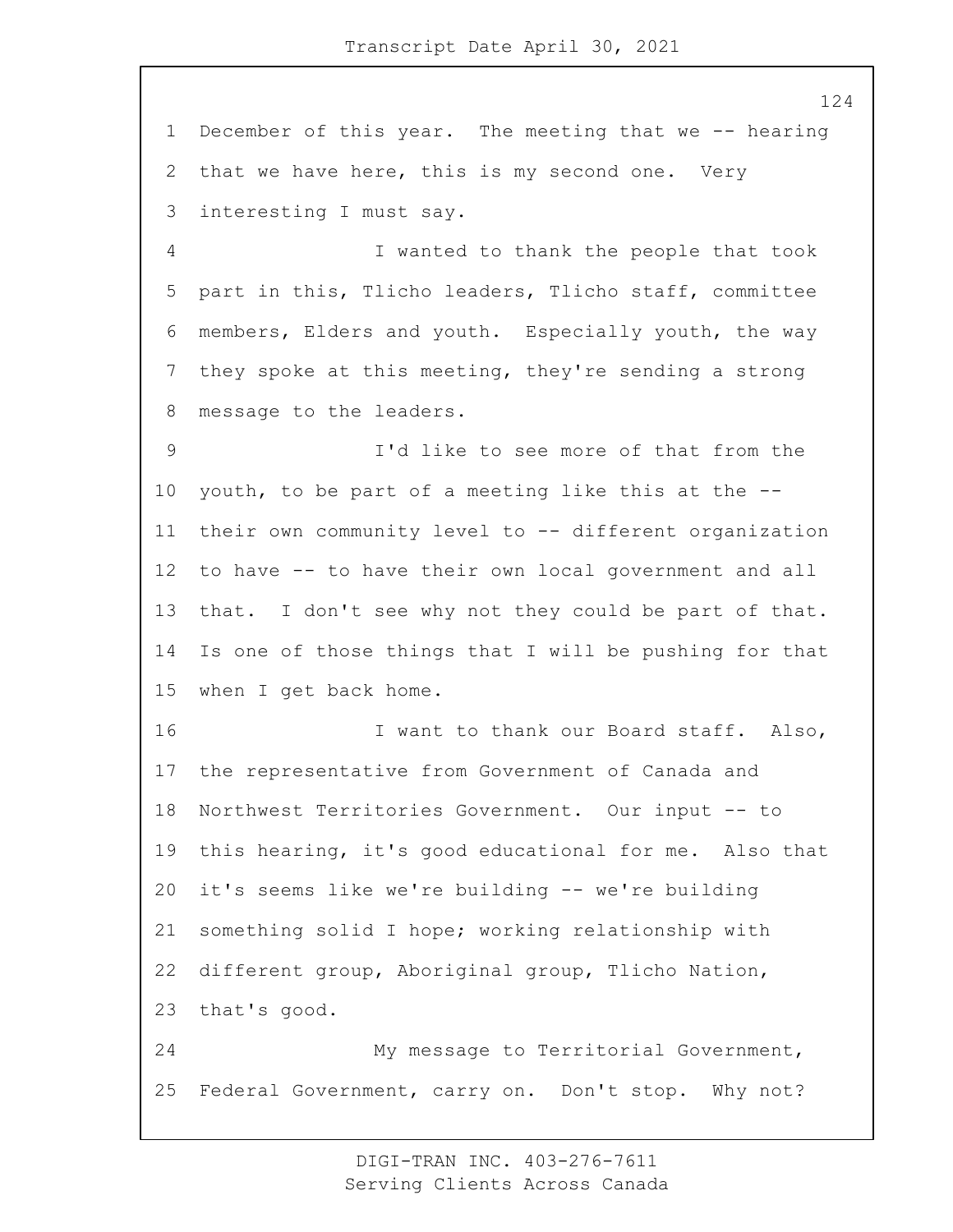December of this year. The meeting that we -- hearing that we have here, this is my second one. Very interesting I must say.

I wanted to thank the people that took part in this, Tlicho leaders, Tlicho staff, committee members, Elders and youth. Especially youth, the way they spoke at this meeting, they're sending a strong message to the leaders.

I'd like to see more of that from the youth, to be part of a meeting like this at the -- their own community level to -- different organization to have -- to have their own local government and all that. I don't see why not they could be part of that. Is one of those things that I will be pushing for that when I get back home.

I want to thank our Board staff. Also, the representative from Government of Canada and Northwest Territories Government. Our input -- to this hearing, it's good educational for me. Also that it's seems like we're building -- we're building something solid I hope; working relationship with different group, Aboriginal group, Tlicho Nation, that's good.

My message to Territorial Government, Federal Government, carry on. Don't stop. Why not?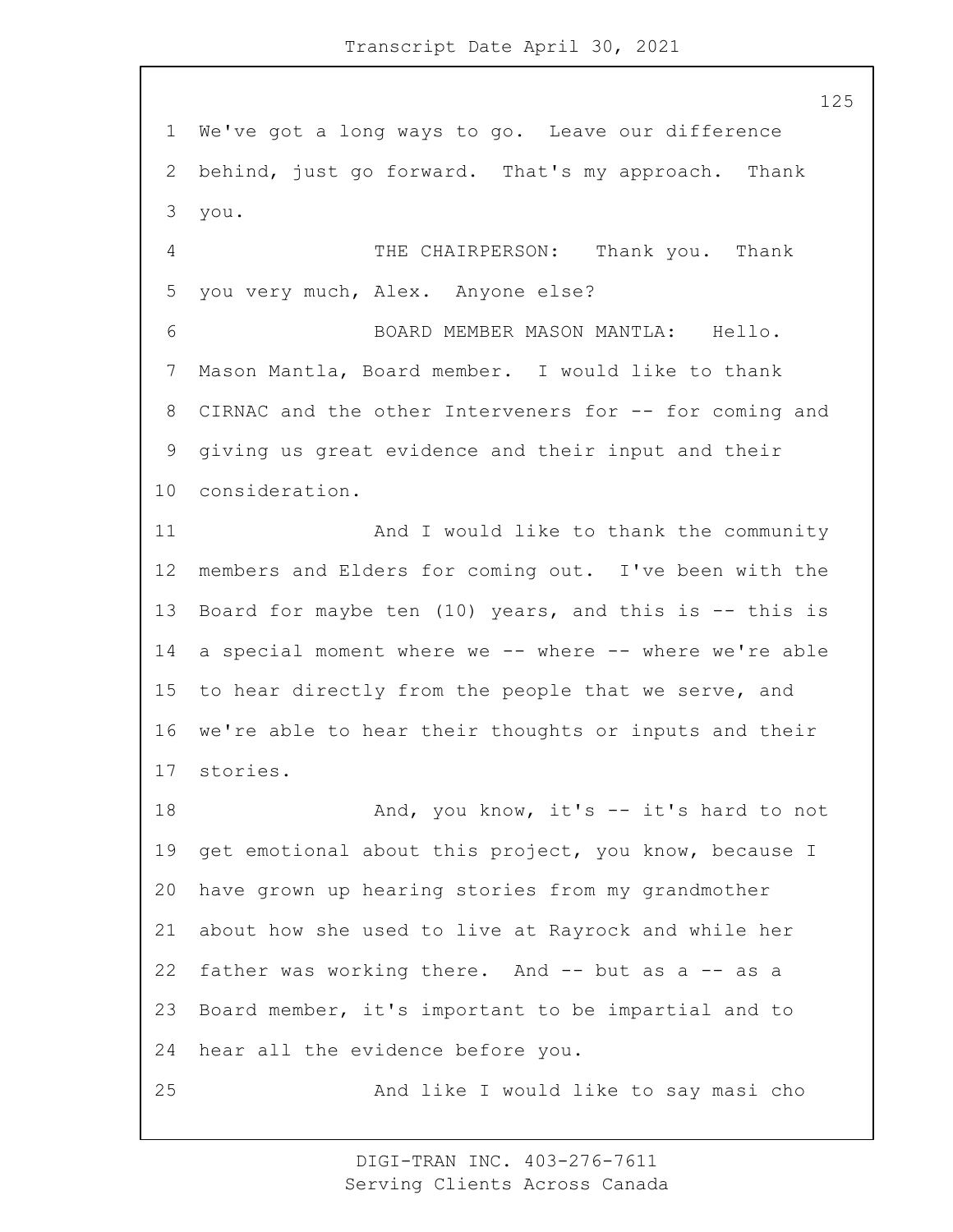We've got a long ways to go. Leave our difference behind, just go forward. That's my approach. Thank you.

THE CHAIRPERSON: Thank you. Thank you very much, Alex. Anyone else?

BOARD MEMBER MASON MANTLA: Hello. Mason Mantla, Board member. I would like to thank CIRNAC and the other Interveners for -- for coming and giving us great evidence and their input and their consideration.

And I would like to thank the community members and Elders for coming out. I've been with the Board for maybe ten (10) years, and this is -- this is a special moment where we -- where -- where we're able to hear directly from the people that we serve, and we're able to hear their thoughts or inputs and their stories.

And, you know, it's -- it's hard to not get emotional about this project, you know, because I have grown up hearing stories from my grandmother about how she used to live at Rayrock and while her father was working there. And -- but as a -- as a Board member, it's important to be impartial and to hear all the evidence before you.

And like I would like to say masi cho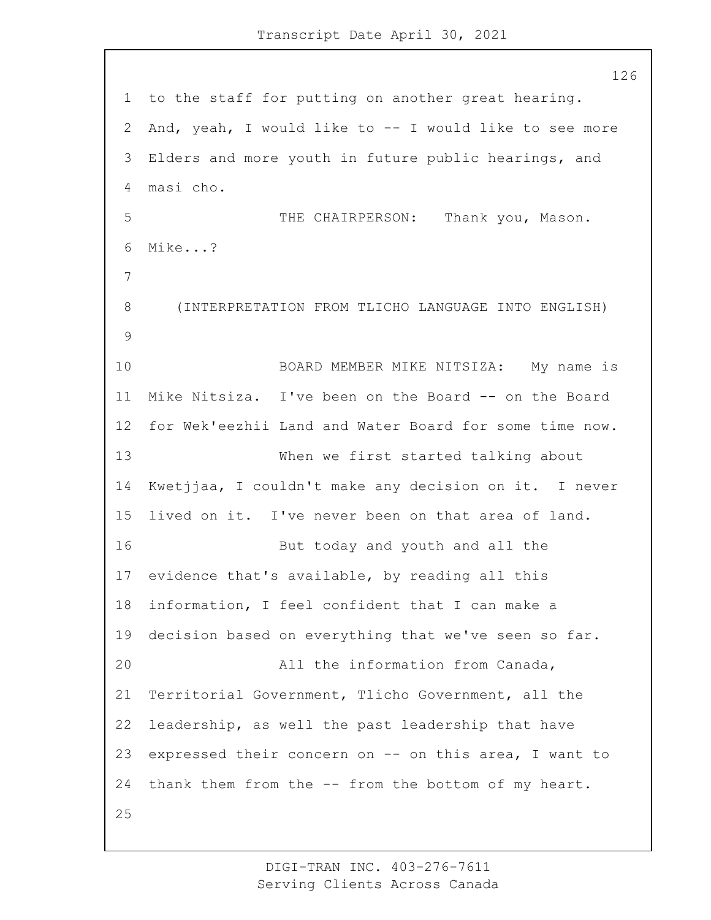to the staff for putting on another great hearing. And, yeah, I would like to -- I would like to see more Elders and more youth in future public hearings, and masi cho.

THE CHAIRPERSON: Thank you, Mason. Mike...?

(INTERPRETATION FROM TLICHO LANGUAGE INTO ENGLISH)

BOARD MEMBER MIKE NITSIZA: My name is Mike Nitsiza. I've been on the Board -- on the Board for Wek'eezhii Land and Water Board for some time now.

When we first started talking about Kwetjjaa, I couldn't make any decision on it. I never lived on it. I've never been on that area of land.

But today and youth and all the evidence that's available, by reading all this information, I feel confident that I can make a decision based on everything that we've seen so far.

All the information from Canada, Territorial Government, Tlicho Government, all the leadership, as well the past leadership that have expressed their concern on -- on this area, I want to thank them from the -- from the bottom of my heart.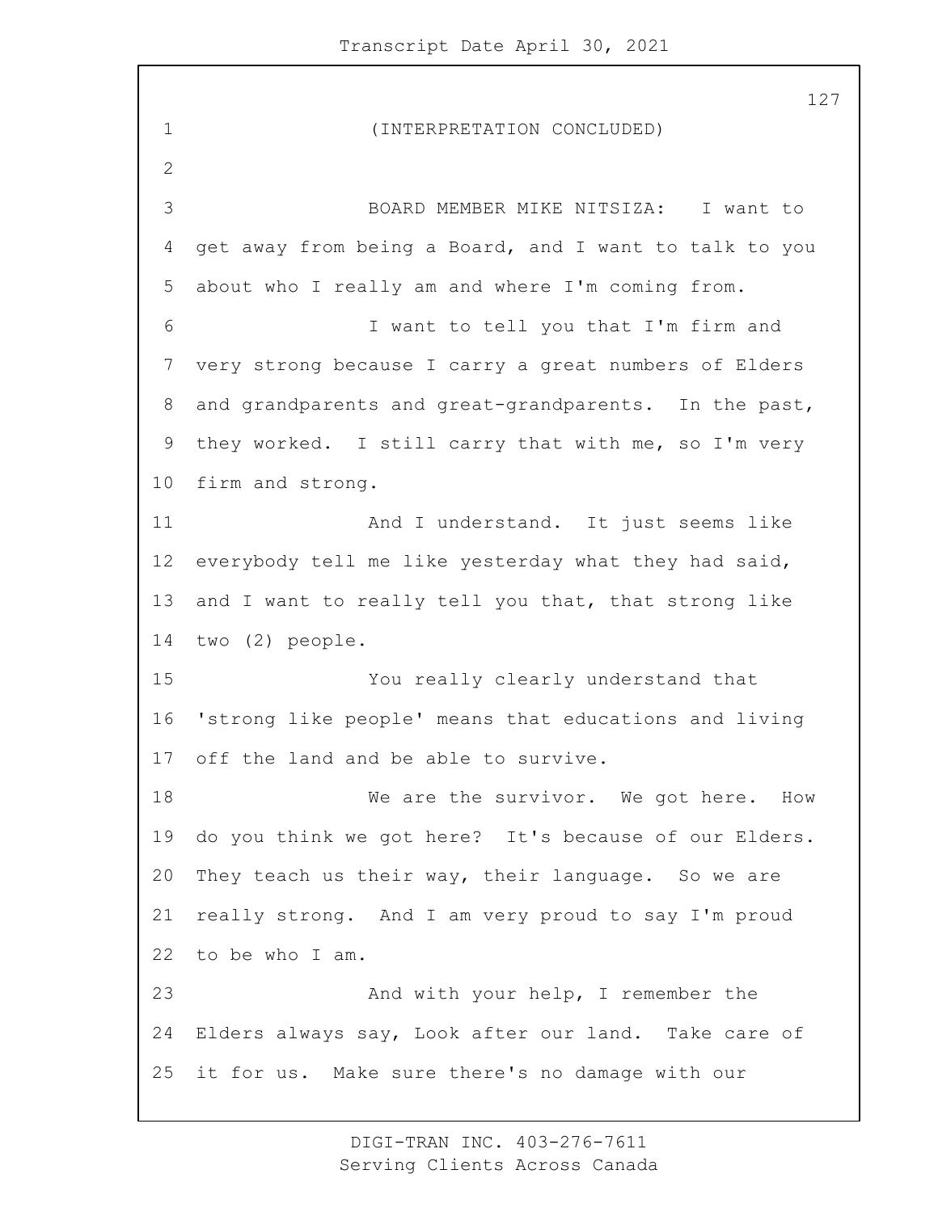(INTERPRETATION CONCLUDED)

BOARD MEMBER MIKE NITSIZA: I want to get away from being a Board, and I want to talk to you about who I really am and where I'm coming from.

I want to tell you that I'm firm and very strong because I carry a great numbers of Elders and grandparents and great-grandparents. In the past, they worked. I still carry that with me, so I'm very firm and strong.

And I understand. It just seems like everybody tell me like yesterday what they had said, and I want to really tell you that, that strong like two (2) people.

You really clearly understand that 'strong like people' means that educations and living off the land and be able to survive.

We are the survivor. We got here. How do you think we got here? It's because of our Elders. They teach us their way, their language. So we are really strong. And I am very proud to say I'm proud to be who I am.

And with your help, I remember the Elders always say, Look after our land. Take care of it for us. Make sure there's no damage with our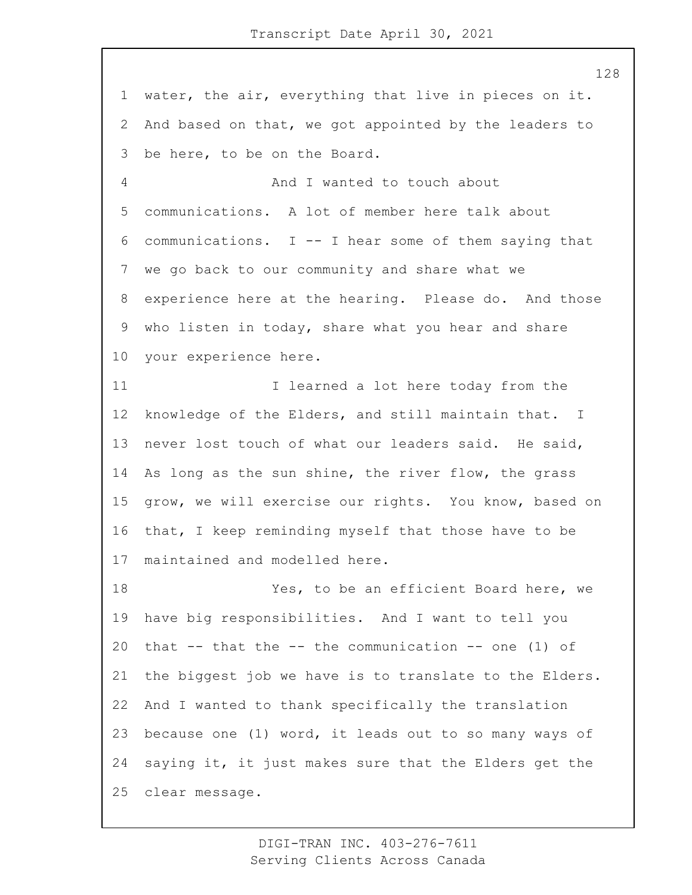water, the air, everything that live in pieces on it. And based on that, we got appointed by the leaders to be here, to be on the Board.

And I wanted to touch about communications. A lot of member here talk about communications. I -- I hear some of them saying that we go back to our community and share what we experience here at the hearing. Please do. And those who listen in today, share what you hear and share your experience here.

I learned a lot here today from the knowledge of the Elders, and still maintain that. I never lost touch of what our leaders said. He said, As long as the sun shine, the river flow, the grass grow, we will exercise our rights. You know, based on that, I keep reminding myself that those have to be maintained and modelled here.

Yes, to be an efficient Board here, we have big responsibilities. And I want to tell you that -- that the -- the communication -- one (1) of the biggest job we have is to translate to the Elders. And I wanted to thank specifically the translation because one (1) word, it leads out to so many ways of saying it, it just makes sure that the Elders get the clear message.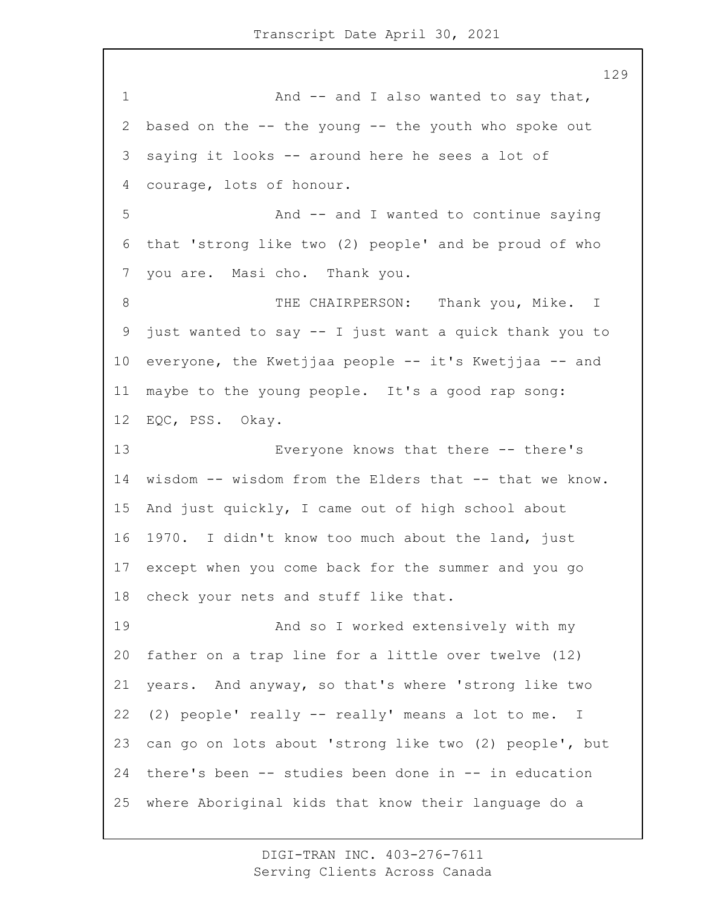And -- and I also wanted to say that, based on the -- the young -- the youth who spoke out saying it looks -- around here he sees a lot of courage, lots of honour.

And -- and I wanted to continue saying that 'strong like two (2) people' and be proud of who you are. Masi cho. Thank you.

THE CHAIRPERSON: Thank you, Mike. I just wanted to say -- I just want a quick thank you to everyone, the Kwetjjaa people -- it's Kwetjjaa -- and maybe to the young people. It's a good rap song: EQC, PSS. Okay.

Everyone knows that there -- there's wisdom -- wisdom from the Elders that -- that we know. And just quickly, I came out of high school about 1970. I didn't know too much about the land, just except when you come back for the summer and you go check your nets and stuff like that.

And so I worked extensively with my father on a trap line for a little over twelve (12) years. And anyway, so that's where 'strong like two (2) people' really -- really' means a lot to me. I can go on lots about 'strong like two (2) people', but there's been -- studies been done in -- in education where Aboriginal kids that know their language do a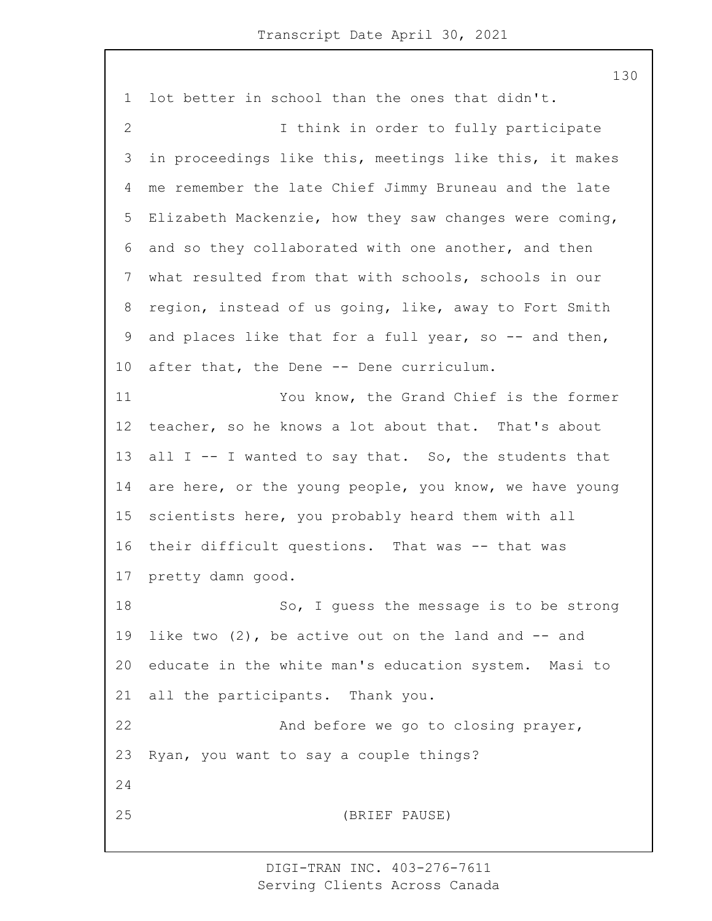lot better in school than the ones that didn't.

I think in order to fully participate in proceedings like this, meetings like this, it makes me remember the late Chief Jimmy Bruneau and the late Elizabeth Mackenzie, how they saw changes were coming, and so they collaborated with one another, and then what resulted from that with schools, schools in our region, instead of us going, like, away to Fort Smith and places like that for a full year, so -- and then, after that, the Dene -- Dene curriculum.

You know, the Grand Chief is the former teacher, so he knows a lot about that. That's about all I -- I wanted to say that. So, the students that are here, or the young people, you know, we have young scientists here, you probably heard them with all their difficult questions. That was -- that was pretty damn good.

So, I guess the message is to be strong like two (2), be active out on the land and -- and educate in the white man's education system. Masi to all the participants. Thank you.

And before we go to closing prayer, Ryan, you want to say a couple things?

(BRIEF PAUSE)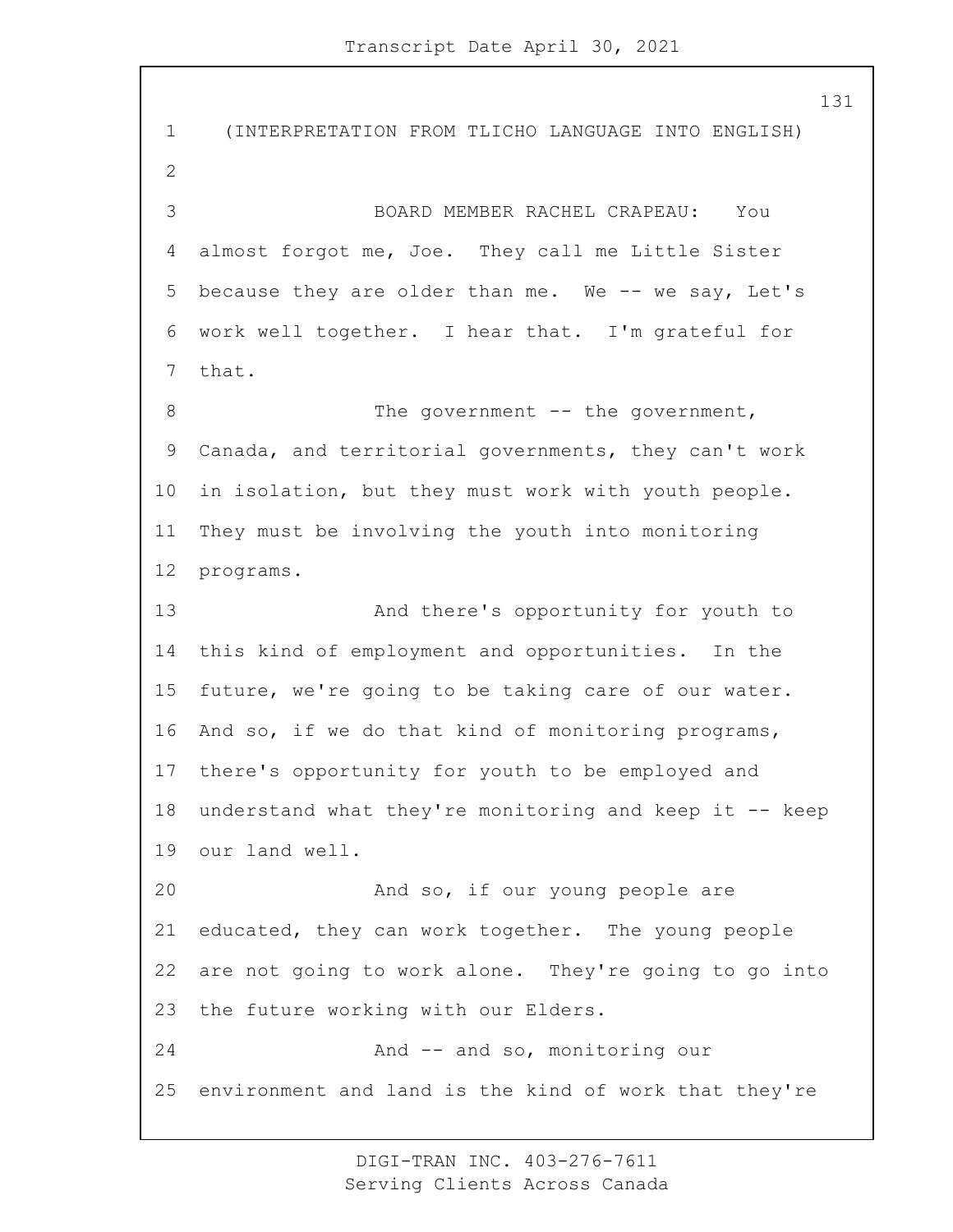(INTERPRETATION FROM TLICHO LANGUAGE INTO ENGLISH)

BOARD MEMBER RACHEL CRAPEAU: You almost forgot me, Joe. They call me Little Sister because they are older than me. We -- we say, Let's work well together. I hear that. I'm grateful for that.

The government -- the government, Canada, and territorial governments, they can't work in isolation, but they must work with youth people. They must be involving the youth into monitoring programs.

And there's opportunity for youth to this kind of employment and opportunities. In the future, we're going to be taking care of our water. And so, if we do that kind of monitoring programs, there's opportunity for youth to be employed and understand what they're monitoring and keep it -- keep our land well.

And so, if our young people are educated, they can work together. The young people are not going to work alone. They're going to go into the future working with our Elders.

And -- and so, monitoring our environment and land is the kind of work that they're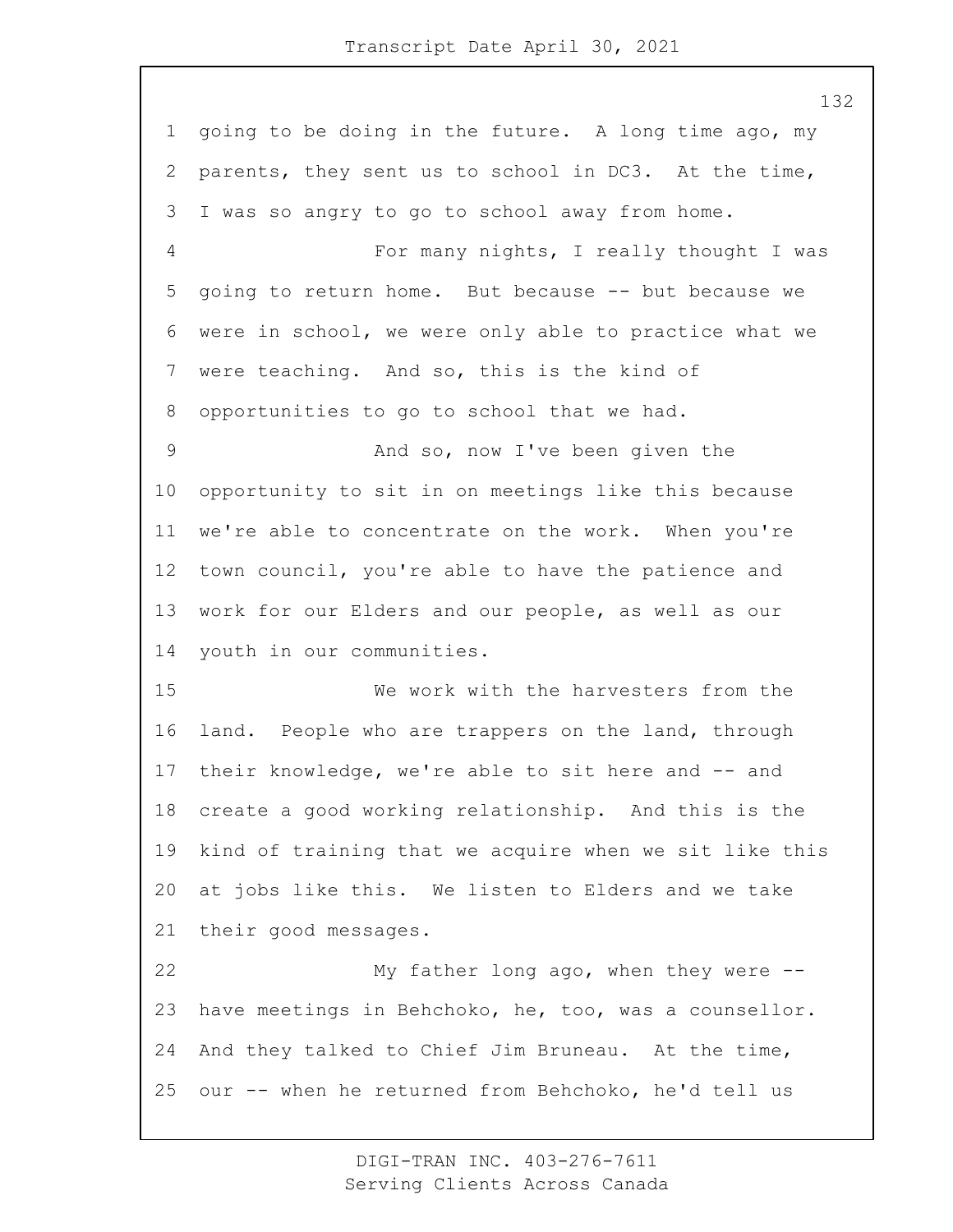going to be doing in the future. A long time ago, my parents, they sent us to school in DC3. At the time, I was so angry to go to school away from home.

For many nights, I really thought I was going to return home. But because -- but because we were in school, we were only able to practice what we were teaching. And so, this is the kind of opportunities to go to school that we had.

And so, now I've been given the opportunity to sit in on meetings like this because we're able to concentrate on the work. When you're town council, you're able to have the patience and work for our Elders and our people, as well as our youth in our communities.

We work with the harvesters from the land. People who are trappers on the land, through their knowledge, we're able to sit here and -- and create a good working relationship. And this is the kind of training that we acquire when we sit like this at jobs like this. We listen to Elders and we take their good messages.

My father long ago, when they were -- have meetings in Behchoko, he, too, was a counsellor. And they talked to Chief Jim Bruneau. At the time, our -- when he returned from Behchoko, he'd tell us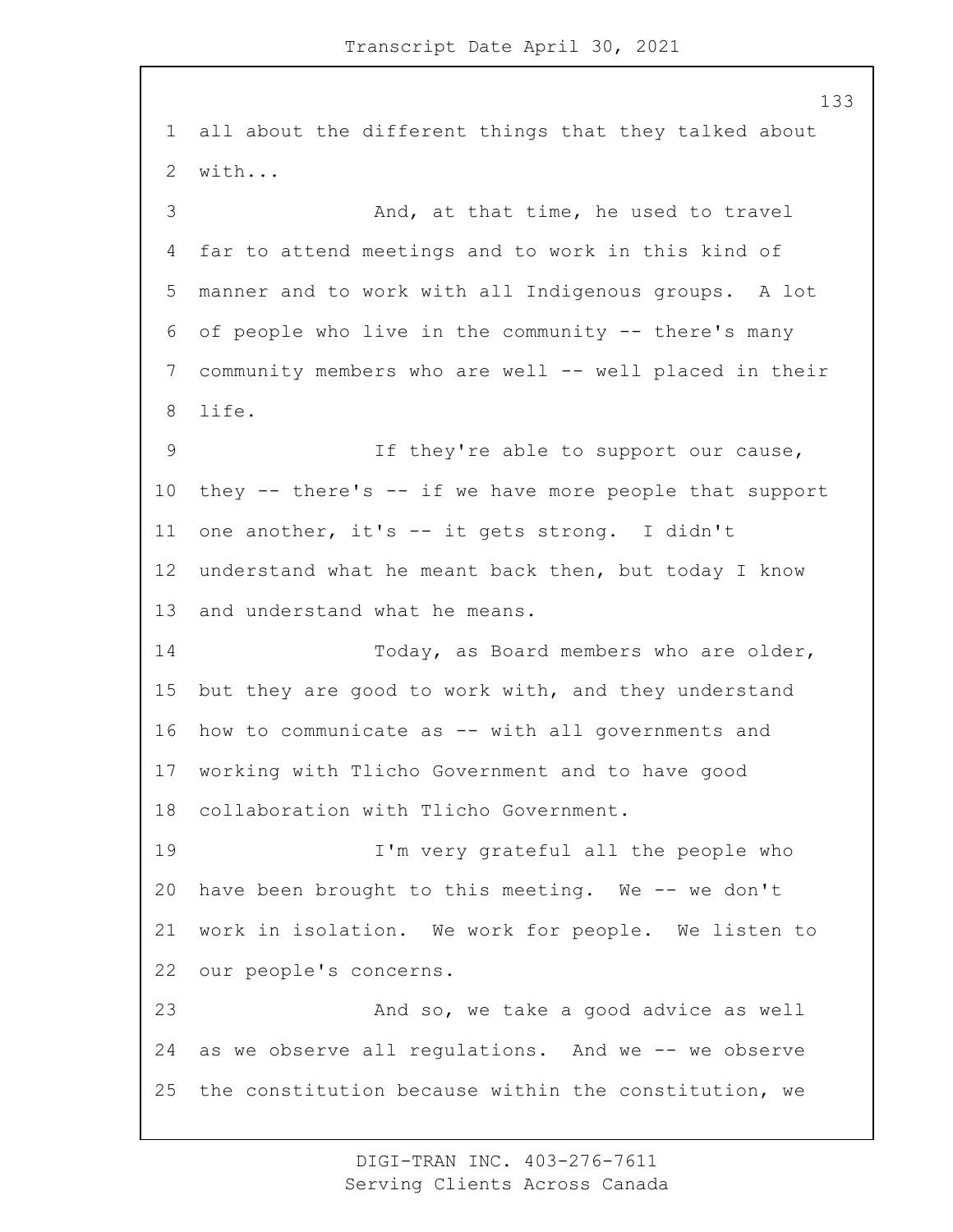all about the different things that they talked about with...

And, at that time, he used to travel far to attend meetings and to work in this kind of manner and to work with all Indigenous groups. A lot of people who live in the community -- there's many community members who are well -- well placed in their life.

If they're able to support our cause, they -- there's -- if we have more people that support one another, it's -- it gets strong. I didn't understand what he meant back then, but today I know and understand what he means.

Today, as Board members who are older, but they are good to work with, and they understand how to communicate as -- with all governments and working with Tlicho Government and to have good collaboration with Tlicho Government.

I'm very grateful all the people who have been brought to this meeting. We -- we don't work in isolation. We work for people. We listen to our people's concerns.

And so, we take a good advice as well as we observe all regulations. And we -- we observe the constitution because within the constitution, we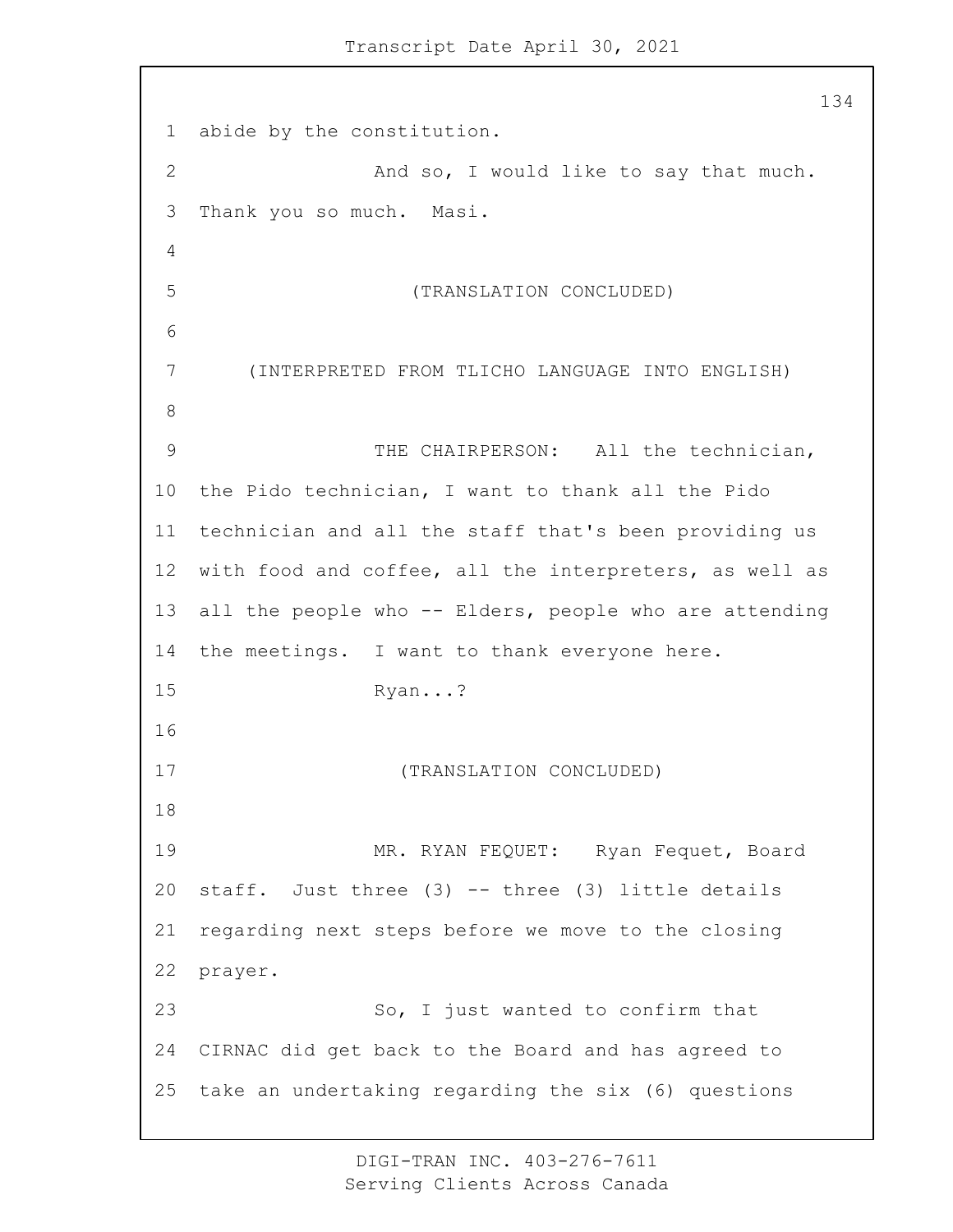abide by the constitution.

And so, I would like to say that much. Thank you so much. Masi.

(TRANSLATION CONCLUDED)

(INTERPRETED FROM TLICHO LANGUAGE INTO ENGLISH)

THE CHAIRPERSON: All the technician, the Pido technician, I want to thank all the Pido technician and all the staff that's been providing us with food and coffee, all the interpreters, as well as all the people who -- Elders, people who are attending the meetings. I want to thank everyone here.

Ryan...?

(TRANSLATION CONCLUDED)

MR. RYAN FEQUET: Ryan Fequet, Board staff. Just three (3) -- three (3) little details regarding next steps before we move to the closing prayer.

So, I just wanted to confirm that CIRNAC did get back to the Board and has agreed to take an undertaking regarding the six (6) questions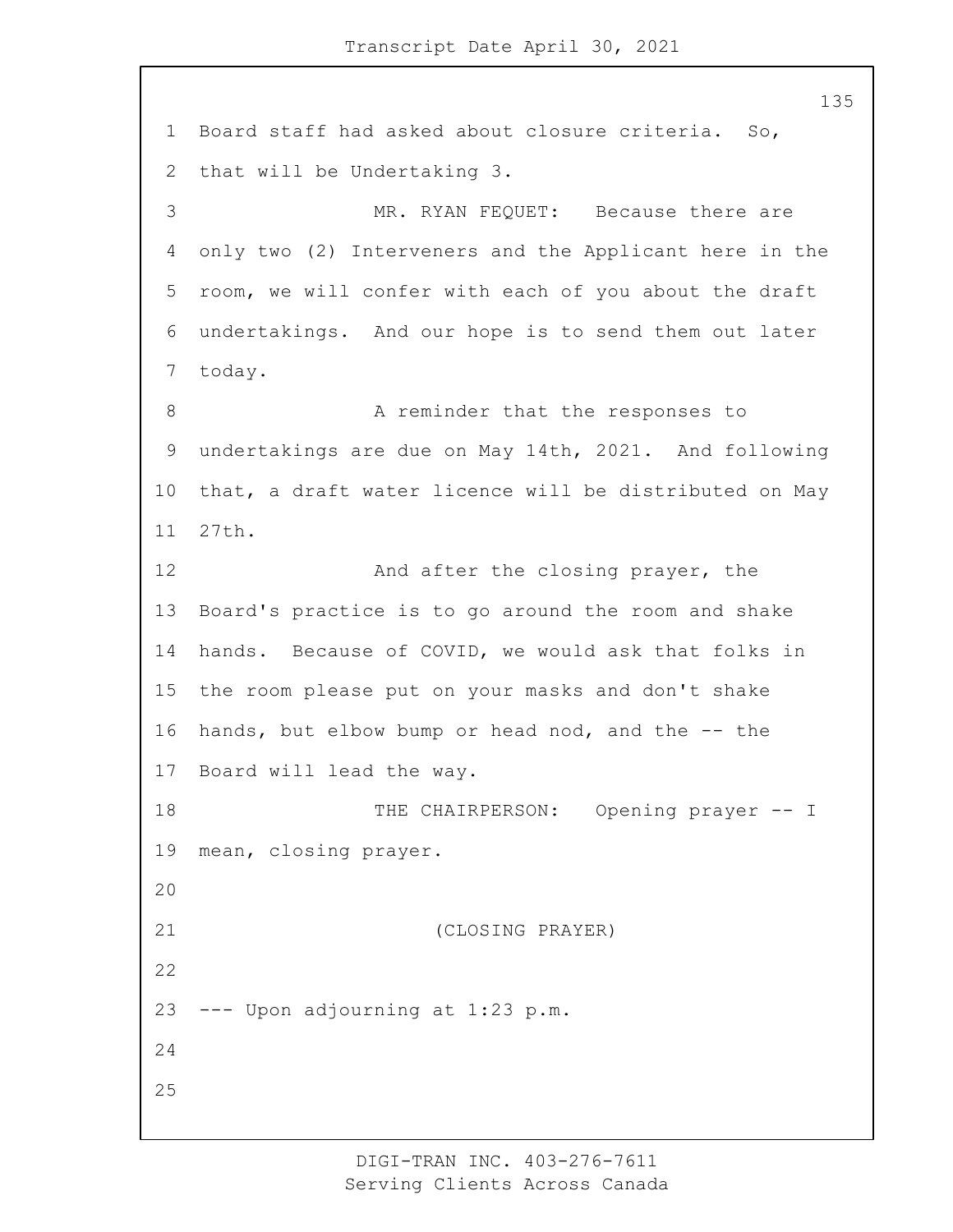Board staff had asked about closure criteria. So, that will be Undertaking 3.

MR. RYAN FEQUET: Because there are only two (2) Interveners and the Applicant here in the room, we will confer with each of you about the draft undertakings. And our hope is to send them out later today.

A reminder that the responses to undertakings are due on May 14th, 2021. And following that, a draft water licence will be distributed on May 27th.

And after the closing prayer, the Board's practice is to go around the room and shake hands. Because of COVID, we would ask that folks in the room please put on your masks and don't shake hands, but elbow bump or head nod, and the -- the Board will lead the way.

THE CHAIRPERSON: Opening prayer -- I mean, closing prayer.

(CLOSING PRAYER)

--- Upon adjourning at 1:23 p.m.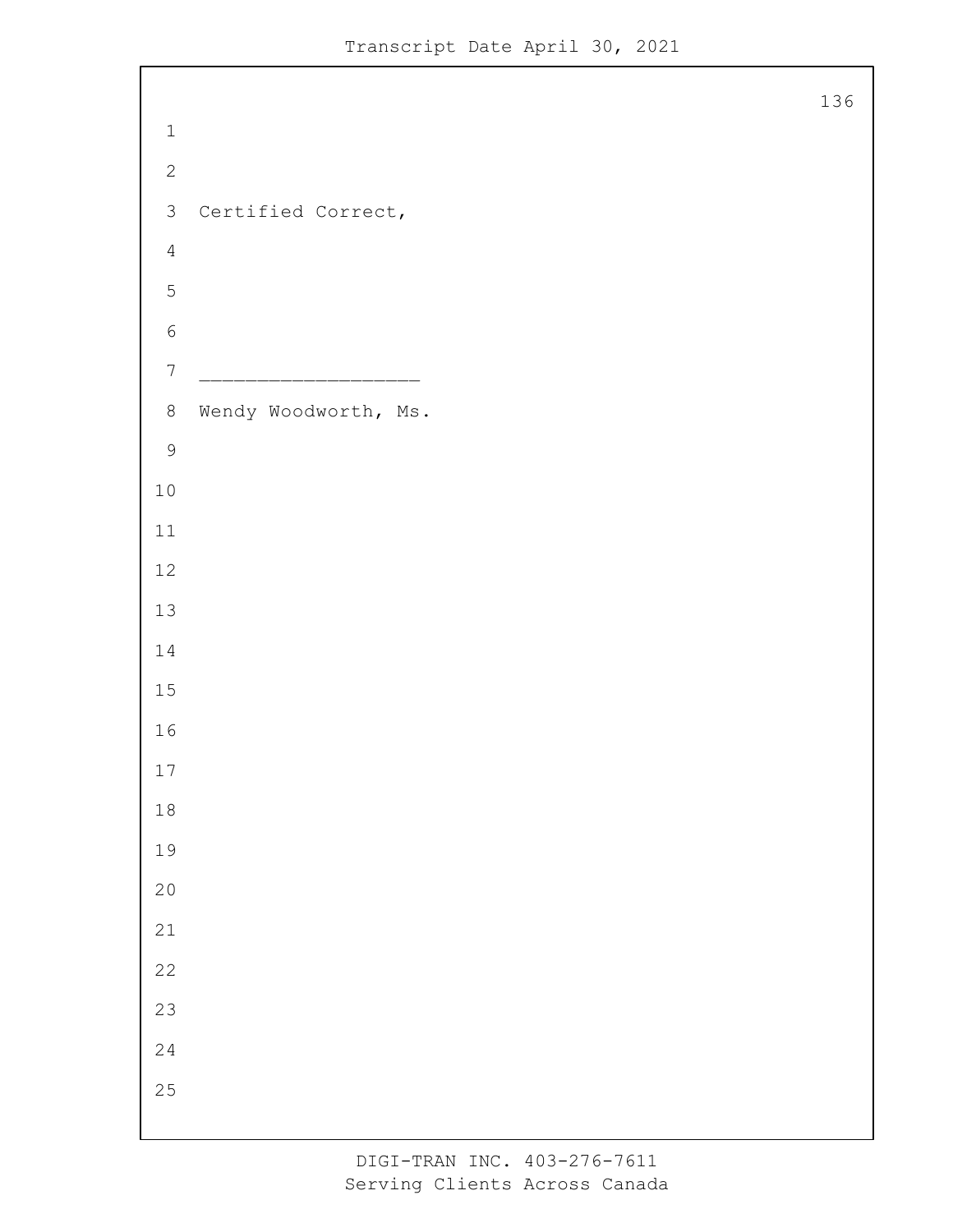Certified Correct,

___________________

Wendy Woodworth, Ms.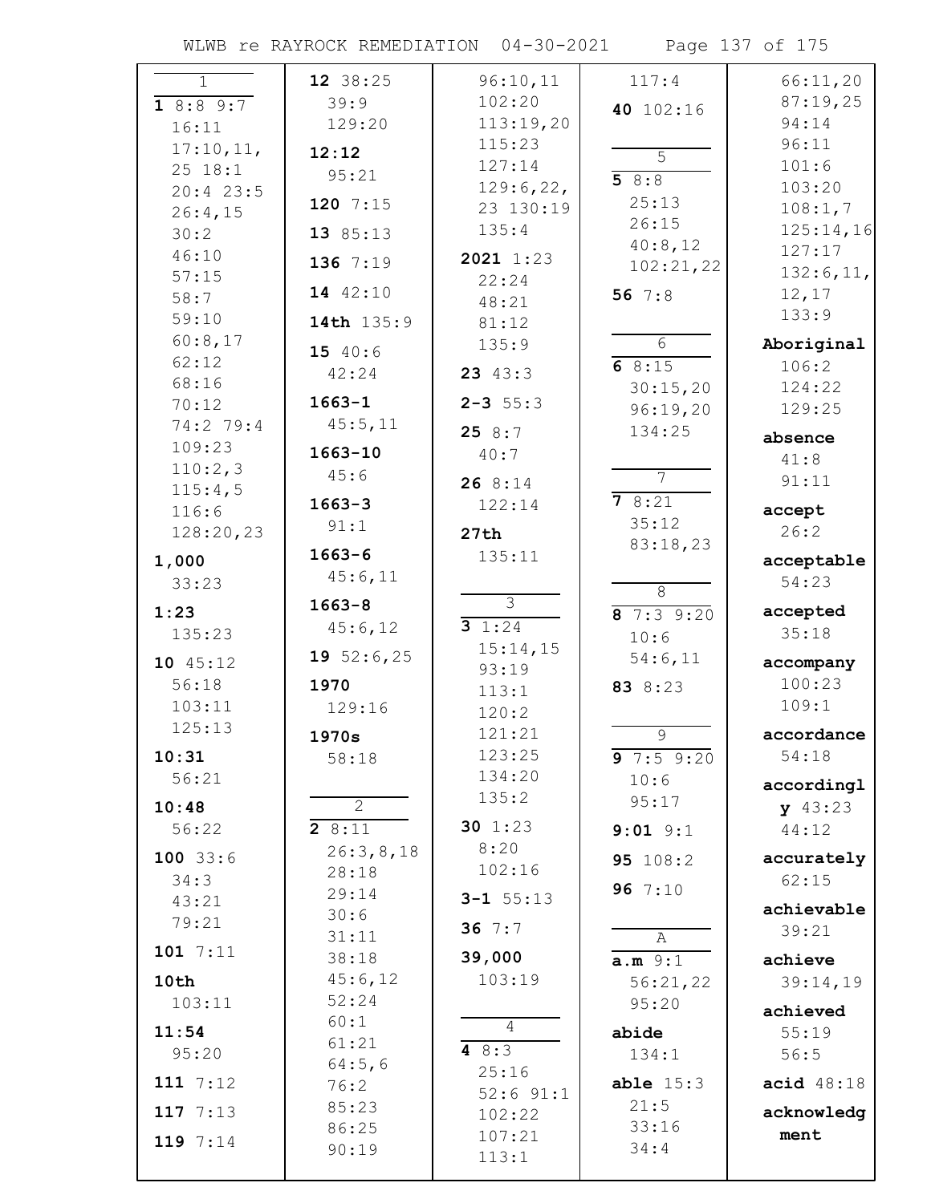**1**

**1** 8:8 9:7 16:11 17:10,11, 25 18:1 20:4 23:5 26:4,15 30:2 46:10 57:15 58:7 59:10 60:8,17 62:12 68:16 70:12 74:2 79:4 109:23 110:2,3 115:4,5 116:6 128:20,23

**1,000** 33:23

**1:23** 135:23

**10** 45:12 56:18 103:11 125:13

**10:31** 56:21

**10:48** 56:22

**100** 33:6 34:3 43:21 79:21

**101** 7:11

**10th** 103:11

**11:54** 95:20

**111** 7:12

**117** 7:13

**119** 7:14

**12** 38:25 39:9 129:20

**12:12** 95:21

**120** 7:15

**13** 85:13

**136** 7:19

**14** 42:10

**14th** 135:9

**15** 40:6 42:24

**1663-1** 45:5,11

**1663-10** 45:6

**1663-3** 91:1

**1663-6** 45:6,11

**1663-8** 45:6,12

**19** 52:6,25

**1970** 129:16

**1970s** 58:18

**2**

**2** 8:11 26:3,8,18 28:18 29:14 30:6 31:11 38:18 45:6,12 52:24 60:1 61:21 64:5,6 76:2 85:23 86:25 90:19 96:10,11 102:20 113:19,20 115:23 127:14 129:6,22, 23 130:19 135:4

**2021** 1:23 22:24 48:21 81:12 135:9

**23** 43:3

**2-3** 55:3

**25** 8:7 40:7

**26** 8:14 122:14

**27th** 135:11

**3**

**3** 1:24 15:14,15 93:19 113:1 120:2 121:21 123:25 134:20 135:2

**30** 1:23 8:20 102:16

**3-1** 55:13

**36** 7:7

**39,000** 103:19

**4**

**4** 8:3 25:16 52:6 91:1 102:22 107:21 113:1 117:4

**40** 102:16

**5**

**5** 8:8 25:13 26:15 40:8,12 102:21,22

**56** 7:8

**6**

**6** 8:15 30:15,20 96:19,20 134:25

**7**

**7** 8:21 35:12 83:18,23

**8**

**8** 7:3 9:20 10:6 54:6,11

**83** 8:23

**9**

**9** 7:5 9:20 10:6 95:17

**9:01** 9:1

**95** 108:2

**96** 7:10

**A**

**a.m** 9:1 56:21,22 95:20

**abide** 134:1

**able** 15:3 21:5 33:16 34:4 66:11,20 87:19,25 94:14 96:11 101:6 103:20 108:1,7 125:14,16 127:17 132:6,11, 12,17 133:9

**Aboriginal** 106:2 124:22 129:25

**absence** 41:8 91:11

**accept** 26:2

**acceptable** 54:23

**accepted** 35:18

**accompany** 100:23 109:1

**accordance** 54:18

**accordingly** 43:23 44:12

**accurately** 62:15

**achievable** 39:21

**achieve** 39:14,19

**achieved** 55:19 56:5

**acid** 48:18

**acknowledgment**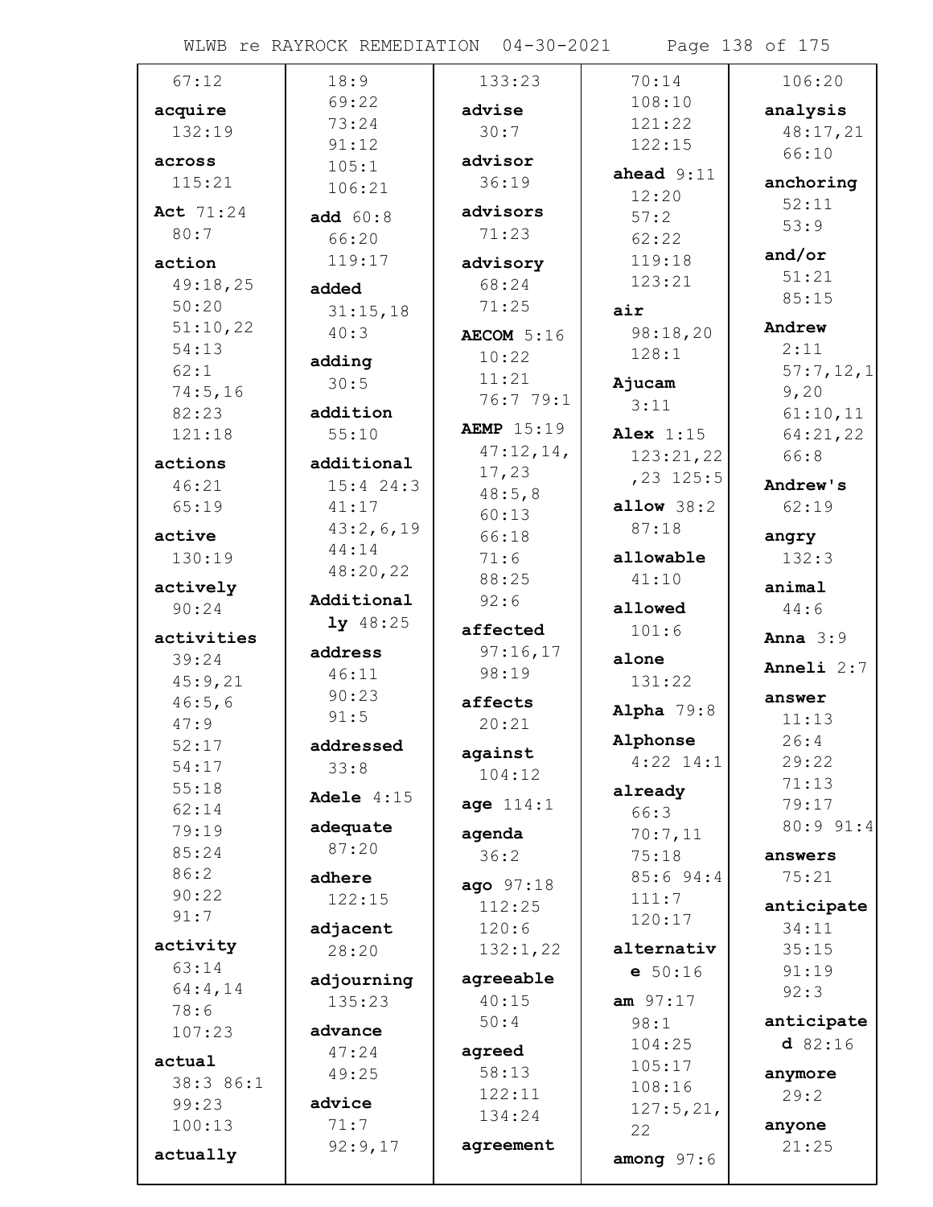67:12

**acquire** 132:19

**across** 115:21

**Act** 71:24 80:7

**action** 49:18,25 50:20 51:10,22 54:13 62:1 74:5,16 82:23 121:18

**actions** 46:21 65:19

**active** 130:19

**actively** 90:24

**activities** 39:24 45:9,21 46:5,6 47:9 52:17 54:17 55:18 62:14 79:19 85:24 86:2 90:22 91:7

**activity** 63:14 64:4,14 78:6 107:23

**actual** 38:3 86:1 99:23 100:13

**actually** 18:9 69:22 73:24 91:12 105:1 106:21

**add** 60:8 66:20 119:17

**added** 31:15,18 40:3

**adding** 30:5

**addition** 55:10

**additional** 15:4 24:3 41:17 43:2,6,19 44:14 48:20,22

**Additionally** 48:25

**address** 46:11 90:23 91:5

**addressed** 33:8

**Adele** 4:15

**adequate** 87:20

**adhere** 122:15

**adjacent** 28:20

**adjourning** 135:23

**advance** 47:24 49:25

**advice** 71:7 92:9,17 133:23

**advise** 30:7

**advisor** 36:19

**advisors** 71:23

**advisory** 68:24 71:25

**AECOM** 5:16 10:22 11:21 76:7 79:1

**AEMP** 15:19 47:12,14,17,23 48:5,8 60:13 66:18 71:6 88:25 92:6

**affected** 97:16,17 98:19

**affects** 20:21

**against** 104:12

**age** 114:1

**agenda** 36:2

**ago** 97:18 112:25 120:6 132:1,22

**agreeable** 40:15 50:4

**agreed** 58:13 122:11 134:24

**agreement** 70:14 108:10 121:22 122:15

**ahead** 9:11 12:20 57:2 62:22 119:18 123:21

**air** 98:18,20 128:1

**Ajucam** 3:11

**Alex** 1:15 123:21,22,23 125:5

**allow** 38:2 87:18

**allowable** 41:10

**allowed** 101:6

**alone** 131:22

**Alpha** 79:8

**Alphonse** 4:22 14:1

**already** 66:3 70:7,11 75:18 85:6 94:4 111:7 120:17

**alternative** 50:16

**am** 97:17 98:1 104:25 105:17 108:16 127:5,21,22

**among** 97:6 106:20

**analysis** 48:17,21 66:10

**anchoring** 52:11 53:9

**and/or** 51:21 85:15

**Andrew** 2:11 57:7,12,19,20 61:10,11 64:21,22 66:8

**Andrew's** 62:19

**angry** 132:3

**animal** 44:6

**Anna** 3:9

**Anneli** 2:7

**answer** 11:13 26:4 29:22 71:13 79:17 80:9 91:4

**answers** 75:21

**anticipate** 34:11 35:15 91:19 92:3

**anticipated** 82:16

**anymore** 29:2

**anyone** 21:25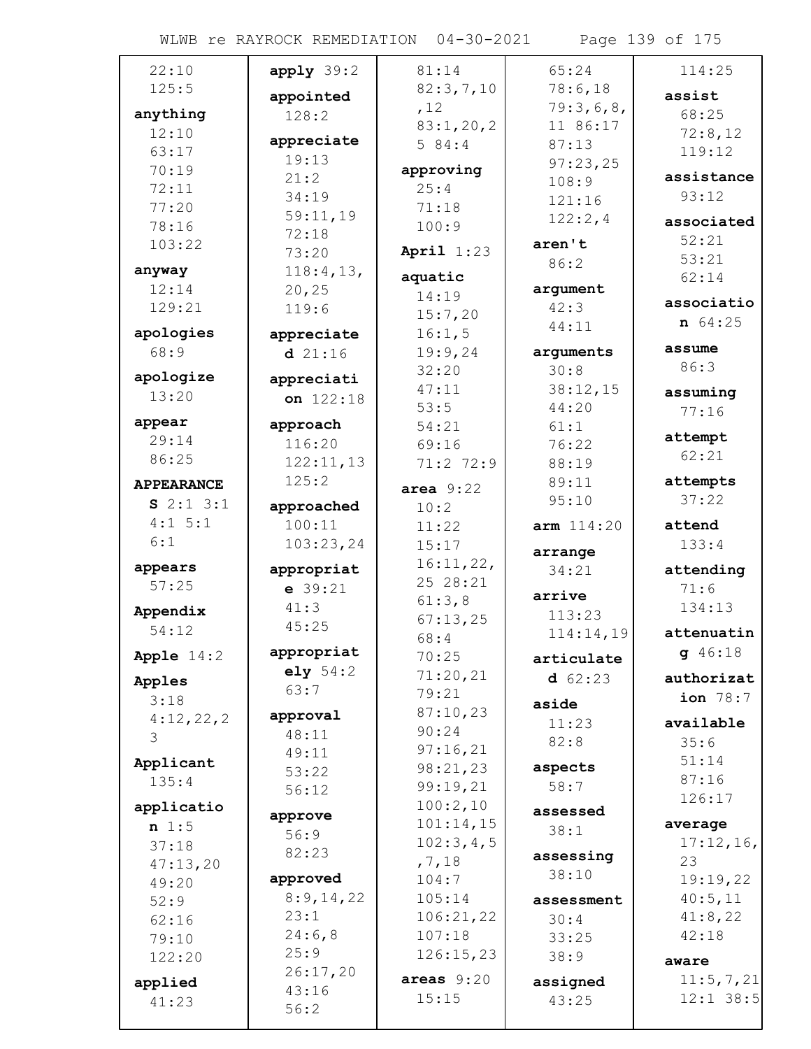22:10
125:5

**anything**
12:10
63:17
70:19
72:11
77:20
78:16
103:22

**anyway**
12:14
129:21

**apologies**
68:9

**apologize**
13:20

**appear**
29:14
86:25

**APPEARANCES** 2:1 3:1
4:1 5:1
6:1

**appears**
57:25

**Appendix**
54:12

**Apple** 14:2

**Apples**
3:18
4:12,22,23

**Applicant**
135:4

**application** 1:5
37:18
47:13,20
49:20
52:9
62:16
79:10
122:20

**applied**
41:23

**apply** 39:2

**appointed**
128:2

**appreciate**
19:13
21:2
34:19
59:11,19
72:18
73:20
118:4,13,20,25
119:6

**appreciated** 21:16

**appreciation** 122:18

**approach**
116:20
122:11,13
125:2

**approached**
100:11
103:23,24

**appropriate** 39:21
41:3
45:25

**appropriately** 54:2
63:7

**approval**
48:11
49:11
53:22
56:12

**approve**
56:9
82:23

**approved**
8:9,14,22
23:1
24:6,8
25:9
26:17,20
43:16
56:2

81:14
82:3,7,10,12
83:1,20,25 84:4

**approving**
25:4
71:18
100:9

**April** 1:23

**aquatic**
14:19
15:7,20
16:1,5
19:9,24
32:20
47:11
53:5
54:21
69:16
71:2 72:9

**area** 9:22
10:2
11:22
15:17
16:11,22,25 28:21
61:3,8
67:13,25
68:4
70:25
71:20,21
79:21
87:10,23
90:24
97:16,21
98:21,23
99:19,21
100:2,10
101:14,15
102:3,4,5,7,18
104:7
105:14
106:21,22
107:18
126:15,23

**areas** 9:20
15:15

65:24
78:6,18
79:3,6,8,11 86:17
87:13
97:23,25
108:9
121:16
122:2,4

**aren't**
86:2

**argument**
42:3
44:11

**arguments**
30:8
38:12,15
44:20
61:1
76:22
88:19
89:11
95:10

**arm** 114:20

**arrange**
34:21

**arrive**
113:23
114:14,19

**articulated** 62:23

**aside**
11:23
82:8

**aspects**
58:7

**assessed**
38:1

**assessing**
38:10

**assessment**
30:4
33:25
38:9

**assigned**
43:25

114:25

**assist**
68:25
72:8,12
119:12

**assistance**
93:12

**associated**
52:21
53:21
62:14

**association** 64:25

**assume**
86:3

**assuming**
77:16

**attempt**
62:21

**attempts**
37:22

**attend**
133:4

**attending**
71:6
134:13

**attenuating** 46:18

**authorization** 78:7

**available**
35:6
51:14
87:16
126:17

**average**
17:12,16,23
19:19,22
40:5,11
41:8,22
42:18

**aware**
11:5,7,21
12:1 38:5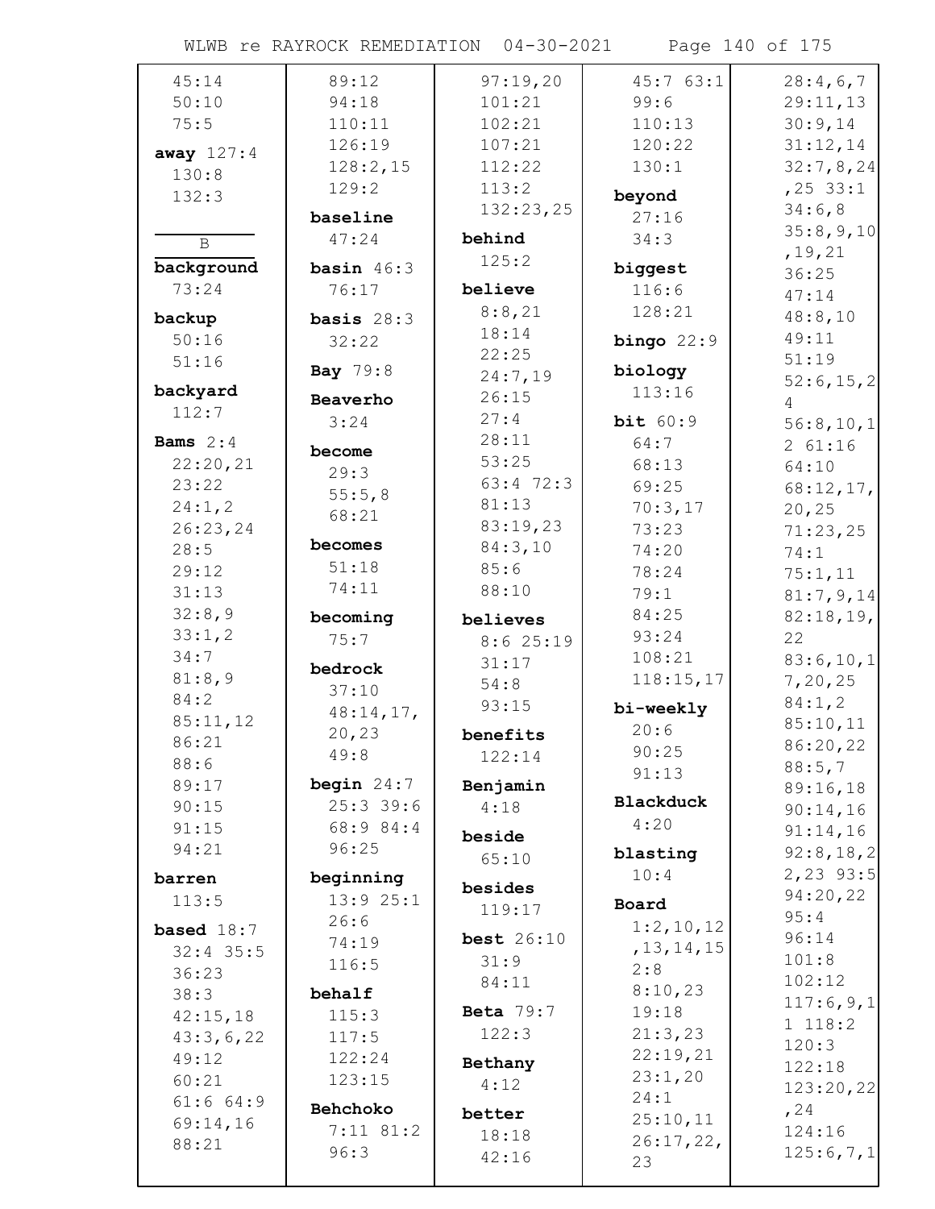45:14
50:10
75:5

**away** 127:4
130:8
132:3

B

**background**
73:24

**backup**
50:16
51:16

**backyard**
112:7

**Bams** 2:4
22:20,21
23:22
24:1,2
26:23,24
28:5
29:12
31:13
32:8,9
33:1,2
34:7
81:8,9
84:2
85:11,12
86:21
88:6
89:17
90:15
91:15
94:21

**barren**
113:5

**based** 18:7
32:4 35:5
36:23
38:3
42:15,18
43:3,6,22
49:12
60:21
61:6 64:9
69:14,16
88:21

89:12
94:18
110:11
126:19
128:2,15
129:2

**baseline**
47:24

**basin** 46:3
76:17

**basis** 28:3
32:22

**Bay** 79:8

**Beaverho**
3:24

**become**
29:3
55:5,8
68:21

**becomes**
51:18
74:11

**becoming**
75:7

**bedrock**
37:10
48:14,17,
20,23
49:8

**begin** 24:7
25:3 39:6
68:9 84:4
96:25

**beginning**
13:9 25:1
26:6
74:19
116:5

**behalf**
115:3
117:5
122:24
123:15

**Behchoko**
7:11 81:2
96:3

97:19,20
101:21
102:21
107:21
112:22
113:2
132:23,25

**behind**
125:2

**believe**
8:8,21
18:14
22:25
24:7,19
26:15
27:4
28:11
53:25
63:4 72:3
81:13
83:19,23
84:3,10
85:6
88:10

**believes**
8:6 25:19
31:17
54:8
93:15

**benefits**
122:14

**Benjamin**
4:18

**beside**
65:10

**besides**
119:17

**best** 26:10
31:9
84:11

**Beta** 79:7
122:3

**Bethany**
4:12

**better**
18:18
42:16

45:7 63:1
99:6
110:13
120:22
130:1

**beyond**
27:16
34:3

**biggest**
116:6
128:21

**bingo** 22:9

**biology**
113:16

**bit** 60:9
64:7
68:13
69:25
70:3,17
73:23
74:20
78:24
79:1
84:25
93:24
108:21
118:15,17

**bi-weekly**
20:6
90:25
91:13

**Blackduck**
4:20

**blasting**
10:4

**Board**
1:2,10,12
,13,14,15
2:8
8:10,23
19:18
21:3,23
22:19,21
23:1,20
24:1
25:10,11
26:17,22,
23

28:4,6,7
29:11,13
30:9,14
31:12,14
32:7,8,24
,25 33:1
34:6,8
35:8,9,10
,19,21
36:25
47:14
48:8,10
49:11
51:19
52:6,15,2
4
56:8,10,1
2 61:16
64:10
68:12,17,
20,25
71:23,25
74:1
75:1,11
81:7,9,14
82:18,19,
22
83:6,10,1
7,20,25
84:1,2
85:10,11
86:20,22
88:5,7
89:16,18
90:14,16
91:14,16
92:8,18,2
2,23 93:5
94:20,22
95:4
96:14
101:8
102:12
117:6,9,1
1 118:2
120:3
122:18
123:20,22
,24
124:16
125:6,7,1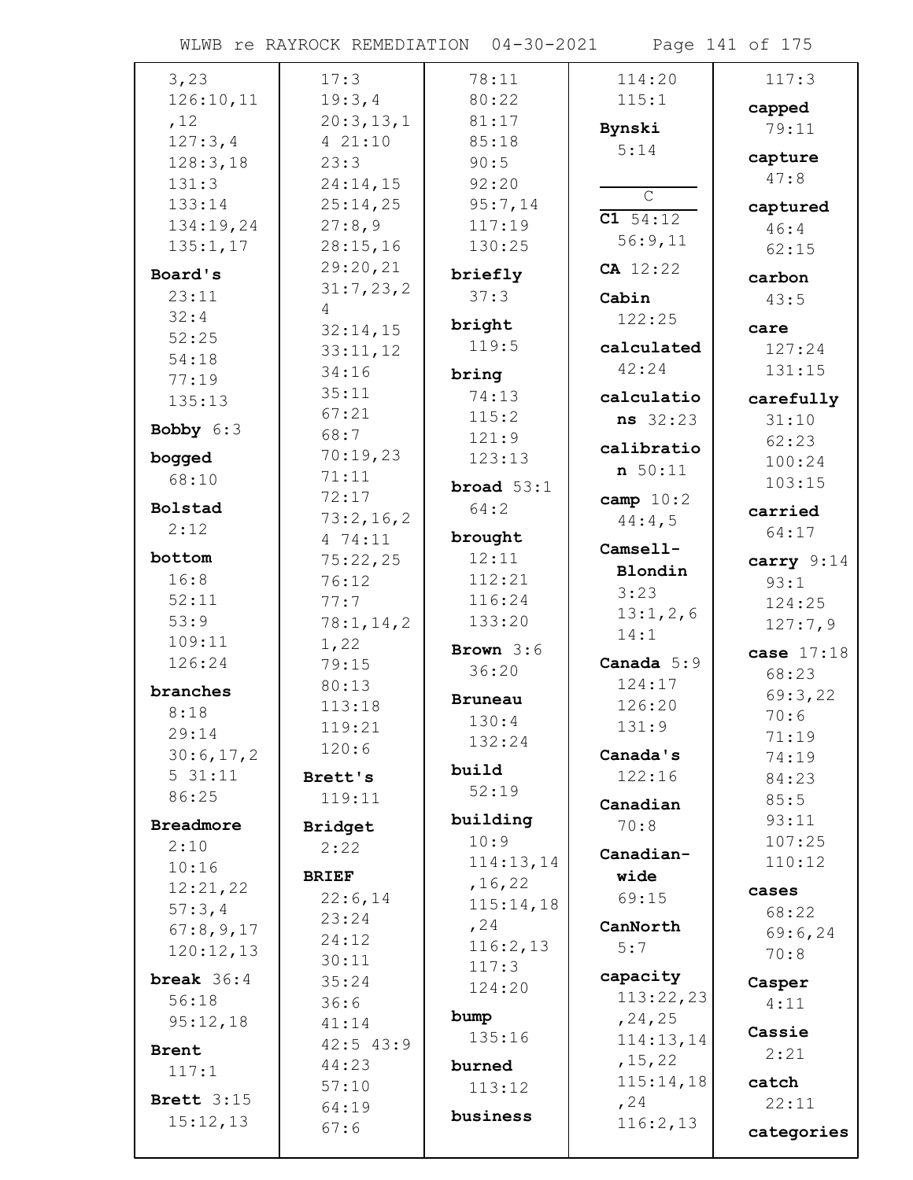3,23
126:10,11,12
127:3,4
128:3,18
131:3
133:14
134:19,24
135:1,17

**Board's** 23:11 32:4 52:25 54:18 77:19 135:13

**Bobby** 6:3

**bogged** 68:10

**Bolstad** 2:12

**bottom** 16:8 52:11 53:9 109:11 126:24

**branches** 8:18 29:14 30:6,17,25 31:11 86:25

**Breadmore** 2:10 10:16 12:21,22 57:3,4 67:8,9,17 120:12,13

**break** 36:4 56:18 95:12,18

**Brent** 117:1

**Brett** 3:15 15:12,13 17:3 19:3,4 20:3,13,14 21:10 23:3 24:14,15 25:14,25 27:8,9 28:15,16 29:20,21 31:7,23,24 32:14,15 33:11,12 34:16 35:11 67:21 68:7 70:19,23 71:11 72:17 73:2,16,24 74:11 75:22,25 76:12 77:7 78:1,14,21,22 79:15 80:13 113:18 119:21 120:6

**Brett's** 119:11

**Bridget** 2:22

**BRIEF** 22:6,14 23:24 24:12 30:11 35:24 36:6 41:14 42:5 43:9 44:23 57:10 64:19 67:6 78:11 80:22 81:17 85:18 90:5 92:20 95:7,14 117:19 130:25

**briefly** 37:3

**bright** 119:5

**bring** 74:13 115:2 121:9 123:13

**broad** 53:1 64:2

**brought** 12:11 112:21 116:24 133:20

**Brown** 3:6 36:20

**Bruneau** 130:4 132:24

**build** 52:19

**building** 10:9 114:13,14,16,22 115:14,18,24 116:2,13 117:3 124:20

**bump** 135:16

**burned** 113:12

**business** 114:20 115:1

**Bynski** 5:14

## C

**C1** 54:12 56:9,11

**CA** 12:22

**Cabin** 122:25

**calculated** 42:24

**calculations** 32:23

**calibration** 50:11

**camp** 10:2 44:4,5

**Camsell-Blondin** 3:23 13:1,2,6 14:1

**Canada** 5:9 124:17 126:20 131:9

**Canada's** 122:16

**Canadian** 70:8

**Canadian-wide** 69:15

**CanNorth** 5:7

**capacity** 113:22,23,24,25 114:13,14,15,22 115:14,18,24 116:2,13 117:3

**capped** 79:11

**capture** 47:8

**captured** 46:4 62:15

**carbon** 43:5

**care** 127:24 131:15

**carefully** 31:10 62:23 100:24 103:15

**carried** 64:17

**carry** 9:14 93:1 124:25 127:7,9

**case** 17:18 68:23 69:3,22 70:6 71:19 74:19 84:23 85:5 93:11 107:25 110:12

**cases** 68:22 69:6,24 70:8

**Casper** 4:11

**Cassie** 2:21

**catch** 22:11

**categories**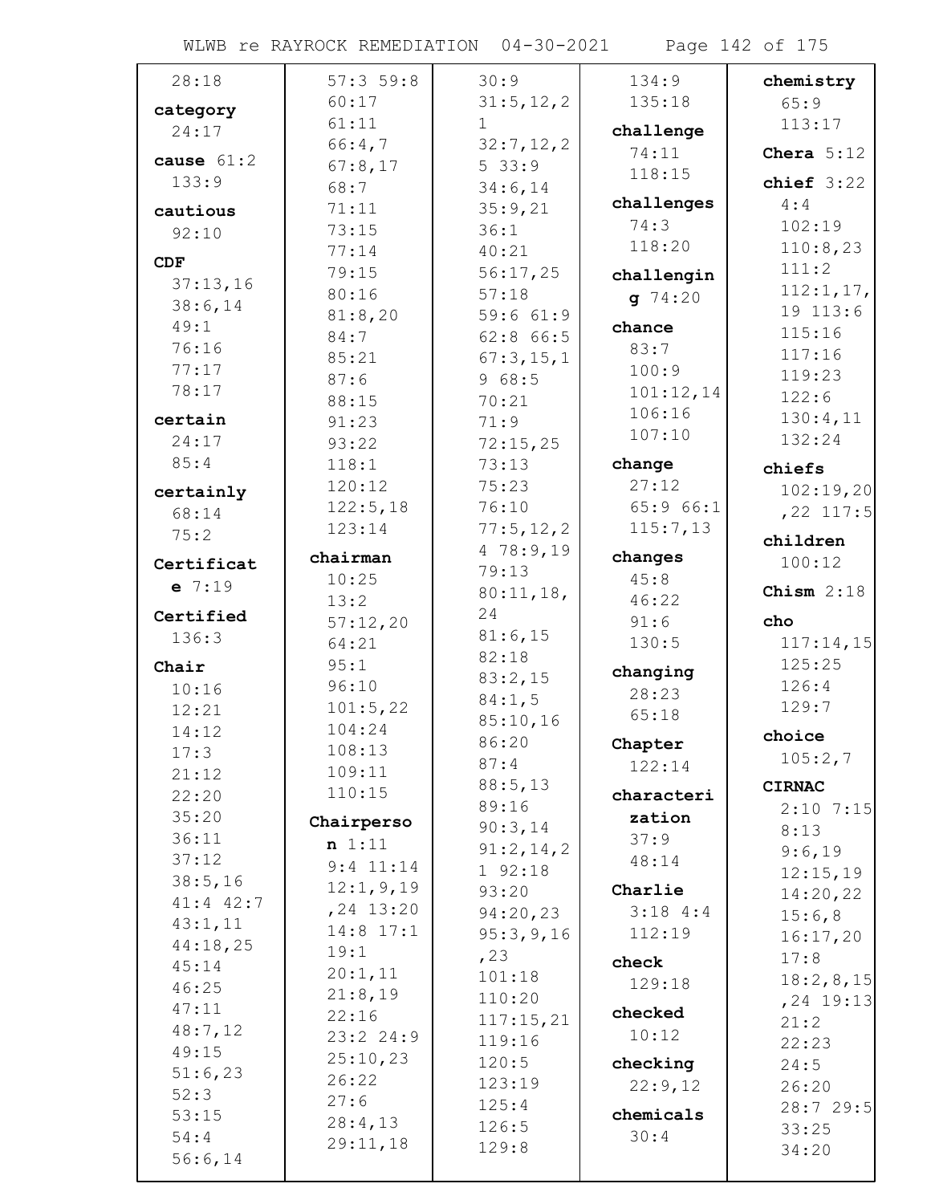28:18

**category** 24:17

**cause** 61:2 133:9

**cautious** 92:10

**CDF** 37:13,16 38:6,14 49:1 76:16 77:17 78:17

**certain** 24:17 85:4

**certainly** 68:14 75:2

**Certificate** 7:19

**Certified** 136:3

**Chair** 10:16 12:21 14:12 17:3 21:12 22:20 35:20 36:11 37:12 38:5,16 41:4 42:7 43:1,11 44:18,25 45:14 46:25 47:11 48:7,12 49:15 51:6,23 52:3 53:15 54:4 56:6,14 57:3 59:8 60:17 61:11 66:4,7 67:8,17 68:7 71:11 73:15 77:14 79:15 80:16 81:8,20 84:7 85:21 87:6 88:15 91:23 93:22 118:1 120:12 122:5,18 123:14

**chairman** 10:25 13:2 57:12,20 64:21 95:1 96:10 101:5,22 104:24 108:13 109:11 110:15

**Chairperson** 1:11 9:4 11:14 12:1,9,19,24 13:20 14:8 17:1 19:1 20:1,11 21:8,19 22:16 23:2 24:9 25:10,23 26:22 27:6 28:4,13 29:11,18 30:9 31:5,12,21 32:7,12,25 33:9 34:6,14 35:9,21 36:1 40:21 56:17,25 57:18 59:6 61:9 62:8 66:5 67:3,15,19 68:5 70:21 71:9 72:15,25 73:13 75:23 76:10 77:5,12,24 78:9,19 79:13 80:11,18,24 81:6,15 82:18 83:2,15 84:1,5 85:10,16 86:20 87:4 88:5,13 89:16 90:3,14 91:2,14,21 92:18 93:20 94:20,23 95:3,9,16,23 101:18 110:20 117:15,21 119:16 120:5 123:19 125:4 126:5 129:8 134:9 135:18

**challenge** 74:11 118:15

**challenges** 74:3 118:20

**challenging** 74:20

**chance** 83:7 100:9 101:12,14 106:16 107:10

**change** 27:12 65:9 66:1 115:7,13

**changes** 45:8 46:22 91:6 130:5

**changing** 28:23 65:18

**Chapter** 122:14

**characterization** 37:9 48:14

**Charlie** 3:18 4:4 112:19

**check** 129:18

**checked** 10:12

**checking** 22:9,12

**chemicals** 30:4

**chemistry** 65:9 113:17

**Chera** 5:12

**chief** 3:22 4:4 102:19 110:8,23 111:2 112:1,17,19 113:6 115:16 117:16 119:23 122:6 130:4,11 132:24

**chiefs** 102:19,20,22 117:5

**children** 100:12

**Chism** 2:18

**cho** 117:14,15 125:25 126:4 129:7

**choice** 105:2,7

**CIRNAC** 2:10 7:15 8:13 9:6,19 12:15,19 14:20,22 15:6,8 16:17,20 17:8 18:2,8,15,24 19:13 21:2 22:23 24:5 26:20 28:7 29:5 33:25 34:20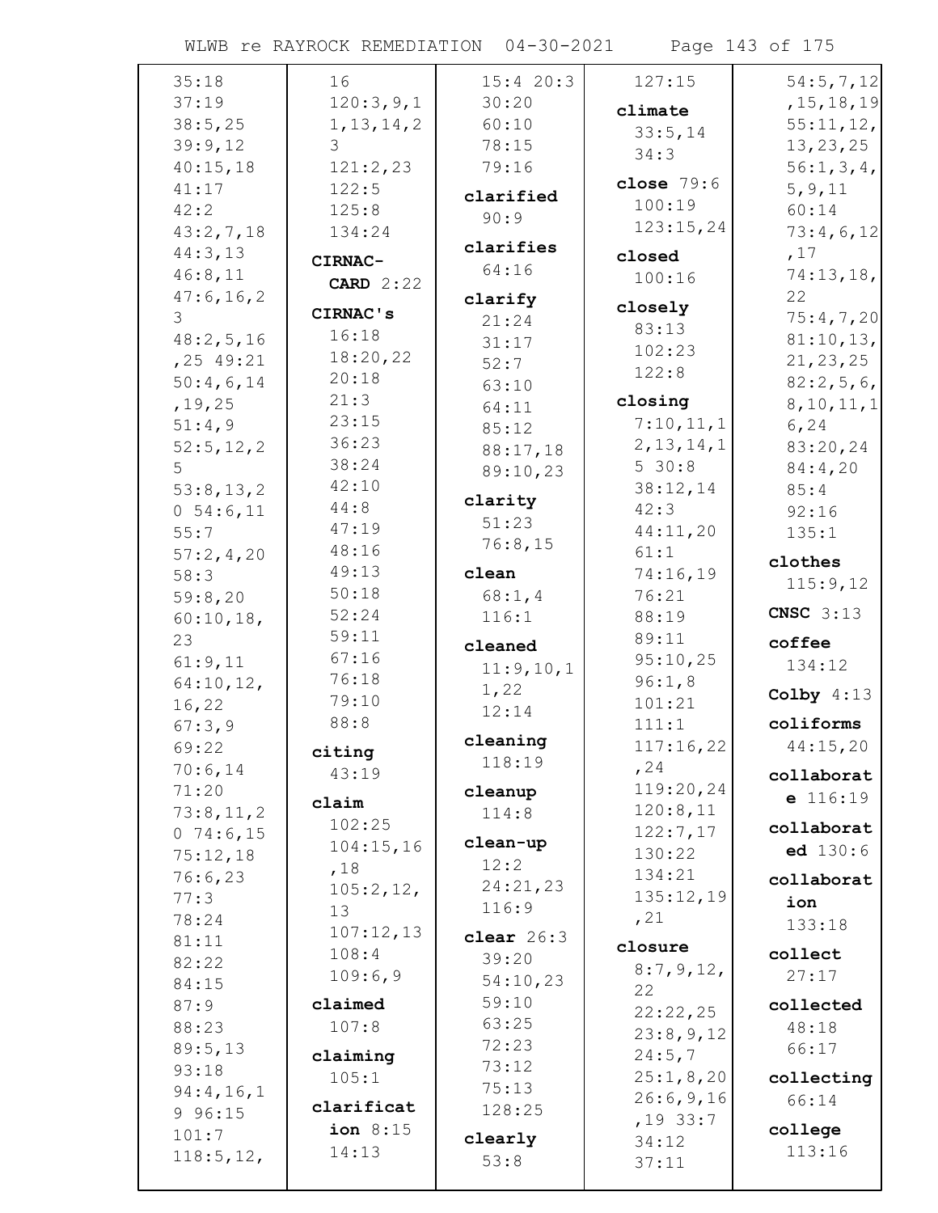35:18
37:19
38:5,25
39:9,12
40:15,18
41:17
42:2
43:2,7,18
44:3,13
46:8,11
47:6,16,23
48:2,5,16,25 49:21
50:4,6,14,19,25
51:4,9
52:5,12,25
53:8,13,20 54:6,11
55:7
57:2,4,20
58:3
59:8,20
60:10,18,23
61:9,11
64:10,12,16,22
67:3,9
69:22
70:6,14
71:20
73:8,11,20 74:6,15
75:12,18
76:6,23
77:3
78:24
81:11
82:22
84:15
87:9
88:23
89:5,13
93:18
94:4,16,19 96:15
101:7
118:5,12,
16
120:3,9,11,13,14,23
121:2,23
122:5
125:8
134:24

**CIRNAC-CARD** 2:22

**CIRNAC's**
16:18
18:20,22
20:18
21:3
23:15
36:23
38:24
42:10
44:8
47:19
48:16
49:13
50:18
52:24
59:11
67:16
76:18
79:10
88:8

**citing**
43:19

**claim**
102:25
104:15,16,18
105:2,12,13
107:12,13
108:4
109:6,9

**claimed**
107:8

**claiming**
105:1

**clarification** 8:15
14:13
15:4 20:3
30:20
60:10
78:15
79:16

**clarified**
90:9

**clarifies**
64:16

**clarify**
21:24
31:17
52:7
63:10
64:11
85:12
88:17,18
89:10,23

**clarity**
51:23
76:8,15

**clean**
68:1,4
116:1

**cleaned**
11:9,10,11,22
12:14

**cleaning**
118:19

**cleanup**
114:8

**clean-up**
12:2
24:21,23
116:9

**clear** 26:3
39:20
54:10,23
59:10
63:25
72:23
73:12
75:13
128:25

**clearly**
53:8
127:15

**climate**
33:5,14
34:3

**close** 79:6
100:19
123:15,24

**closed**
100:16

**closely**
83:13
102:23
122:8

**closing**
7:10,11,12,13,14,15 30:8
38:12,14
42:3
44:11,20
61:1
74:16,19
76:21
88:19
89:11
95:10,25
96:1,8
101:21
111:1
117:16,22,24
119:20,24
120:8,11
122:7,17
130:22
134:21
135:12,19,21

**closure**
8:7,9,12,22
22:22,25
23:8,9,12
24:5,7
25:1,8,20
26:6,9,16,19 33:7
34:12
37:11
54:5,7,12,15,18,19
55:11,12,13,23,25
56:1,3,4,5,9,11
60:14
73:4,6,12,17
74:13,18,22
75:4,7,20
81:10,13,21,23,25
82:2,5,6,8,10,11,16,24
83:20,24
84:4,20
85:4
92:16
135:1

**clothes**
115:9,12

**CNSC** 3:13

**coffee**
134:12

**Colby** 4:13

**coliforms**
44:15,20

**collaborate** 116:19

**collaborated** 130:6

**collaboration**
133:18

**collect**
27:17

**collected**
48:18
66:17

**collecting**
66:14

**college**
113:16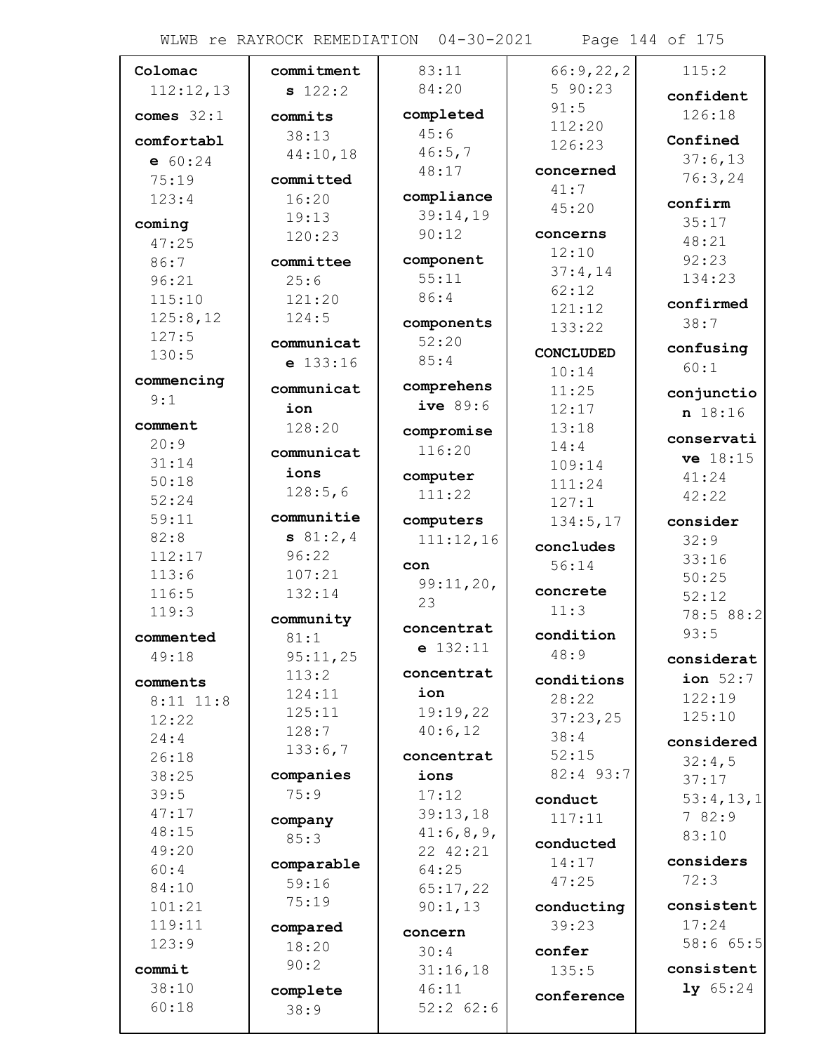**Colomac** 112:12,13

**comes** 32:1

**comfortable** 60:24 75:19 123:4

**coming** 47:25 86:7 96:21 115:10 125:8,12 127:5 130:5

**commencing** 9:1

**comment** 20:9 31:14 50:18 52:24 59:11 82:8 112:17 113:6 116:5 119:3

**commented** 49:18

**comments** 8:11 11:8 12:22 24:4 26:18 38:25 39:5 47:17 48:15 49:20 60:4 84:10 101:21 119:11 123:9

**commit** 38:10 60:18

**commitments** 122:2

**commits** 38:13 44:10,18

**committed** 16:20 19:13 120:23

**committee** 25:6 121:20 124:5

**communicate** 133:16

**communication** 128:20

**communications** 128:5,6

**communities** 81:2,4 96:22 107:21 132:14

**community** 81:1 95:11,25 113:2 124:11 125:11 128:7 133:6,7

**companies** 75:9

**company** 85:3

**comparable** 59:16 75:19

**compared** 18:20 90:2

**complete** 38:9 83:11 84:20

**completed** 45:6 46:5,7 48:17

**compliance** 39:14,19 90:12

**component** 55:11 86:4

**components** 52:20 85:4

**comprehensive** 89:6

**compromise** 116:20

**computer** 111:22

**computers** 111:12,16

**con** 99:11,20,23

**concentrate** 132:11

**concentration** 19:19,22 40:6,12

**concentrations** 17:12 39:13,18 41:6,8,9,22 42:21 64:25 65:17,22 90:1,13

**concern** 30:4 31:16,18 46:11 52:2 62:6 66:9,22,25 90:23 91:5 112:20 126:23

**concerned** 41:7 45:20

**concerns** 12:10 37:4,14 62:12 121:12 133:22

**CONCLUDED** 10:14 11:25 12:17 13:18 14:4 109:14 111:24 127:1 134:5,17

**concludes** 56:14

**concrete** 11:3

**condition** 48:9

**conditions** 28:22 37:23,25 38:4 52:15 82:4 93:7

**conduct** 117:11

**conducted** 14:17 47:25

**conducting** 39:23

**confer** 135:5

**conference** 115:2

**confident** 126:18

**Confined** 37:6,13 76:3,24

**confirm** 35:17 48:21 92:23 134:23

**confirmed** 38:7

**confusing** 60:1

**conjunction** 18:16

**conservative** 18:15 41:24 42:22

**consider** 32:9 33:16 50:25 52:12 78:5 88:2 93:5

**consideration** 52:7 122:19 125:10

**considered** 32:4,5 37:17 53:4,13,17 82:9 83:10

**considers** 72:3

**consistent** 17:24 58:6 65:5

**consistently** 65:24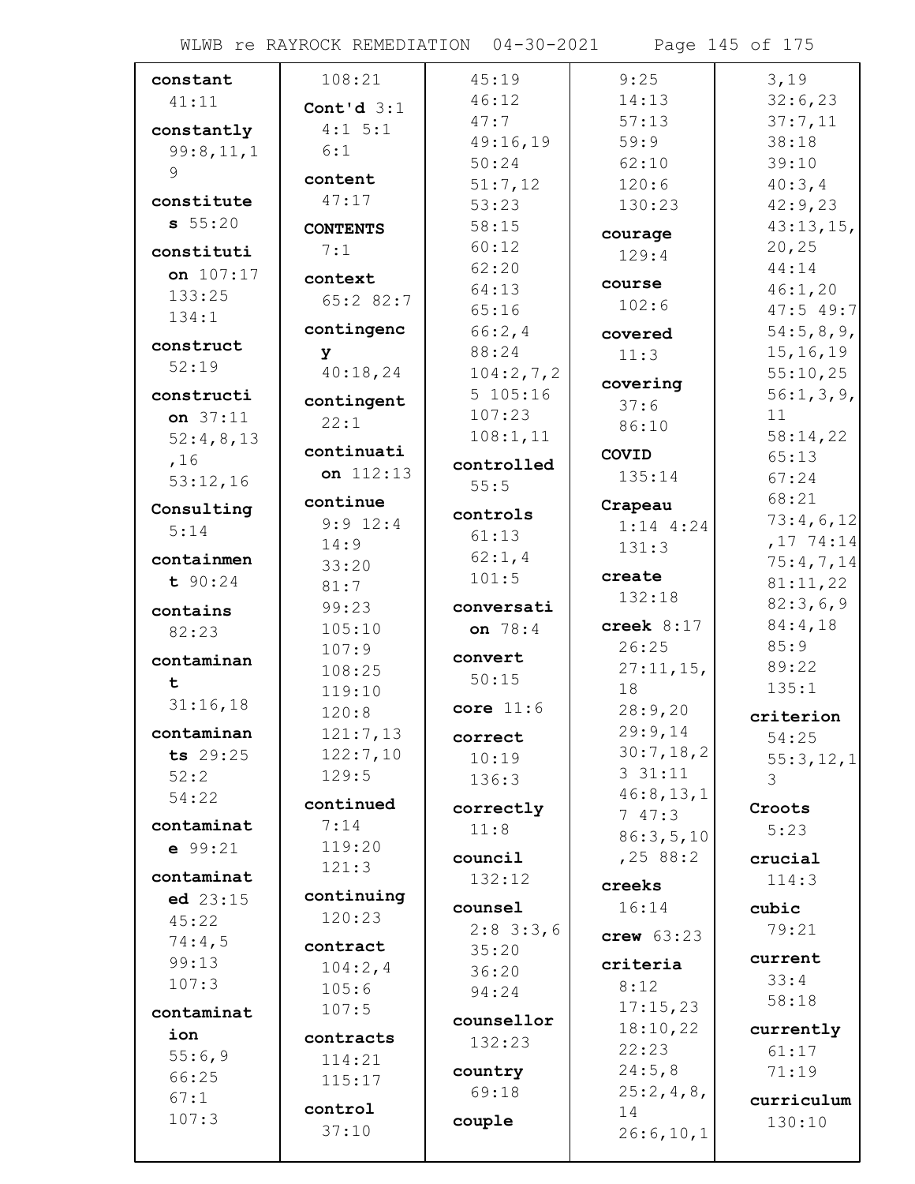**constant** 41:11

**constantly** 99:8,11,19

**constitutes** 55:20

**constitution** 107:17 133:25 134:1

**construct** 52:19

**construction** 37:11 52:4,8,13,16 53:12,16

**Consulting** 5:14

**containment** 90:24

**contains** 82:23

**contaminant** 31:16,18

**contaminants** 29:25 52:2 54:22

**contaminate** 99:21

**contaminated** 23:15 45:22 74:4,5 99:13 107:3

**contamination** 55:6,9 66:25 67:1 107:3

108:21

**Cont'd** 3:1 4:1 5:1 6:1

**content** 47:17

**CONTENTS** 7:1

**context** 65:2 82:7

**contingency** 40:18,24

**contingent** 22:1

**continuation** 112:13

**continue** 9:9 12:4 14:9 33:20 81:7 99:23 105:10 107:9 108:25 119:10 120:8 121:7,13 122:7,10 129:5

**continued** 7:14 119:20 121:3

**continuing** 120:23

**contract** 104:2,4 105:6 107:5

**contracts** 114:21 115:17

**control** 37:10 45:19 46:12 47:7 49:16,19 50:24 51:7,12 53:23 58:15 60:12 62:20 64:13 65:16 66:2,4 88:24 104:2,7,25 105:16 107:23 108:1,11

**controlled** 55:5

**controls** 61:13 62:1,4 101:5

**conversation** 78:4

**convert** 50:15

**core** 11:6

**correct** 10:19 136:3

**correctly** 11:8

**council** 132:12

**counsel** 2:8 3:3,6 35:20 36:20 94:24

**counsellor** 132:23

**country** 69:18

**couple** 9:25 14:13 57:13 59:9 62:10 120:6 130:23

**courage** 129:4

**course** 102:6

**covered** 11:3

**covering** 37:6 86:10

**COVID** 135:14

**Crapeau** 1:14 4:24 131:3

**create** 132:18

**creek** 8:17 26:25 27:11,15,18 28:9,20 29:9,14 30:7,18,23 31:11 46:8,13,17 47:3 86:3,5,10,25 88:2

**creeks** 16:14

**crew** 63:23

**criteria** 8:12 17:15,23 18:10,22 22:23 24:5,8 25:2,4,8,14 26:6,10,13,19 32:6,23 37:7,11 38:18 39:10 40:3,4 42:9,23 43:13,15,20,25 44:14 46:1,20 47:5 49:7 54:5,8,9,15,16,19 55:10,25 56:1,3,9,11 58:14,22 65:13 67:24 68:21 73:4,6,12,17 74:14 75:4,7,14 81:11,22 82:3,6,9 84:4,18 85:9 89:22 135:1

**criterion** 54:25 55:3,12,13

**Croots** 5:23

**crucial** 114:3

**cubic** 79:21

**current** 33:4 58:18

**currently** 61:17 71:19

**curriculum** 130:10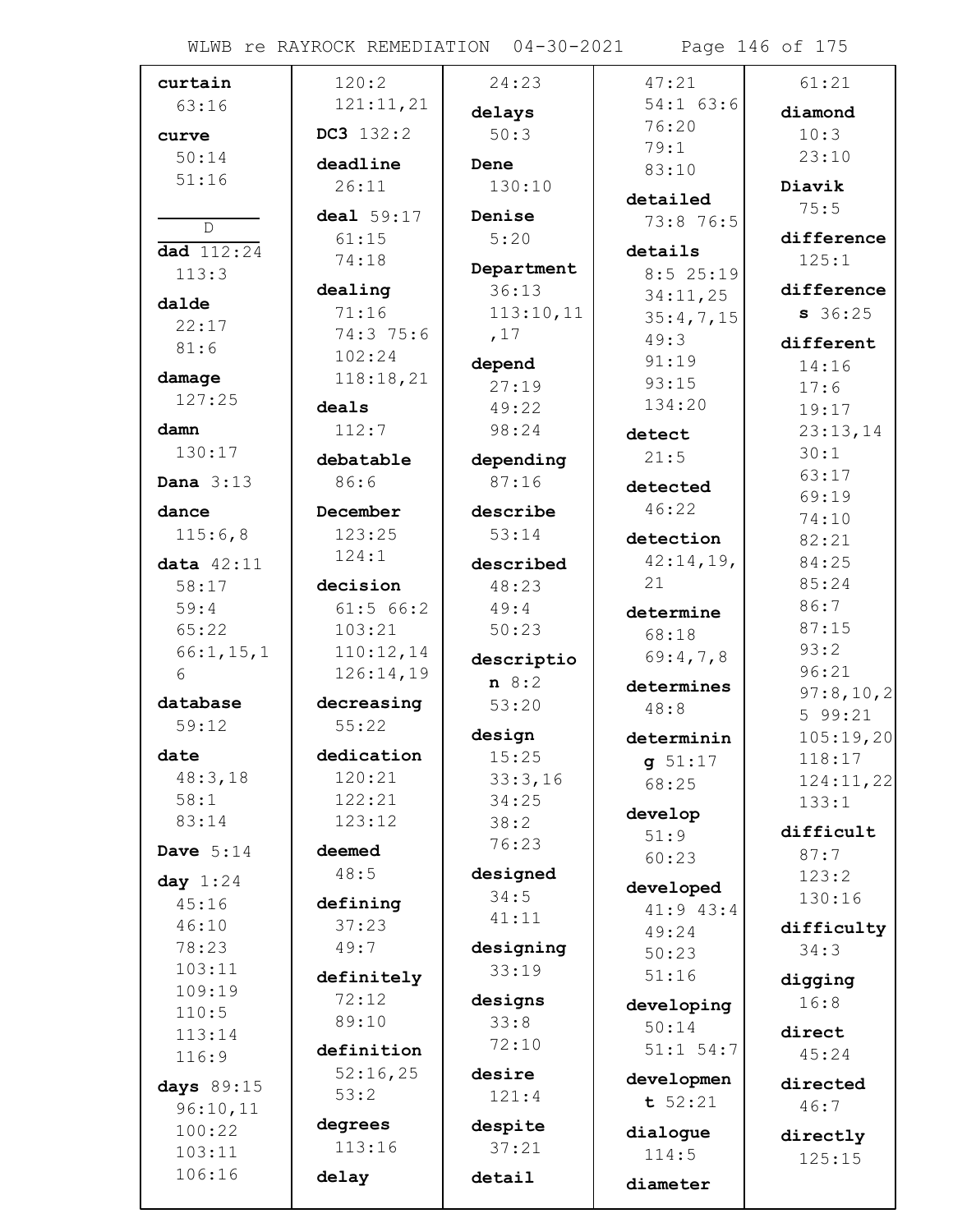**curtain** 63:16

**curve** 50:14 51:16

D

**dad** 112:24 113:3

**dalde** 22:17 81:6

**damage** 127:25

**damn** 130:17

**Dana** 3:13

**dance** 115:6,8

**data** 42:11 58:17 59:4 65:22 66:1,15,16

**database** 59:12

**date** 48:3,18 58:1 83:14

**Dave** 5:14

**day** 1:24 45:16 46:10 78:23 103:11 109:19 110:5 113:14 116:9

**days** 89:15 96:10,11 100:22 103:11 106:16

120:2 121:11,21

**DC3** 132:2

**deadline** 26:11

**deal** 59:17 61:15 74:18

**dealing** 71:16 74:3 75:6 102:24 118:18,21

**deals** 112:7

**debatable** 86:6

**December** 123:25 124:1

**decision** 61:5 66:2 103:21 110:12,14 126:14,19

**decreasing** 55:22

**dedication** 120:21 122:21 123:12

**deemed** 48:5

**defining** 37:23 49:7

**definitely** 72:12 89:10

**definition** 52:16,25 53:2

**degrees** 113:16

**delay** 24:23

**delays** 50:3

**Dene** 130:10

**Denise** 5:20

**Department** 36:13 113:10,11,17

**depend** 27:19 49:22 98:24

**depending** 87:16

**describe** 53:14

**described** 48:23 49:4 50:23

**description** 8:2 53:20

**design** 15:25 33:3,16 34:25 38:2 76:23

**designed** 34:5 41:11

**designing** 33:19

**designs** 33:8 72:10

**desire** 121:4

**despite** 37:21

**detail** 47:21 54:1 63:6 76:20 79:1 83:10

**detailed** 73:8 76:5

**details** 8:5 25:19 34:11,25 35:4,7,15 49:3 91:19 93:15 134:20

**detect** 21:5

**detected** 46:22

**detection** 42:14,19,21

**determine** 68:18 69:4,7,8

**determines** 48:8

**determining** 51:17 68:25

**develop** 51:9 60:23

**developed** 41:9 43:4 49:24 50:23 51:16

**developing** 50:14 51:1 54:7

**development** 52:21

**dialogue** 114:5

**diameter** 61:21

**diamond** 10:3 23:10

**Diavik** 75:5

**difference** 125:1

**differences** 36:25

**different** 14:16 17:6 19:17 23:13,14 30:1 63:17 69:19 74:10 82:21 84:25 85:24 86:7 87:15 93:2 96:21 97:8,10,25 99:21 105:19,20 118:17 124:11,22 133:1

**difficult** 87:7 123:2 130:16

**difficulty** 34:3

**digging** 16:8

**direct** 45:24

**directed** 46:7

**directly** 125:15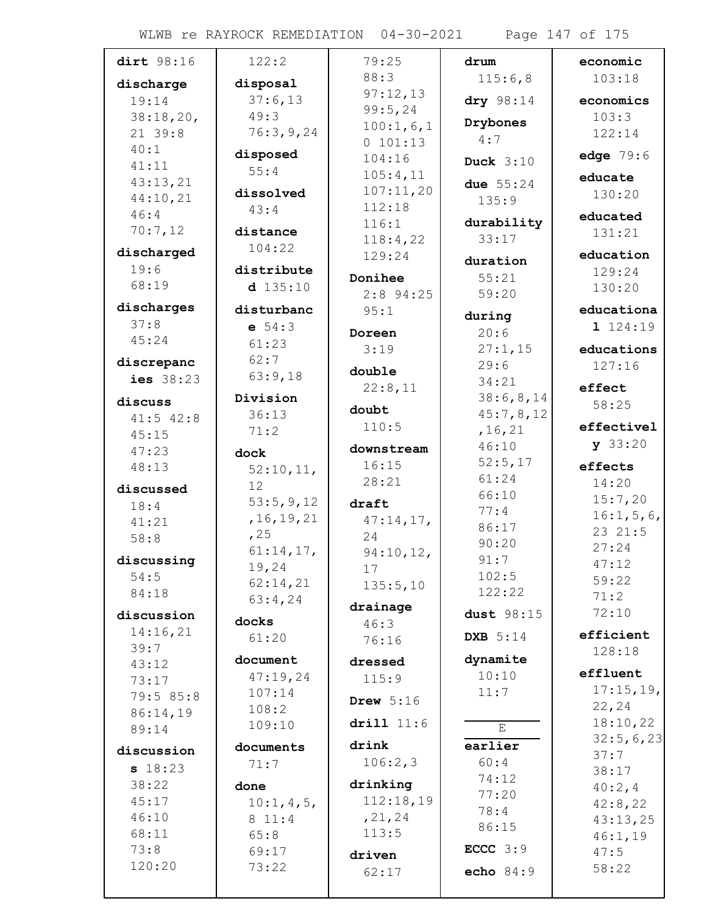**dirt** 98:16

**discharge** 19:14 38:18,20, 21 39:8 40:1 41:11 43:13,21 44:10,21 46:4 70:7,12

**discharged** 19:6 68:19

**discharges** 37:8 45:24

**discrepancies** 38:23

**discuss** 41:5 42:8 45:15 47:23 48:13

**discussed** 18:4 41:21 58:8

**discussing** 54:5 84:18

**discussion** 14:16,21 39:7 43:12 73:17 79:5 85:8 86:14,19 89:14

**discussions** 18:23 38:22 45:17 46:10 68:11 73:8 120:20

122:2

**disposal** 37:6,13 49:3 76:3,9,24

**disposed** 55:4

**dissolved** 43:4

**distance** 104:22

**distributed** 135:10

**disturbance** 54:3 61:23 62:7 63:9,18

**Division** 36:13 71:2

**dock** 52:10,11, 12 53:5,9,12 ,16,19,21 ,25 61:14,17, 19,24 62:14,21 63:4,24

**docks** 61:20

**document** 47:19,24 107:14 108:2 109:10

**documents** 71:7

**done** 10:1,4,5, 8 11:4 65:8 69:17 73:22

79:25 88:3 97:12,13 99:5,24 100:1,6,1 0 101:13 104:16 105:4,11 107:11,20 112:18 116:1 118:4,22 129:24

**Donihee** 2:8 94:25 95:1

**Doreen** 3:19

**double** 22:8,11

**doubt** 110:5

**downstream** 16:15 28:21

**draft** 47:14,17, 24 94:10,12, 17 135:5,10

**drainage** 46:3 76:16

**dressed** 115:9

**Drew** 5:16

**drill** 11:6

**drink** 106:2,3

**drinking** 112:18,19 ,21,24 113:5

**driven** 62:17

**drum** 115:6,8

**dry** 98:14

**Drybones** 4:7

**Duck** 3:10

**due** 55:24 135:9

**durability** 33:17

**duration** 55:21 59:20

**during** 20:6 27:1,15 29:6 34:21 38:6,8,14 45:7,8,12 ,16,21 46:10 52:5,17 61:24 66:10 77:4 86:17 90:20 91:7 102:5 122:22

**dust** 98:15

**DXB** 5:14

**dynamite** 10:10 11:7

## E

**earlier** 60:4 74:12 77:20 78:4 86:15

**ECCC** 3:9

**echo** 84:9

**economic** 103:18

**economics** 103:3 122:14

**edge** 79:6

**educate** 130:20

**educated** 131:21

**education** 129:24 130:20

**educational** 124:19

**educations** 127:16

**effect** 58:25

**effectively** 33:20

**effects** 14:20 15:7,20 16:1,5,6, 23 21:5 27:24 47:12 59:22 71:2 72:10

**efficient** 128:18

**effluent** 17:15,19, 22,24 18:10,22 32:5,6,23 37:7 38:17 40:2,4 42:8,22 43:13,25 46:1,19 47:5 58:22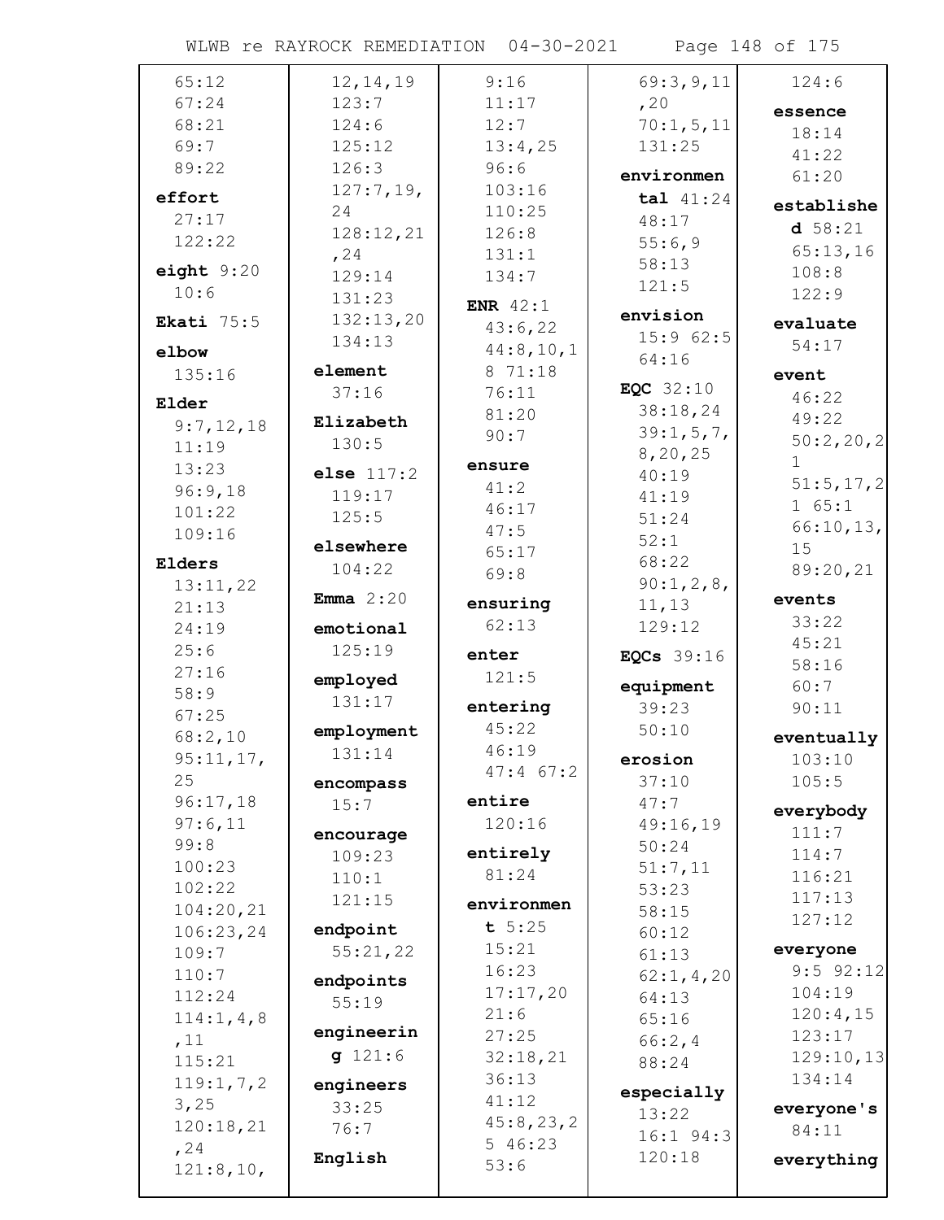65:12
67:24
68:21
69:7
89:22

**effort**
27:17
122:22

**eight** 9:20
10:6

**Ekati** 75:5

**elbow**
135:16

**Elder**
9:7,12,18
11:19
13:23
96:9,18
101:22
109:16

**Elders**
13:11,22
21:13
24:19
25:6
27:16
58:9
67:25
68:2,10
95:11,17,25
96:17,18
97:6,11
99:8
100:23
102:22
104:20,21
106:23,24
109:7
110:7
112:24
114:1,4,8,11
115:21
119:1,7,23,25
120:18,21,24
121:8,10,12,14,19
123:7
124:6
125:12
126:3
127:7,19,24
128:12,21,24
129:14
131:23
132:13,20
134:13

**element**
37:16

**Elizabeth**
130:5

**else** 117:2
119:17
125:5

**elsewhere**
104:22

**Emma** 2:20

**emotional**
125:19

**employed**
131:17

**employment**
131:14

**encompass**
15:7

**encourage**
109:23
110:1
121:15

**endpoint**
55:21,22

**endpoints**
55:19

**engineering** 121:6

**engineers**
33:25
76:7

**English**
9:16
11:17
12:7
13:4,25
96:6
103:16
110:25
126:8
131:1
134:7

**ENR** 42:1
43:6,22
44:8,10,18 71:18
76:11
81:20
90:7

**ensure**
41:2
46:17
47:5
65:17
69:8

**ensuring**
62:13

**enter**
121:5

**entering**
45:22
46:19
47:4 67:2

**entire**
120:16

**entirely**
81:24

**environment** 5:25
15:21
16:23
17:17,20
21:6
27:25
32:18,21
36:13
41:12
45:8,23,25 46:23
53:6
69:3,9,11,20
70:1,5,11
131:25

**environmental** 41:24
48:17
55:6,9
58:13
121:5

**envision**
15:9 62:5
64:16

**EQC** 32:10
38:18,24
39:1,5,7,8,20,25
40:19
41:19
51:24
52:1
68:22
90:1,2,8,11,13
129:12

**EQCs** 39:16

**equipment**
39:23
50:10

**erosion**
37:10
47:7
49:16,19
50:24
51:7,11
53:23
58:15
60:12
61:13
62:1,4,20
64:13
65:16
66:2,4
88:24

**especially**
13:22
16:1 94:3
120:18
124:6

**essence**
18:14
41:22
61:20

**established** 58:21
65:13,16
108:8
122:9

**evaluate**
54:17

**event**
46:22
49:22
50:2,20,21
51:5,17,21 65:1
66:10,13,15
89:20,21

**events**
33:22
45:21
58:16
60:7
90:11

**eventually**
103:10
105:5

**everybody**
111:7
114:7
116:21
117:13
127:12

**everyone**
9:5 92:12
104:19
120:4,15
123:17
129:10,13
134:14

**everyone's**
84:11

**everything**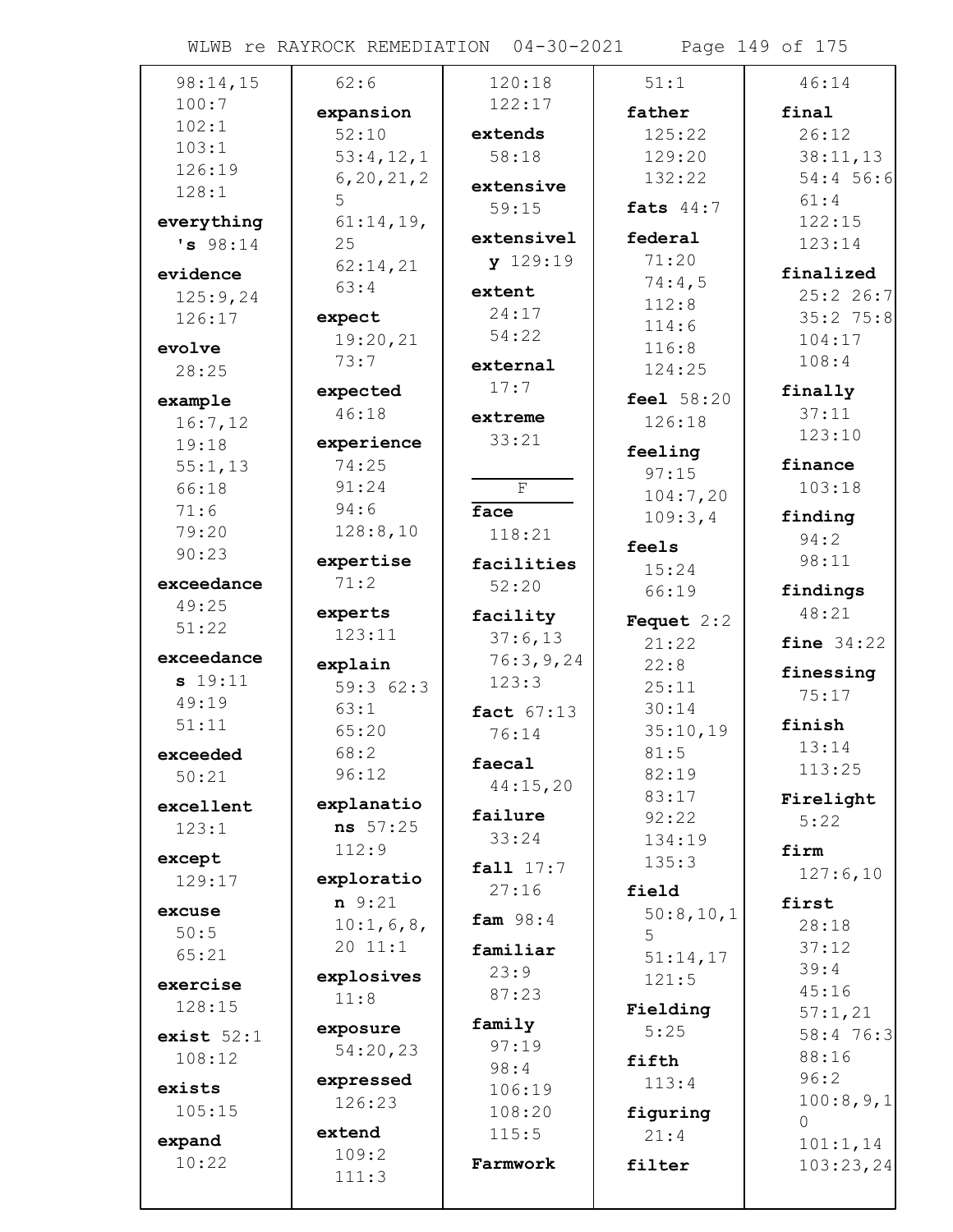98:14,15
100:7
102:1
103:1
126:19
128:1

**everything's** 98:14

**evidence**
125:9,24
126:17

**evolve**
28:25

**example**
16:7,12
19:18
55:1,13
66:18
71:6
79:20
90:23

**exceedance**
49:25
51:22

**exceedances** 19:11
49:19
51:11

**exceeded**
50:21

**excellent**
123:1

**except**
129:17

**excuse**
50:5
65:21

**exercise**
128:15

**exist** 52:1
108:12

**exists**
105:15

**expand**
10:22

62:6

**expansion**
52:10
53:4,12,16,20,21,25
61:14,19,25
62:14,21
63:4

**expect**
19:20,21
73:7

**expected**
46:18

**experience**
74:25
91:24
94:6
128:8,10

**expertise**
71:2

**experts**
123:11

**explain**
59:3 62:3
63:1
65:20
68:2
96:12

**explanations** 57:25
112:9

**exploration** 9:21
10:1,6,8,20 11:1

**explosives**
11:8

**exposure**
54:20,23

**expressed**
126:23

**extend**
109:2
111:3

120:18
122:17

**extends**
58:18

**extensive**
59:15

**extensively** 129:19

**extent**
24:17
54:22

**external**
17:7

**extreme**
33:21

## F

**face**
118:21

**facilities**
52:20

**facility**
37:6,13
76:3,9,24
123:3

**fact** 67:13
76:14

**faecal**
44:15,20

**failure**
33:24

**fall** 17:7
27:16

**fam** 98:4

**familiar**
23:9
87:23

**family**
97:19
98:4
106:19
108:20
115:5

**Farmwork**

51:1

**father**
125:22
129:20
132:22

**fats** 44:7

**federal**
71:20
74:4,5
112:8
114:6
116:8
124:25

**feel** 58:20
126:18

**feeling**
97:15
104:7,20
109:3,4

**feels**
15:24
66:19

**Fequet** 2:2
21:22
22:8
25:11
30:14
35:10,19
81:5
82:19
83:17
92:22
134:19
135:3

**field**
50:8,10,15
51:14,17
121:5

**Fielding**
5:25

**fifth**
113:4

**figuring**
21:4

**filter**

46:14

**final**
26:12
38:11,13
54:4 56:6
61:4
122:15
123:14

**finalized**
25:2 26:7
35:2 75:8
104:17
108:4

**finally**
37:11
123:10

**finance**
103:18

**finding**
94:2
98:11

**findings**
48:21

**fine** 34:22

**finessing**
75:17

**finish**
13:14
113:25

**Firelight**
5:22

**firm**
127:6,10

**first**
28:18
37:12
39:4
45:16
57:1,21
58:4 76:3
88:16
96:2
100:8,9,10
101:1,14
103:23,24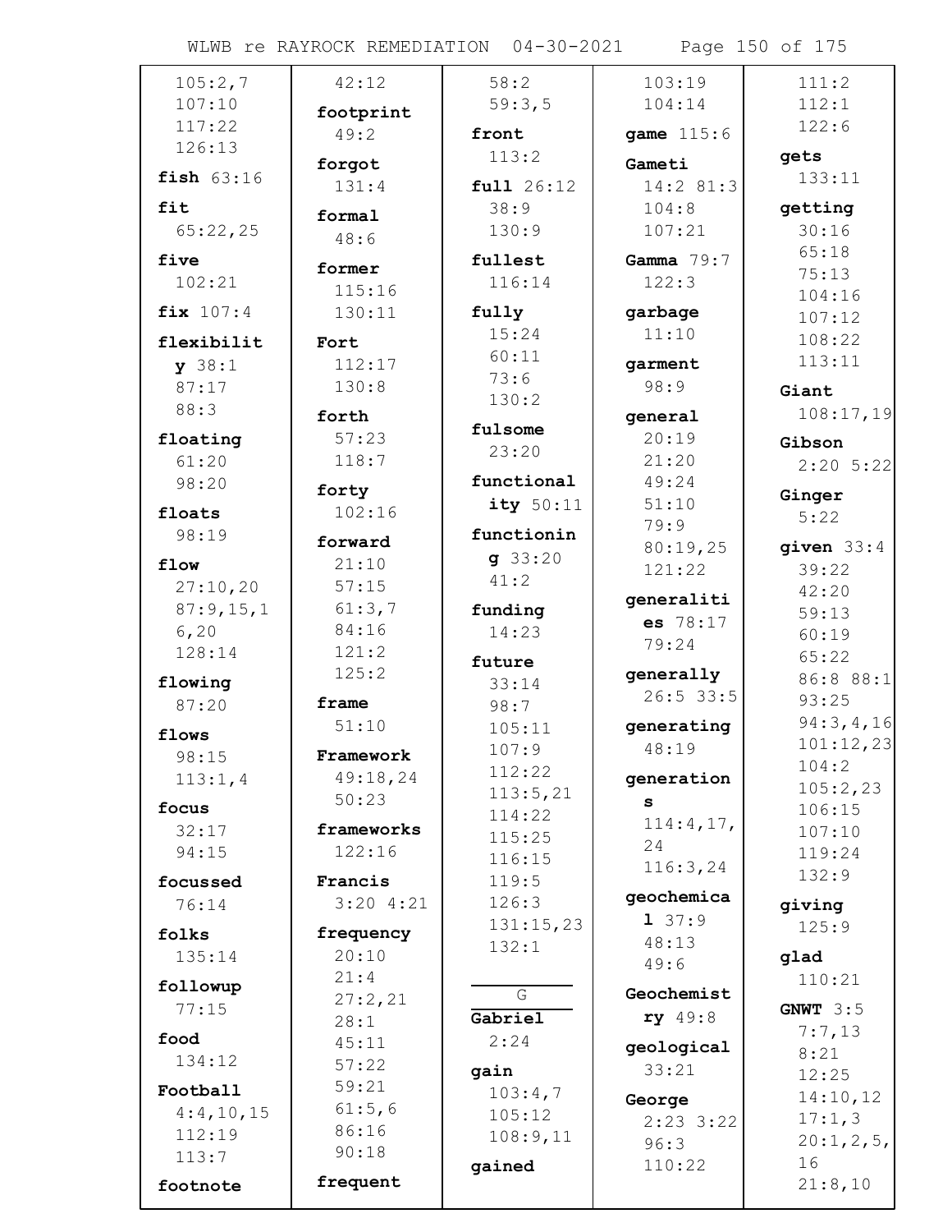105:2,7
107:10
117:22
126:13

**fish** 63:16

**fit**
65:22,25

**five**
102:21

**fix** 107:4

**flexibility** 38:1
87:17
88:3

**floating**
61:20
98:20

**floats**
98:19

**flow**
27:10,20
87:9,15,16,20
128:14

**flowing**
87:20

**flows**
98:15
113:1,4

**focus**
32:17
94:15

**focussed**
76:14

**folks**
135:14

**followup**
77:15

**food**
134:12

**Football**
4:4,10,15
112:19
113:7

**footnote**
42:12

**footprint**
49:2

**forgot**
131:4

**formal**
48:6

**former**
115:16
130:11

**Fort**
112:17
130:8

**forth**
57:23
118:7

**forty**
102:16

**forward**
21:10
57:15
61:3,7
84:16
121:2
125:2

**frame**
51:10

**Framework**
49:18,24
50:23

**frameworks**
122:16

**Francis**
3:20 4:21

**frequency**
20:10
21:4
27:2,21
28:1
45:11
57:22
59:21
61:5,6
86:16
90:18

**frequent**
58:2
59:3,5

**front**
113:2

**full** 26:12
38:9
130:9

**fullest**
116:14

**fully**
15:24
60:11
73:6
130:2

**fulsome**
23:20

**functionality** 50:11

**functioning** 33:20
41:2

**funding**
14:23

**future**
33:14
98:7
105:11
107:9
112:22
113:5,21
114:22
115:25
116:15
119:5
126:3
131:15,23
132:1

G

**Gabriel**
2:24

**gain**
103:4,7
105:12
108:9,11

**gained**
103:19
104:14

**game** 115:6

**Gameti**
14:2 81:3
104:8
107:21

**Gamma** 79:7
122:3

**garbage**
11:10

**garment**
98:9

**general**
20:19
21:20
49:24
51:10
79:9
80:19,25
121:22

**generalities** 78:17
79:24

**generally**
26:5 33:5

**generating**
48:19

**generations**
114:4,17,24
116:3,24

**geochemical** 37:9
48:13
49:6

**Geochemistry** 49:8

**geological**
33:21

**George**
2:23 3:22
96:3
110:22
111:2
112:1
122:6

**gets**
133:11

**getting**
30:16
65:18
75:13
104:16
107:12
108:22
113:11

**Giant**
108:17,19

**Gibson**
2:20 5:22

**Ginger**
5:22

**given** 33:4
39:22
42:20
59:13
60:19
65:22
86:8 88:1
93:25
94:3,4,16
101:12,23
104:2
105:2,23
106:15
107:10
119:24
132:9

**giving**
125:9

**glad**
110:21

**GNWT** 3:5
7:7,13
8:21
12:25
14:10,12
17:1,3
20:1,2,5,16
21:8,10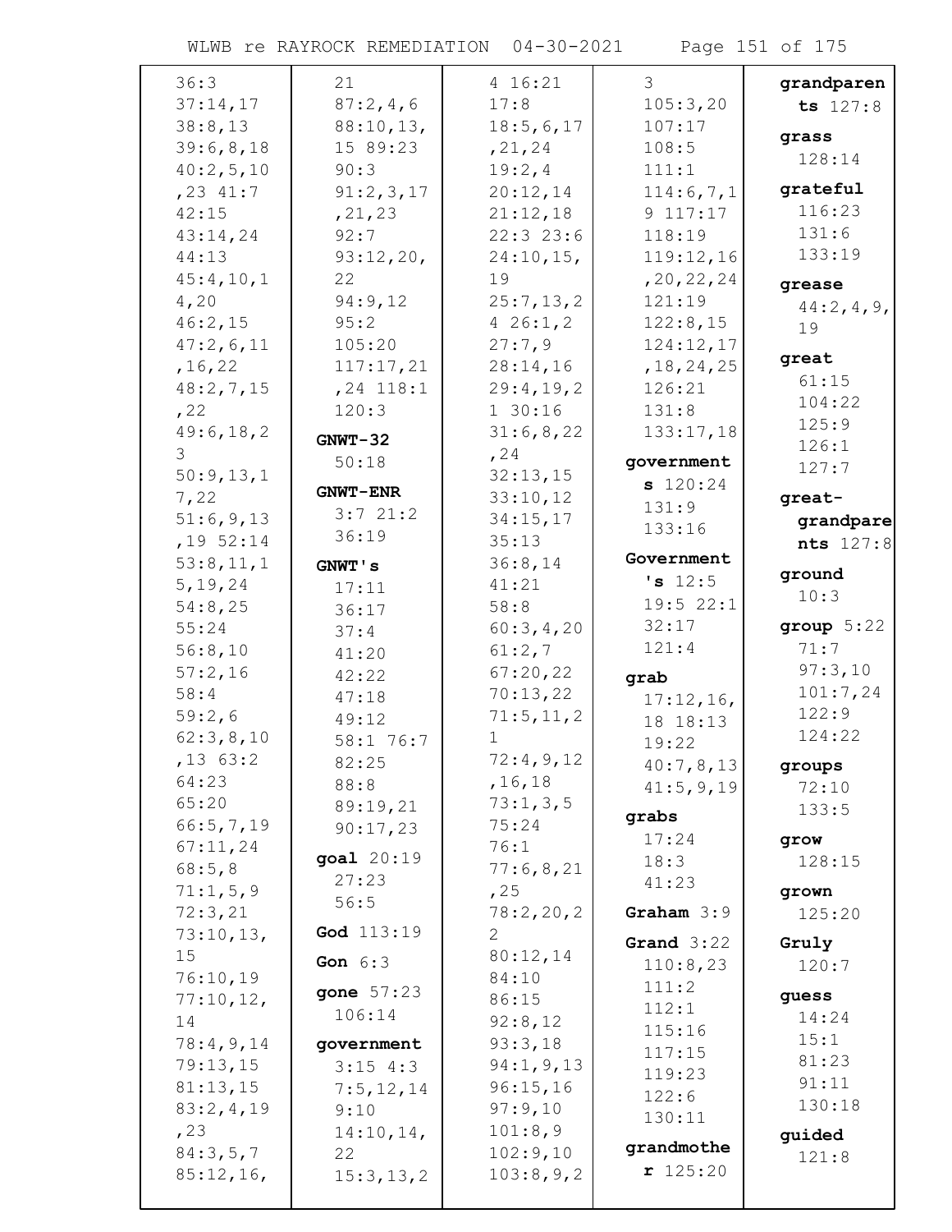36:3
37:14,17
38:8,13
39:6,8,18
40:2,5,10
,23 41:7
42:15
43:14,24
44:13
45:4,10,1
4,20
46:2,15
47:2,6,11
,16,22
48:2,7,15
,22
49:6,18,2
3
50:9,13,1
7,22
51:6,9,13
,19 52:14
53:8,11,1
5,19,24
54:8,25
55:24
56:8,10
57:2,16
58:4
59:2,6
62:3,8,10
,13 63:2
64:23
65:20
66:5,7,19
67:11,24
68:5,8
71:1,5,9
72:3,21
73:10,13,
15
76:10,19
77:10,12,
14
78:4,9,14
79:13,15
81:13,15
83:2,4,19
,23
84:3,5,7
85:12,16,
21
87:2,4,6
88:10,13,
15 89:23
90:3
91:2,3,17
,21,23
92:7
93:12,20,
22
94:9,12
95:2
105:20
117:17,21
,24 118:1
120:3

**GNWT-32**
50:18

**GNWT-ENR**
3:7 21:2
36:19

**GNWT's**
17:11
36:17
37:4
41:20
42:22
47:18
49:12
58:1 76:7
82:25
88:8
89:19,21
90:17,23

**goal** 20:19
27:23
56:5

**God** 113:19

**Gon** 6:3

**gone** 57:23
106:14

**government**
3:15 4:3
7:5,12,14
9:10
14:10,14,
22
15:3,13,2
4 16:21
17:8
18:5,6,17
,21,24
19:2,4
20:12,14
21:12,18
22:3 23:6
24:10,15,
19
25:7,13,2
4 26:1,2
27:7,9
28:14,16
29:4,19,2
1 30:16
31:6,8,22
,24
32:13,15
33:10,12
34:15,17
35:13
36:8,14
41:21
58:8
60:3,4,20
61:2,7
67:20,22
70:13,22
71:5,11,2
1
72:4,9,12
,16,18
73:1,3,5
75:24
76:1
77:6,8,21
,25
78:2,20,2
2
80:12,14
84:10
86:15
92:8,12
93:3,18
94:1,9,13
96:15,16
97:9,10
101:8,9
102:9,10
103:8,9,2
3
105:3,20
107:17
108:5
111:1
114:6,7,1
9 117:17
118:19
119:12,16
,20,22,24
121:19
122:8,15
124:12,17
,18,24,25
126:21
131:8
133:17,18

**governments** 120:24
131:9
133:16

**Government's** 12:5
19:5 22:1
32:17
121:4

**grab**
17:12,16,
18 18:13
19:22
40:7,8,13
41:5,9,19

**grabs**
17:24
18:3
41:23

**Graham** 3:9

**Grand** 3:22
110:8,23
111:2
112:1
115:16
117:15
119:23
122:6
130:11

**grandmother** 125:20

**grandparents** 127:8

**grass**
128:14

**grateful**
116:23
131:6
133:19

**grease**
44:2,4,9,
19

**great**
61:15
104:22
125:9
126:1
127:7

**great-grandparents** 127:8

**ground**
10:3

**group** 5:22
71:7
97:3,10
101:7,24
122:9
124:22

**groups**
72:10
133:5

**grow**
128:15

**grown**
125:20

**Gruly**
120:7

**guess**
14:24
15:1
81:23
91:11
130:18

**guided**
121:8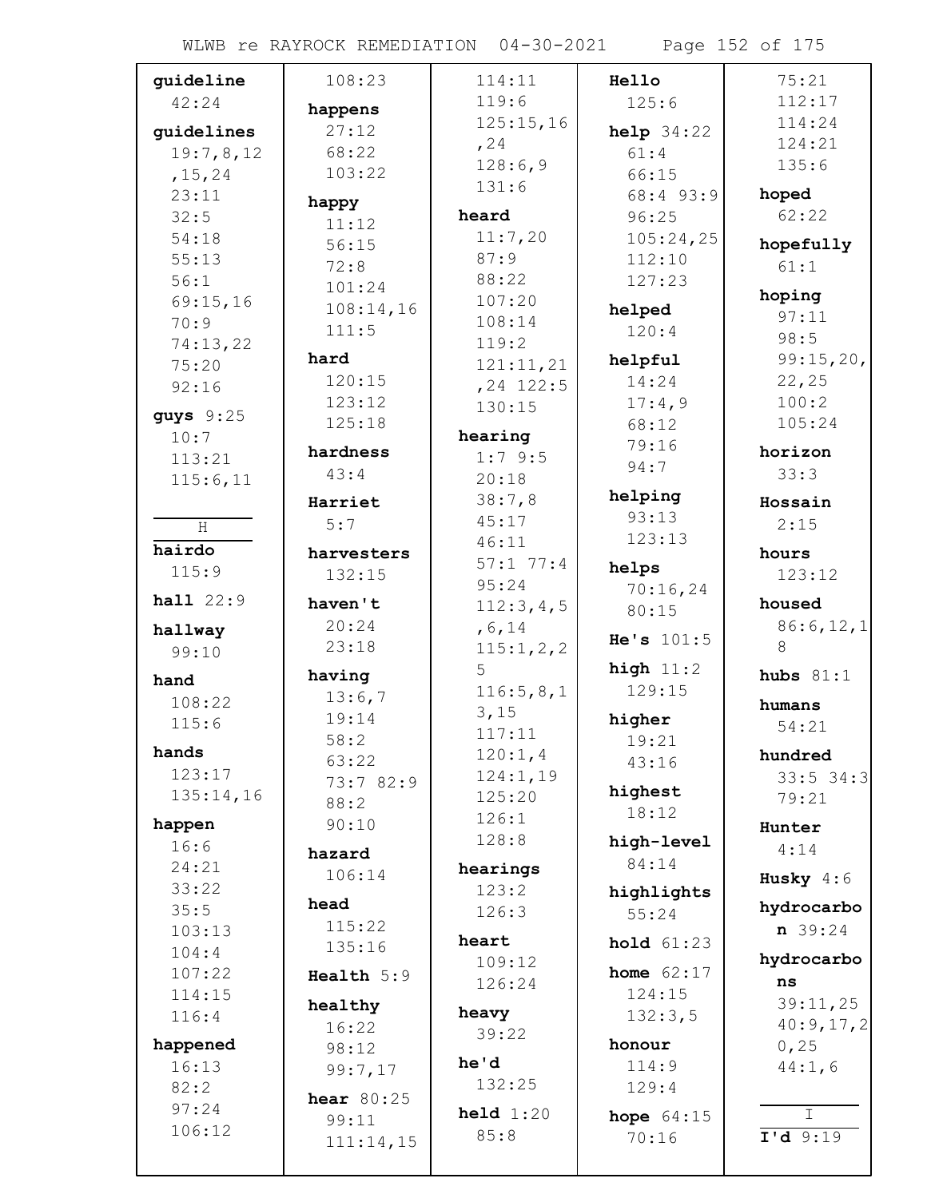**guideline** 42:24

**guidelines** 19:7,8,12,15,24 23:11 32:5 54:18 55:13 56:1 69:15,16 70:9 74:13,22 75:20 92:16

**guys** 9:25 10:7 113:21 115:6,11

H

**hairdo** 115:9

**hall** 22:9

**hallway** 99:10

**hand** 108:22 115:6

**hands** 123:17 135:14,16

**happen** 16:6 24:21 33:22 35:5 103:13 104:4 107:22 114:15 116:4

**happened** 16:13 82:2 97:24 106:12 108:23

**happens** 27:12 68:22 103:22

**happy** 11:12 56:15 72:8 101:24 108:14,16 111:5

**hard** 120:15 123:12 125:18

**hardness** 43:4

**Harriet** 5:7

**harvesters** 132:15

**haven't** 20:24 23:18

**having** 13:6,7 19:14 58:2 63:22 73:7 82:9 88:2 90:10

**hazard** 106:14

**head** 115:22 135:16

**Health** 5:9

**healthy** 16:22 98:12 99:7,17

**hear** 80:25 99:11 111:14,15 114:11 119:6 125:15,16,24 128:6,9 131:6

**heard** 11:7,20 87:9 88:22 107:20 108:14 119:2 121:11,21,24 122:5 130:15

**hearing** 1:7 9:5 20:18 38:7,8 45:17 46:11 57:1 77:4 95:24 112:3,4,5,6,14 115:1,2,25 116:5,8,13,15 117:11 120:1,4 124:1,19 125:20 126:1 128:8

**hearings** 123:2 126:3

**heart** 109:12 126:24

**heavy** 39:22

**he'd** 132:25

**held** 1:20 85:8

**Hello** 125:6

**help** 34:22 61:4 66:15 68:4 93:9 96:25 105:24,25 112:10 127:23

**helped** 120:4

**helpful** 14:24 17:4,9 68:12 79:16 94:7

**helping** 93:13 123:13

**helps** 70:16,24 80:15

**He's** 101:5

**high** 11:2 129:15

**higher** 19:21 43:16

**highest** 18:12

**high-level** 84:14

**highlights** 55:24

**hold** 61:23

**home** 62:17 124:15 132:3,5

**honour** 114:9 129:4

**hope** 64:15 70:16 75:21 112:17 114:24 124:21 135:6

**hoped** 62:22

**hopefully** 61:1

**hoping** 97:11 98:5 99:15,20,22,25 100:2 105:24

**horizon** 33:3

**Hossain** 2:15

**hours** 123:12

**housed** 86:6,12,18

**hubs** 81:1

**humans** 54:21

**hundred** 33:5 34:3 79:21

**Hunter** 4:14

**Husky** 4:6

**hydrocarbon** 39:24

**hydrocarbons** 39:11,25 40:9,17,20,25 44:1,6

I

**I'd** 9:19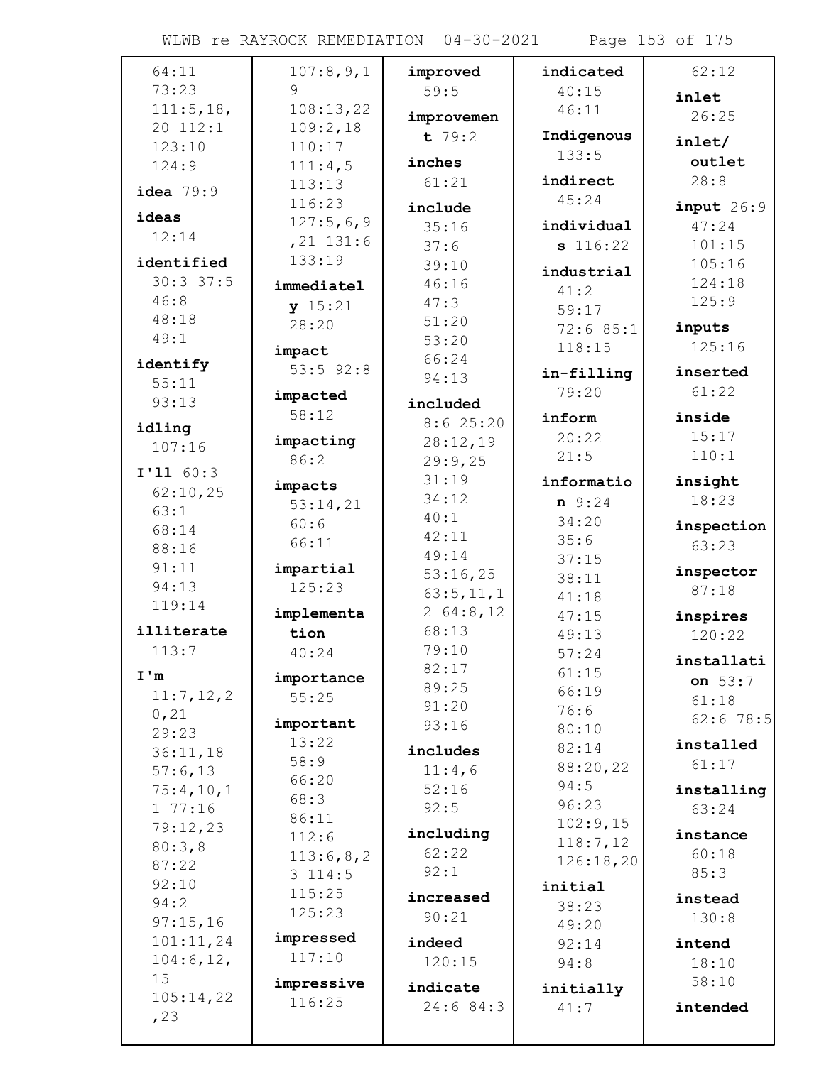64:11
73:23
111:5,18,
20 112:1
123:10
124:9

**idea** 79:9

**ideas**
12:14

**identified**
30:3 37:5
46:8
48:18
49:1

**identify**
55:11
93:13

**idling**
107:16

**I'll** 60:3
62:10,25
63:1
68:14
88:16
91:11
94:13
119:14

**illiterate**
113:7

**I'm**
11:7,12,2
0,21
29:23
36:11,18
57:6,13
75:4,10,1
1 77:16
79:12,23
80:3,8
87:22
92:10
94:2
97:15,16
101:11,24
104:6,12,
15
105:14,22
,23

107:8,9,1
9
108:13,22
109:2,18
110:17
111:4,5
113:13
116:23
127:5,6,9
,21 131:6
133:19

**immediatel y** 15:21
28:20

**impact**
53:5 92:8

**impacted**
58:12

**impacting**
86:2

**impacts**
53:14,21
60:6
66:11

**impartial**
125:23

**implementa tion**
40:24

**importance**
55:25

**important**
13:22
58:9
66:20
68:3
86:11
112:6
113:6,8,2
3 114:5
115:25
125:23

**impressed**
117:10

**impressive**
116:25

**improved**
59:5

**improvemen t** 79:2

**inches**
61:21

**include**
35:16
37:6
39:10
46:16
47:3
51:20
53:20
66:24
94:13

**included**
8:6 25:20
28:12,19
29:9,25
31:19
34:12
40:1
42:11
49:14
53:16,25
63:5,11,1
2 64:8,12
68:13
79:10
82:17
89:25
91:20
93:16

**includes**
11:4,6
52:16
92:5

**including**
62:22
92:1

**increased**
90:21

**indeed**
120:15

**indicate**
24:6 84:3

**indicated**
40:15
46:11

**Indigenous**
133:5

**indirect**
45:24

**individual s** 116:22

**industrial**
41:2
59:17
72:6 85:1
118:15

**in-filling**
79:20

**inform**
20:22
21:5

**informatio n** 9:24
34:20
35:6
37:15
38:11
41:18
47:15
49:13
57:24
61:15
66:19
76:6
80:10
82:14
88:20,22
94:5
96:23
102:9,15
118:7,12
126:18,20

**initial**
38:23
49:20
92:14
94:8

**initially**
41:7

62:12

**inlet**
26:25

**inlet/ outlet**
28:8

**input** 26:9
47:24
101:15
105:16
124:18
125:9

**inputs**
125:16

**inserted**
61:22

**inside**
15:17
110:1

**insight**
18:23

**inspection**
63:23

**inspector**
87:18

**inspires**
120:22

**installati on** 53:7
61:18
62:6 78:5

**installed**
61:17

**installing**
63:24

**instance**
60:18
85:3

**instead**
130:8

**intend**
18:10
58:10

**intended**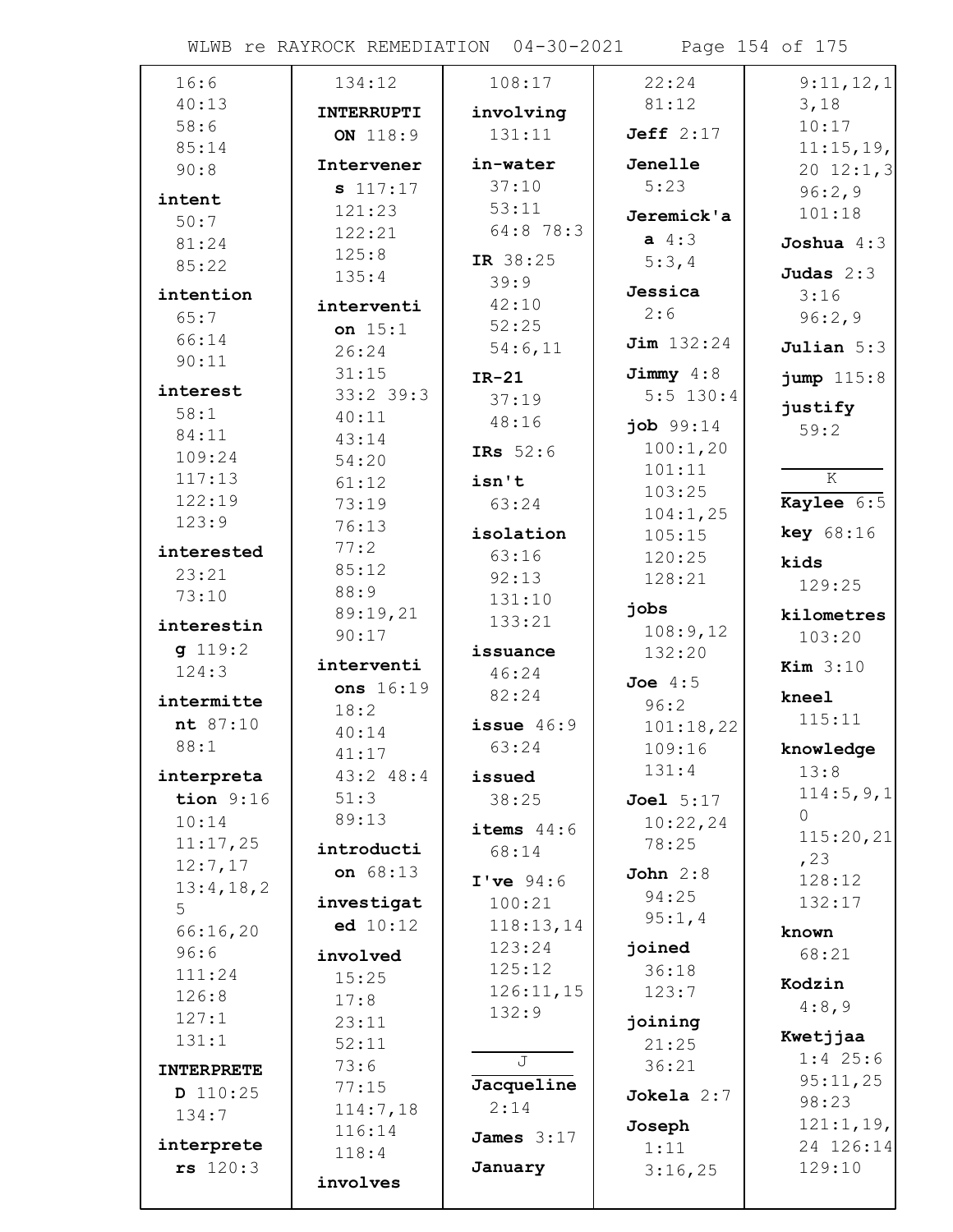16:6
40:13
58:6
85:14
90:8

**intent**
50:7
81:24
85:22

**intention**
65:7
66:14
90:11

**interest**
58:1
84:11
109:24
117:13
122:19
123:9

**interested**
23:21
73:10

**interesting** 119:2
124:3

**intermittent** 87:10
88:1

**interpretation** 9:16
10:14
11:17,25
12:7,17
13:4,18,25
66:16,20
96:6
111:24
126:8
127:1
131:1

**INTERPRETED** 110:25
134:7

**interpreters** 120:3

134:12

**INTERRUPTION** 118:9

**Interveners** 117:17
121:23
122:21
125:8
135:4

**intervention** 15:1
26:24
31:15
33:2 39:3
40:11
43:14
54:20
61:12
73:19
76:13
77:2
85:12
88:9
89:19,21
90:17

**interventions** 16:19
18:2
40:14
41:17
43:2 48:4
51:3
89:13

**introduction** 68:13

**investigated** 10:12

**involved**
15:25
17:8
23:11
52:11
73:6
77:15
114:7,18
116:14
118:4

**involves**

108:17

**involving**
131:11

**in-water**
37:10
53:11
64:8 78:3

**IR** 38:25
39:9
42:10
52:25
54:6,11

**IR-21**
37:19
48:16

**IRs** 52:6

**isn't**
63:24

**isolation**
63:16
92:13
131:10
133:21

**issuance**
46:24
82:24

**issue** 46:9
63:24

**issued**
38:25

**items** 44:6
68:14

**I've** 94:6
100:21
118:13,14
123:24
125:12
126:11,15
132:9

## J

**Jacqueline**
2:14

**James** 3:17

**January**

22:24
81:12

**Jeff** 2:17

**Jenelle**
5:23

**Jeremick'a** 4:3
5:3,4

**Jessica**
2:6

**Jim** 132:24

**Jimmy** 4:8
5:5 130:4

**job** 99:14
100:1,20
101:11
103:25
104:1,25
105:15
120:25
128:21

**jobs**
108:9,12
132:20

**Joe** 4:5
96:2
101:18,22
109:16
131:4

**Joel** 5:17
10:22,24
78:25

**John** 2:8
94:25
95:1,4

**joined**
36:18
123:7

**joining**
21:25
36:21

**Jokela** 2:7

**Joseph**
1:11
3:16,25

9:11,12,13,18
10:17
11:15,19,20 12:1,3
96:2,9
101:18

**Joshua** 4:3

**Judas** 2:3
3:16
96:2,9

**Julian** 5:3

**jump** 115:8

**justify**
59:2

## K

**Kaylee** 6:5

**key** 68:16

**kids**
129:25

**kilometres**
103:20

**Kim** 3:10

**kneel**
115:11

**knowledge**
13:8
114:5,9,10
115:20,21,23
128:12
132:17

**known**
68:21

**Kodzin**
4:8,9

**Kwetjjaa**
1:4 25:6
95:11,25
98:23
121:1,19,24 126:14
129:10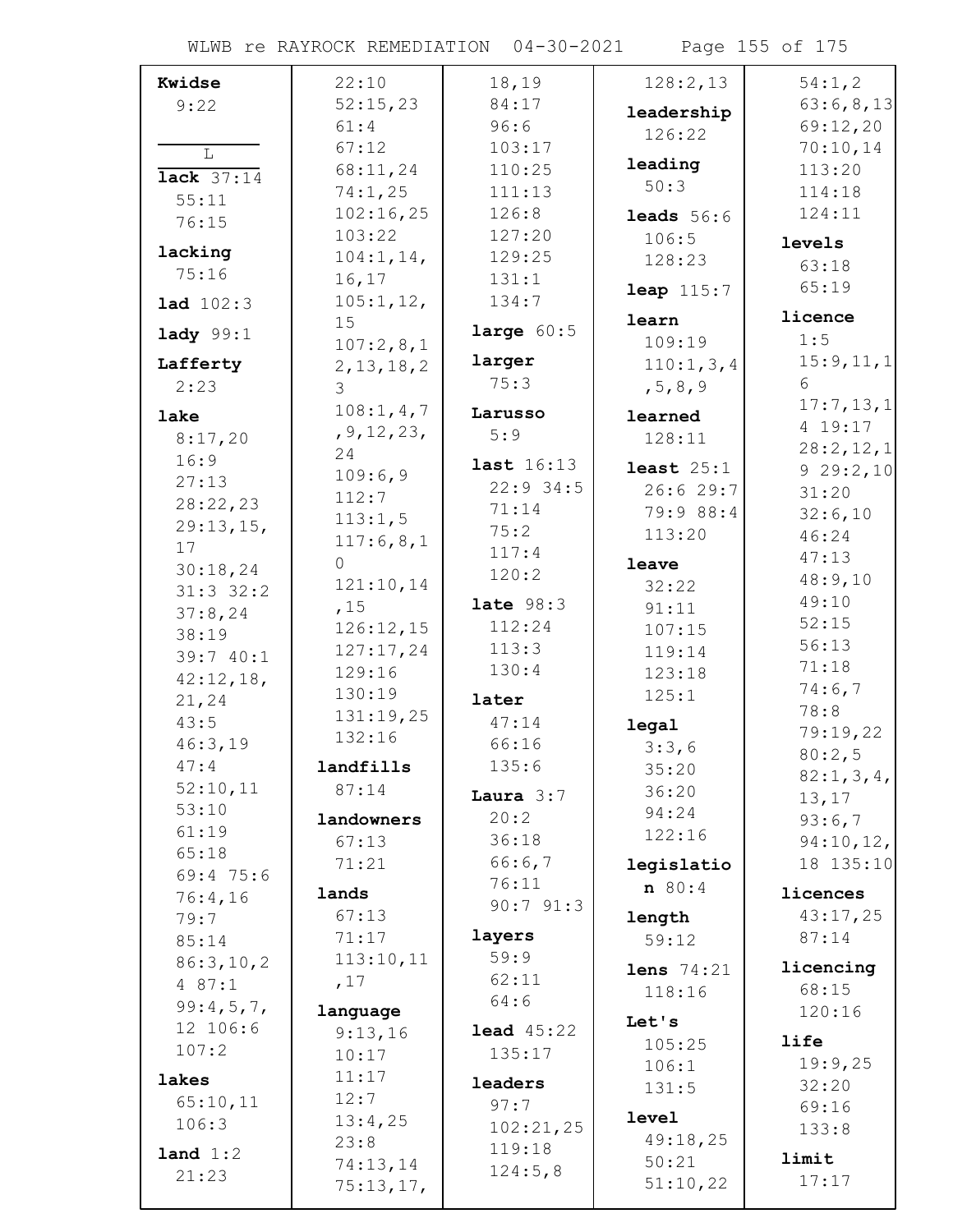**Kwidse**
9:22

L

**lack** 37:14
55:11
76:15

**lacking**
75:16

**lad** 102:3

**lady** 99:1

**Lafferty**
2:23

**lake**
8:17,20
16:9
27:13
28:22,23
29:13,15,17
30:18,24
31:3 32:2
37:8,24
38:19
39:7 40:1
42:12,18,21,24
43:5
46:3,19
47:4
52:10,11
53:10
61:19
65:18
69:4 75:6
76:4,16
79:7
85:14
86:3,10,24 87:1
99:4,5,7,12 106:6
107:2

**lakes**
65:10,11
106:3

**land** 1:2
21:23
22:10
52:15,23
61:4
67:12
68:11,24
74:1,25
102:16,25
103:22
104:1,14,16,17
105:1,12,15
107:2,8,12,13,18,23
108:1,4,7,9,12,23,24
109:6,9
112:7
113:1,5
117:6,8,10
121:10,14,15
126:12,15
127:17,24
129:16
130:19
131:19,25
132:16

**landfills**
87:14

**landowners**
67:13
71:21

**lands**
67:13
71:17
113:10,11,17

**language**
9:13,16
10:17
11:17
12:7
13:4,25
23:8
74:13,14
75:13,17,18,19
84:17
96:6
103:17
110:25
111:13
126:8
127:20
129:25
131:1
134:7

**large** 60:5

**larger**
75:3

**Larusso**
5:9

**last** 16:13
22:9 34:5
71:14
75:2
117:4
120:2

**late** 98:3
112:24
113:3
130:4

**later**
47:14
66:16
135:6

**Laura** 3:7
20:2
36:18
66:6,7
76:11
90:7 91:3

**layers**
59:9
62:11
64:6

**lead** 45:22
135:17

**leaders**
97:7
102:21,25
119:18
124:5,8
128:2,13

**leadership**
126:22

**leading**
50:3

**leads** 56:6
106:5
128:23

**leap** 115:7

**learn**
109:19
110:1,3,4,5,8,9

**learned**
128:11

**least** 25:1
26:6 29:7
79:9 88:4
113:20

**leave**
32:22
91:11
107:15
119:14
123:18
125:1

**legal**
3:3,6
35:20
36:20
94:24
122:16

**legislation** 80:4

**length**
59:12

**lens** 74:21
118:16

**Let's**
105:25
106:1
131:5

**level**
49:18,25
50:21
51:10,22
54:1,2
63:6,8,13
69:12,20
70:10,14
113:20
114:18
124:11

**levels**
63:18
65:19

**licence**
1:5
15:9,11,16
17:7,13,14 19:17
28:2,12,19 29:2,10
31:20
32:6,10
46:24
47:13
48:9,10
49:10
52:15
56:13
71:18
74:6,7
78:8
79:19,22
80:2,5
82:1,3,4,13,17
93:6,7
94:10,12,18 135:10

**licences**
43:17,25
87:14

**licencing**
68:15
120:16

**life**
19:9,25
32:20
69:16
133:8

**limit**
17:17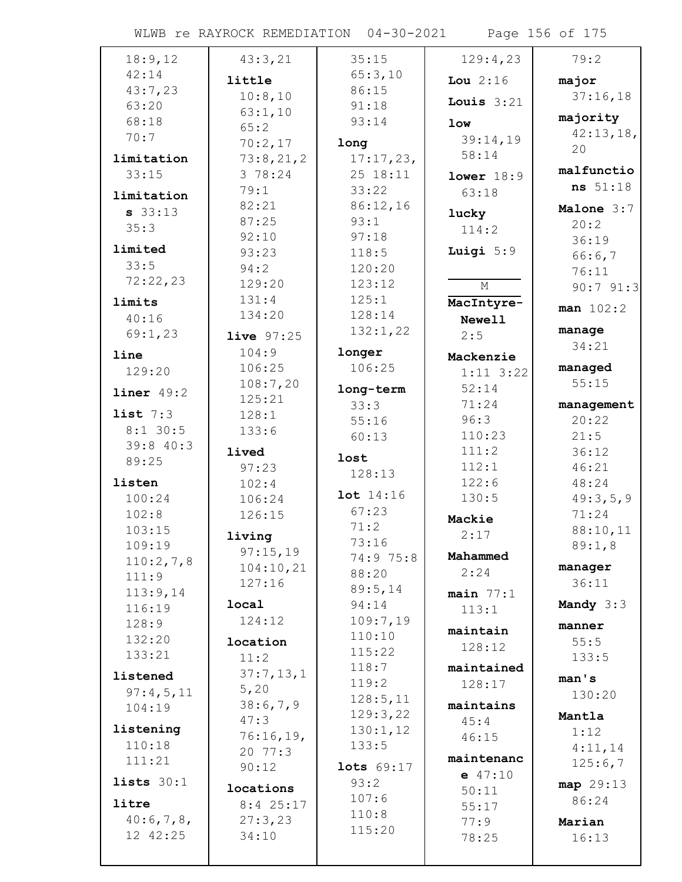18:9,12
42:14
43:7,23
63:20
68:18
70:7

**limitation** 33:15

**limitations** 33:13
35:3

**limited**
33:5
72:22,23

**limits**
40:16
69:1,23

**line**
129:20

**liner** 49:2

**list** 7:3
8:1 30:5
39:8 40:3
89:25

**listen**
100:24
102:8
103:15
109:19
110:2,7,8
111:9
113:9,14
116:19
128:9
132:20
133:21

**listened**
97:4,5,11
104:19

**listening**
110:18
111:21

**lists** 30:1

**litre**
40:6,7,8,
12 42:25

43:3,21

**little**
10:8,10
63:1,10
65:2
70:2,17
73:8,21,2
3 78:24
79:1
82:21
87:25
92:10
93:23
94:2
129:20
131:4
134:20

**live** 97:25
104:9
106:25
108:7,20
125:21
128:1
133:6

**lived**
97:23
102:4
106:24
126:15

**living**
97:15,19
104:10,21
127:16

**local**
124:12

**location**
11:2
37:7,13,1
5,20
38:6,7,9
47:3
76:16,19,
20 77:3
90:12

**locations**
8:4 25:17
27:3,23
34:10

35:15
65:3,10
86:15
91:18
93:14

**long**
17:17,23,
25 18:11
33:22
86:12,16
93:1
97:18
118:5
120:20
123:12
125:1
128:14
132:1,22

**longer**
106:25

**long-term**
33:3
55:16
60:13

**lost**
128:13

**lot** 14:16
67:23
71:2
73:16
74:9 75:8
88:20
89:5,14
94:14
109:7,19
110:10
115:22
118:7
119:2
128:5,11
129:3,22
130:1,12
133:5

**lots** 69:17
93:2
107:6
110:8
115:20

129:4,23

**Lou** 2:16

**Louis** 3:21

**low**
39:14,19
58:14

**lower** 18:9
63:18

**lucky**
114:2

**Luigi** 5:9

## M

**MacIntyre-Newell**
2:5

**Mackenzie**
1:11 3:22
52:14
71:24
96:3
110:23
111:2
112:1
122:6
130:5

**Mackie**
2:17

**Mahammed**
2:24

**main** 77:1
113:1

**maintain**
128:12

**maintained**
128:17

**maintains**
45:4
46:15

**maintenance** 47:10
50:11
55:17
77:9
78:25

79:2

**major**
37:16,18

**majority**
42:13,18,
20

**malfunctions** 51:18

**Malone** 3:7
20:2
36:19
66:6,7
76:11
90:7 91:3

**man** 102:2

**manage**
34:21

**managed**
55:15

**management**
20:22
21:5
36:12
46:21
48:24
49:3,5,9
71:24
88:10,11
89:1,8

**manager**
36:11

**Mandy** 3:3

**manner**
55:5
133:5

**man's**
130:20

**Mantla**
1:12
4:11,14
125:6,7

**map** 29:13
86:24

**Marian**
16:13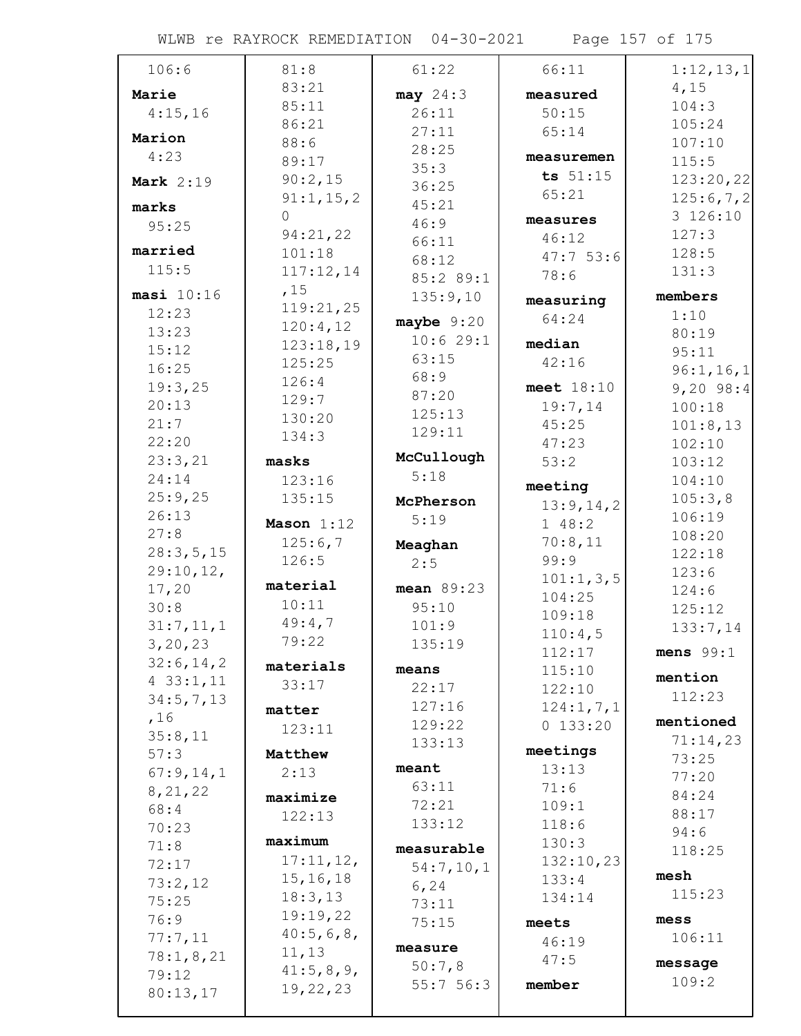106:6

**Marie**
4:15,16

**Marion**
4:23

**Mark** 2:19

**marks**
95:25

**married**
115:5

**masi** 10:16
12:23
13:23
15:12
16:25
19:3,25
20:13
21:7
22:20
23:3,21
24:14
25:9,25
26:13
27:8
28:3,5,15
29:10,12,
17,20
30:8
31:7,11,1
3,20,23
32:6,14,2
4 33:1,11
34:5,7,13
,16
35:8,11
57:3
67:9,14,1
8,21,22
68:4
70:23
71:8
72:17
73:2,12
75:25
76:9
77:7,11
78:1,8,21
79:12
80:13,17
81:8
83:21
85:11
86:21
88:6
89:17
90:2,15
91:1,15,2
0
94:21,22
101:18
117:12,14
,15
119:21,25
120:4,12
123:18,19
125:25
126:4
129:7
130:20
134:3

**masks**
123:16
135:15

**Mason** 1:12
125:6,7
126:5

**material**
10:11
49:4,7
79:22

**materials**
33:17

**matter**
123:11

**Matthew**
2:13

**maximize**
122:13

**maximum**
17:11,12,
15,16,18
18:3,13
19:19,22
40:5,6,8,
11,13
41:5,8,9,
19,22,23
61:22

**may** 24:3
26:11
27:11
28:25
35:3
36:25
45:21
46:9
66:11
68:12
85:2 89:1
135:9,10

**maybe** 9:20
10:6 29:1
63:15
68:9
87:20
125:13
129:11

**McCullough**
5:18

**McPherson**
5:19

**Meaghan**
2:5

**mean** 89:23
95:10
101:9
135:19

**means**
22:17
127:16
129:22
133:13

**meant**
63:11
72:21
133:12

**measurable**
54:7,10,1
6,24
73:11
75:15

**measure**
50:7,8
55:7 56:3
66:11

**measured**
50:15
65:14

**measurements** 51:15
65:21

**measures**
46:12
47:7 53:6
78:6

**measuring**
64:24

**median**
42:16

**meet** 18:10
19:7,14
45:25
47:23
53:2

**meeting**
13:9,14,2
1 48:2
70:8,11
99:9
101:1,3,5
104:25
109:18
110:4,5
112:17
115:10
122:10
124:1,7,1
0 133:20

**meetings**
13:13
71:6
109:1
118:6
130:3
132:10,23
133:4
134:14

**meets**
46:19
47:5

**member**
1:12,13,1
4,15
104:3
105:24
107:10
115:5
123:20,22
125:6,7,2
3 126:10
127:3
128:5
131:3

**members**
1:10
80:19
95:11
96:1,16,1
9,20 98:4
100:18
101:8,13
102:10
103:12
104:10
105:3,8
106:19
108:20
122:18
123:6
124:6
125:12
133:7,14

**mens** 99:1

**mention**
112:23

**mentioned**
71:14,23
73:25
77:20
84:24
88:17
94:6
118:25

**mesh**
115:23

**mess**
106:11

**message**
109:2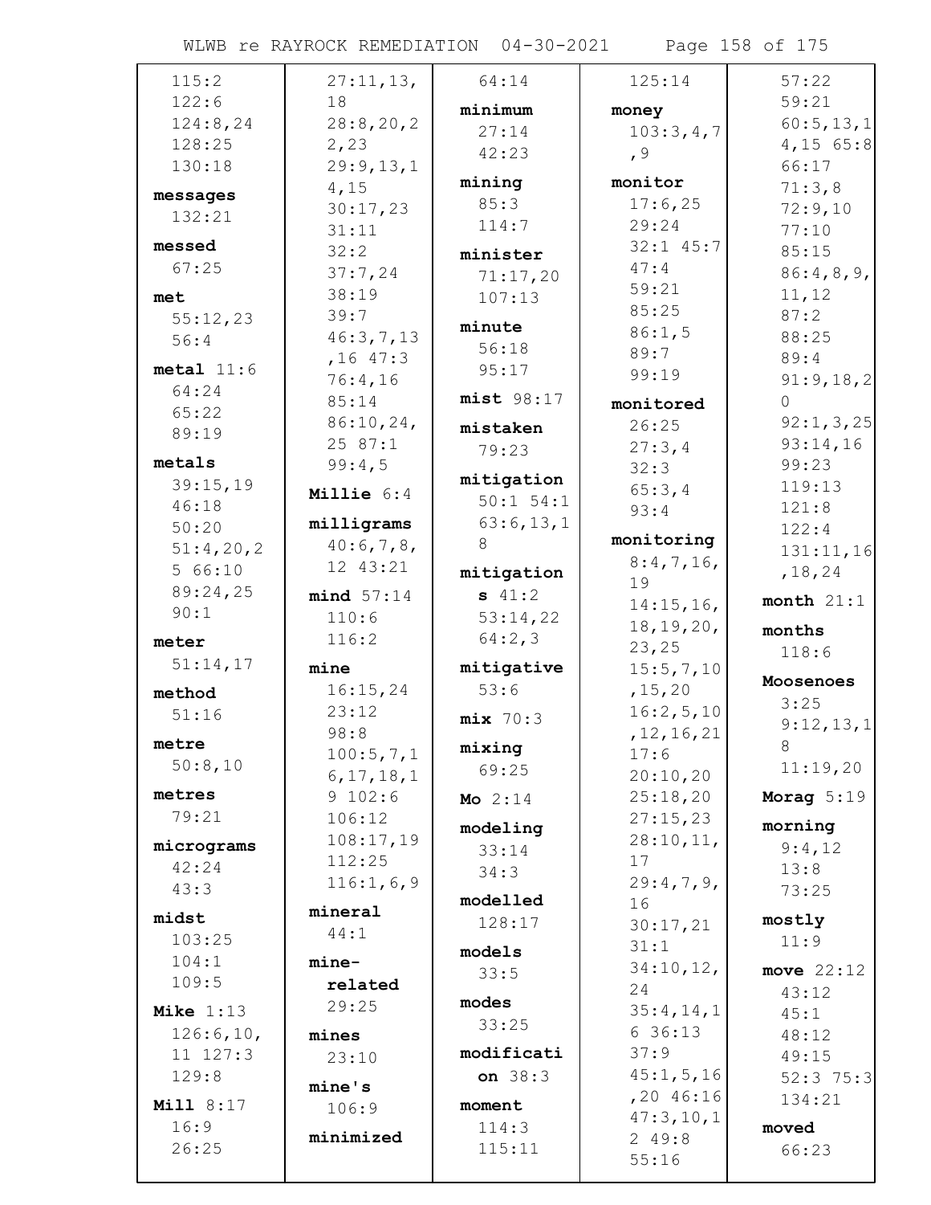115:2
122:6
124:8,24
128:25
130:18

**messages**
132:21

**messed**
67:25

**met**
55:12,23
56:4

**metal** 11:6
64:24
65:22
89:19

**metals**
39:15,19
46:18
50:20
51:4,20,25 66:10
89:24,25
90:1

**meter**
51:14,17

**method**
51:16

**metre**
50:8,10

**metres**
79:21

**micrograms**
42:24
43:3

**midst**
103:25
104:1
109:5

**Mike** 1:13
126:6,10,11 127:3
129:8

**Mill** 8:17
16:9
26:25
27:11,13,18
28:8,20,22,23
29:9,13,14,15
30:17,23
31:11
32:2
37:7,24
38:19
39:7
46:3,7,13,16 47:3
76:4,16
85:14
86:10,24,25 87:1
99:4,5

**Millie** 6:4

**milligrams**
40:6,7,8,12 43:21

**mind** 57:14
110:6
116:2

**mine**
16:15,24
23:12
98:8
100:5,7,16,17,18,19 102:6
106:12
108:17,19
112:25
116:1,6,9

**mineral**
44:1

**mine-related**
29:25

**mines**
23:10

**mine's**
106:9

**minimized**
64:14

**minimum**
27:14
42:23

**mining**
85:3
114:7

**minister**
71:17,20
107:13

**minute**
56:18
95:17

**mist** 98:17

**mistaken**
79:23

**mitigation**
50:1 54:1
63:6,13,18

**mitigations** 41:2
53:14,22
64:2,3

**mitigative**
53:6

**mix** 70:3

**mixing**
69:25

**Mo** 2:14

**modeling**
33:14
34:3

**modelled**
128:17

**models**
33:5

**modes**
33:25

**modification** 38:3

**moment**
114:3
115:11
125:14

**money**
103:3,4,7,9

**monitor**
17:6,25
29:24
32:1 45:7
47:4
59:21
85:25
86:1,5
89:7
99:19

**monitored**
26:25
27:3,4
32:3
65:3,4
93:4

**monitoring**
8:4,7,16,19
14:15,16,18,19,20,23,25
15:5,7,10,15,20
16:2,5,10,12,16,21
17:6
20:10,20
25:18,20
27:15,23
28:10,11,17
29:4,7,9,16
30:17,21
31:1
34:10,12,24
35:4,14,16 36:13
37:9
45:1,5,16,20 46:16
47:3,10,12 49:8
55:16
57:22
59:21
60:5,13,14,15 65:8
66:17
71:3,8
72:9,10
77:10
85:15
86:4,8,9,11,12
87:2
88:25
89:4
91:9,18,20
92:1,3,25
93:14,16
99:23
119:13
121:8
122:4
131:11,16,18,24

**month** 21:1

**months**
118:6

**Moosenoes**
3:25
9:12,13,18
11:19,20

**Morag** 5:19

**morning**
9:4,12
13:8
73:25

**mostly**
11:9

**move** 22:12
43:12
45:1
48:12
49:15
52:3 75:3
134:21

**moved**
66:23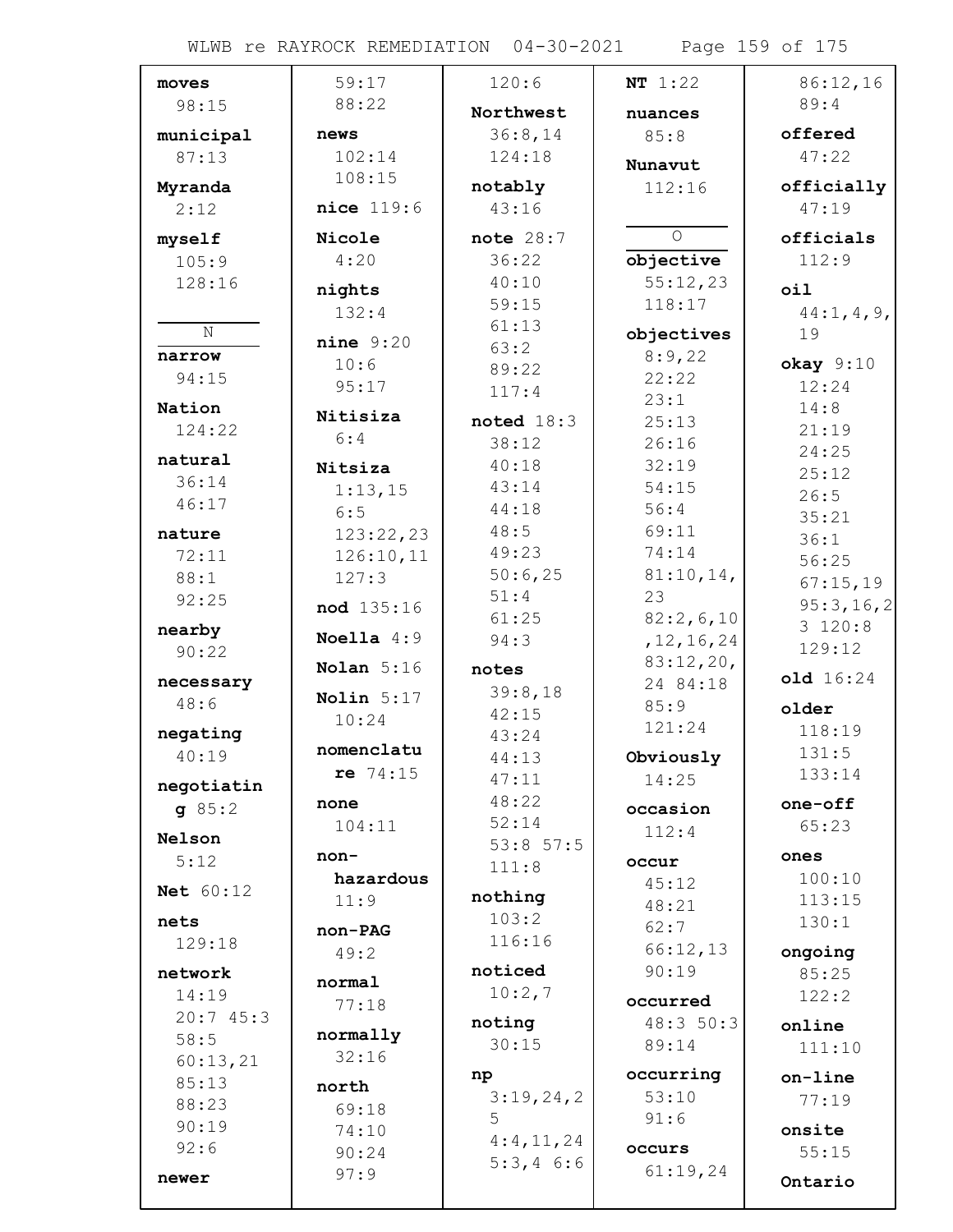**moves** 98:15

**municipal** 87:13

**Myranda** 2:12

**myself** 105:9 128:16

N

**narrow** 94:15

**Nation** 124:22

**natural** 36:14 46:17

**nature** 72:11 88:1 92:25

**nearby** 90:22

**necessary** 48:6

**negating** 40:19

**negotiating** 85:2

**Nelson** 5:12

**Net** 60:12

**nets** 129:18

**network** 14:19 20:7 45:3 58:5 60:13,21 85:13 88:23 90:19 92:6

**newer** 59:17 88:22

**news** 102:14 108:15

**nice** 119:6

**Nicole** 4:20

**nights** 132:4

**nine** 9:20 10:6 95:17

**Nitisiza** 6:4

**Nitsiza** 1:13,15 6:5 123:22,23 126:10,11 127:3

**nod** 135:16

**Noella** 4:9

**Nolan** 5:16

**Nolin** 5:17 10:24

**nomenclature** 74:15

**none** 104:11

**non-hazardous** 11:9

**non-PAG** 49:2

**normal** 77:18

**normally** 32:16

**north** 69:18 74:10 90:24 97:9 120:6

**Northwest** 36:8,14 124:18

**notably** 43:16

**note** 28:7 36:22 40:10 59:15 61:13 63:2 89:22 117:4

**noted** 18:3 38:12 40:18 43:14 44:18 48:5 49:23 50:6,25 51:4 61:25 94:3

**notes** 39:8,18 42:15 43:24 44:13 47:11 48:22 52:14 53:8 57:5 111:8

**nothing** 103:2 116:16

**noticed** 10:2,7

**noting** 30:15

**np** 3:19,24,25 4:4,11,24 5:3,4 6:6

**NT** 1:22

**nuances** 85:8

**Nunavut** 112:16

O

**objective** 55:12,23 118:17

**objectives** 8:9,22 22:22 23:1 25:13 26:16 32:19 54:15 56:4 69:11 74:14 81:10,14,23 82:2,6,10,12,16,24 83:12,20,24 84:18 85:9 121:24

**Obviously** 14:25

**occasion** 112:4

**occur** 45:12 48:21 62:7 66:12,13 90:19

**occurred** 48:3 50:3 89:14

**occurring** 53:10 91:6

**occurs** 61:19,24 86:12,16 89:4

**offered** 47:22

**officially** 47:19

**officials** 112:9

**oil** 44:1,4,9,19

**okay** 9:10 12:24 14:8 21:19 24:25 25:12 26:5 35:21 36:1 56:25 67:15,19 95:3,16,23 120:8 129:12

**old** 16:24

**older** 118:19 131:5 133:14

**one-off** 65:23

**ones** 100:10 113:15 130:1

**ongoing** 85:25 122:2

**online** 111:10

**on-line** 77:19

**onsite** 55:15

**Ontario**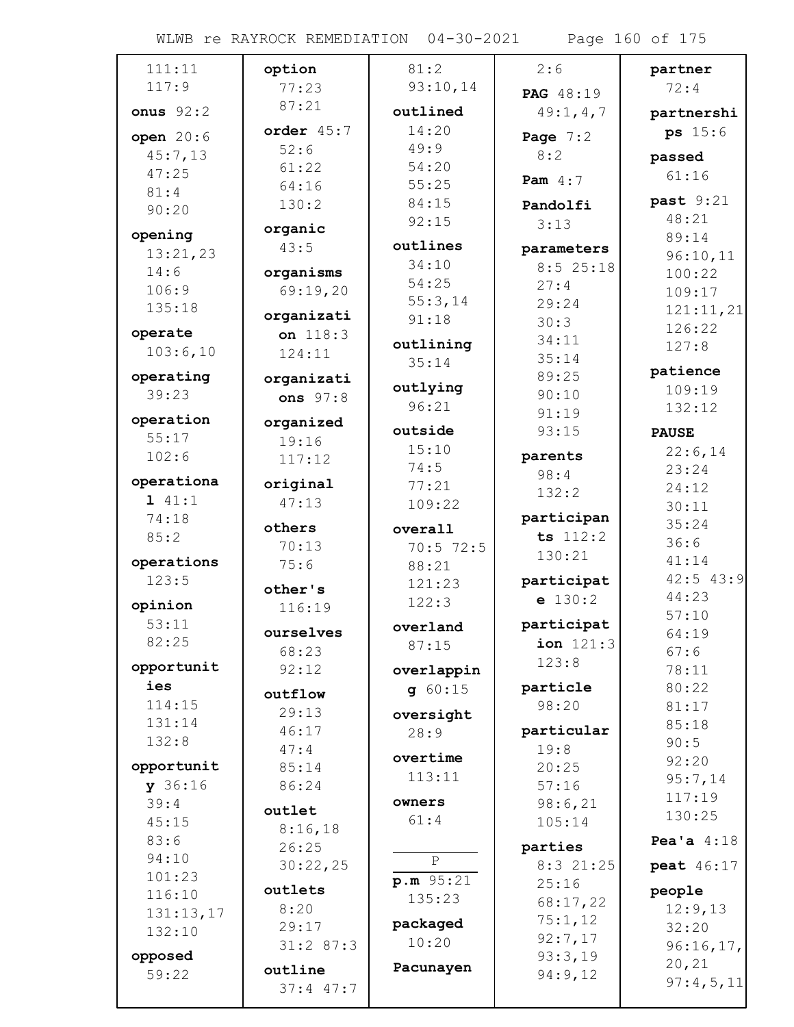111:11
117:9

**onus** 92:2

**open** 20:6
45:7,13
47:25
81:4
90:20

**opening**
13:21,23
14:6
106:9
135:18

**operate**
103:6,10

**operating**
39:23

**operation**
55:17
102:6

**operational** 41:1
74:18
85:2

**operations**
123:5

**opinion**
53:11
82:25

**opportunities**
114:15
131:14
132:8

**opportunity** 36:16
39:4
45:15
83:6
94:10
101:23
116:10
131:13,17
132:10

**opposed**
59:22

**option**
77:23
87:21

**order** 45:7
52:6
61:22
64:16
130:2

**organic**
43:5

**organisms**
69:19,20

**organization** 118:3
124:11

**organizations** 97:8

**organized**
19:16
117:12

**original**
47:13

**others**
70:13
75:6

**other's**
116:19

**ourselves**
68:23
92:12

**outflow**
29:13
46:17
47:4
85:14
86:24

**outlet**
8:16,18
26:25
30:22,25

**outlets**
8:20
29:17
31:2 87:3

**outline**
37:4 47:7

81:2
93:10,14

**outlined**
14:20
49:9
54:20
55:25
84:15
92:15

**outlines**
34:10
54:25
55:3,14
91:18

**outlining**
35:14

**outlying**
96:21

**outside**
15:10
74:5
77:21
109:22

**overall**
70:5 72:5
88:21
121:23
122:3

**overland**
87:15

**overlapping** 60:15

**oversight**
28:9

**overtime**
113:11

**owners**
61:4

**P**

**p.m** 95:21
135:23

**packaged**
10:20

**Pacunayen**
2:6

**PAG** 48:19
49:1,4,7

**Page** 7:2
8:2

**Pam** 4:7

**Pandolfi**
3:13

**parameters**
8:5 25:18
27:4
29:24
30:3
34:11
35:14
89:25
90:10
91:19
93:15

**parents**
98:4
132:2

**participants** 112:2
130:21

**participate** 130:2

**participation** 121:3
123:8

**particle**
98:20

**particular**
19:8
20:25
57:16
98:6,21
105:14

**parties**
8:3 21:25
25:16
68:17,22
75:1,12
92:7,17
93:3,19
94:9,12

**partner**
72:4

**partnerships** 15:6

**passed**
61:16

**past** 9:21
48:21
89:14
96:10,11
100:22
109:17
121:11,21
126:22
127:8

**patience**
109:19
132:12

**PAUSE**
22:6,14
23:24
24:12
30:11
35:24
36:6
41:14
42:5 43:9
44:23
57:10
64:19
67:6
78:11
80:22
81:17
85:18
90:5
92:20
95:7,14
117:19
130:25

**Pea'a** 4:18

**peat** 46:17

**people**
12:9,13
32:20
96:16,17,
20,21
97:4,5,11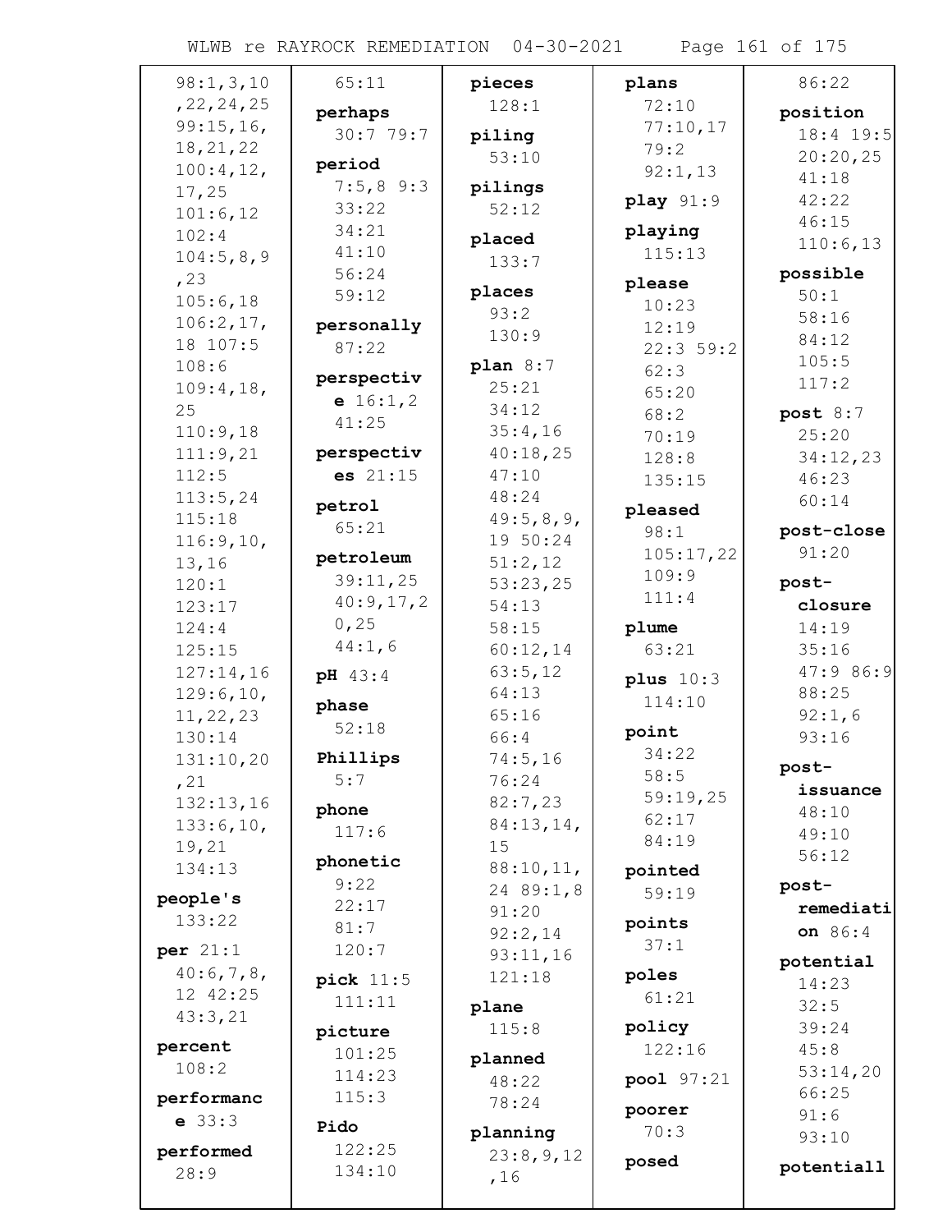98:1,3,10,22,24,25
99:15,16,18,21,22
100:4,12,17,25
101:6,12
102:4
104:5,8,9,23
105:6,18
106:2,17,18 107:5
108:6
109:4,18,25
110:9,18
111:9,21
112:5
113:5,24
115:18
116:9,10,13,16
120:1
123:17
124:4
125:15
127:14,16
129:6,10,11,22,23
130:14
131:10,20,21
132:13,16
133:6,10,19,21
134:13

**people's** 133:22

**per** 21:1 40:6,7,8,12 42:25 43:3,21

**percent** 108:2

**performance** 33:3

**performed** 28:9

65:11

**perhaps** 30:7 79:7

**period** 7:5,8 9:3 33:22 34:21 41:10 56:24 59:12

**personally** 87:22

**perspective** 16:1,2 41:25

**perspectives** 21:15

**petrol** 65:21

**petroleum** 39:11,25 40:9,17,20,25 44:1,6

**pH** 43:4

**phase** 52:18

**Phillips** 5:7

**phone** 117:6

**phonetic** 9:22 22:17 81:7 120:7

**pick** 11:5 111:11

**picture** 101:25 114:23 115:3

**Pido** 122:25 134:10

**pieces** 128:1

**piling** 53:10

**pilings** 52:12

**placed** 133:7

**places** 93:2 130:9

**plan** 8:7 25:21 34:12 35:4,16 40:18,25 47:10 48:24 49:5,8,9,19 50:24 51:2,12 53:23,25 54:13 58:15 60:12,14 63:5,12 64:13 65:16 66:4 74:5,16 76:24 82:7,23 84:13,14,15 88:10,11,24 89:1,8 91:20 92:2,14 93:11,16 121:18

**plane** 115:8

**planned** 48:22 78:24

**planning** 23:8,9,12,16

**plans** 72:10 77:10,17 79:2 92:1,13

**play** 91:9

**playing** 115:13

**please** 10:23 12:19 22:3 59:2 62:3 65:20 68:2 70:19 128:8 135:15

**pleased** 98:1 105:17,22 109:9 111:4

**plume** 63:21

**plus** 10:3 114:10

**point** 34:22 58:5 59:19,25 62:17 84:19

**pointed** 59:19

**points** 37:1

**poles** 61:21

**policy** 122:16

**pool** 97:21

**poorer** 70:3

**posed** 86:22

**position** 18:4 19:5 20:20,25 41:18 42:22 46:15 110:6,13

**possible** 50:1 58:16 84:12 105:5 117:2

**post** 8:7 25:20 34:12,23 46:23 60:14

**post-close** 91:20

**post-closure** 14:19 35:16 47:9 86:9 88:25 92:1,6 93:16

**post-issuance** 48:10 49:10 56:12

**post-remediation** 86:4

**potential** 14:23 32:5 39:24 45:8 53:14,20 66:25 91:6 93:10

**potentiall**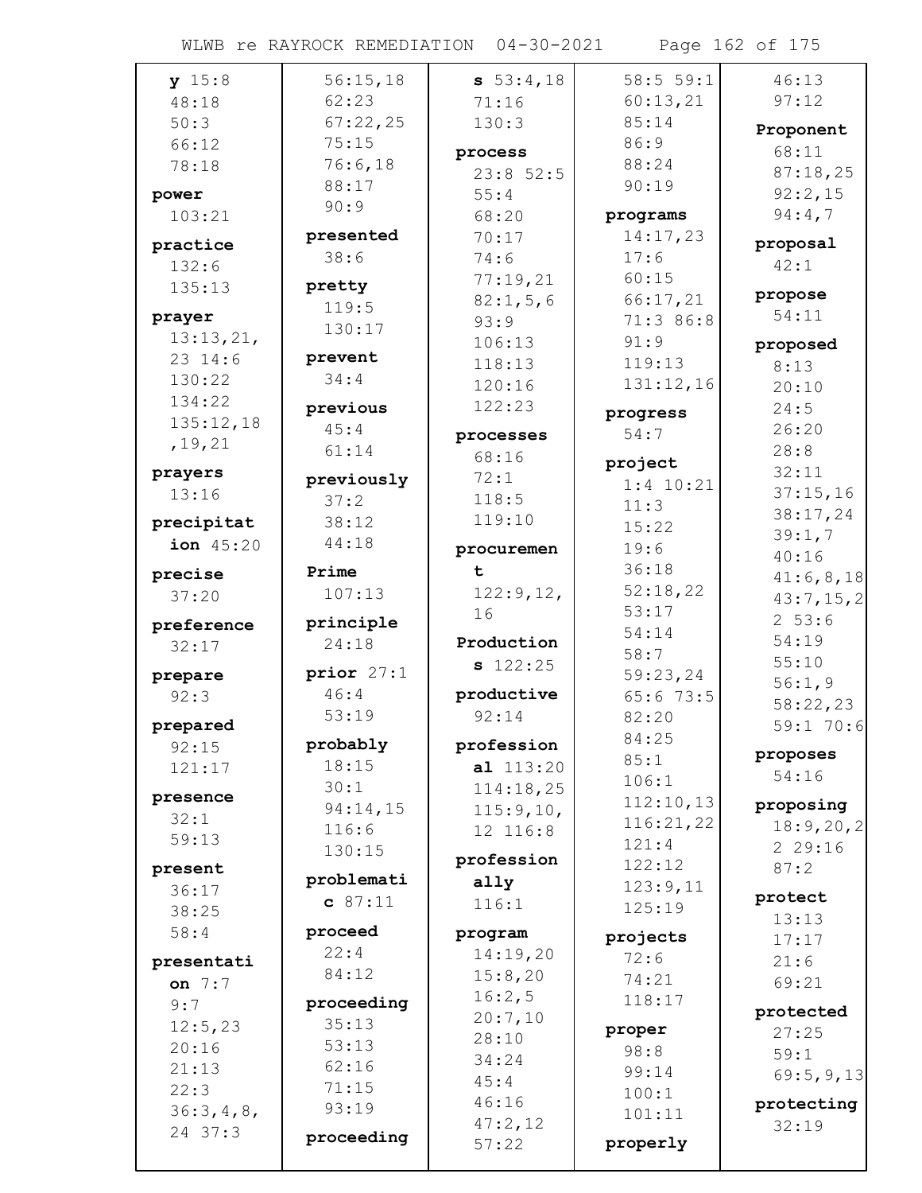**y** 15:8 48:18 50:3 66:12 78:18

**power** 103:21

**practice** 132:6 135:13

**prayer** 13:13,21, 23 14:6 130:22 134:22 135:12,18 ,19,21

**prayers** 13:16

**precipitation** 45:20

**precise** 37:20

**preference** 32:17

**prepare** 92:3

**prepared** 92:15 121:17

**presence** 32:1 59:13

**present** 36:17 38:25 58:4

**presentation** 7:7 9:7 12:5,23 20:16 21:13 22:3 36:3,4,8, 24 37:3 56:15,18 62:23 67:22,25 75:15 76:6,18 88:17 90:9

**presented** 38:6

**pretty** 119:5 130:17

**prevent** 34:4

**previous** 45:4 61:14

**previously** 37:2 38:12 44:18

**Prime** 107:13

**principle** 24:18

**prior** 27:1 46:4 53:19

**probably** 18:15 30:1 94:14,15 116:6 130:15

**problematic** 87:11

**proceed** 22:4 84:12

**proceeding** 35:13 53:13 62:16 71:15 93:19

**proceedings** 53:4,18 71:16 130:3

**process** 23:8 52:5 55:4 68:20 70:17 74:6 77:19,21 82:1,5,6 93:9 106:13 118:13 120:16 122:23

**processes** 68:16 72:1 118:5 119:10

**procurement** 122:9,12, 16

**Productions** 122:25

**productive** 92:14

**professional** 113:20 114:18,25 115:9,10, 12 116:8

**professionally** 116:1

**program** 14:19,20 15:8,20 16:2,5 20:7,10 28:10 34:24 45:4 46:16 47:2,12 57:22 58:5 59:1 60:13,21 85:14 86:9 88:24 90:19

**programs** 14:17,23 17:6 60:15 66:17,21 71:3 86:8 91:9 119:13 131:12,16

**progress** 54:7

**project** 1:4 10:21 11:3 15:22 19:6 36:18 52:18,22 53:17 54:14 58:7 59:23,24 65:6 73:5 82:20 84:25 85:1 106:1 112:10,13 116:21,22 121:4 122:12 123:9,11 125:19

**projects** 72:6 74:21 118:17

**proper** 98:8 99:14 100:1 101:11

**properly** 46:13 97:12

**Proponent** 68:11 87:18,25 92:2,15 94:4,7

**proposal** 42:1

**propose** 54:11

**proposed** 8:13 20:10 24:5 26:20 28:8 32:11 37:15,16 38:17,24 39:1,7 40:16 41:6,8,18 43:7,15,2 2 53:6 54:19 55:10 56:1,9 58:22,23 59:1 70:6

**proposes** 54:16

**proposing** 18:9,20,2 2 29:16 87:2

**protect** 13:13 17:17 21:6 69:21

**protected** 27:25 59:1 69:5,9,13

**protecting** 32:19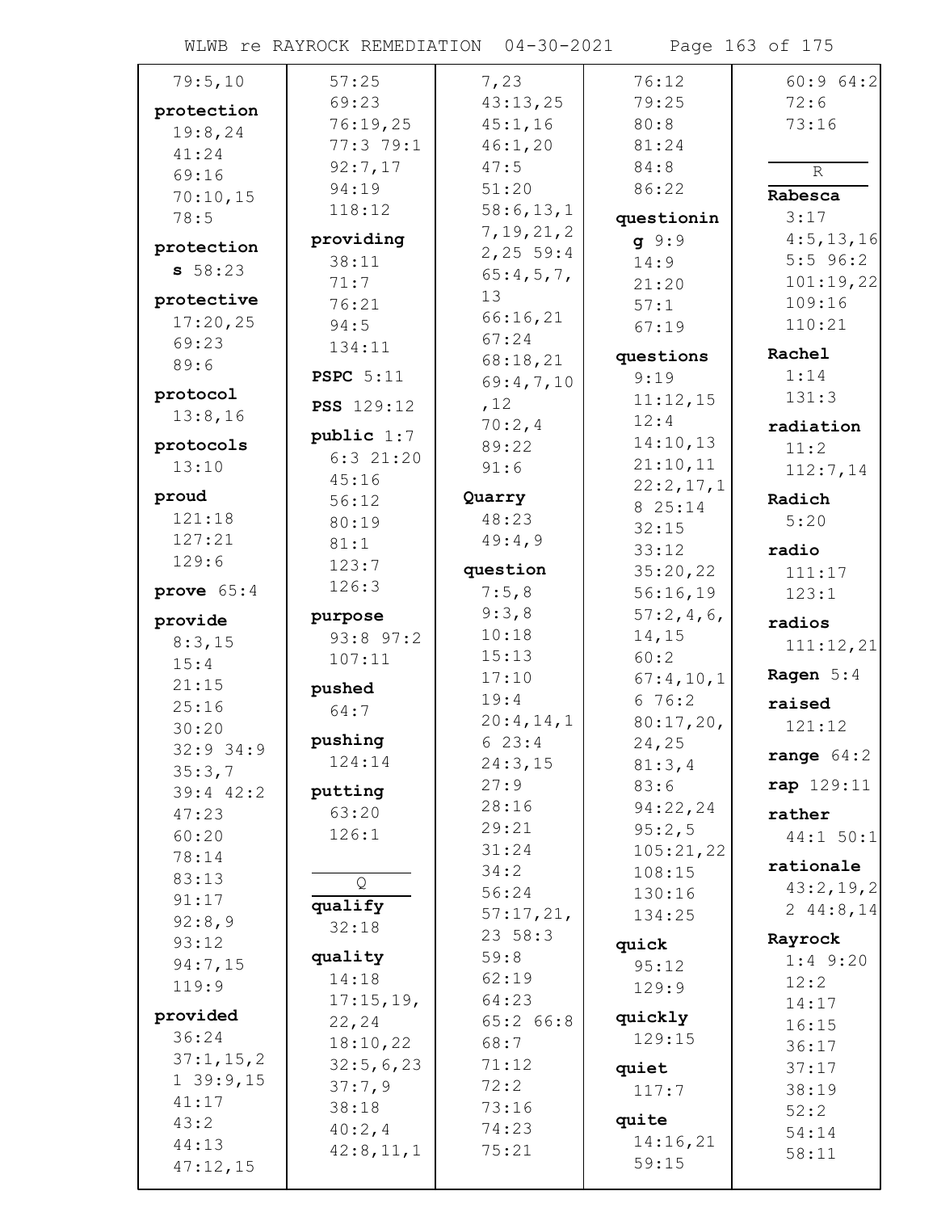79:5,10

**protection** 19:8,24 41:24 69:16 70:10,15 78:5

**protections** 58:23

**protective** 17:20,25 69:23 89:6

**protocol** 13:8,16

**protocols** 13:10

**proud** 121:18 127:21 129:6

**prove** 65:4

**provide** 8:3,15 15:4 21:15 25:16 30:20 32:9 34:9 35:3,7 39:4 42:2 47:23 60:20 78:14 83:13 91:17 92:8,9 93:12 94:7,15 119:9

**provided** 36:24 37:1,15,21 39:9,15 41:17 43:2 44:13 47:12,15 57:25 69:23 76:19,25 77:3 79:1 92:7,17 94:19 118:12

**providing** 38:11 71:7 76:21 94:5 134:11

**PSPC** 5:11

**PSS** 129:12

**public** 1:7 6:3 21:20 45:16 56:12 80:19 81:1 123:7 126:3

**purpose** 93:8 97:2 107:11

**pushed** 64:7

**pushing** 124:14

**putting** 63:20 126:1

## Q

**qualify** 32:18

**quality** 14:18 17:15,19,22,24 18:10,22 32:5,6,23 37:7,9 38:18 40:2,4 42:8,11,17,23 43:13,25 45:1,16 46:1,20 47:5 51:20 58:6,13,17,19,21,22,25 59:4 65:4,5,7,13 66:16,21 67:24 68:18,21 69:4,7,10,12 70:2,4 89:22 91:6

**Quarry** 48:23 49:4,9

**question** 7:5,8 9:3,8 10:18 15:13 17:10 19:4 20:4,14,16 23:4 24:3,15 27:9 28:16 29:21 31:24 34:2 56:24 57:17,21,23 58:3 59:8 62:19 64:23 65:2 66:8 68:7 71:12 72:2 73:16 74:23 75:21 76:12 79:25 80:8 81:24 84:8 86:22

**questioning** 9:9 14:9 21:20 57:1 67:19

**questions** 9:19 11:12,15 12:4 14:10,13 21:10,11 22:2,17,18 25:14 32:15 33:12 35:20,22 56:16,19 57:2,4,6,14,15 60:2 67:4,10,16 76:2 80:17,20,24,25 81:3,4 83:6 94:22,24 95:2,5 105:21,22 108:15 130:16 134:25

**quick** 95:12 129:9

**quickly** 129:15

**quiet** 117:7

**quite** 14:16,21 59:15 60:9 64:2 72:6 73:16

## R

**Rabesca** 3:17 4:5,13,16 5:5 96:2 101:19,22 109:16 110:21

**Rachel** 1:14 131:3

**radiation** 11:2 112:7,14

**Radich** 5:20

**radio** 111:17 123:1

**radios** 111:12,21

**Ragen** 5:4

**raised** 121:12

**range** 64:2

**rap** 129:11

**rather** 44:1 50:1

**rationale** 43:2,19,22 44:8,14

**Rayrock** 1:4 9:20 12:2 14:17 16:15 36:17 37:17 38:19 52:2 54:14 58:11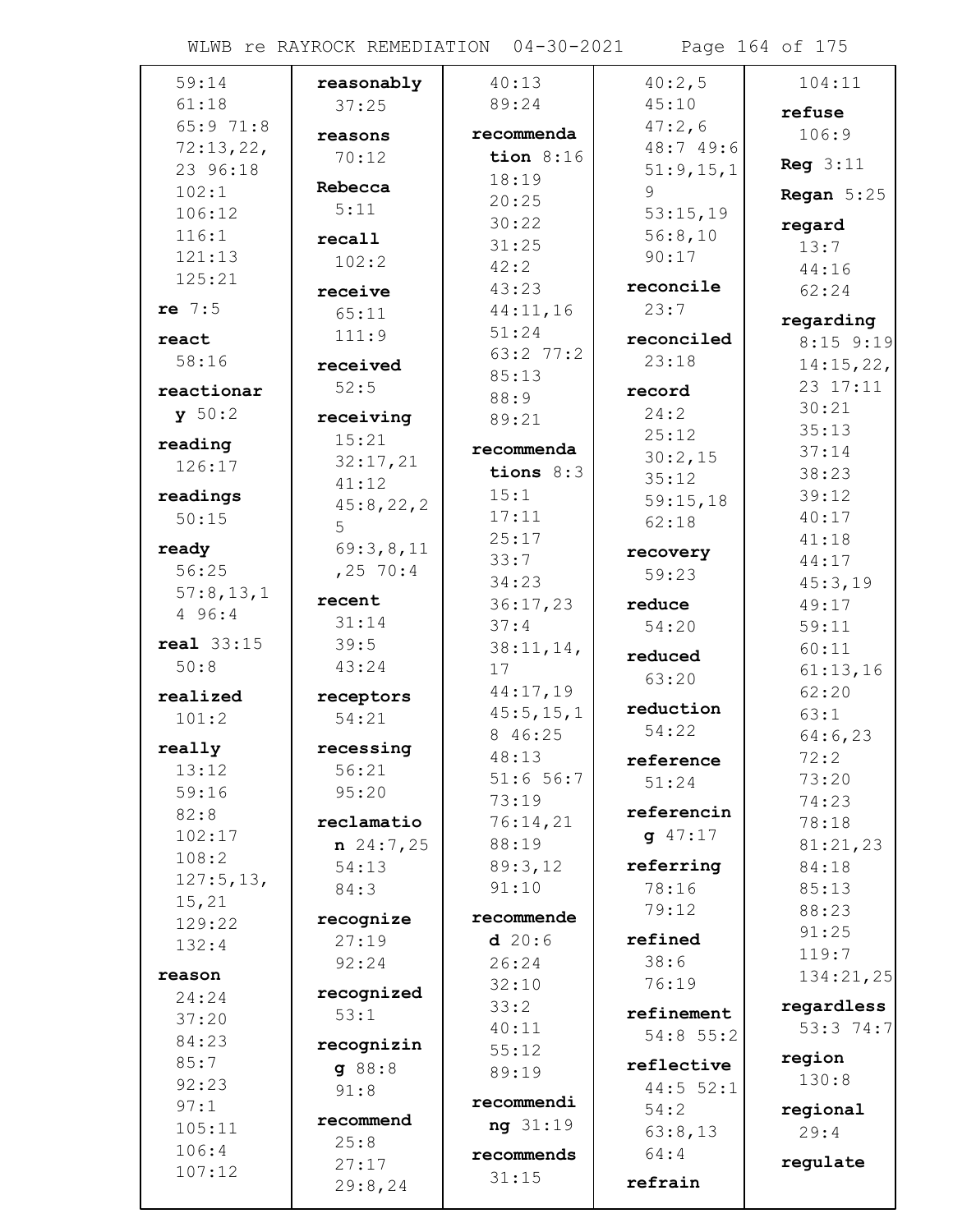59:14
61:18
65:9 71:8
72:13,22,
23 96:18
102:1
106:12
116:1
121:13
125:21

**re** 7:5

**react**
58:16

**reactionary** 50:2

**reading**
126:17

**readings**
50:15

**ready**
56:25
57:8,13,14 96:4

**real** 33:15
50:8

**realized**
101:2

**really**
13:12
59:16
82:8
102:17
108:2
127:5,13,
15,21
129:22
132:4

**reason**
24:24
37:20
84:23
85:7
92:23
97:1
105:11
106:4
107:12

**reasonably**
37:25

**reasons**
70:12

**Rebecca**
5:11

**recall**
102:2

**receive**
65:11
111:9

**received**
52:5

**receiving**
15:21
32:17,21
41:12
45:8,22,25
69:3,8,11,25 70:4

**recent**
31:14
39:5
43:24

**receptors**
54:21

**recessing**
56:21
95:20

**reclamation** 24:7,25
54:13
84:3

**recognize**
27:19
92:24

**recognized**
53:1

**recognizing** 88:8
91:8

**recommend**
25:8
27:17
29:8,24
40:13
89:24

**recommendation** 8:16
18:19
20:25
30:22
31:25
42:2
43:23
44:11,16
51:24
63:2 77:2
85:13
88:9
89:21

**recommendations** 8:3
15:1
17:11
25:17
33:7
34:23
36:17,23
37:4
38:11,14,
17
44:17,19
45:5,15,18 46:25
48:13
51:6 56:7
73:19
76:14,21
88:19
89:3,12
91:10

**recommended** 20:6
26:24
32:10
33:2
40:11
55:12
89:19

**recommending** 31:19

**recommends**
31:15
40:2,5
45:10
47:2,6
48:7 49:6
51:9,15,19
53:15,19
56:8,10
90:17

**reconcile**
23:7

**reconciled**
23:18

**record**
24:2
25:12
30:2,15
35:12
59:15,18
62:18

**recovery**
59:23

**reduce**
54:20

**reduced**
63:20

**reduction**
54:22

**reference**
51:24

**referencing** 47:17

**referring**
78:16
79:12

**refined**
38:6
76:19

**refinement**
54:8 55:2

**reflective**
44:5 52:1
54:2
63:8,13
64:4

**refrain**
104:11

**refuse**
106:9

**Reg** 3:11

**Regan** 5:25

**regard**
13:7
44:16
62:24

**regarding**
8:15 9:19
14:15,22,
23 17:11
30:21
35:13
37:14
38:23
39:12
40:17
41:18
44:17
45:3,19
49:17
59:11
60:11
61:13,16
62:20
63:1
64:6,23
72:2
73:20
74:23
78:18
81:21,23
84:18
85:13
88:23
91:25
119:7
134:21,25

**regardless**
53:3 74:7

**region**
130:8

**regional**
29:4

**regulate**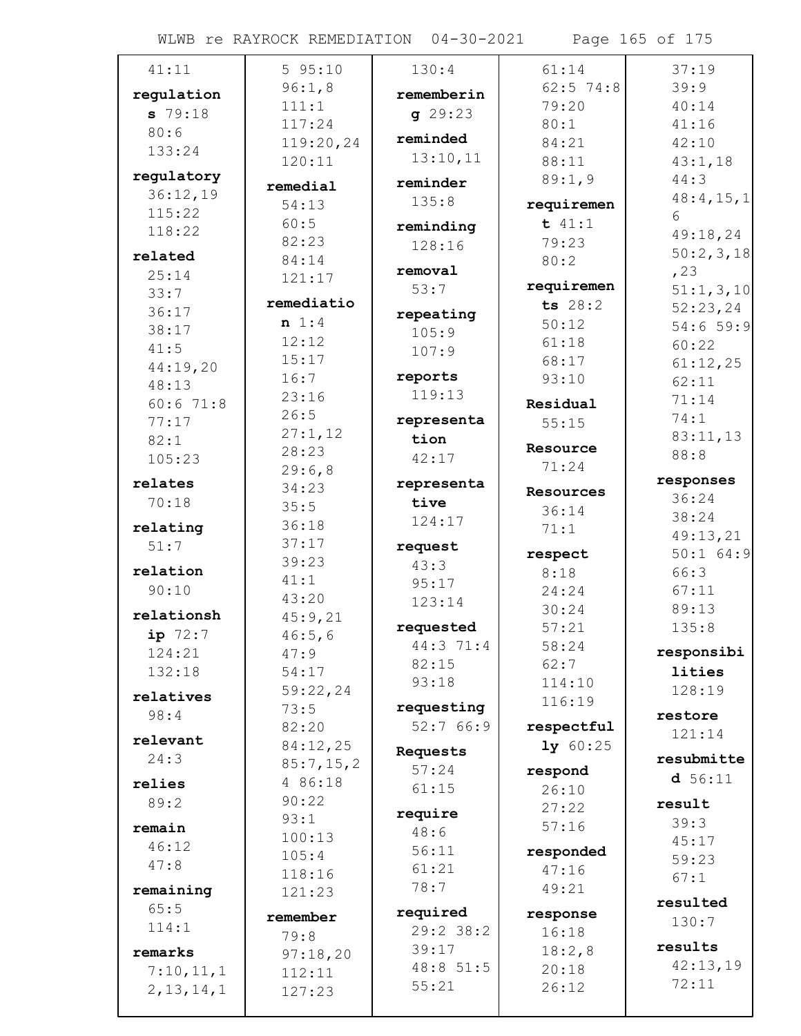41:11

**regulations** 79:18 80:6 133:24

**regulatory** 36:12,19 115:22 118:22

**related** 25:14 33:7 36:17 38:17 41:5 44:19,20 48:13 60:6 71:8 77:17 82:1 105:23

**relates** 70:18

**relating** 51:7

**relation** 90:10

**relationship** 72:7 124:21 132:18

**relatives** 98:4

**relevant** 24:3

**relies** 89:2

**remain** 46:12 47:8

**remaining** 65:5 114:1

**remarks** 7:10,11,12,13,14,1

5 95:10 96:1,8 111:1 117:24 119:20,24 120:11

**remedial** 54:13 60:5 82:23 84:14 121:17

**remediation** 1:4 12:12 15:17 16:7 23:16 26:5 27:1,12 28:23 29:6,8 34:23 35:5 36:18 37:17 39:23 41:1 43:20 45:9,21 46:5,6 47:9 54:17 59:22,24 73:5 82:20 84:12,25 85:7,15,24 86:18 90:22 93:1 100:13 105:4 118:16 121:23

**remember** 79:8 97:18,20 112:11 127:23

130:4

**remembering** 29:23

**reminded** 13:10,11

**reminder** 135:8

**reminding** 128:16

**removal** 53:7

**repeating** 105:9 107:9

**reports** 119:13

**representation** 42:17

**representative** 124:17

**request** 43:3 95:17 123:14

**requested** 44:3 71:4 82:15 93:18

**requesting** 52:7 66:9

**Requests** 57:24 61:15

**require** 48:6 56:11 61:21 78:7

**required** 29:2 38:2 39:17 48:8 51:5 55:21

61:14 62:5 74:8 79:20 80:1 84:21 88:11 89:1,9

**requirement** 41:1 79:23 80:2

**requirements** 28:2 50:12 61:18 68:17 93:10

**Residual** 55:15

**Resource** 71:24

**Resources** 36:14 71:1

**respect** 8:18 24:24 30:24 57:21 58:24 62:7 114:10 116:19

**respectfully** 60:25

**respond** 26:10 27:22 57:16

**responded** 47:16 49:21

**response** 16:18 18:2,8 20:18 26:12

37:19 39:9 40:14 41:16 42:10 43:1,18 44:3 48:4,15,16 49:18,24 50:2,3,18,23 51:1,3,10 52:23,24 54:6 59:9 60:22 61:12,25 62:11 71:14 74:1 83:11,13 88:8

**responses** 36:24 38:24 49:13,21 50:1 64:9 66:3 67:11 89:13 135:8

**responsibilities** 128:19

**restore** 121:14

**resubmitted** 56:11

**result** 39:3 45:17 59:23 67:1

**resulted** 130:7

**results** 42:13,19 72:11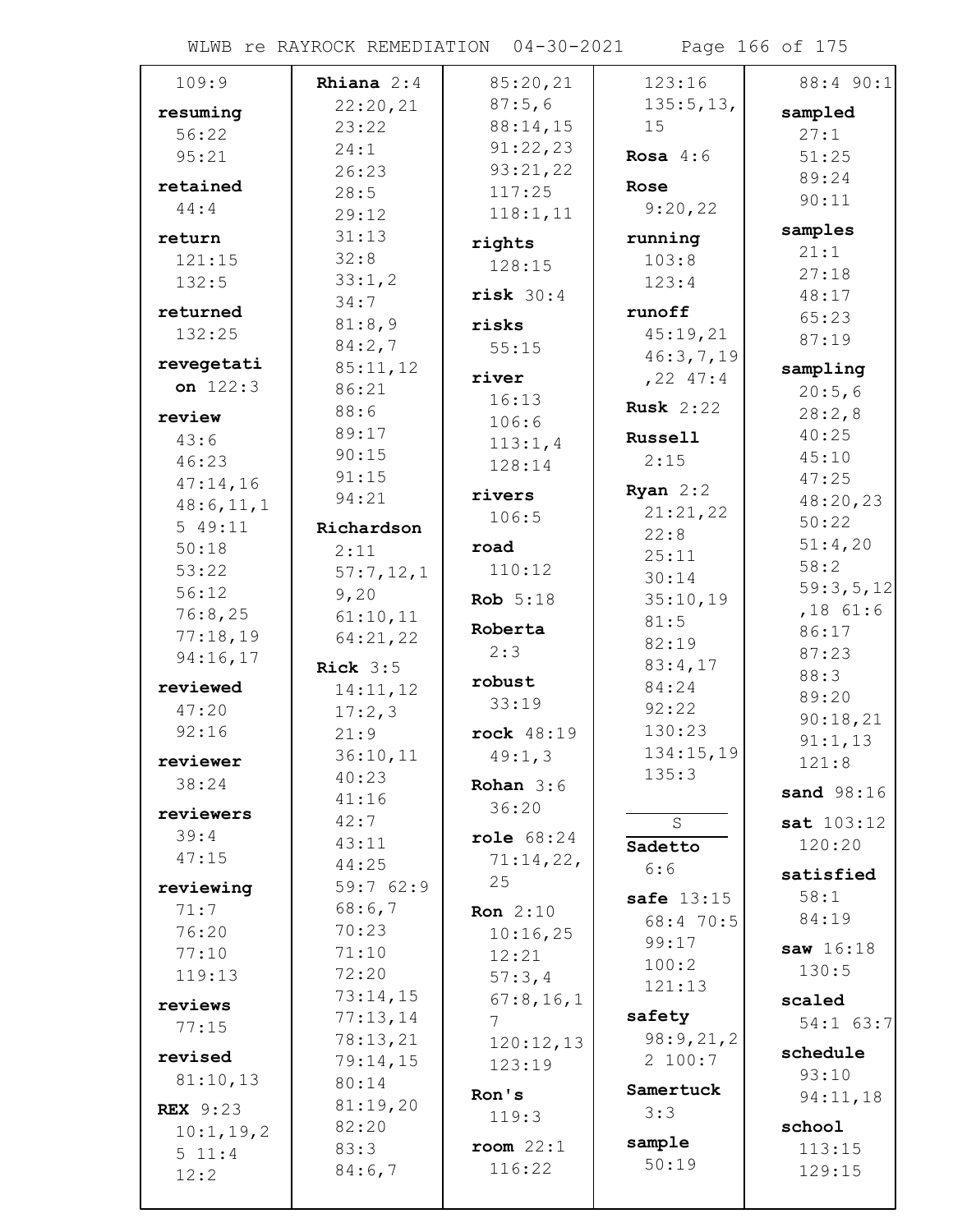109:9

**resuming**
56:22
95:21

**retained**
44:4

**return**
121:15
132:5

**returned**
132:25

**revegetation** 122:3

**review**
43:6
46:23
47:14,16
48:6,11,15 49:11
50:18
53:22
56:12
76:8,25
77:18,19
94:16,17

**reviewed**
47:20
92:16

**reviewer**
38:24

**reviewers**
39:4
47:15

**reviewing**
71:7
76:20
77:10
119:13

**reviews**
77:15

**revised**
81:10,13

**REX** 9:23
10:1,19,25 11:4
12:2

**Rhiana** 2:4
22:20,21
23:22
24:1
26:23
28:5
29:12
31:13
32:8
33:1,2
34:7
81:8,9
84:2,7
85:11,12
86:21
88:6
89:17
90:15
91:15
94:21

**Richardson**
2:11
57:7,12,19,20
61:10,11
64:21,22

**Rick** 3:5
14:11,12
17:2,3
21:9
36:10,11
40:23
41:16
42:7
43:11
44:25
59:7 62:9
68:6,7
70:23
71:10
72:20
73:14,15
77:13,14
78:13,21
79:14,15
80:14
81:19,20
82:20
83:3
84:6,7
85:20,21
87:5,6
88:14,15
91:22,23
93:21,22
117:25
118:1,11

**rights**
128:15

**risk** 30:4

**risks**
55:15

**river**
16:13
106:6
113:1,4
128:14

**rivers**
106:5

**road**
110:12

**Rob** 5:18

**Roberta**
2:3

**robust**
33:19

**rock** 48:19
49:1,3

**Rohan** 3:6
36:20

**role** 68:24
71:14,22,25

**Ron** 2:10
10:16,25
12:21
57:3,4
67:8,16,17
120:12,13
123:19

**Ron's**
119:3

**room** 22:1
116:22

123:16
135:5,13,15

**Rosa** 4:6

**Rose**
9:20,22

**running**
103:8
123:4

**runoff**
45:19,21
46:3,7,19,22 47:4

**Rusk** 2:22

**Russell**
2:15

**Ryan** 2:2
21:21,22
22:8
25:11
30:14
35:10,19
81:5
82:19
83:4,17
84:24
92:22
130:23
134:15,19
135:3

## S

**Sadetto**
6:6

**safe** 13:15
68:4 70:5
99:17
100:2
121:13

**safety**
98:9,21,22 100:7

**Samertuck**
3:3

**sample**
50:19

88:4 90:1

**sampled**
27:1
51:25
89:24
90:11

**samples**
21:1
27:18
48:17
65:23
87:19

**sampling**
20:5,6
28:2,8
40:25
45:10
47:25
48:20,23
50:22
51:4,20
58:2
59:3,5,12,18 61:6
86:17
87:23
88:3
89:20
90:18,21
91:1,13
121:8

**sand** 98:16

**sat** 103:12
120:20

**satisfied**
58:1
84:19

**saw** 16:18
130:5

**scaled**
54:1 63:7

**schedule**
93:10
94:11,18

**school**
113:15
129:15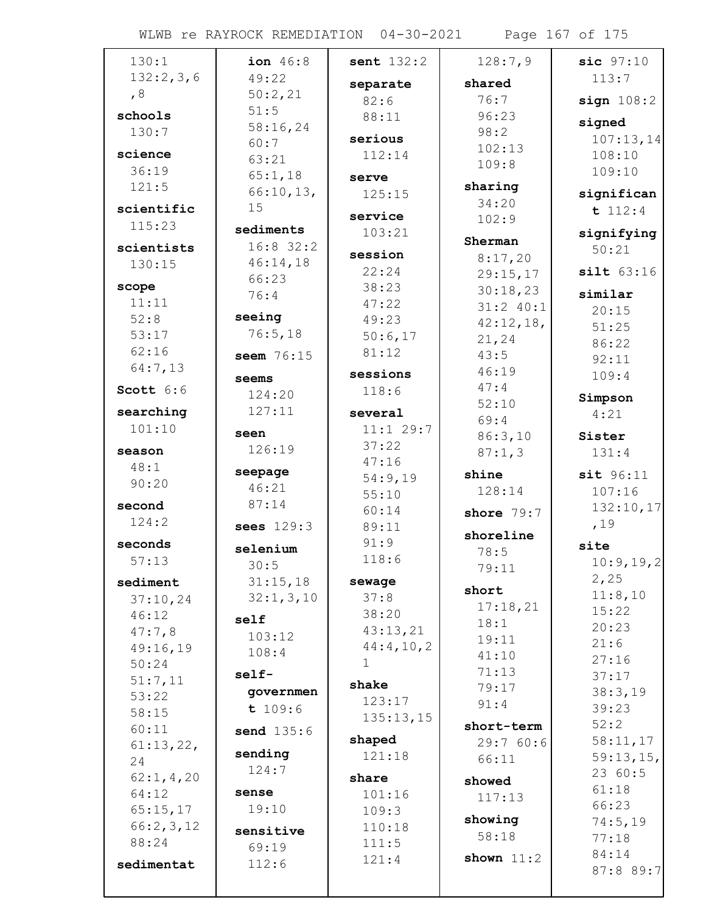130:1
132:2,3,6,8

**schools** 130:7

**science** 36:19 121:5

**scientific** 115:23

**scientists** 130:15

**scope** 11:11 52:8 53:17 62:16 64:7,13

**Scott** 6:6

**searching** 101:10

**season** 48:1 90:20

**second** 124:2

**seconds** 57:13

**sediment** 37:10,24 46:12 47:7,8 49:16,19 50:24 51:7,11 53:22 58:15 60:11 61:13,22,24 62:1,4,20 64:12 65:15,17 66:2,3,12 88:24

**sedimentat** ion 46:8 49:22 50:2,21 51:5 58:16,24 60:7 63:21 65:1,18 66:10,13,15

**sediments** 16:8 32:2 46:14,18 66:23 76:4

**seeing** 76:5,18

**seem** 76:15

**seems** 124:20 127:11

**seen** 126:19

**seepage** 46:21 87:14

**sees** 129:3

**selenium** 30:5 31:15,18 32:1,3,10

**self** 103:12 108:4

**self-government** 109:6

**send** 135:6

**sending** 124:7

**sense** 19:10

**sensitive** 69:19 112:6

**sent** 132:2

**separate** 82:6 88:11

**serious** 112:14

**serve** 125:15

**service** 103:21

**session** 22:24 38:23 47:22 49:23 50:6,17 81:12

**sessions** 118:6

**several** 11:1 29:7 37:22 47:16 54:9,19 55:10 60:14 89:11 91:9 118:6

**sewage** 37:8 38:20 43:13,21 44:4,10,21

**shake** 123:17 135:13,15

**shaped** 121:18

**share** 101:16 109:3 110:18 111:5 121:4

128:7,9

**shared** 76:7 96:23 98:2 102:13 109:8

**sharing** 34:20 102:9

**Sherman** 8:17,20 29:15,17 30:18,23 31:2 40:1 42:12,18,21,24 43:5 46:19 47:4 52:10 69:4 86:3,10 87:1,3

**shine** 128:14

**shore** 79:7

**shoreline** 78:5 79:11

**short** 17:18,21 18:1 19:11 41:10 71:13 79:17 91:4

**short-term** 29:7 60:6 66:11

**showed** 117:13

**showing** 58:18

**shown** 11:2

**sic** 97:10 113:7

**sign** 108:2

**signed** 107:13,14 108:10 109:10

**significant** 112:4

**signifying** 50:21

**silt** 63:16

**similar** 20:15 51:25 86:22 92:11 109:4

**Simpson** 4:21

**Sister** 131:4

**sit** 96:11 107:16 132:10,17,19

**site** 10:9,19,22,25 11:8,10 15:22 20:23 21:6 27:16 37:17 38:3,19 39:23 52:2 58:11,17 59:13,15,23 60:5 61:18 66:23 74:5,19 77:18 84:14 87:8 89:7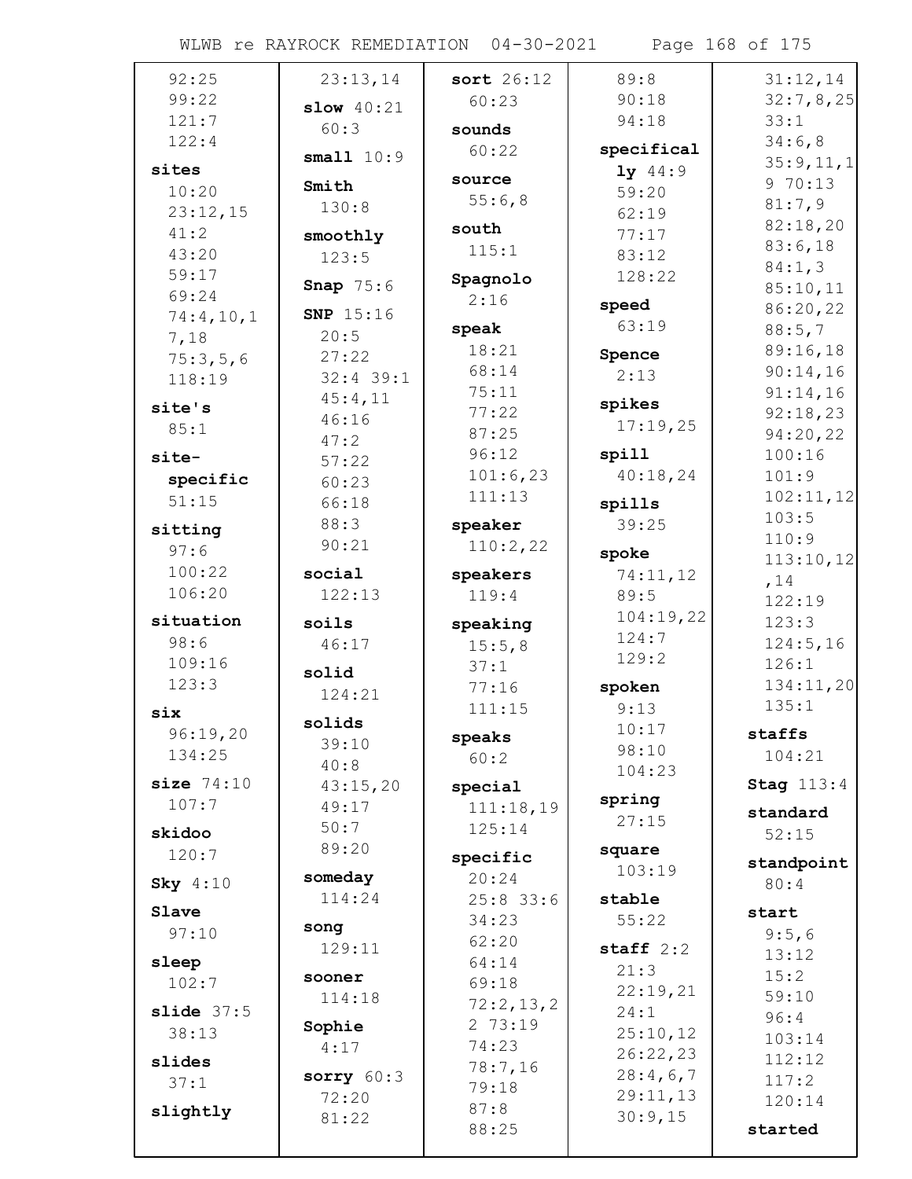92:25
99:22
121:7
122:4

**sites**
10:20
23:12,15
41:2
43:20
59:17
69:24
74:4,10,17,18
75:3,5,6
118:19

**site's**
85:1

**site-specific**
51:15

**sitting**
97:6
100:22
106:20

**situation**
98:6
109:16
123:3

**six**
96:19,20
134:25

**size** 74:10
107:7

**skidoo**
120:7

**Sky** 4:10

**Slave**
97:10

**sleep**
102:7

**slide** 37:5
38:13

**slides**
37:1

**slightly**
23:13,14

**slow** 40:21
60:3

**small** 10:9

**Smith**
130:8

**smoothly**
123:5

**Snap** 75:6

**SNP** 15:16
20:5
27:22
32:4 39:1
45:4,11
46:16
47:2
57:22
60:23
66:18
88:3
90:21

**social**
122:13

**soils**
46:17

**solid**
124:21

**solids**
39:10
40:8
43:15,20
49:17
50:7
89:20

**someday**
114:24

**song**
129:11

**sooner**
114:18

**Sophie**
4:17

**sorry** 60:3
72:20
81:22

**sort** 26:12
60:23

**sounds**
60:22

**source**
55:6,8

**south**
115:1

**Spagnolo**
2:16

**speak**
18:21
68:14
75:11
77:22
87:25
96:12
101:6,23
111:13

**speaker**
110:2,22

**speakers**
119:4

**speaking**
15:5,8
37:1
77:16
111:15

**speaks**
60:2

**special**
111:18,19
125:14

**specific**
20:24
25:8 33:6
34:23
62:20
64:14
69:18
72:2,13,22 73:19
74:23
78:7,16
79:18
87:8
88:25
89:8
90:18
94:18

**specifically** 44:9
59:20
62:19
77:17
83:12
128:22

**speed**
63:19

**Spence**
2:13

**spikes**
17:19,25

**spill**
40:18,24

**spills**
39:25

**spoke**
74:11,12
89:5
104:19,22
124:7
129:2

**spoken**
9:13
10:17
98:10
104:23

**spring**
27:15

**square**
103:19

**stable**
55:22

**staff** 2:2
21:3
22:19,21
24:1
25:10,12
26:22,23
28:4,6,7
29:11,13
30:9,15
31:12,14
32:7,8,25
33:1
34:6,8
35:9,11,19 70:13
81:7,9
82:18,20
83:6,18
84:1,3
85:10,11
86:20,22
88:5,7
89:16,18
90:14,16
91:14,16
92:18,23
94:20,22
100:16
101:9
102:11,12
103:5
110:9
113:10,12,14
122:19
123:3
124:5,16
126:1
134:11,20
135:1

**staffs**
104:21

**Stag** 113:4

**standard**
52:15

**standpoint**
80:4

**start**
9:5,6
13:12
15:2
59:10
96:4
103:14
112:12
117:2
120:14

**started**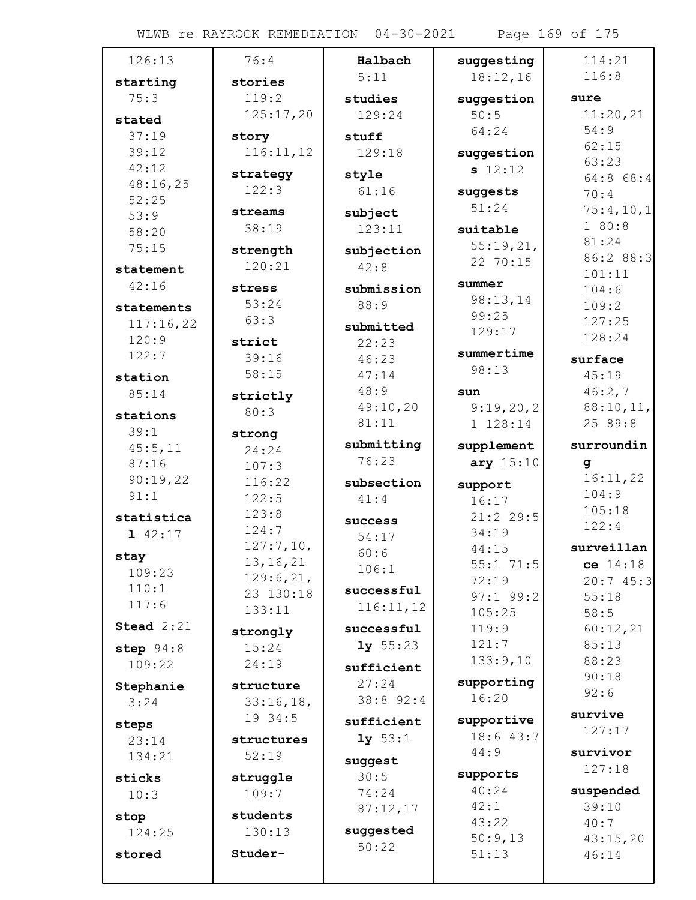126:13

**starting** 75:3

**stated** 37:19 39:12 42:12 48:16,25 52:25 53:9 58:20 75:15

**statement** 42:16

**statements** 117:16,22 120:9 122:7

**station** 85:14

**stations** 39:1 45:5,11 87:16 90:19,22 91:1

**statistical** 42:17

**stay** 109:23 110:1 117:6

**Stead** 2:21

**step** 94:8 109:22

**Stephanie** 3:24

**steps** 23:14 134:21

**sticks** 10:3

**stop** 124:25

**stored** 76:4

**stories** 119:2 125:17,20

**story** 116:11,12

**strategy** 122:3

**streams** 38:19

**strength** 120:21

**stress** 53:24 63:3

**strict** 39:16 58:15

**strictly** 80:3

**strong** 24:24 107:3 116:22 122:5 123:8 124:7 127:7,10, 13,16,21 129:6,21, 23 130:18 133:11

**strongly** 15:24 24:19

**structure** 33:16,18, 19 34:5

**structures** 52:19

**struggle** 109:7

**students** 130:13

**Studer-Halbach** 5:11

**studies** 129:24

**stuff** 129:18

**style** 61:16

**subject** 123:11

**subjection** 42:8

**submission** 88:9

**submitted** 22:23 46:23 47:14 48:9 49:10,20 81:11

**submitting** 76:23

**subsection** 41:4

**success** 54:17 60:6 106:1

**successful** 116:11,12

**successfully** 55:23

**sufficient** 27:24 38:8 92:4

**sufficiently** 53:1

**suggest** 30:5 74:24 87:12,17

**suggested** 50:22

**suggesting** 18:12,16

**suggestion** 50:5 64:24

**suggestions** 12:12

**suggests** 51:24

**suitable** 55:19,21, 22 70:15

**summer** 98:13,14 99:25 129:17

**summertime** 98:13

**sun** 9:19,20,2 1 128:14

**supplementary** 15:10

**support** 16:17 21:2 29:5 34:19 44:15 55:1 71:5 72:19 97:1 99:2 105:25 119:9 121:7 133:9,10

**supporting** 16:20

**supportive** 18:6 43:7 44:9

**supports** 40:24 42:1 43:22 50:9,13 51:13 114:21 116:8

**sure** 11:20,21 54:9 62:15 63:23 64:8 68:4 70:4 75:4,10,1 1 80:8 81:24 86:2 88:3 101:11 104:6 109:2 127:25 128:24

**surface** 45:19 46:2,7 88:10,11, 25 89:8

**surrounding** 16:11,22 104:9 105:18 122:4

**surveillance** 14:18 20:7 45:3 55:18 58:5 60:12,21 85:13 88:23 90:18 92:6

**survive** 127:17

**survivor** 127:18

**suspended** 39:10 40:7 43:15,20 46:14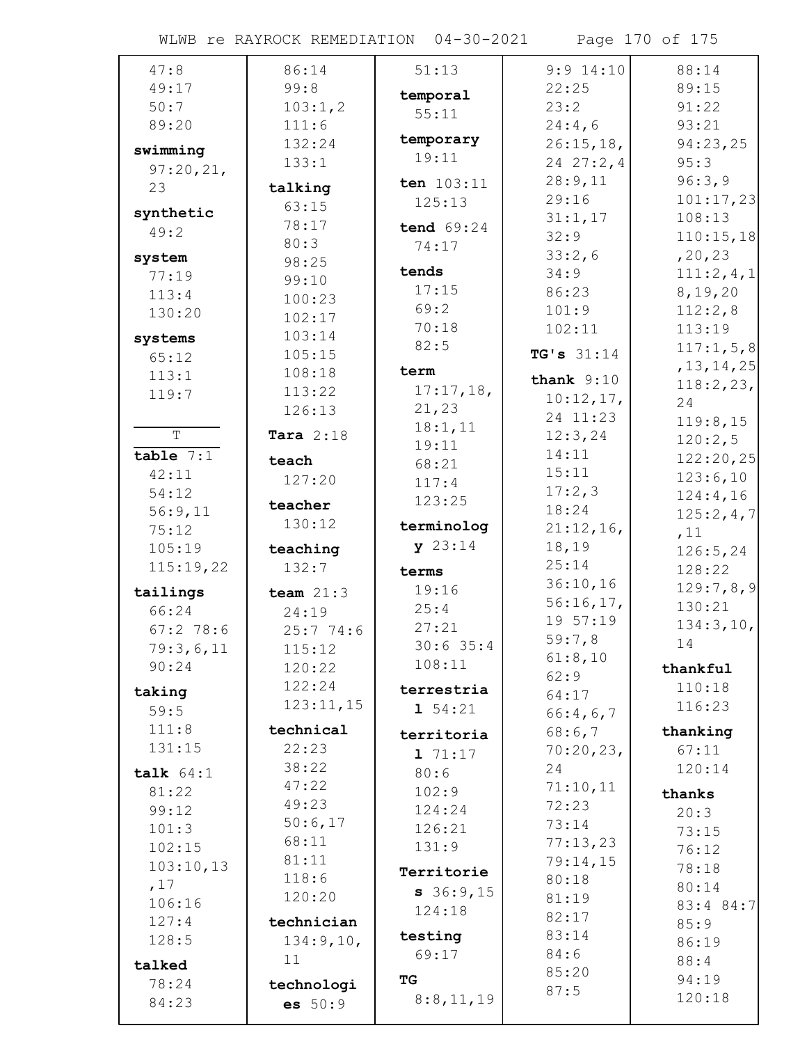47:8
49:17
50:7
89:20

**swimming** 97:20,21, 23

**synthetic** 49:2

**system** 77:19 113:4 130:20

**systems** 65:12 113:1 119:7

T

**table** 7:1 42:11 54:12 56:9,11 75:12 105:19 115:19,22

**tailings** 66:24 67:2 78:6 79:3,6,11 90:24

**taking** 59:5 111:8 131:15

**talk** 64:1 81:22 99:12 101:3 102:15 103:10,13 ,17 106:16 127:4 128:5

**talked** 78:24 84:23 86:14 99:8 103:1,2 111:6 132:24 133:1

**talking** 63:15 78:17 80:3 98:25 99:10 100:23 102:17 103:14 105:15 108:18 113:22 126:13

**Tara** 2:18

**teach** 127:20

**teacher** 130:12

**teaching** 132:7

**team** 21:3 24:19 25:7 74:6 115:12 120:22 122:24 123:11,15

**technical** 22:23 38:22 47:22 49:23 50:6,17 68:11 81:11 118:6 120:20

**technician** 134:9,10, 11

**technologies** 50:9 51:13

**temporal** 55:11

**temporary** 19:11

**ten** 103:11 125:13

**tend** 69:24 74:17

**tends** 17:15 69:2 70:18 82:5

**term** 17:17,18, 21,23 18:1,11 19:11 68:21 117:4 123:25

**terminology** 23:14

**terms** 19:16 25:4 27:21 30:6 35:4 108:11

**terrestrial** 54:21

**territorial** 71:17 80:6 102:9 124:24 126:21 131:9

**Territories** 36:9,15 124:18

**testing** 69:17

**TG** 8:8,11,19 9:9 14:10 22:25 23:2 24:4,6 26:15,18, 24 27:2,4 28:9,11 29:16 31:1,17 32:9 33:2,6 34:9 86:23 101:9 102:11

**TG's** 31:14

**thank** 9:10 10:12,17, 24 11:23 12:3,24 14:11 15:11 17:2,3 18:24 21:12,16, 18,19 25:14 36:10,16 56:16,17, 19 57:19 59:7,8 61:8,10 62:9 64:17 66:4,6,7 68:6,7 70:20,23, 24 71:10,11 72:23 73:14 77:13,23 79:14,15 80:18 81:19 82:17 83:14 84:6 85:20 87:5 88:14 89:15 91:22 93:21 94:23,25 95:3 96:3,9 101:17,23 108:13 110:15,18 ,20,23 111:2,4,1 8,19,20 112:2,8 113:19 117:1,5,8 ,13,14,25 118:2,23, 24 119:8,15 120:2,5 122:20,25 123:6,10 124:4,16 125:2,4,7 ,11 126:5,24 128:22 129:7,8,9 130:21 134:3,10, 14

**thankful** 110:18 116:23

**thanking** 67:11 120:14

**thanks** 20:3 73:15 76:12 78:18 80:14 83:4 84:7 85:9 86:19 88:4 94:19 120:18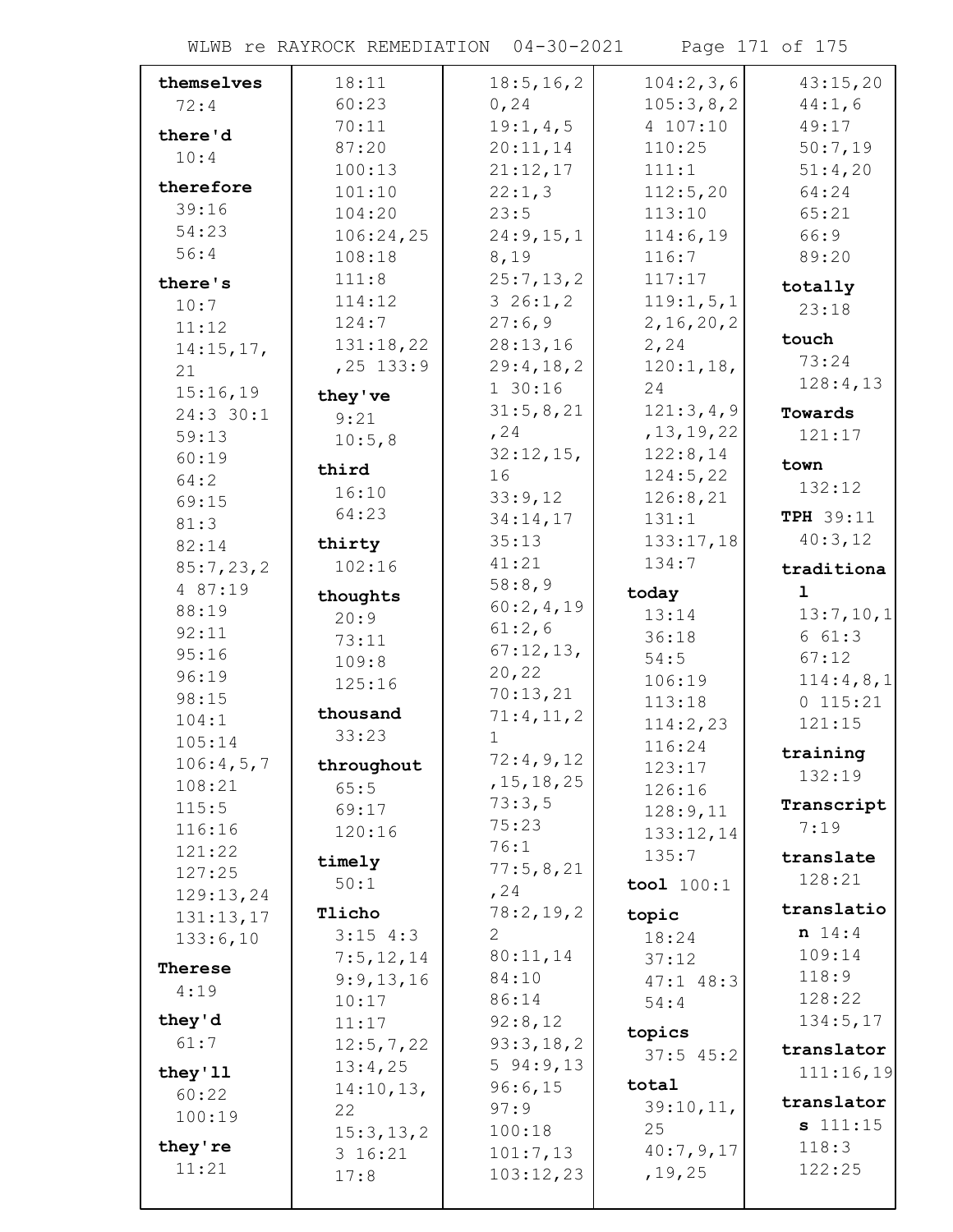**themselves** 72:4

**there'd** 10:4

**therefore** 39:16 54:23 56:4

**there's** 10:7 11:12 14:15,17,21 15:16,19 24:3 30:1 59:13 60:19 64:2 69:15 81:3 82:14 85:7,23,24 87:19 88:19 92:11 95:16 96:19 98:15 104:1 105:14 106:4,5,7 108:21 115:5 116:16 121:22 127:25 129:13,24 131:13,17 133:6,10

**Therese** 4:19

**they'd** 61:7

**they'll** 60:22 100:19

**they're** 11:21 18:11 60:23 70:11 87:20 100:13 101:10 104:20 106:24,25 108:18 111:8 114:12 124:7 131:18,22,25 133:9

**they've** 9:21 10:5,8

**third** 16:10 64:23

**thirty** 102:16

**thoughts** 20:9 73:11 109:8 125:16

**thousand** 33:23

**throughout** 65:5 69:17 120:16

**timely** 50:1

**Tlicho** 3:15 4:3 7:5,12,14 9:9,13,16 10:17 11:17 12:5,7,22 13:4,25 14:10,13,22 15:3,13,23 16:21 17:8 18:5,16,20,24 19:1,4,5 20:11,14 21:12,17 22:1,3 23:5 24:9,15,18,19 25:7,13,23 26:1,2 27:6,9 28:13,16 29:4,18,21 30:16 31:5,8,21,24 32:12,15,16 33:9,12 34:14,17 35:13 41:21 58:8,9 60:2,4,19 61:2,6 67:12,13,20,22 70:13,21 71:4,11,21 72:4,9,12,15,18,25 73:3,5 75:23 76:1 77:5,8,21,24 78:2,19,22 80:11,14 84:10 86:14 92:8,12 93:3,18,25 94:9,13 96:6,15 97:9 100:18 101:7,13 103:12,23 104:2,3,6 105:3,8,24 107:10 110:25 111:1 112:5,20 113:10 114:6,19 116:7 117:17 119:1,5,12,16,20,22,24 120:1,18,24 121:3,4,9,13,19,22 122:8,14 124:5,22 126:8,21 131:1 133:17,18 134:7

**today** 13:14 36:18 54:5 106:19 113:18 114:2,23 116:24 123:17 126:16 128:9,11 133:12,14 135:7

**tool** 100:1

**topic** 18:24 37:12 47:1 48:3 54:4

**topics** 37:5 45:2

**total** 39:10,11,25 40:7,9,17,19,25 43:15,20 44:1,6 49:17 50:7,19 51:4,20 64:24 65:21 66:9 89:20

**totally** 23:18

**touch** 73:24 128:4,13

**Towards** 121:17

**town** 132:12

**TPH** 39:11 40:3,12

**traditional** 13:7,10,16 61:3 67:12 114:4,8,10 115:21 121:15

**training** 132:19

**Transcript** 7:19

**translate** 128:21

**translation** 14:4 109:14 118:9 128:22 134:5,17

**translator** 111:16,19

**translators** 111:15 118:3 122:25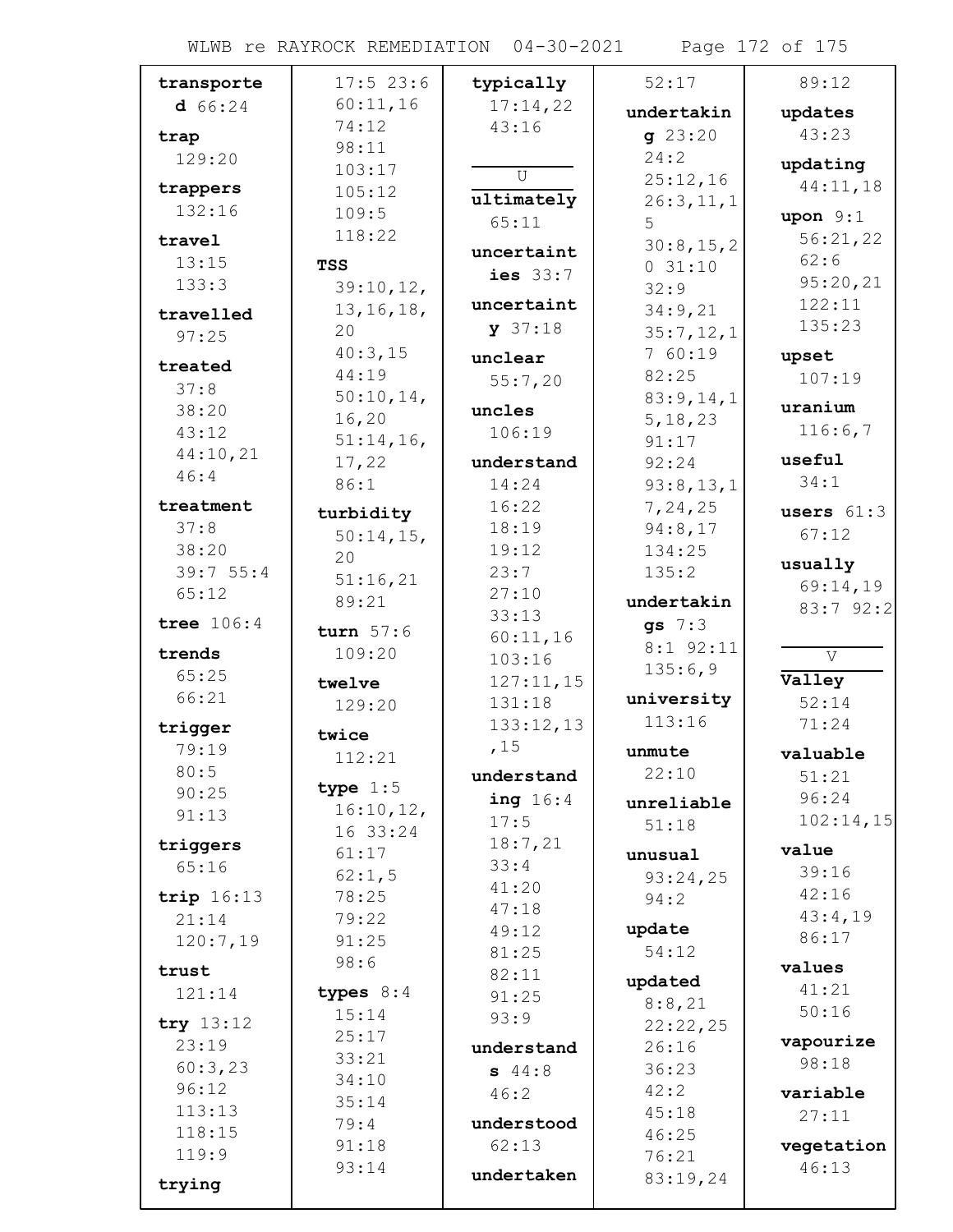**transported** 66:24

**trap** 129:20

**trappers** 132:16

**travel** 13:15 133:3

**travelled** 97:25

**treated** 37:8 38:20 43:12 44:10,21 46:4

**treatment** 37:8 38:20 39:7 55:4 65:12

**tree** 106:4

**trends** 65:25 66:21

**trigger** 79:19 80:5 90:25 91:13

**triggers** 65:16

**trip** 16:13 21:14 120:7,19

**trust** 121:14

**try** 13:12 23:19 60:3,23 96:12 113:13 118:15 119:9

**trying** 17:5 23:6 60:11,16 74:12 98:11 103:17 105:12 109:5 118:22

**TSS** 39:10,12, 13,16,18, 20 40:3,15 44:19 50:10,14, 16,20 51:14,16, 17,22 86:1

**turbidity** 50:14,15, 20 51:16,21 89:21

**turn** 57:6 109:20

**twelve** 129:20

**twice** 112:21

**type** 1:5 16:10,12, 16 33:24 61:17 62:1,5 78:25 79:22 91:25 98:6

**types** 8:4 15:14 25:17 33:21 34:10 35:14 79:4 91:18 93:14

**typically** 17:14,22 43:16

## U

**ultimately** 65:11

**uncertainties** 33:7

**uncertainty** 37:18

**unclear** 55:7,20

**uncles** 106:19

**understand** 14:24 16:22 18:19 19:12 23:7 27:10 33:13 60:11,16 103:16 127:11,15 131:18 133:12,13 ,15

**understanding** 16:4 17:5 18:7,21 33:4 41:20 47:18 49:12 81:25 82:11 91:25 93:9

**understands** 44:8 46:2

**understood** 62:13

**undertaken** 52:17

**undertaking** 23:20 24:2 25:12,16 26:3,11,15 30:8,15,20 31:10 32:9 34:9,21 35:7,12,17 60:19 82:25 83:9,14,15,18,23 91:17 92:24 93:8,13,17,24,25 94:8,17 134:25 135:2

**undertakings** 7:3 8:1 92:11 135:6,9

**university** 113:16

**unmute** 22:10

**unreliable** 51:18

**unusual** 93:24,25 94:2

**update** 54:12

**updated** 8:8,21 22:22,25 26:16 36:23 42:2 45:18 46:25 76:21 83:19,24 89:12

**updates** 43:23

**updating** 44:11,18

**upon** 9:1 56:21,22 62:6 95:20,21 122:11 135:23

**upset** 107:19

**uranium** 116:6,7

**useful** 34:1

**users** 61:3 67:12

**usually** 69:14,19 83:7 92:2

## V

**Valley** 52:14 71:24

**valuable** 51:21 96:24 102:14,15

**value** 39:16 42:16 43:4,19 86:17

**values** 41:21 50:16

**vapourize** 98:18

**variable** 27:11

**vegetation** 46:13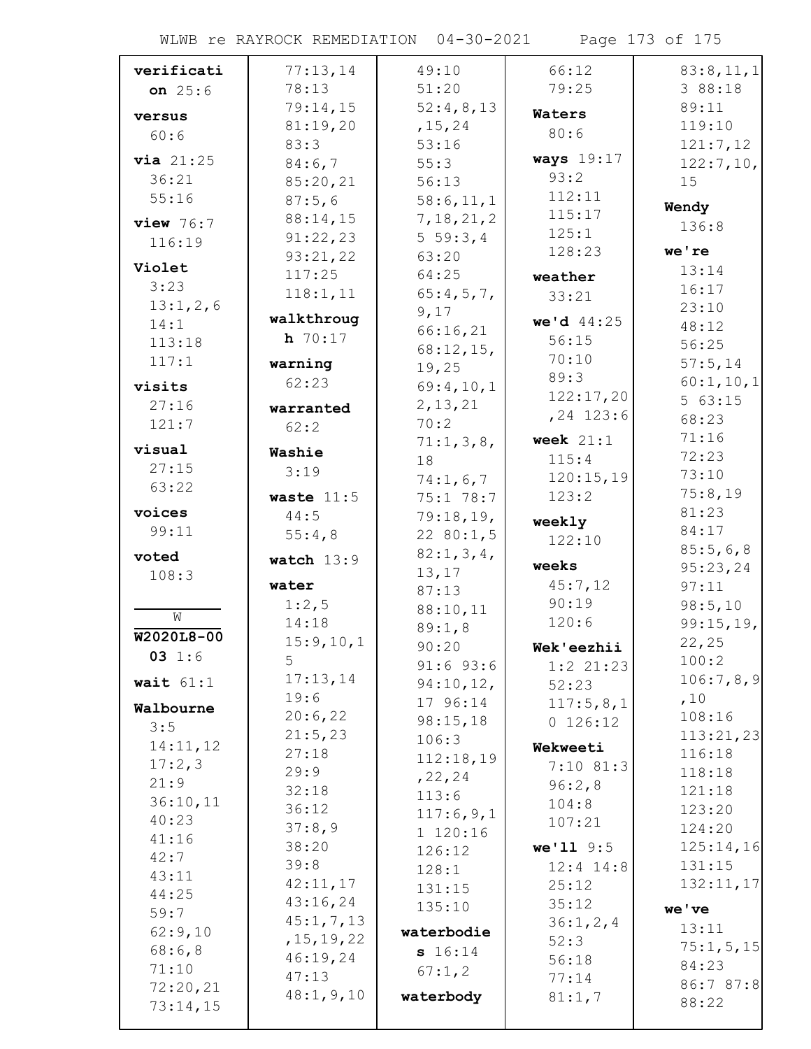**verification** 25:6

**versus** 60:6

**via** 21:25 36:21 55:16

**view** 76:7 116:19

**Violet** 3:23 13:1,2,6 14:1 113:18 117:1

**visits** 27:16 121:7

**visual** 27:15 63:22

**voices** 99:11

**voted** 108:3

W

**W2020L8-0003** 1:6

**wait** 61:1

**Walbourne** 3:5 14:11,12 17:2,3 21:9 36:10,11 40:23 41:16 42:7 43:11 44:25 59:7 62:9,10 68:6,8 71:10 72:20,21 73:14,15 77:13,14 78:13 79:14,15 81:19,20 83:3 84:6,7 85:20,21 87:5,6 88:14,15 91:22,23 93:21,22 117:25 118:1,11

**walkthrough** 70:17

**warning** 62:23

**warranted** 62:2

**Washie** 3:19

**waste** 11:5 44:5 55:4,8

**watch** 13:9

**water** 1:2,5 14:18 15:9,10,15 17:13,14 19:6 20:6,22 21:5,23 27:18 29:9 32:18 36:12 37:8,9 38:20 39:8 42:11,17 43:16,24 45:1,7,13,15,19,22 46:19,24 47:13 48:1,9,10 49:10 51:20 52:4,8,13,15,24 53:16 55:3 56:13 58:6,11,17,18,21,25 59:3,4 63:20 64:25 65:4,5,7,9,17 66:16,21 68:12,15,19,25 69:4,10,12,13,21 70:2 71:1,3,8,18 74:1,6,7 75:1 78:7 79:18,19,22 80:1,5 82:1,3,4,13,17 87:13 88:10,11 89:1,8 90:20 91:6 93:6 94:10,12,17 96:14 98:15,18 106:3 112:18,19,22,24 113:6 117:6,9,11 120:16 126:12 128:1 131:15 135:10

**waterbodies** 16:14 67:1,2

**waterbody** 66:12 79:25

**Waters** 80:6

**ways** 19:17 93:2 112:11 115:17 125:1 128:23

**weather** 33:21

**we'd** 44:25 56:15 70:10 89:3 122:17,20,24 123:6

**week** 21:1 115:4 120:15,19 123:2

**weekly** 122:10

**weeks** 45:7,12 90:19 120:6

**Wek'eezhii** 1:2 21:23 52:23 117:5,8,10 126:12

**Wekweeti** 7:10 81:3 96:2,8 104:8 107:21

**we'll** 9:5 12:4 14:8 25:12 35:12 36:1,2,4 52:3 56:18 77:14 81:1,7 83:8,11,13 88:18 89:11 119:10 121:7,12 122:7,10,15

**Wendy** 136:8

**we're** 13:14 16:17 23:10 48:12 56:25 57:5,14 60:1,10,15 63:15 68:23 71:16 72:23 73:10 75:8,19 81:23 84:17 85:5,6,8 95:23,24 97:11 98:5,10 99:15,19,22,25 100:2 106:7,8,9,10 108:16 113:21,23 116:18 118:18 121:18 123:20 124:20 125:14,16 131:15 132:11,17

**we've** 13:11 75:1,5,15 84:23 86:7 87:8 88:22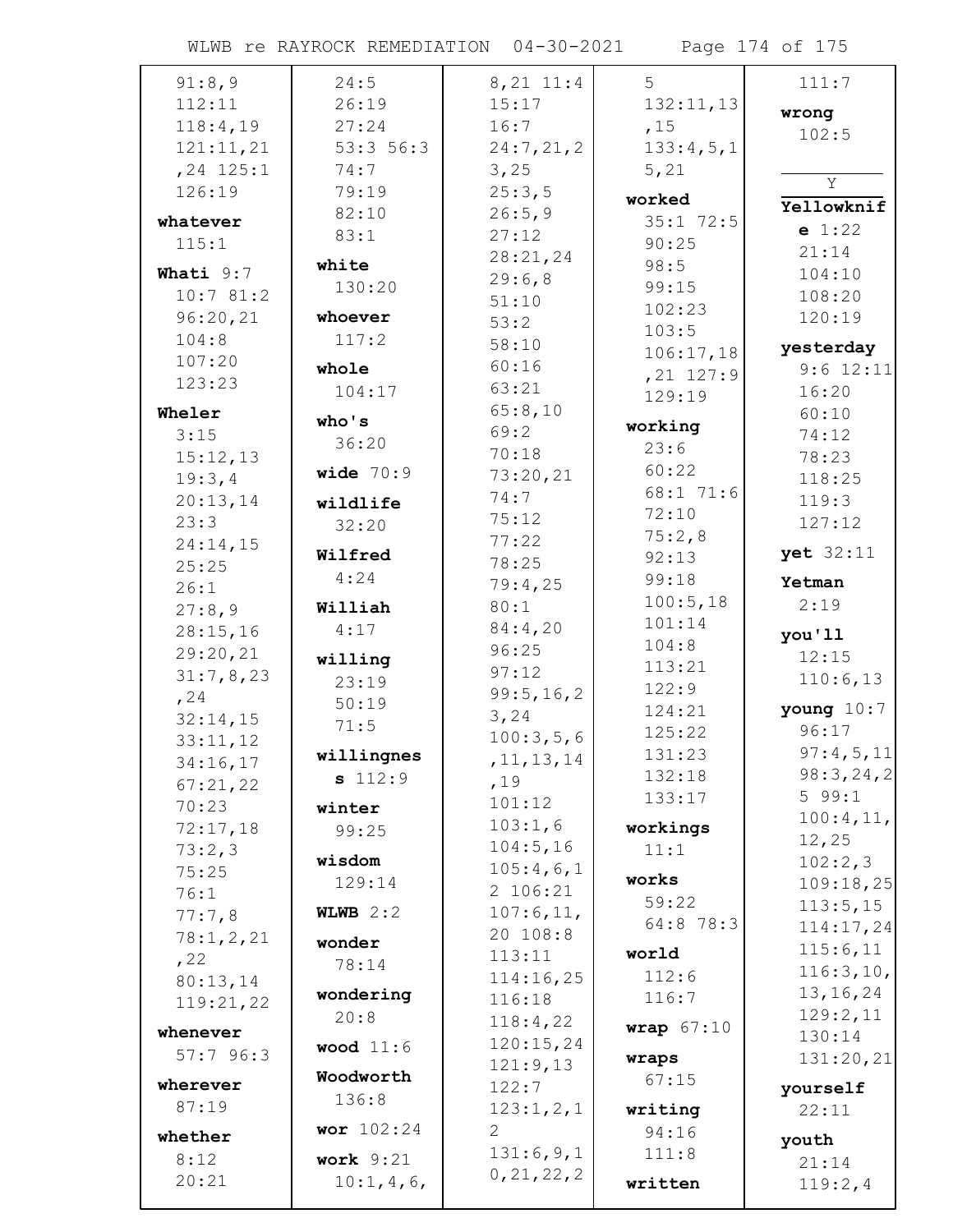91:8,9
112:11
118:4,19
121:11,21
,24 125:1
126:19

**whatever**
115:1

**Whati** 9:7
10:7 81:2
96:20,21
104:8
107:20
123:23

**Wheler**
3:15
15:12,13
19:3,4
20:13,14
23:3
24:14,15
25:25
26:1
27:8,9
28:15,16
29:20,21
31:7,8,23
,24
32:14,15
33:11,12
34:16,17
67:21,22
70:23
72:17,18
73:2,3
75:25
76:1
77:7,8
78:1,2,21
,22
80:13,14
119:21,22

**whenever**
57:7 96:3

**wherever**
87:19

**whether**
8:12
20:21

24:5
26:19
27:24
53:3 56:3
74:7
79:19
82:10
83:1

**white**
130:20

**whoever**
117:2

**whole**
104:17

**who's**
36:20

**wide** 70:9

**wildlife**
32:20

**Wilfred**
4:24

**Williah**
4:17

**willing**
23:19
50:19
71:5

**willingness** 112:9

**winter**
99:25

**wisdom**
129:14

**WLWB** 2:2

**wonder**
78:14

**wondering**
20:8

**wood** 11:6

**Woodworth**
136:8

**wor** 102:24

**work** 9:21
10:1,4,6,
8,21 11:4
15:17
16:7
24:7,21,2
3,25
25:3,5
26:5,9
27:12
28:21,24
29:6,8
51:10
53:2
58:10
60:16
63:21
65:8,10
69:2
70:18
73:20,21
74:7
75:12
77:22
78:25
79:4,25
80:1
84:4,20
96:25
97:12
99:5,16,2
3,24
100:3,5,6
,11,13,14
,19
101:12
103:1,6
104:5,16
105:4,6,1
2 106:21
107:6,11,
20 108:8
113:11
114:16,25
116:18
118:4,22
120:15,24
121:9,13
122:7
123:1,2,1
2
131:6,9,1
0,21,22,2
5
132:11,13
,15
133:4,5,1
5,21

**worked**
35:1 72:5
90:25
98:5
99:15
102:23
103:5
106:17,18
,21 127:9
129:19

**working**
23:6
60:22
68:1 71:6
72:10
75:2,8
92:13
99:18
100:5,18
101:14
104:8
113:21
122:9
124:21
125:22
131:23
132:18
133:17

**workings**
11:1

**works**
59:22
64:8 78:3

**world**
112:6
116:7

**wrap** 67:10

**wraps**
67:15

**writing**
94:16
111:8

**written**
111:7

**wrong**
102:5

Y

**Yellowknife** 1:22
21:14
104:10
108:20
120:19

**yesterday**
9:6 12:11
16:20
60:10
74:12
78:23
118:25
119:3
127:12

**yet** 32:11

**Yetman**
2:19

**you'll**
12:15
110:6,13

**young** 10:7
96:17
97:4,5,11
98:3,24,2
5 99:1
100:4,11,
12,25
102:2,3
109:18,25
113:5,15
114:17,24
115:6,11
116:3,10,
13,16,24
129:2,11
130:14
131:20,21

**yourself**
22:11

**youth**
21:14
119:2,4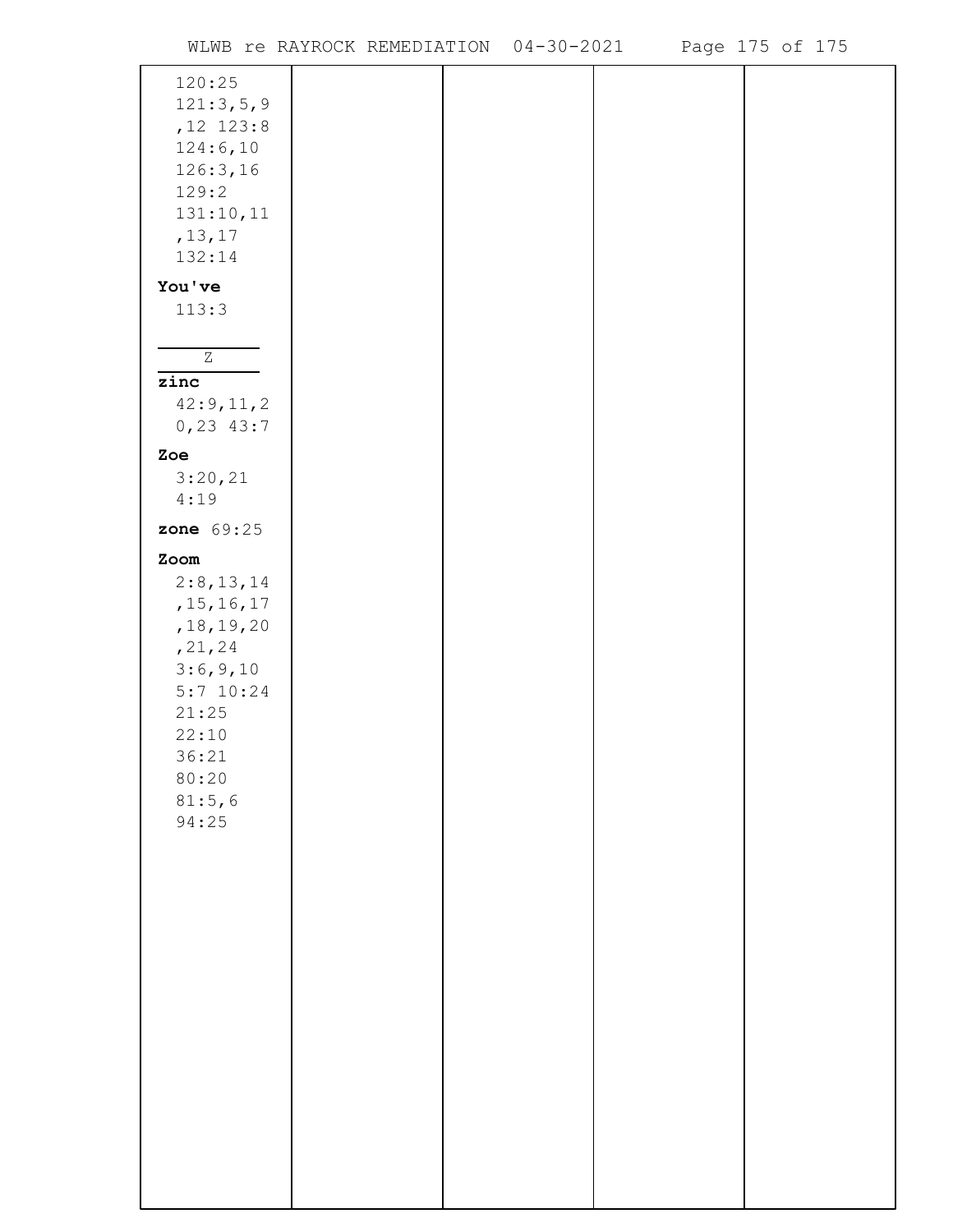120:25
121:3,5,9
,12 123:8
124:6,10
126:3,16
129:2
131:10,11
,13,17
132:14

**You've**
113:3

Z

**zinc**
42:9,11,2
0,23 43:7

**Zoe**
3:20,21
4:19

**zone** 69:25

**Zoom**
2:8,13,14
,15,16,17
,18,19,20
,21,24
3:6,9,10
5:7 10:24
21:25
22:10
36:21
80:20
81:5,6
94:25